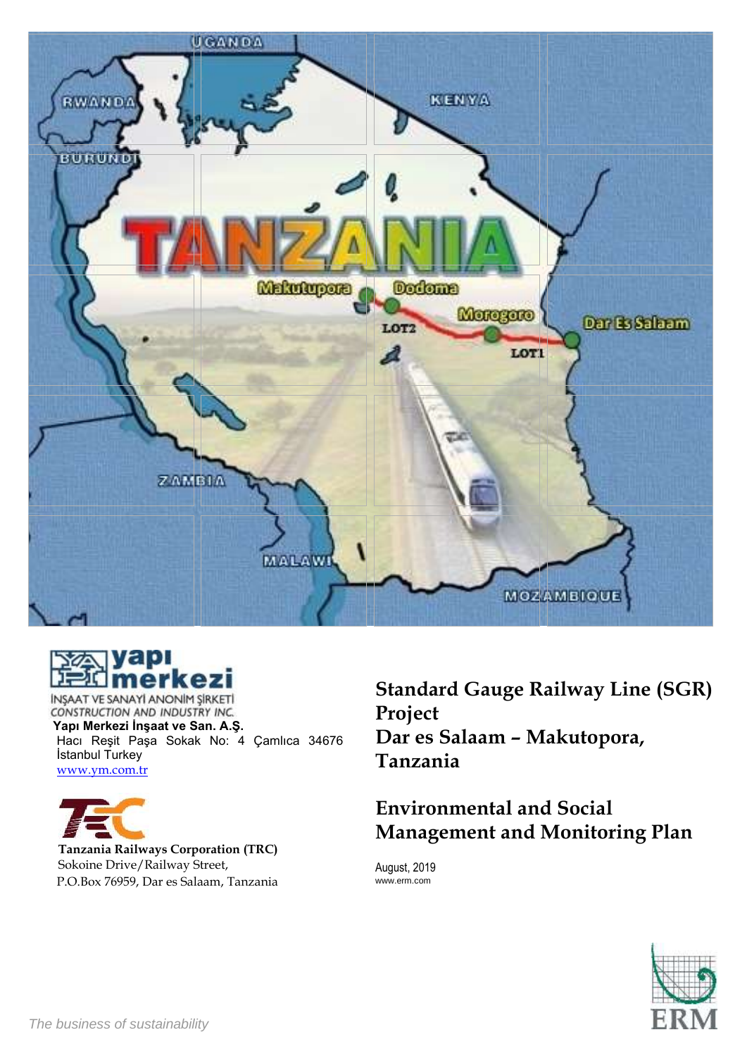# Standard Gauge Railway Line (SGR) Project
# Dar es Salaam – Makutopora, Tanzania

## Environmental and Social Management and Monitoring Plan

August, 2019

www.erm.com

yapı merkezi

İNŞAAT VE SANAYİ ANONİM ŞİRKETİ

CONSTRUCTION AND INDUSTRY INC.

**Yapı Merkezi İnşaat ve San. A.Ş.**

Hacı Reşit Paşa Sokak No: 4 Çamlıca 34676 İstanbul Turkey

www.ym.com.tr

**Tanzania Railways Corporation (TRC)**

Sokoine Drive/Railway Street,

P.O.Box 76959, Dar es Salaam, Tanzania

*The business of sustainability*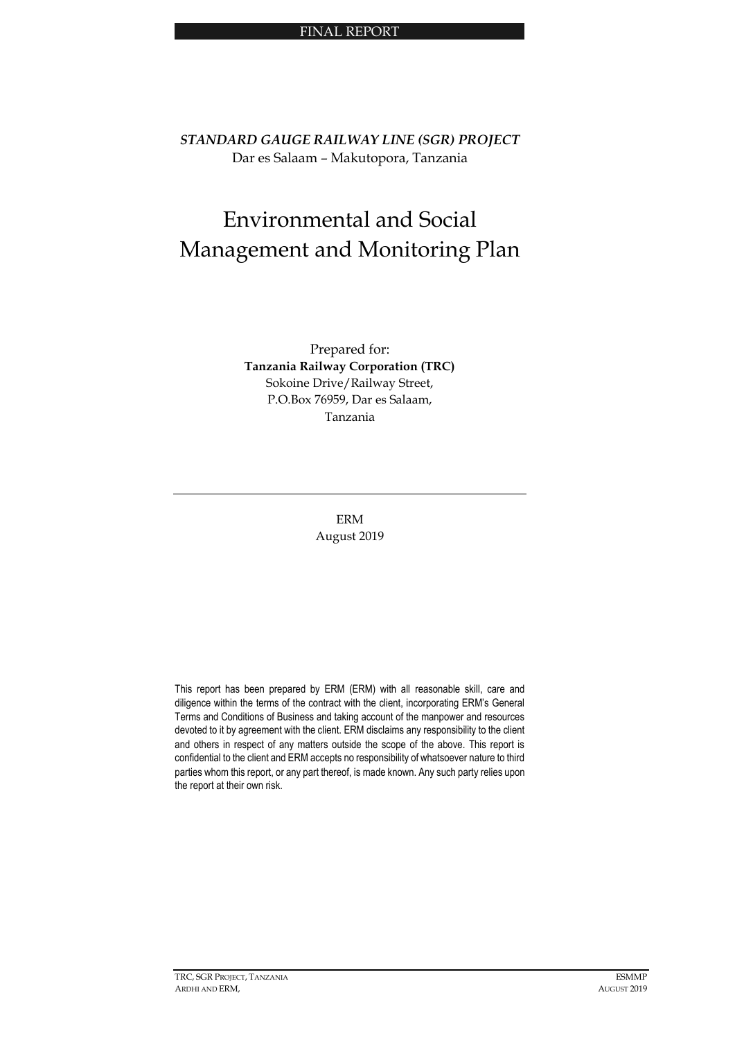FINAL REPORT

***STANDARD GAUGE RAILWAY LINE (SGR) PROJECT***
Dar es Salaam – Makutopora, Tanzania

# Environmental and Social Management and Monitoring Plan

Prepared for:
**Tanzania Railway Corporation (TRC)**
Sokoine Drive/Railway Street,
P.O.Box 76959, Dar es Salaam,
Tanzania

---

ERM
August 2019

This report has been prepared by ERM (ERM) with all reasonable skill, care and diligence within the terms of the contract with the client, incorporating ERM's General Terms and Conditions of Business and taking account of the manpower and resources devoted to it by agreement with the client. ERM disclaims any responsibility to the client and others in respect of any matters outside the scope of the above. This report is confidential to the client and ERM accepts no responsibility of whatsoever nature to third parties whom this report, or any part thereof, is made known. Any such party relies upon the report at their own risk.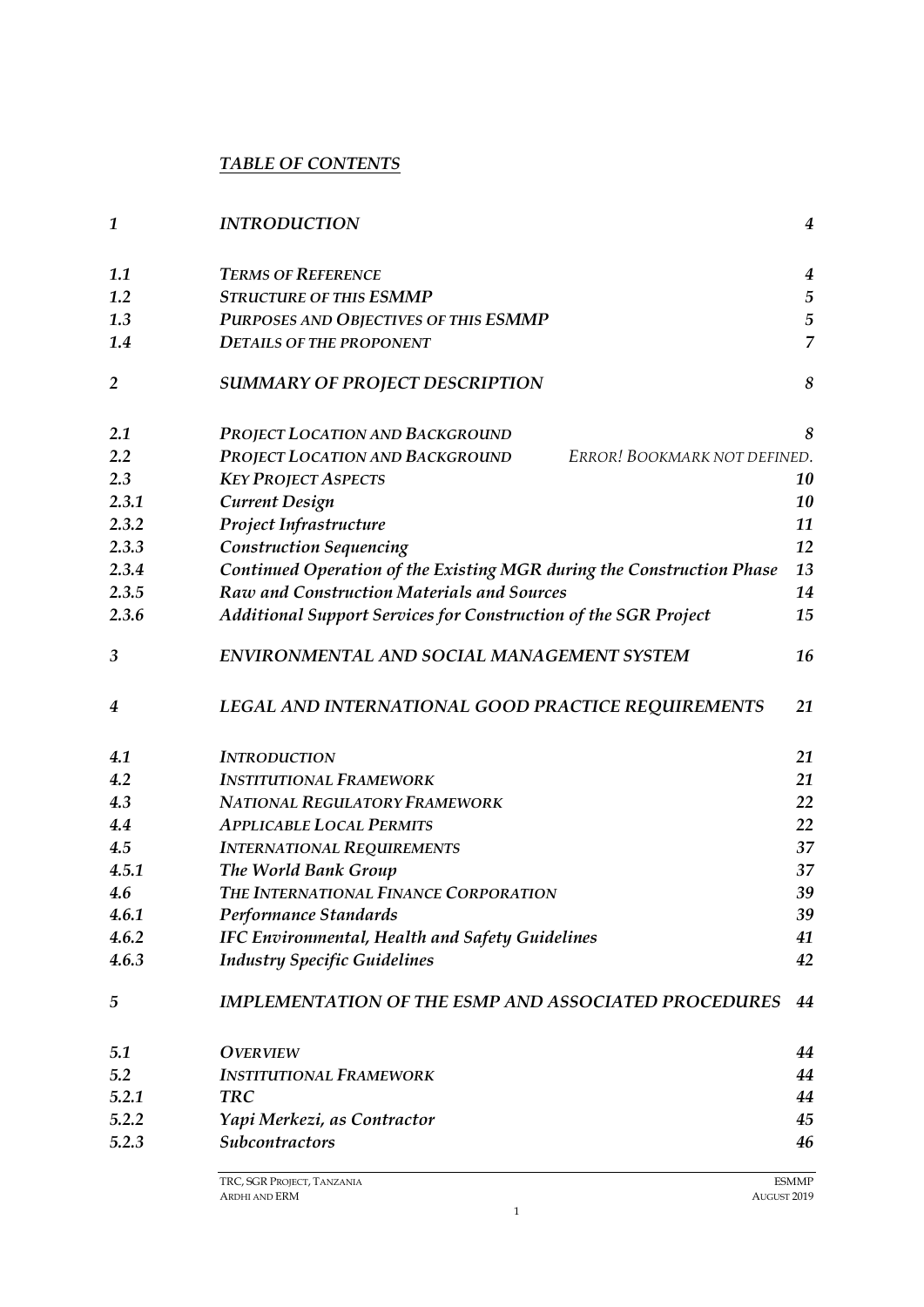## *TABLE OF CONTENTS*

| | | |
|---|---|---|
| *1* | *INTRODUCTION* | *4* |
| *1.1* | *TERMS OF REFERENCE* | *4* |
| *1.2* | *STRUCTURE OF THIS ESMMP* | *5* |
| *1.3* | *PURPOSES AND OBJECTIVES OF THIS ESMMP* | *5* |
| *1.4* | *DETAILS OF THE PROPONENT* | *7* |
| *2* | *SUMMARY OF PROJECT DESCRIPTION* | *8* |
| *2.1* | *PROJECT LOCATION AND BACKGROUND* | *8* |
| *2.2* | *PROJECT LOCATION AND BACKGROUND* | *ERROR! BOOKMARK NOT DEFINED.* |
| *2.3* | *KEY PROJECT ASPECTS* | *10* |
| *2.3.1* | *Current Design* | *10* |
| *2.3.2* | *Project Infrastructure* | *11* |
| *2.3.3* | *Construction Sequencing* | *12* |
| *2.3.4* | *Continued Operation of the Existing MGR during the Construction Phase* | *13* |
| *2.3.5* | *Raw and Construction Materials and Sources* | *14* |
| *2.3.6* | *Additional Support Services for Construction of the SGR Project* | *15* |
| *3* | *ENVIRONMENTAL AND SOCIAL MANAGEMENT SYSTEM* | *16* |
| *4* | *LEGAL AND INTERNATIONAL GOOD PRACTICE REQUIREMENTS* | *21* |
| *4.1* | *INTRODUCTION* | *21* |
| *4.2* | *INSTITUTIONAL FRAMEWORK* | *21* |
| *4.3* | *NATIONAL REGULATORY FRAMEWORK* | *22* |
| *4.4* | *APPLICABLE LOCAL PERMITS* | *22* |
| *4.5* | *INTERNATIONAL REQUIREMENTS* | *37* |
| *4.5.1* | *The World Bank Group* | *37* |
| *4.6* | *THE INTERNATIONAL FINANCE CORPORATION* | *39* |
| *4.6.1* | *Performance Standards* | *39* |
| *4.6.2* | *IFC Environmental, Health and Safety Guidelines* | *41* |
| *4.6.3* | *Industry Specific Guidelines* | *42* |
| *5* | *IMPLEMENTATION OF THE ESMP AND ASSOCIATED PROCEDURES* | *44* |
| *5.1* | *OVERVIEW* | *44* |
| *5.2* | *INSTITUTIONAL FRAMEWORK* | *44* |
| *5.2.1* | *TRC* | *44* |
| *5.2.2* | *Yapi Merkezi, as Contractor* | *45* |
| *5.2.3* | *Subcontractors* | *46* |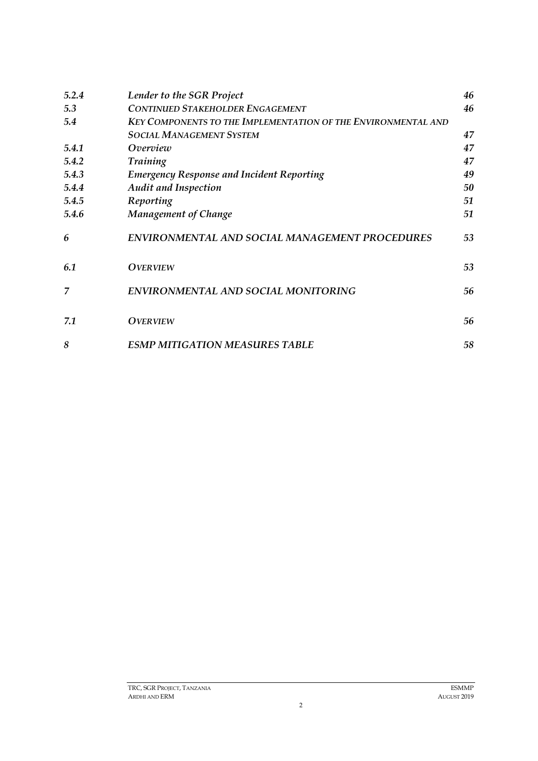| | | |
|---|---|---|
| *5.2.4* | *Lender to the SGR Project* | *46* |
| *5.3* | *CONTINUED STAKEHOLDER ENGAGEMENT* | *46* |
| *5.4* | *KEY COMPONENTS TO THE IMPLEMENTATION OF THE ENVIRONMENTAL AND SOCIAL MANAGEMENT SYSTEM* | *47* |
| *5.4.1* | *Overview* | *47* |
| *5.4.2* | *Training* | *47* |
| *5.4.3* | *Emergency Response and Incident Reporting* | *49* |
| *5.4.4* | *Audit and Inspection* | *50* |
| *5.4.5* | *Reporting* | *51* |
| *5.4.6* | *Management of Change* | *51* |
| *6* | *ENVIRONMENTAL AND SOCIAL MANAGEMENT PROCEDURES* | *53* |
| *6.1* | *OVERVIEW* | *53* |
| *7* | *ENVIRONMENTAL AND SOCIAL MONITORING* | *56* |
| *7.1* | *OVERVIEW* | *56* |
| *8* | *ESMP MITIGATION MEASURES TABLE* | *58* |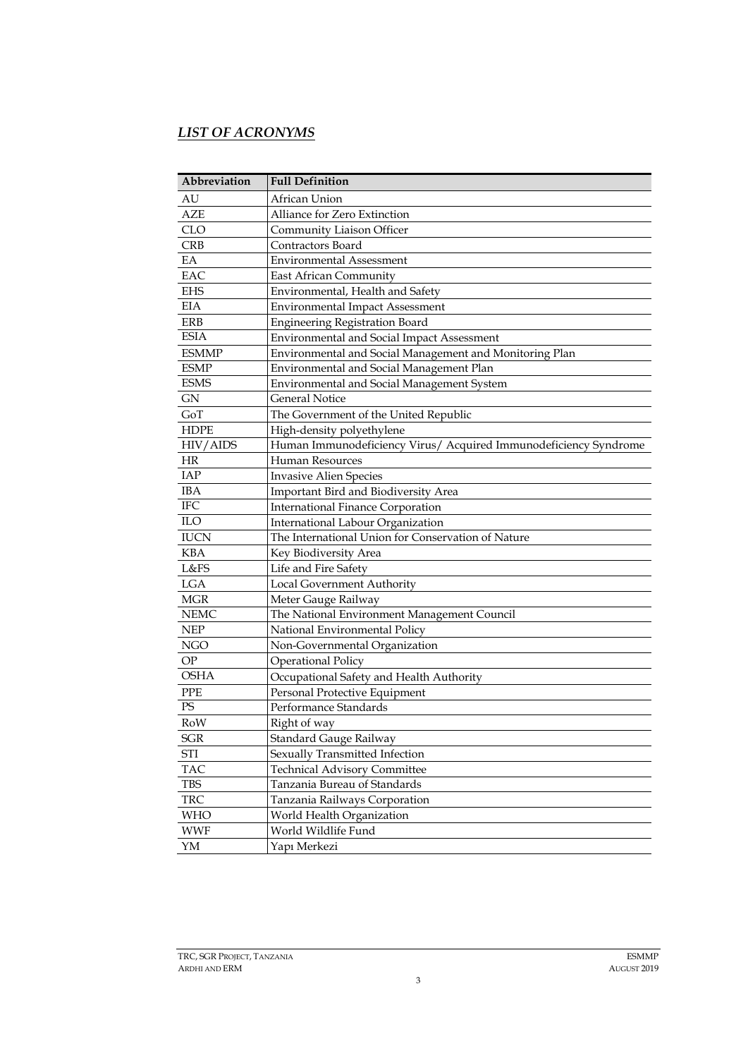## *LIST OF ACRONYMS*

| Abbreviation | Full Definition |
|---|---|
| AU | African Union |
| AZE | Alliance for Zero Extinction |
| CLO | Community Liaison Officer |
| CRB | Contractors Board |
| EA | Environmental Assessment |
| EAC | East African Community |
| EHS | Environmental, Health and Safety |
| EIA | Environmental Impact Assessment |
| ERB | Engineering Registration Board |
| ESIA | Environmental and Social Impact Assessment |
| ESMMP | Environmental and Social Management and Monitoring Plan |
| ESMP | Environmental and Social Management Plan |
| ESMS | Environmental and Social Management System |
| GN | General Notice |
| GoT | The Government of the United Republic |
| HDPE | High-density polyethylene |
| HIV/AIDS | Human Immunodeficiency Virus/ Acquired Immunodeficiency Syndrome |
| HR | Human Resources |
| IAP | Invasive Alien Species |
| IBA | Important Bird and Biodiversity Area |
| IFC | International Finance Corporation |
| ILO | International Labour Organization |
| IUCN | The International Union for Conservation of Nature |
| KBA | Key Biodiversity Area |
| L&FS | Life and Fire Safety |
| LGA | Local Government Authority |
| MGR | Meter Gauge Railway |
| NEMC | The National Environment Management Council |
| NEP | National Environmental Policy |
| NGO | Non-Governmental Organization |
| OP | Operational Policy |
| OSHA | Occupational Safety and Health Authority |
| PPE | Personal Protective Equipment |
| PS | Performance Standards |
| RoW | Right of way |
| SGR | Standard Gauge Railway |
| STI | Sexually Transmitted Infection |
| TAC | Technical Advisory Committee |
| TBS | Tanzania Bureau of Standards |
| TRC | Tanzania Railways Corporation |
| WHO | World Health Organization |
| WWF | World Wildlife Fund |
| YM | Yapı Merkezi |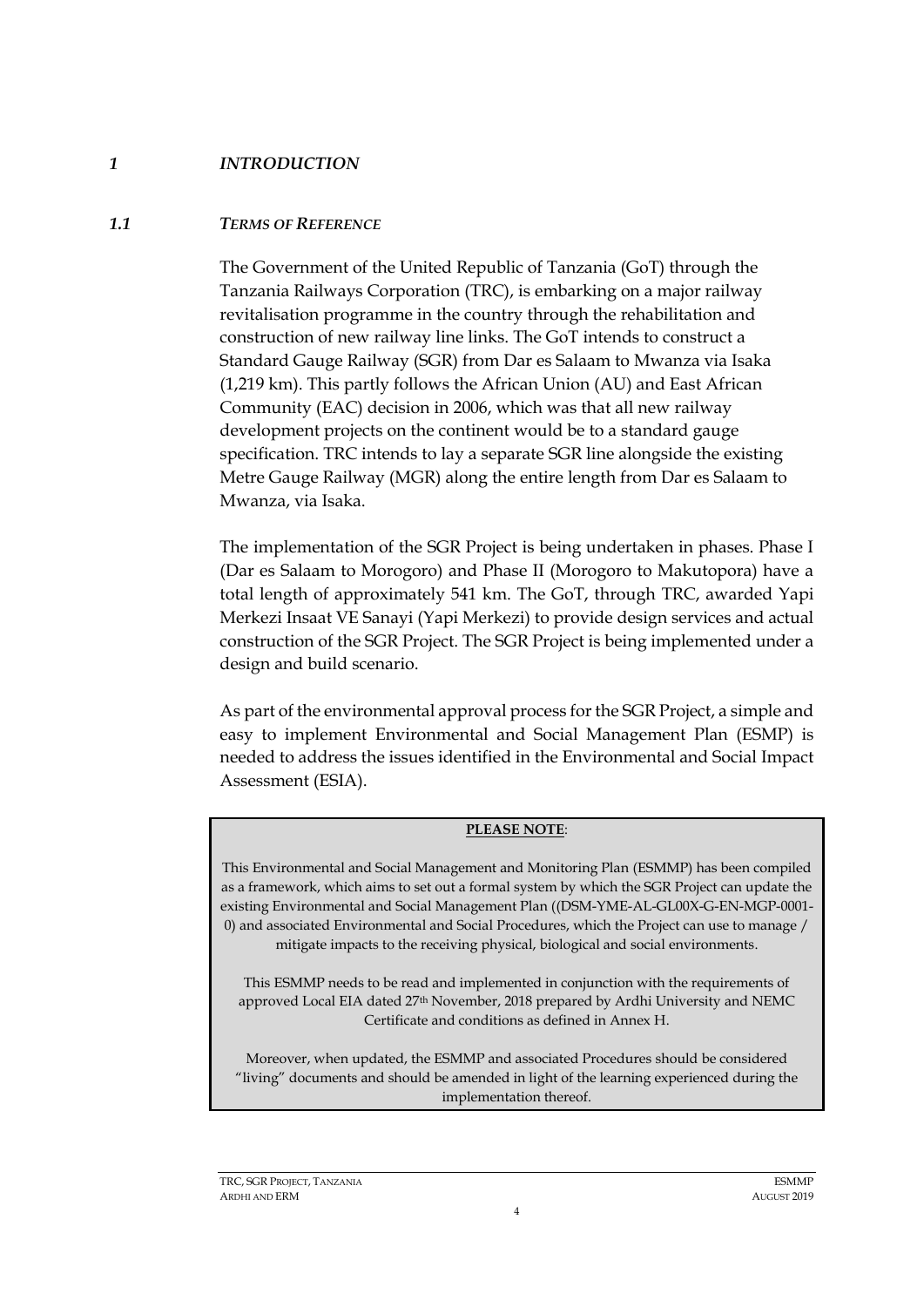# *1 INTRODUCTION*

## *1.1 TERMS OF REFERENCE*

The Government of the United Republic of Tanzania (GoT) through the Tanzania Railways Corporation (TRC), is embarking on a major railway revitalisation programme in the country through the rehabilitation and construction of new railway line links. The GoT intends to construct a Standard Gauge Railway (SGR) from Dar es Salaam to Mwanza via Isaka (1,219 km). This partly follows the African Union (AU) and East African Community (EAC) decision in 2006, which was that all new railway development projects on the continent would be to a standard gauge specification. TRC intends to lay a separate SGR line alongside the existing Metre Gauge Railway (MGR) along the entire length from Dar es Salaam to Mwanza, via Isaka.

The implementation of the SGR Project is being undertaken in phases. Phase I (Dar es Salaam to Morogoro) and Phase II (Morogoro to Makutopora) have a total length of approximately 541 km. The GoT, through TRC, awarded Yapi Merkezi Insaat VE Sanayi (Yapi Merkezi) to provide design services and actual construction of the SGR Project. The SGR Project is being implemented under a design and build scenario.

As part of the environmental approval process for the SGR Project, a simple and easy to implement Environmental and Social Management Plan (ESMP) is needed to address the issues identified in the Environmental and Social Impact Assessment (ESIA).

**PLEASE NOTE**:

This Environmental and Social Management and Monitoring Plan (ESMMP) has been compiled as a framework, which aims to set out a formal system by which the SGR Project can update the existing Environmental and Social Management Plan ((DSM-YME-AL-GL00X-G-EN-MGP-0001-0) and associated Environmental and Social Procedures, which the Project can use to manage / mitigate impacts to the receiving physical, biological and social environments.

This ESMMP needs to be read and implemented in conjunction with the requirements of approved Local EIA dated 27th November, 2018 prepared by Ardhi University and NEMC Certificate and conditions as defined in Annex H.

Moreover, when updated, the ESMMP and associated Procedures should be considered "living" documents and should be amended in light of the learning experienced during the implementation thereof.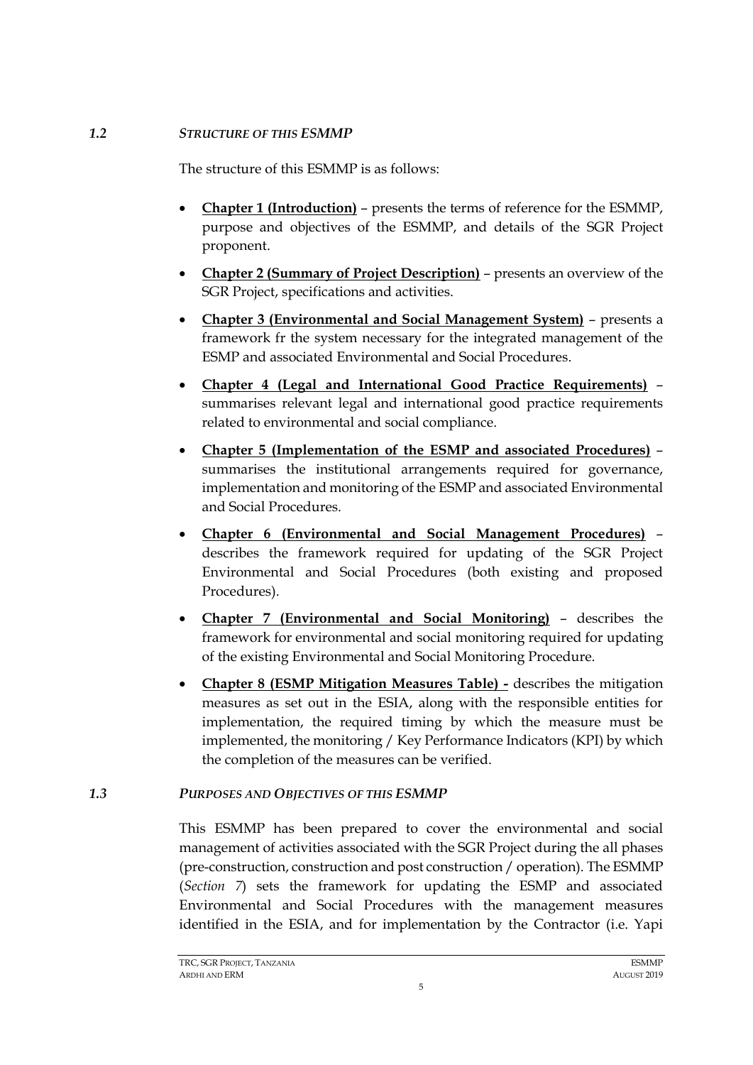### *1.2 STRUCTURE OF THIS ESMMP*

The structure of this ESMMP is as follows:

- **Chapter 1 (Introduction)** – presents the terms of reference for the ESMMP, purpose and objectives of the ESMMP, and details of the SGR Project proponent.
- **Chapter 2 (Summary of Project Description)** – presents an overview of the SGR Project, specifications and activities.
- **Chapter 3 (Environmental and Social Management System)** – presents a framework fr the system necessary for the integrated management of the ESMP and associated Environmental and Social Procedures.
- **Chapter 4 (Legal and International Good Practice Requirements)** – summarises relevant legal and international good practice requirements related to environmental and social compliance.
- **Chapter 5 (Implementation of the ESMP and associated Procedures)** – summarises the institutional arrangements required for governance, implementation and monitoring of the ESMP and associated Environmental and Social Procedures.
- **Chapter 6 (Environmental and Social Management Procedures)** – describes the framework required for updating of the SGR Project Environmental and Social Procedures (both existing and proposed Procedures).
- **Chapter 7 (Environmental and Social Monitoring)** – describes the framework for environmental and social monitoring required for updating of the existing Environmental and Social Monitoring Procedure.
- **Chapter 8 (ESMP Mitigation Measures Table) -** describes the mitigation measures as set out in the ESIA, along with the responsible entities for implementation, the required timing by which the measure must be implemented, the monitoring / Key Performance Indicators (KPI) by which the completion of the measures can be verified.

### *1.3 PURPOSES AND OBJECTIVES OF THIS ESMMP*

This ESMMP has been prepared to cover the environmental and social management of activities associated with the SGR Project during the all phases (pre-construction, construction and post construction / operation). The ESMMP (*Section 7*) sets the framework for updating the ESMP and associated Environmental and Social Procedures with the management measures identified in the ESIA, and for implementation by the Contractor (i.e. Yapi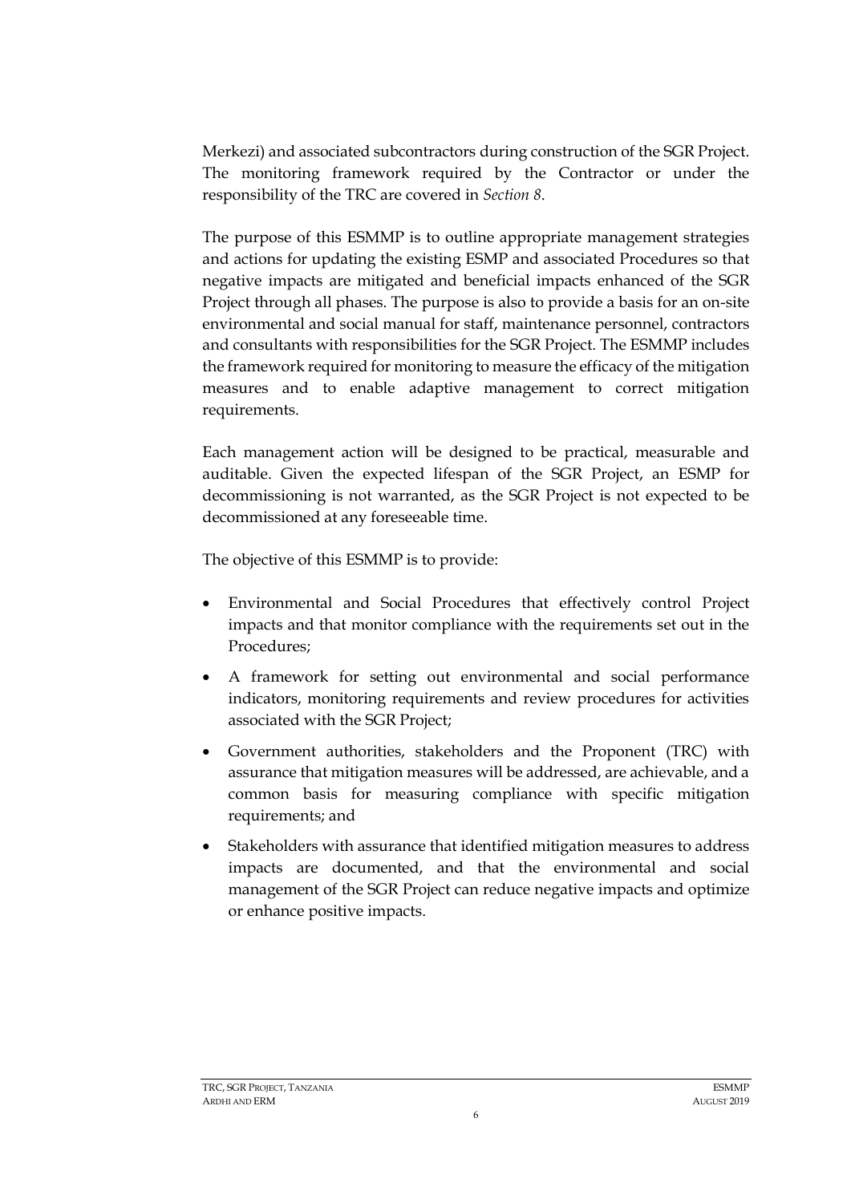Merkezi) and associated subcontractors during construction of the SGR Project. The monitoring framework required by the Contractor or under the responsibility of the TRC are covered in *Section 8*.

The purpose of this ESMMP is to outline appropriate management strategies and actions for updating the existing ESMP and associated Procedures so that negative impacts are mitigated and beneficial impacts enhanced of the SGR Project through all phases. The purpose is also to provide a basis for an on-site environmental and social manual for staff, maintenance personnel, contractors and consultants with responsibilities for the SGR Project. The ESMMP includes the framework required for monitoring to measure the efficacy of the mitigation measures and to enable adaptive management to correct mitigation requirements.

Each management action will be designed to be practical, measurable and auditable. Given the expected lifespan of the SGR Project, an ESMP for decommissioning is not warranted, as the SGR Project is not expected to be decommissioned at any foreseeable time.

The objective of this ESMMP is to provide:

- Environmental and Social Procedures that effectively control Project impacts and that monitor compliance with the requirements set out in the Procedures;
- A framework for setting out environmental and social performance indicators, monitoring requirements and review procedures for activities associated with the SGR Project;
- Government authorities, stakeholders and the Proponent (TRC) with assurance that mitigation measures will be addressed, are achievable, and a common basis for measuring compliance with specific mitigation requirements; and
- Stakeholders with assurance that identified mitigation measures to address impacts are documented, and that the environmental and social management of the SGR Project can reduce negative impacts and optimize or enhance positive impacts.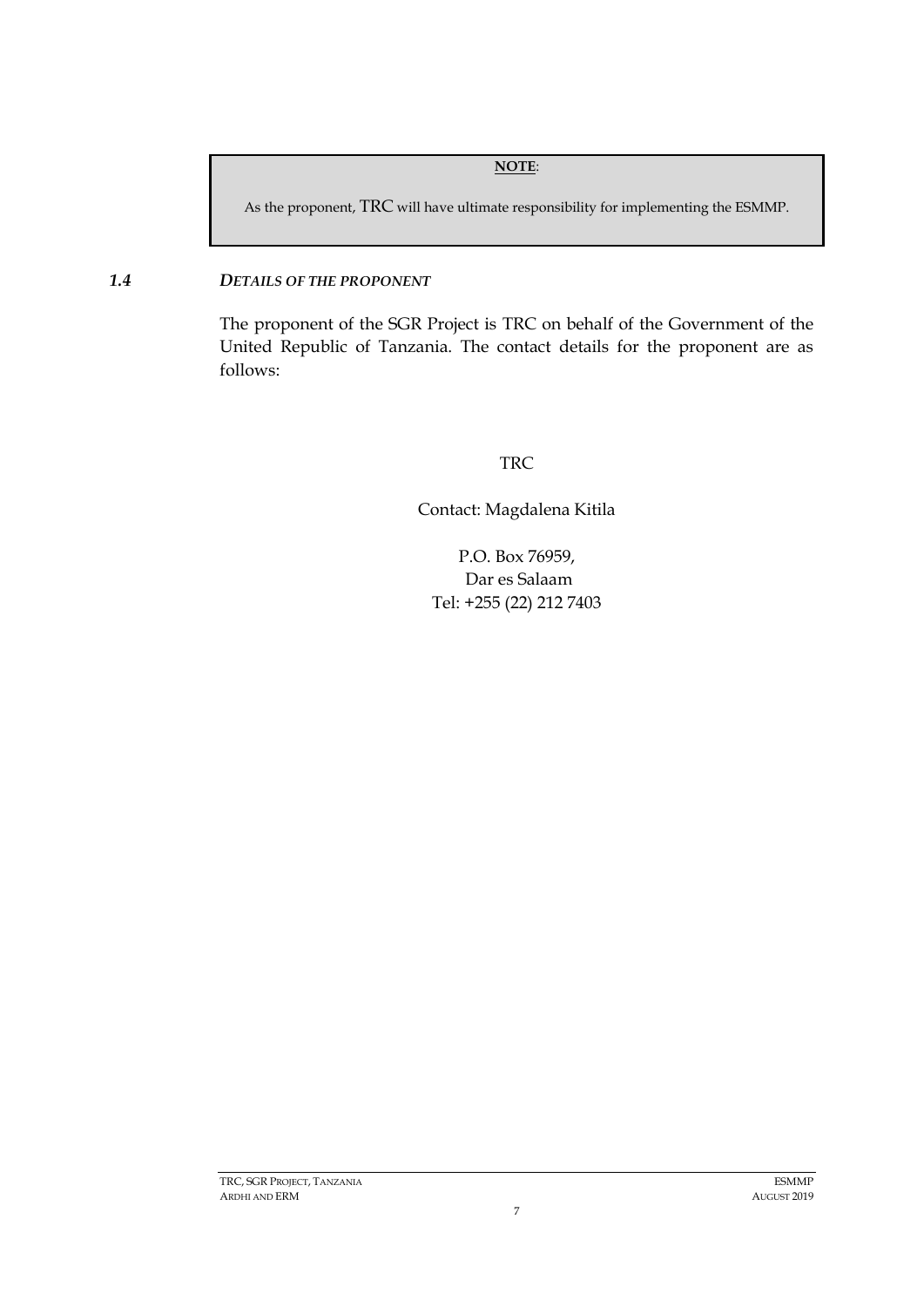> **NOTE**:
>
> As the proponent, TRC will have ultimate responsibility for implementing the ESMMP.

### *1.4 DETAILS OF THE PROPONENT*

The proponent of the SGR Project is TRC on behalf of the Government of the United Republic of Tanzania. The contact details for the proponent are as follows:

TRC

Contact: Magdalena Kitila

P.O. Box 76959,
Dar es Salaam
Tel: +255 (22) 212 7403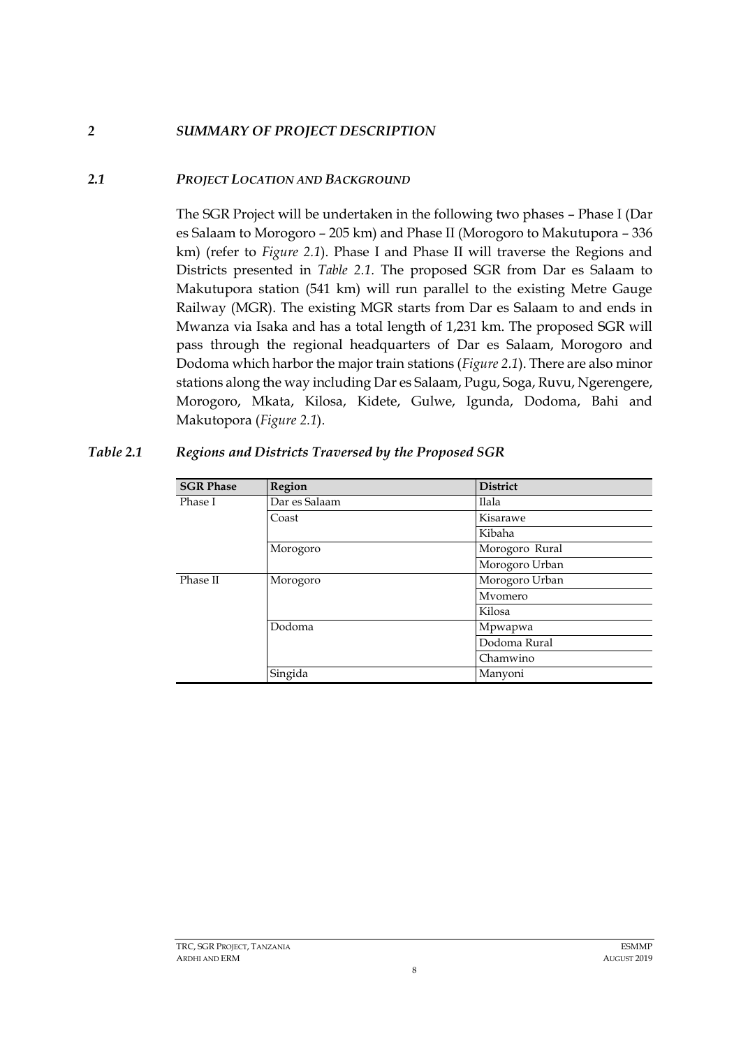## *2 SUMMARY OF PROJECT DESCRIPTION*

### *2.1 PROJECT LOCATION AND BACKGROUND*

The SGR Project will be undertaken in the following two phases – Phase I (Dar es Salaam to Morogoro – 205 km) and Phase II (Morogoro to Makutupora – 336 km) (refer to *Figure 2.1*). Phase I and Phase II will traverse the Regions and Districts presented in *Table 2.1*. The proposed SGR from Dar es Salaam to Makutupora station (541 km) will run parallel to the existing Metre Gauge Railway (MGR). The existing MGR starts from Dar es Salaam to and ends in Mwanza via Isaka and has a total length of 1,231 km. The proposed SGR will pass through the regional headquarters of Dar es Salaam, Morogoro and Dodoma which harbor the major train stations (*Figure 2.1*). There are also minor stations along the way including Dar es Salaam, Pugu, Soga, Ruvu, Ngerengere, Morogoro, Mkata, Kilosa, Kidete, Gulwe, Igunda, Dodoma, Bahi and Makutopora (*Figure 2.1*).

*Table 2.1 Regions and Districts Traversed by the Proposed SGR*

| SGR Phase | Region | District |
|---|---|---|
| Phase I | Dar es Salaam | Ilala |
| | Coast | Kisarawe |
| | | Kibaha |
| | Morogoro | Morogoro Rural |
| | | Morogoro Urban |
| Phase II | Morogoro | Morogoro Urban |
| | | Mvomero |
| | | Kilosa |
| | Dodoma | Mpwapwa |
| | | Dodoma Rural |
| | | Chamwino |
| | Singida | Manyoni |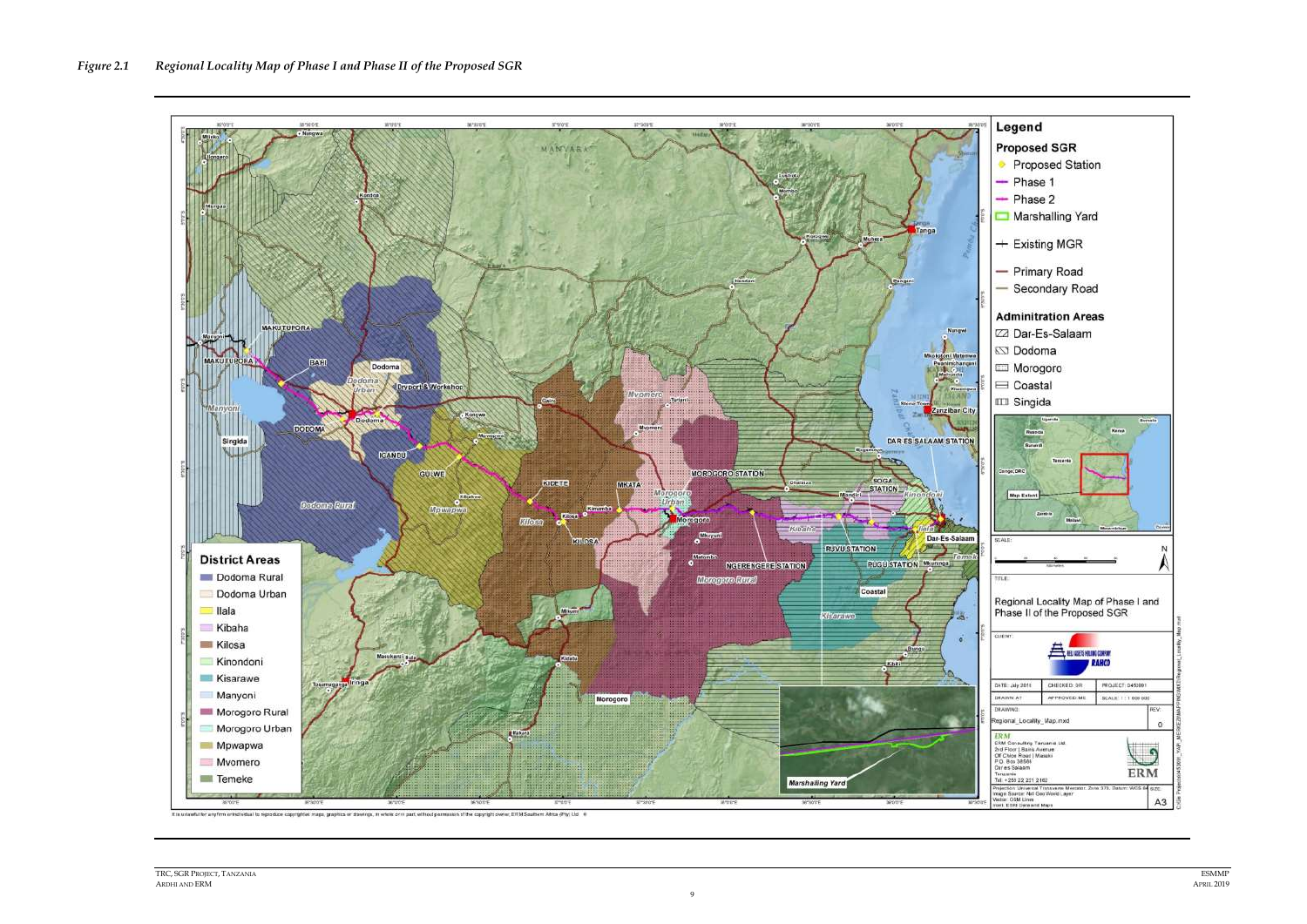*Figure 2.1 Regional Locality Map of Phase I and Phase II of the Proposed SGR*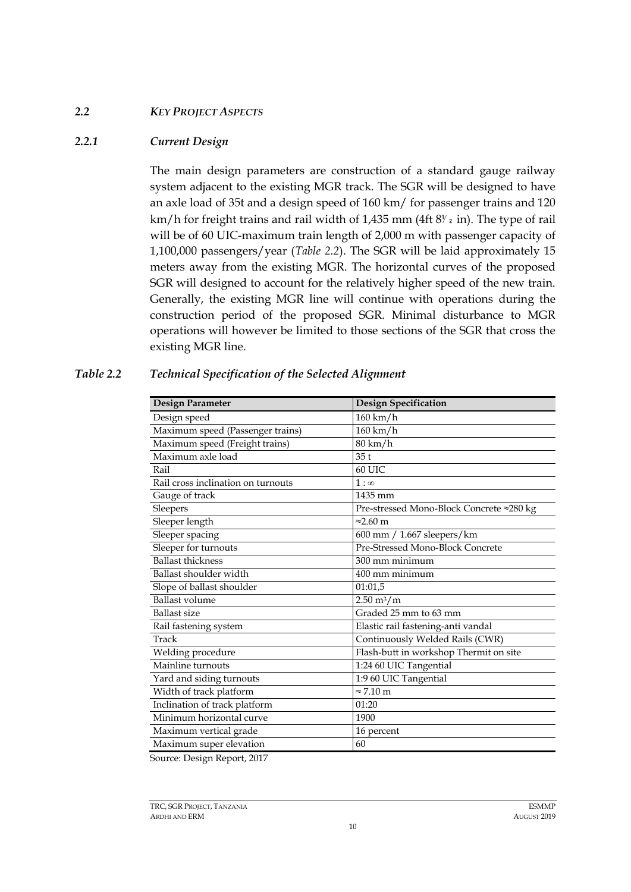## 2.2 *KEY PROJECT ASPECTS*

### 2.2.1 *Current Design*

The main design parameters are construction of a standard gauge railway system adjacent to the existing MGR track. The SGR will be designed to have an axle load of 35t and a design speed of 160 km/ for passenger trains and 120 km/h for freight trains and rail width of 1,435 mm (4ft 8½ in). The type of rail will be of 60 UIC-maximum train length of 2,000 m with passenger capacity of 1,100,000 passengers/year (*Table 2.2*). The SGR will be laid approximately 15 meters away from the existing MGR. The horizontal curves of the proposed SGR will designed to account for the relatively higher speed of the new train. Generally, the existing MGR line will continue with operations during the construction period of the proposed SGR. Minimal disturbance to MGR operations will however be limited to those sections of the SGR that cross the existing MGR line.

*Table 2.2 Technical Specification of the Selected Alignment*

| Design Parameter | Design Specification |
|---|---|
| Design speed | 160 km/h |
| Maximum speed (Passenger trains) | 160 km/h |
| Maximum speed (Freight trains) | 80 km/h |
| Maximum axle load | 35 t |
| Rail | 60 UIC |
| Rail cross inclination on turnouts | $1 : \infty$ |
| Gauge of track | 1435 mm |
| Sleepers | Pre-stressed Mono-Block Concrete ≈280 kg |
| Sleeper length | ≈2.60 m |
| Sleeper spacing | 600 mm / 1.667 sleepers/km |
| Sleeper for turnouts | Pre-Stressed Mono-Block Concrete |
| Ballast thickness | 300 mm minimum |
| Ballast shoulder width | 400 mm minimum |
| Slope of ballast shoulder | 01:01,5 |
| Ballast volume | 2.50 $m^3$/m |
| Ballast size | Graded 25 mm to 63 mm |
| Rail fastening system | Elastic rail fastening-anti vandal |
| Track | Continuously Welded Rails (CWR) |
| Welding procedure | Flash-butt in workshop Thermit on site |
| Mainline turnouts | 1:24 60 UIC Tangential |
| Yard and siding turnouts | 1:9 60 UIC Tangential |
| Width of track platform | ≈ 7.10 m |
| Inclination of track platform | 01:20 |
| Minimum horizontal curve | 1900 |
| Maximum vertical grade | 16 percent |
| Maximum super elevation | 60 |

Source: Design Report, 2017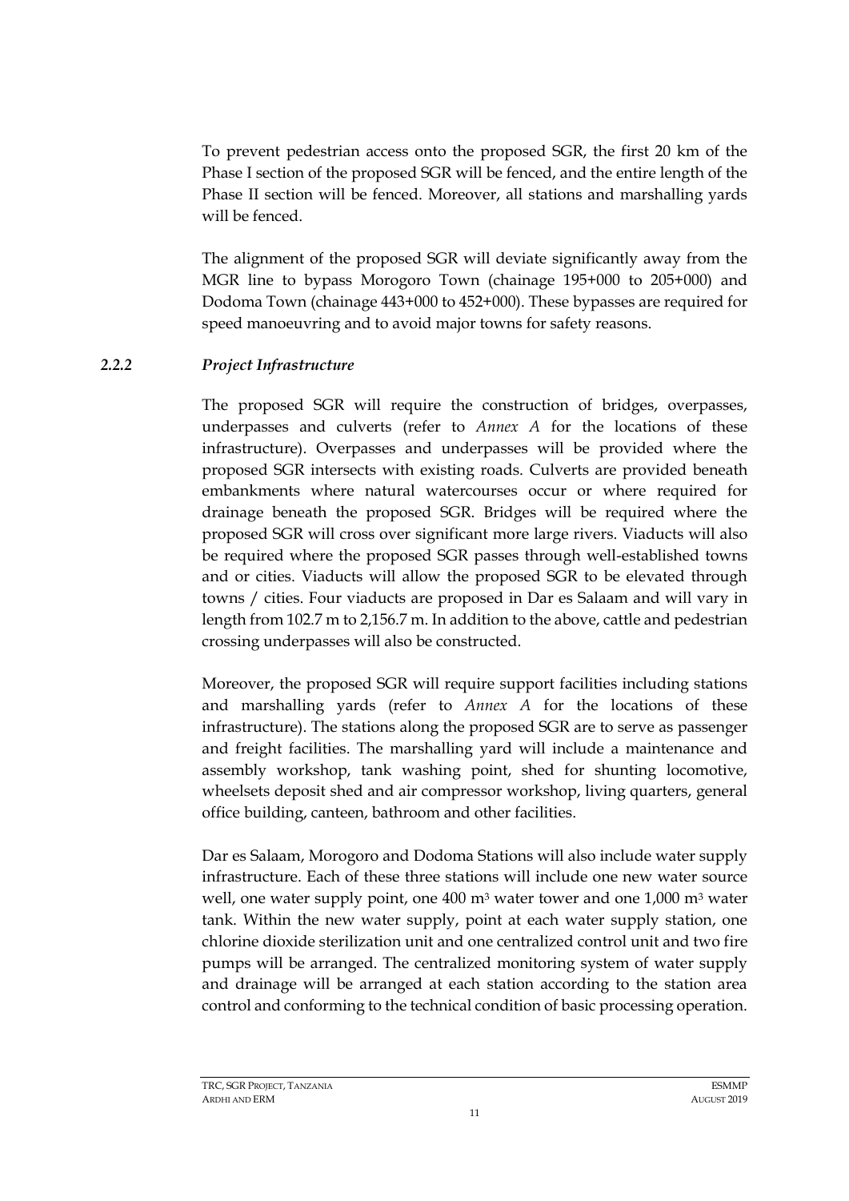To prevent pedestrian access onto the proposed SGR, the first 20 km of the Phase I section of the proposed SGR will be fenced, and the entire length of the Phase II section will be fenced. Moreover, all stations and marshalling yards will be fenced.

The alignment of the proposed SGR will deviate significantly away from the MGR line to bypass Morogoro Town (chainage 195+000 to 205+000) and Dodoma Town (chainage 443+000 to 452+000). These bypasses are required for speed manoeuvring and to avoid major towns for safety reasons.

### *2.2.2 Project Infrastructure*

The proposed SGR will require the construction of bridges, overpasses, underpasses and culverts (refer to *Annex A* for the locations of these infrastructure). Overpasses and underpasses will be provided where the proposed SGR intersects with existing roads. Culverts are provided beneath embankments where natural watercourses occur or where required for drainage beneath the proposed SGR. Bridges will be required where the proposed SGR will cross over significant more large rivers. Viaducts will also be required where the proposed SGR passes through well-established towns and or cities. Viaducts will allow the proposed SGR to be elevated through towns / cities. Four viaducts are proposed in Dar es Salaam and will vary in length from 102.7 m to 2,156.7 m. In addition to the above, cattle and pedestrian crossing underpasses will also be constructed.

Moreover, the proposed SGR will require support facilities including stations and marshalling yards (refer to *Annex A* for the locations of these infrastructure). The stations along the proposed SGR are to serve as passenger and freight facilities. The marshalling yard will include a maintenance and assembly workshop, tank washing point, shed for shunting locomotive, wheelsets deposit shed and air compressor workshop, living quarters, general office building, canteen, bathroom and other facilities.

Dar es Salaam, Morogoro and Dodoma Stations will also include water supply infrastructure. Each of these three stations will include one new water source well, one water supply point, one 400 $m^3$ water tower and one 1,000 $m^3$ water tank. Within the new water supply, point at each water supply station, one chlorine dioxide sterilization unit and one centralized control unit and two fire pumps will be arranged. The centralized monitoring system of water supply and drainage will be arranged at each station according to the station area control and conforming to the technical condition of basic processing operation.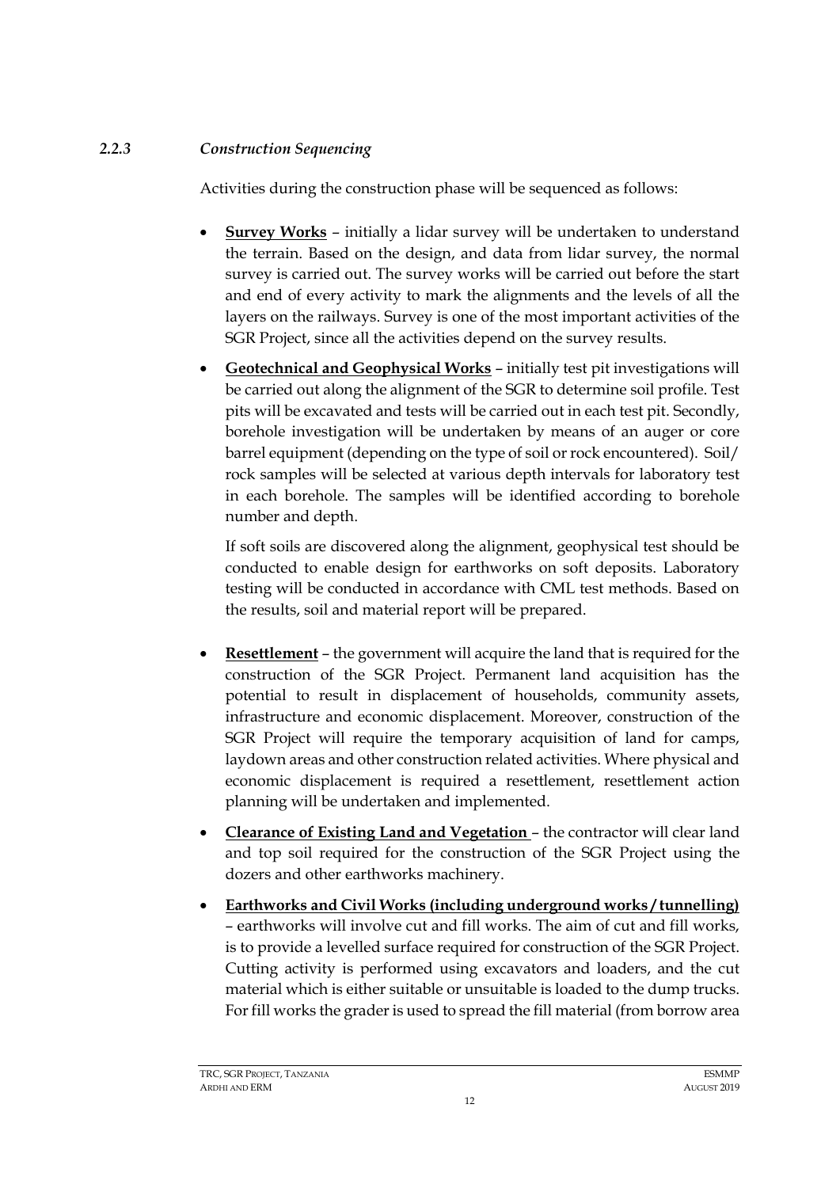### *2.2.3 Construction Sequencing*

Activities during the construction phase will be sequenced as follows:

- **Survey Works** – initially a lidar survey will be undertaken to understand the terrain. Based on the design, and data from lidar survey, the normal survey is carried out. The survey works will be carried out before the start and end of every activity to mark the alignments and the levels of all the layers on the railways. Survey is one of the most important activities of the SGR Project, since all the activities depend on the survey results.

- **Geotechnical and Geophysical Works** – initially test pit investigations will be carried out along the alignment of the SGR to determine soil profile. Test pits will be excavated and tests will be carried out in each test pit. Secondly, borehole investigation will be undertaken by means of an auger or core barrel equipment (depending on the type of soil or rock encountered). Soil/ rock samples will be selected at various depth intervals for laboratory test in each borehole. The samples will be identified according to borehole number and depth.

  If soft soils are discovered along the alignment, geophysical test should be conducted to enable design for earthworks on soft deposits. Laboratory testing will be conducted in accordance with CML test methods. Based on the results, soil and material report will be prepared.

- **Resettlement** – the government will acquire the land that is required for the construction of the SGR Project. Permanent land acquisition has the potential to result in displacement of households, community assets, infrastructure and economic displacement. Moreover, construction of the SGR Project will require the temporary acquisition of land for camps, laydown areas and other construction related activities. Where physical and economic displacement is required a resettlement, resettlement action planning will be undertaken and implemented.

- **Clearance of Existing Land and Vegetation** – the contractor will clear land and top soil required for the construction of the SGR Project using the dozers and other earthworks machinery.

- **Earthworks and Civil Works (including underground works / tunnelling)** – earthworks will involve cut and fill works. The aim of cut and fill works, is to provide a levelled surface required for construction of the SGR Project. Cutting activity is performed using excavators and loaders, and the cut material which is either suitable or unsuitable is loaded to the dump trucks. For fill works the grader is used to spread the fill material (from borrow area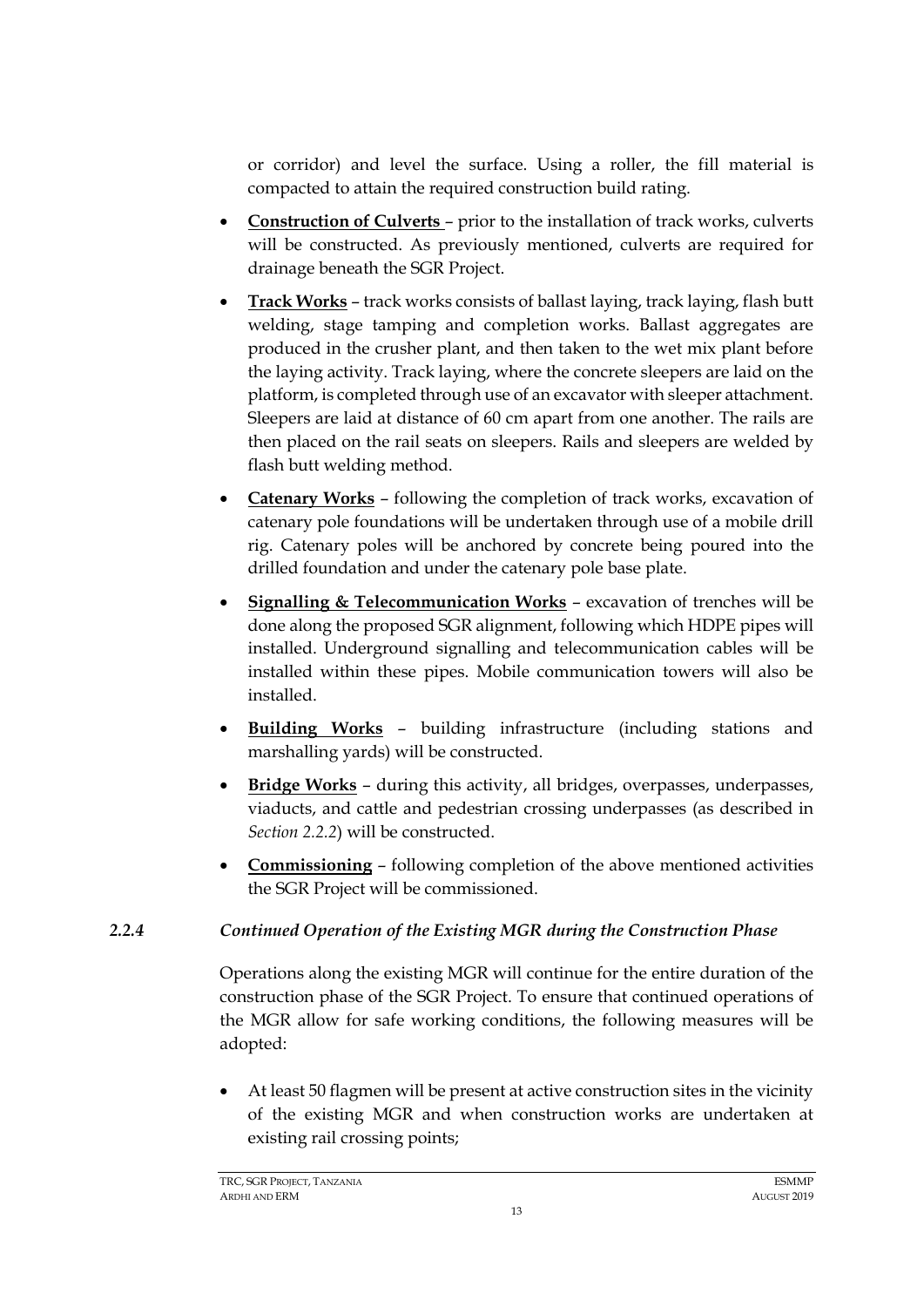or corridor) and level the surface. Using a roller, the fill material is compacted to attain the required construction build rating.

- **Construction of Culverts** – prior to the installation of track works, culverts will be constructed. As previously mentioned, culverts are required for drainage beneath the SGR Project.
- **Track Works** – track works consists of ballast laying, track laying, flash butt welding, stage tamping and completion works. Ballast aggregates are produced in the crusher plant, and then taken to the wet mix plant before the laying activity. Track laying, where the concrete sleepers are laid on the platform, is completed through use of an excavator with sleeper attachment. Sleepers are laid at distance of 60 cm apart from one another. The rails are then placed on the rail seats on sleepers. Rails and sleepers are welded by flash butt welding method.
- **Catenary Works** – following the completion of track works, excavation of catenary pole foundations will be undertaken through use of a mobile drill rig. Catenary poles will be anchored by concrete being poured into the drilled foundation and under the catenary pole base plate.
- **Signalling & Telecommunication Works** – excavation of trenches will be done along the proposed SGR alignment, following which HDPE pipes will installed. Underground signalling and telecommunication cables will be installed within these pipes. Mobile communication towers will also be installed.
- **Building Works** – building infrastructure (including stations and marshalling yards) will be constructed.
- **Bridge Works** – during this activity, all bridges, overpasses, underpasses, viaducts, and cattle and pedestrian crossing underpasses (as described in *Section 2.2.2*) will be constructed.
- **Commissioning** – following completion of the above mentioned activities the SGR Project will be commissioned.

### *2.2.4 Continued Operation of the Existing MGR during the Construction Phase*

Operations along the existing MGR will continue for the entire duration of the construction phase of the SGR Project. To ensure that continued operations of the MGR allow for safe working conditions, the following measures will be adopted:

- At least 50 flagmen will be present at active construction sites in the vicinity of the existing MGR and when construction works are undertaken at existing rail crossing points;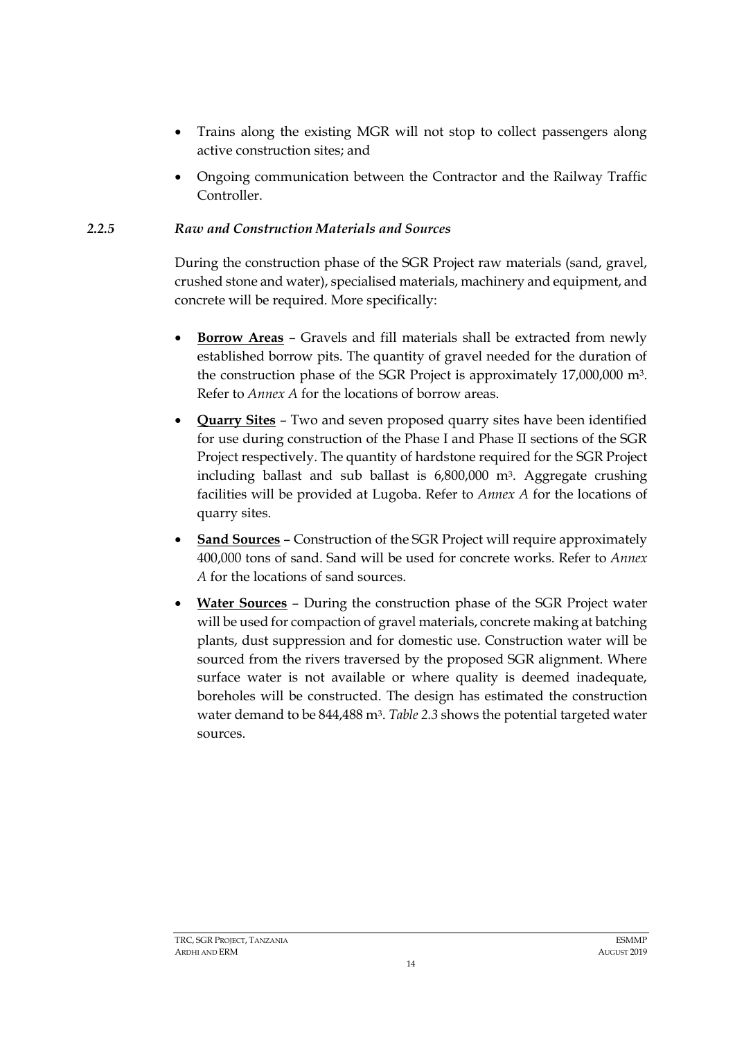- Trains along the existing MGR will not stop to collect passengers along active construction sites; and
- Ongoing communication between the Contractor and the Railway Traffic Controller.

### *2.2.5 Raw and Construction Materials and Sources*

During the construction phase of the SGR Project raw materials (sand, gravel, crushed stone and water), specialised materials, machinery and equipment, and concrete will be required. More specifically:

- **Borrow Areas** – Gravels and fill materials shall be extracted from newly established borrow pits. The quantity of gravel needed for the duration of the construction phase of the SGR Project is approximately 17,000,000 $m^3$. Refer to *Annex A* for the locations of borrow areas.
- **Quarry Sites** – Two and seven proposed quarry sites have been identified for use during construction of the Phase I and Phase II sections of the SGR Project respectively. The quantity of hardstone required for the SGR Project including ballast and sub ballast is 6,800,000 $m^3$. Aggregate crushing facilities will be provided at Lugoba. Refer to *Annex A* for the locations of quarry sites.
- **Sand Sources** – Construction of the SGR Project will require approximately 400,000 tons of sand. Sand will be used for concrete works. Refer to *Annex A* for the locations of sand sources.
- **Water Sources** – During the construction phase of the SGR Project water will be used for compaction of gravel materials, concrete making at batching plants, dust suppression and for domestic use. Construction water will be sourced from the rivers traversed by the proposed SGR alignment. Where surface water is not available or where quality is deemed inadequate, boreholes will be constructed. The design has estimated the construction water demand to be 844,488 $m^3$. *Table 2.3* shows the potential targeted water sources.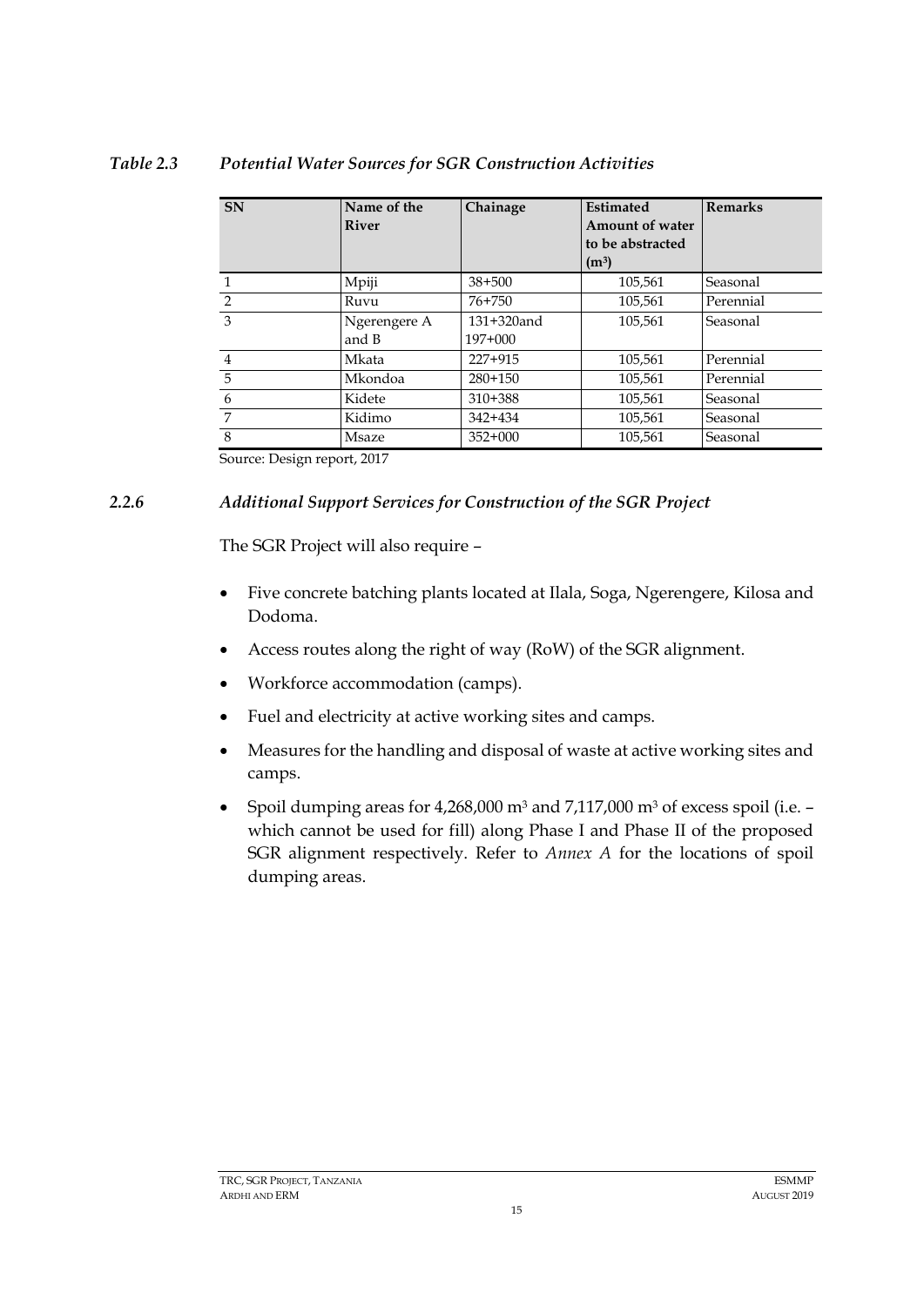*Table 2.3 Potential Water Sources for SGR Construction Activities*

| SN | Name of the River | Chainage | Estimated Amount of water to be abstracted ($m^3$) | Remarks |
|---|---|---|---|---|
| 1 | Mpiji | 38+500 | 105,561 | Seasonal |
| 2 | Ruvu | 76+750 | 105,561 | Perennial |
| 3 | Ngerengere A and B | 131+320and 197+000 | 105,561 | Seasonal |
| 4 | Mkata | 227+915 | 105,561 | Perennial |
| 5 | Mkondoa | 280+150 | 105,561 | Perennial |
| 6 | Kidete | 310+388 | 105,561 | Seasonal |
| 7 | Kidimo | 342+434 | 105,561 | Seasonal |
| 8 | Msaze | 352+000 | 105,561 | Seasonal |

Source: Design report, 2017

### *2.2.6 Additional Support Services for Construction of the SGR Project*

The SGR Project will also require –

- Five concrete batching plants located at Ilala, Soga, Ngerengere, Kilosa and Dodoma.
- Access routes along the right of way (RoW) of the SGR alignment.
- Workforce accommodation (camps).
- Fuel and electricity at active working sites and camps.
- Measures for the handling and disposal of waste at active working sites and camps.
- Spoil dumping areas for 4,268,000 $m^3$ and 7,117,000 $m^3$ of excess spoil (i.e. – which cannot be used for fill) along Phase I and Phase II of the proposed SGR alignment respectively. Refer to *Annex A* for the locations of spoil dumping areas.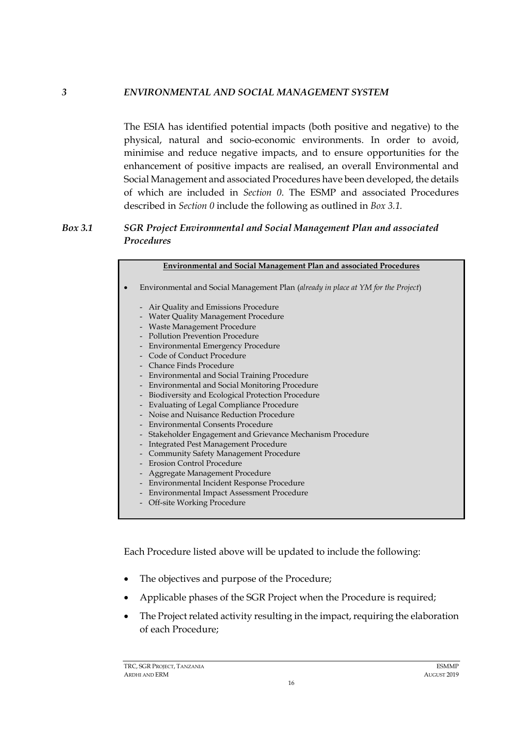# *3 ENVIRONMENTAL AND SOCIAL MANAGEMENT SYSTEM*

The ESIA has identified potential impacts (both positive and negative) to the physical, natural and socio-economic environments. In order to avoid, minimise and reduce negative impacts, and to ensure opportunities for the enhancement of positive impacts are realised, an overall Environmental and Social Management and associated Procedures have been developed, the details of which are included in *Section 0*. The ESMP and associated Procedures described in *Section 0* include the following as outlined in *Box 3.1.*

### *Box 3.1 SGR Project Environmental and Social Management Plan and associated Procedures*

**Environmental and Social Management Plan and associated Procedures**

- Environmental and Social Management Plan (*already in place at YM for the Project*)
    - Air Quality and Emissions Procedure
    - Water Quality Management Procedure
    - Waste Management Procedure
    - Pollution Prevention Procedure
    - Environmental Emergency Procedure
    - Code of Conduct Procedure
    - Chance Finds Procedure
    - Environmental and Social Training Procedure
    - Environmental and Social Monitoring Procedure
    - Biodiversity and Ecological Protection Procedure
    - Evaluating of Legal Compliance Procedure
    - Noise and Nuisance Reduction Procedure
    - Environmental Consents Procedure
    - Stakeholder Engagement and Grievance Mechanism Procedure
    - Integrated Pest Management Procedure
    - Community Safety Management Procedure
    - Erosion Control Procedure
    - Aggregate Management Procedure
    - Environmental Incident Response Procedure
    - Environmental Impact Assessment Procedure
    - Off-site Working Procedure

Each Procedure listed above will be updated to include the following:

- The objectives and purpose of the Procedure;
- Applicable phases of the SGR Project when the Procedure is required;
- The Project related activity resulting in the impact, requiring the elaboration of each Procedure;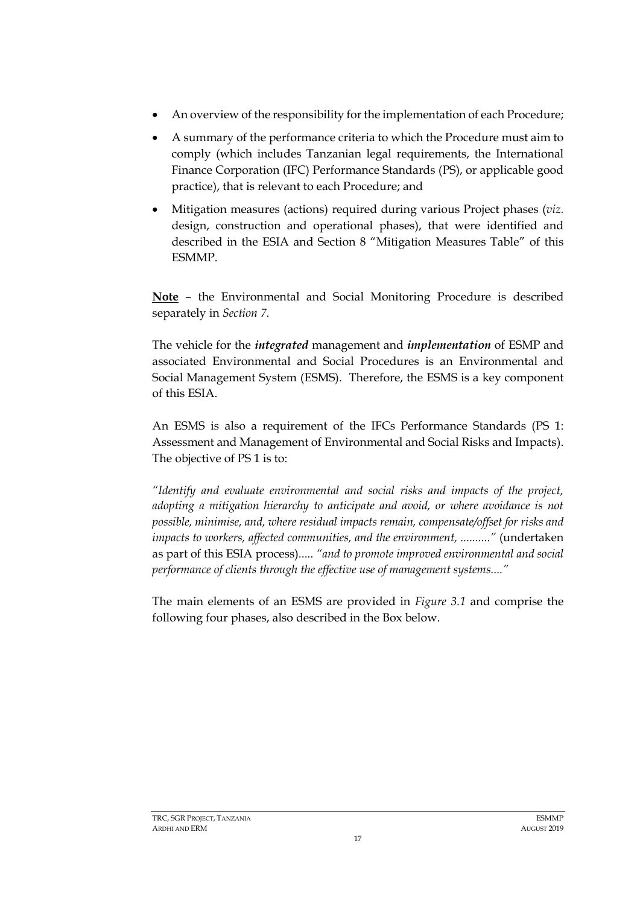- An overview of the responsibility for the implementation of each Procedure;
- A summary of the performance criteria to which the Procedure must aim to comply (which includes Tanzanian legal requirements, the International Finance Corporation (IFC) Performance Standards (PS), or applicable good practice), that is relevant to each Procedure; and
- Mitigation measures (actions) required during various Project phases (*viz.* design, construction and operational phases), that were identified and described in the ESIA and Section 8 "Mitigation Measures Table" of this ESMMP.

**Note** – the Environmental and Social Monitoring Procedure is described separately in *Section 7*.

The vehicle for the ***integrated*** management and ***implementation*** of ESMP and associated Environmental and Social Procedures is an Environmental and Social Management System (ESMS). Therefore, the ESMS is a key component of this ESIA.

An ESMS is also a requirement of the IFCs Performance Standards (PS 1: Assessment and Management of Environmental and Social Risks and Impacts). The objective of PS 1 is to:

*"Identify and evaluate environmental and social risks and impacts of the project, adopting a mitigation hierarchy to anticipate and avoid, or where avoidance is not possible, minimise, and, where residual impacts remain, compensate/offset for risks and impacts to workers, affected communities, and the environment, .........."* (undertaken as part of this ESIA process)..... *"and to promote improved environmental and social performance of clients through the effective use of management systems...."*

The main elements of an ESMS are provided in *Figure 3.1* and comprise the following four phases, also described in the Box below.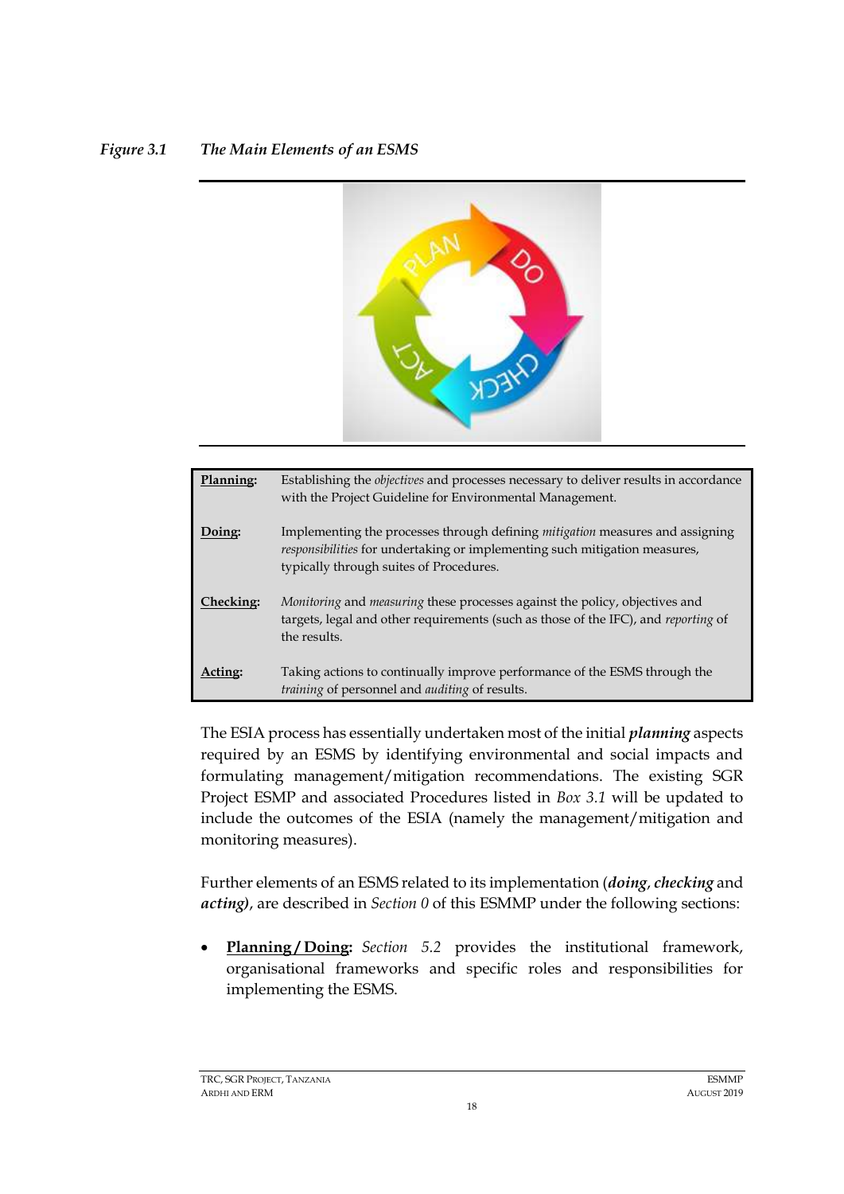*Figure 3.1 The Main Elements of an ESMS*

| | |
|---|---|
| **Planning:** | Establishing the *objectives* and processes necessary to deliver results in accordance with the Project Guideline for Environmental Management. |
| **Doing:** | Implementing the processes through defining *mitigation* measures and assigning *responsibilities* for undertaking or implementing such mitigation measures, typically through suites of Procedures. |
| **Checking:** | *Monitoring* and *measuring* these processes against the policy, objectives and targets, legal and other requirements (such as those of the IFC), and *reporting* of the results. |
| **Acting:** | Taking actions to continually improve performance of the ESMS through the *training* of personnel and *auditing* of results. |

The ESIA process has essentially undertaken most of the initial ***planning*** aspects required by an ESMS by identifying environmental and social impacts and formulating management/mitigation recommendations. The existing SGR Project ESMP and associated Procedures listed in *Box 3.1* will be updated to include the outcomes of the ESIA (namely the management/mitigation and monitoring measures).

Further elements of an ESMS related to its implementation (***doing***, ***checking*** and ***acting)***, are described in *Section 0* of this ESMMP under the following sections:

- **Planning / Doing:** *Section 5.2* provides the institutional framework, organisational frameworks and specific roles and responsibilities for implementing the ESMS.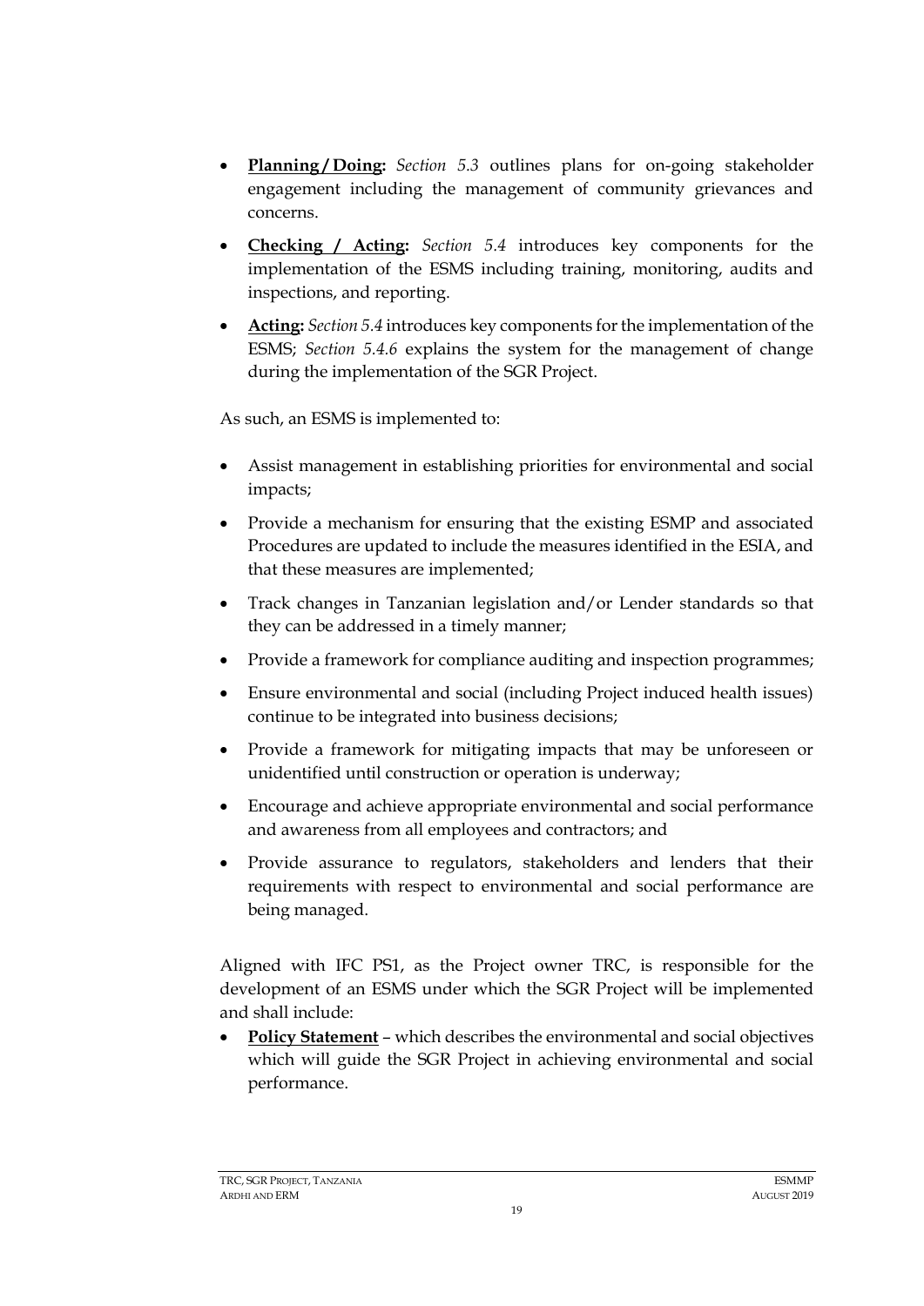- **Planning / Doing:** *Section 5.3* outlines plans for on-going stakeholder engagement including the management of community grievances and concerns.
- **Checking / Acting:** *Section 5.4* introduces key components for the implementation of the ESMS including training, monitoring, audits and inspections, and reporting.
- **Acting:** *Section 5.4* introduces key components for the implementation of the ESMS; *Section 5.4.6* explains the system for the management of change during the implementation of the SGR Project.

As such, an ESMS is implemented to:

- Assist management in establishing priorities for environmental and social impacts;
- Provide a mechanism for ensuring that the existing ESMP and associated Procedures are updated to include the measures identified in the ESIA, and that these measures are implemented;
- Track changes in Tanzanian legislation and/or Lender standards so that they can be addressed in a timely manner;
- Provide a framework for compliance auditing and inspection programmes;
- Ensure environmental and social (including Project induced health issues) continue to be integrated into business decisions;
- Provide a framework for mitigating impacts that may be unforeseen or unidentified until construction or operation is underway;
- Encourage and achieve appropriate environmental and social performance and awareness from all employees and contractors; and
- Provide assurance to regulators, stakeholders and lenders that their requirements with respect to environmental and social performance are being managed.

Aligned with IFC PS1, as the Project owner TRC, is responsible for the development of an ESMS under which the SGR Project will be implemented and shall include:

- **Policy Statement** – which describes the environmental and social objectives which will guide the SGR Project in achieving environmental and social performance.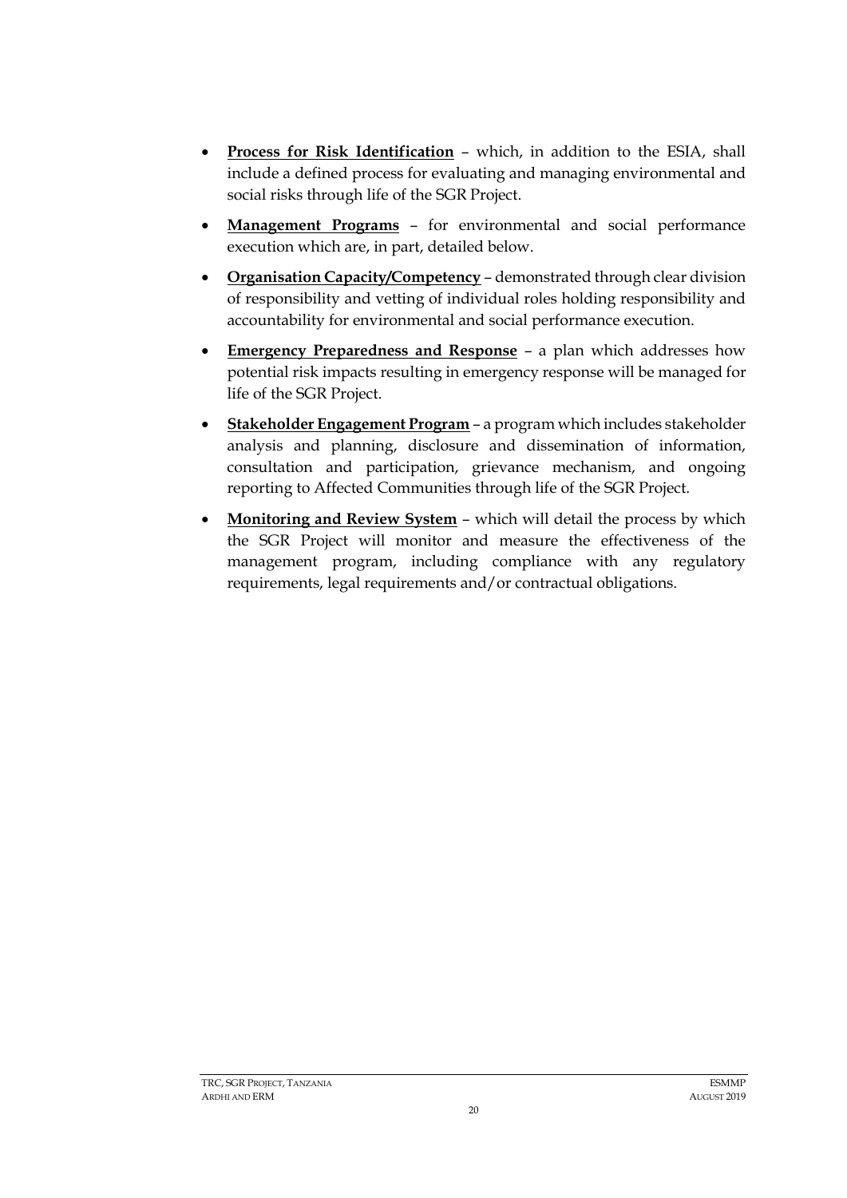- **Process for Risk Identification** – which, in addition to the ESIA, shall include a defined process for evaluating and managing environmental and social risks through life of the SGR Project.
- **Management Programs** – for environmental and social performance execution which are, in part, detailed below.
- **Organisation Capacity/Competency** – demonstrated through clear division of responsibility and vetting of individual roles holding responsibility and accountability for environmental and social performance execution.
- **Emergency Preparedness and Response** – a plan which addresses how potential risk impacts resulting in emergency response will be managed for life of the SGR Project.
- **Stakeholder Engagement Program** – a program which includes stakeholder analysis and planning, disclosure and dissemination of information, consultation and participation, grievance mechanism, and ongoing reporting to Affected Communities through life of the SGR Project.
- **Monitoring and Review System** – which will detail the process by which the SGR Project will monitor and measure the effectiveness of the management program, including compliance with any regulatory requirements, legal requirements and/or contractual obligations.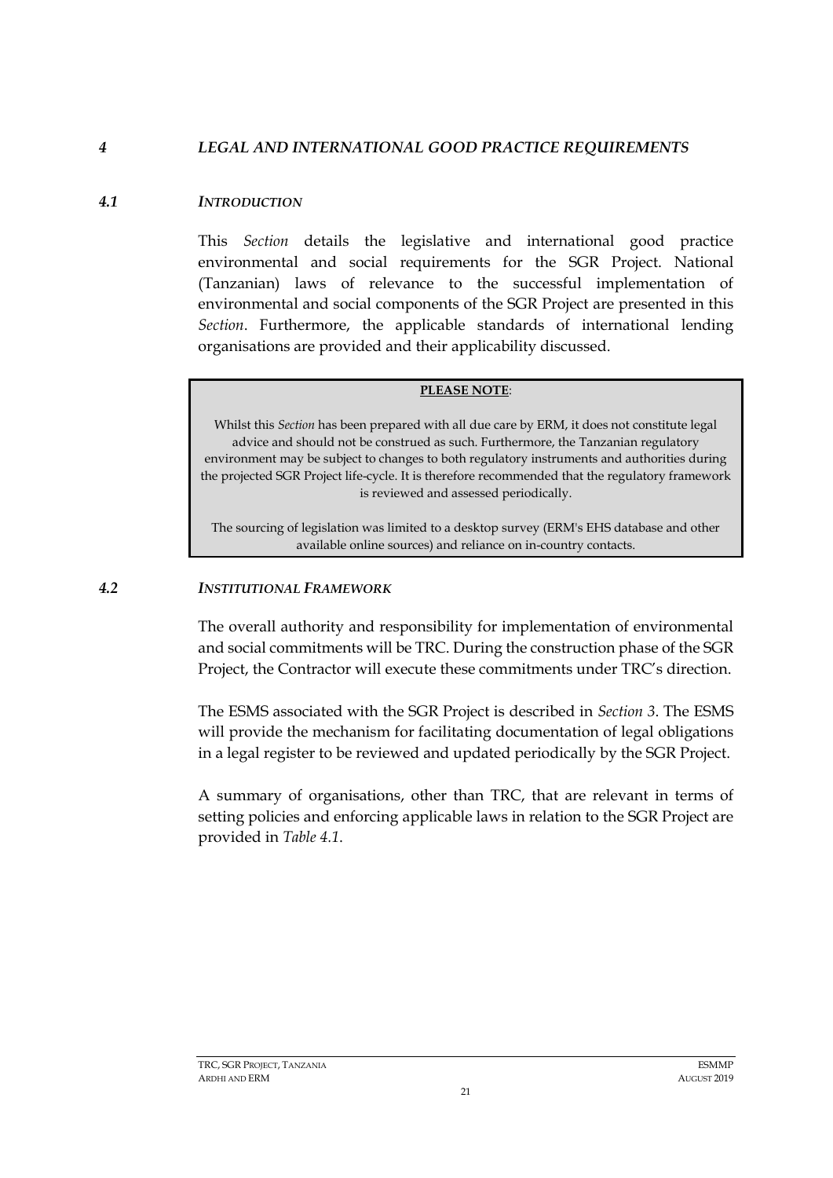# *4 LEGAL AND INTERNATIONAL GOOD PRACTICE REQUIREMENTS*

## *4.1 INTRODUCTION*

This *Section* details the legislative and international good practice environmental and social requirements for the SGR Project. National (Tanzanian) laws of relevance to the successful implementation of environmental and social components of the SGR Project are presented in this *Section*. Furthermore, the applicable standards of international lending organisations are provided and their applicability discussed.

> **PLEASE NOTE**:
>
> Whilst this *Section* has been prepared with all due care by ERM, it does not constitute legal advice and should not be construed as such. Furthermore, the Tanzanian regulatory environment may be subject to changes to both regulatory instruments and authorities during the projected SGR Project life-cycle. It is therefore recommended that the regulatory framework is reviewed and assessed periodically.
>
> The sourcing of legislation was limited to a desktop survey (ERM's EHS database and other available online sources) and reliance on in-country contacts.

## *4.2 INSTITUTIONAL FRAMEWORK*

The overall authority and responsibility for implementation of environmental and social commitments will be TRC. During the construction phase of the SGR Project, the Contractor will execute these commitments under TRC's direction.

The ESMS associated with the SGR Project is described in *Section 3*. The ESMS will provide the mechanism for facilitating documentation of legal obligations in a legal register to be reviewed and updated periodically by the SGR Project.

A summary of organisations, other than TRC, that are relevant in terms of setting policies and enforcing applicable laws in relation to the SGR Project are provided in *Table 4.1*.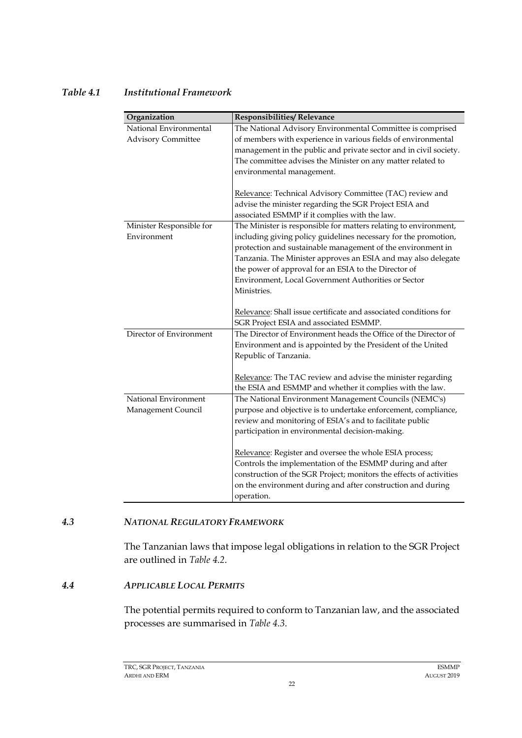*Table 4.1 Institutional Framework*

| Organization | Responsibilities/ Relevance |
| --- | --- |
| National Environmental Advisory Committee | The National Advisory Environmental Committee is comprised of members with experience in various fields of environmental management in the public and private sector and in civil society. The committee advises the Minister on any matter related to environmental management.<br><br>Relevance: Technical Advisory Committee (TAC) review and advise the minister regarding the SGR Project ESIA and associated ESMMP if it complies with the law. |
| Minister Responsible for Environment | The Minister is responsible for matters relating to environment, including giving policy guidelines necessary for the promotion, protection and sustainable management of the environment in Tanzania. The Minister approves an ESIA and may also delegate the power of approval for an ESIA to the Director of Environment, Local Government Authorities or Sector Ministries.<br><br>Relevance: Shall issue certificate and associated conditions for SGR Project ESIA and associated ESMMP. |
| Director of Environment | The Director of Environment heads the Office of the Director of Environment and is appointed by the President of the United Republic of Tanzania.<br><br>Relevance: The TAC review and advise the minister regarding the ESIA and ESMMP and whether it complies with the law. |
| National Environment Management Council | The National Environment Management Councils (NEMC's) purpose and objective is to undertake enforcement, compliance, review and monitoring of ESIA's and to facilitate public participation in environmental decision-making.<br><br>Relevance: Register and oversee the whole ESIA process; Controls the implementation of the ESMMP during and after construction of the SGR Project; monitors the effects of activities on the environment during and after construction and during operation. |

## 4.3 *NATIONAL REGULATORY FRAMEWORK*

The Tanzanian laws that impose legal obligations in relation to the SGR Project are outlined in *Table 4.2*.

## 4.4 *APPLICABLE LOCAL PERMITS*

The potential permits required to conform to Tanzanian law, and the associated processes are summarised in *Table 4.3*.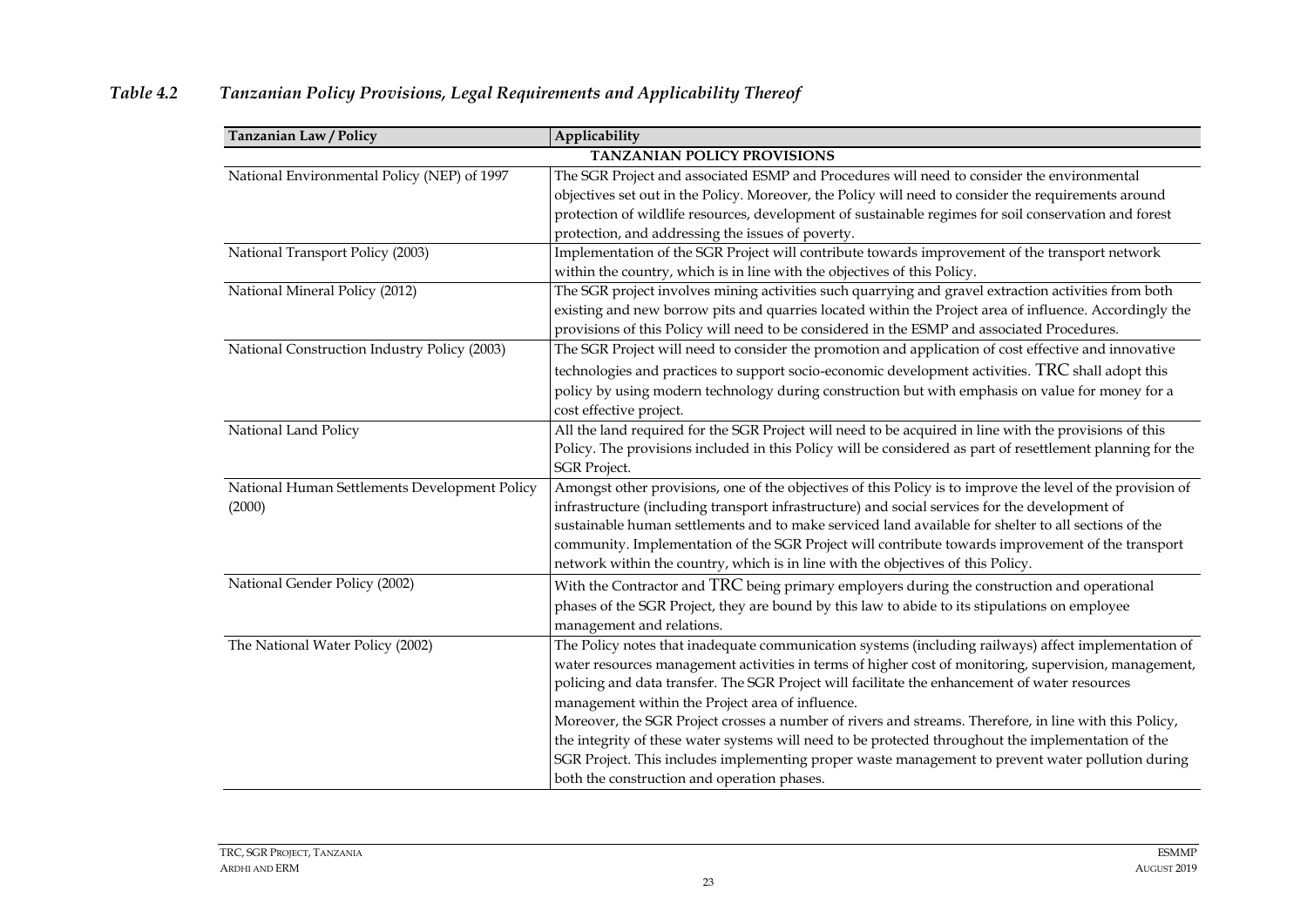### *Table 4.2 Tanzanian Policy Provisions, Legal Requirements and Applicability Thereof*

| Tanzanian Law / Policy | Applicability |
|---|---|
| | **TANZANIAN POLICY PROVISIONS** |
| National Environmental Policy (NEP) of 1997 | The SGR Project and associated ESMP and Procedures will need to consider the environmental objectives set out in the Policy. Moreover, the Policy will need to consider the requirements around protection of wildlife resources, development of sustainable regimes for soil conservation and forest protection, and addressing the issues of poverty. |
| National Transport Policy (2003) | Implementation of the SGR Project will contribute towards improvement of the transport network within the country, which is in line with the objectives of this Policy. |
| National Mineral Policy (2012) | The SGR project involves mining activities such quarrying and gravel extraction activities from both existing and new borrow pits and quarries located within the Project area of influence. Accordingly the provisions of this Policy will need to be considered in the ESMP and associated Procedures. |
| National Construction Industry Policy (2003) | The SGR Project will need to consider the promotion and application of cost effective and innovative technologies and practices to support socio-economic development activities. TRC shall adopt this policy by using modern technology during construction but with emphasis on value for money for a cost effective project. |
| National Land Policy | All the land required for the SGR Project will need to be acquired in line with the provisions of this Policy. The provisions included in this Policy will be considered as part of resettlement planning for the SGR Project. |
| National Human Settlements Development Policy (2000) | Amongst other provisions, one of the objectives of this Policy is to improve the level of the provision of infrastructure (including transport infrastructure) and social services for the development of sustainable human settlements and to make serviced land available for shelter to all sections of the community. Implementation of the SGR Project will contribute towards improvement of the transport network within the country, which is in line with the objectives of this Policy. |
| National Gender Policy (2002) | With the Contractor and TRC being primary employers during the construction and operational phases of the SGR Project, they are bound by this law to abide to its stipulations on employee management and relations. |
| The National Water Policy (2002) | The Policy notes that inadequate communication systems (including railways) affect implementation of water resources management activities in terms of higher cost of monitoring, supervision, management, policing and data transfer. The SGR Project will facilitate the enhancement of water resources management within the Project area of influence.<br>Moreover, the SGR Project crosses a number of rivers and streams. Therefore, in line with this Policy, the integrity of these water systems will need to be protected throughout the implementation of the SGR Project. This includes implementing proper waste management to prevent water pollution during both the construction and operation phases. |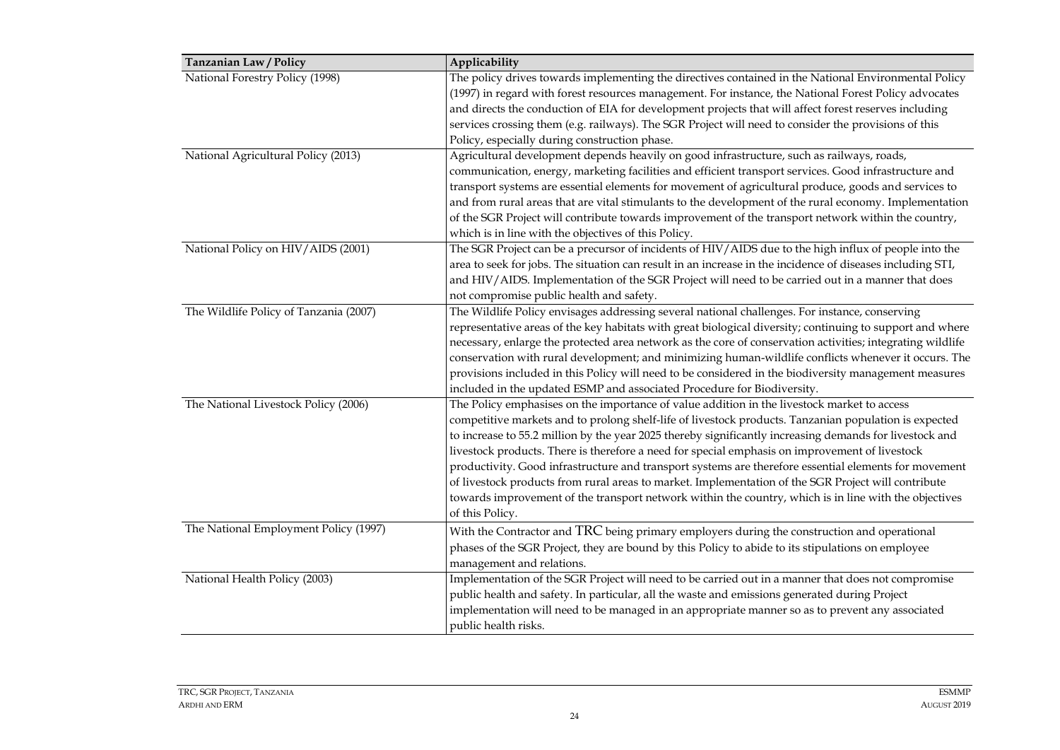| Tanzanian Law / Policy | Applicability |
|---|---|
| National Forestry Policy (1998) | The policy drives towards implementing the directives contained in the National Environmental Policy (1997) in regard with forest resources management. For instance, the National Forest Policy advocates and directs the conduction of EIA for development projects that will affect forest reserves including services crossing them (e.g. railways). The SGR Project will need to consider the provisions of this Policy, especially during construction phase. |
| National Agricultural Policy (2013) | Agricultural development depends heavily on good infrastructure, such as railways, roads, communication, energy, marketing facilities and efficient transport services. Good infrastructure and transport systems are essential elements for movement of agricultural produce, goods and services to and from rural areas that are vital stimulants to the development of the rural economy. Implementation of the SGR Project will contribute towards improvement of the transport network within the country, which is in line with the objectives of this Policy. |
| National Policy on HIV/AIDS (2001) | The SGR Project can be a precursor of incidents of HIV/AIDS due to the high influx of people into the area to seek for jobs. The situation can result in an increase in the incidence of diseases including STI, and HIV/AIDS. Implementation of the SGR Project will need to be carried out in a manner that does not compromise public health and safety. |
| The Wildlife Policy of Tanzania (2007) | The Wildlife Policy envisages addressing several national challenges. For instance, conserving representative areas of the key habitats with great biological diversity; continuing to support and where necessary, enlarge the protected area network as the core of conservation activities; integrating wildlife conservation with rural development; and minimizing human-wildlife conflicts whenever it occurs. The provisions included in this Policy will need to be considered in the biodiversity management measures included in the updated ESMP and associated Procedure for Biodiversity. |
| The National Livestock Policy (2006) | The Policy emphasises on the importance of value addition in the livestock market to access competitive markets and to prolong shelf-life of livestock products. Tanzanian population is expected to increase to 55.2 million by the year 2025 thereby significantly increasing demands for livestock and livestock products. There is therefore a need for special emphasis on improvement of livestock productivity. Good infrastructure and transport systems are therefore essential elements for movement of livestock products from rural areas to market. Implementation of the SGR Project will contribute towards improvement of the transport network within the country, which is in line with the objectives of this Policy. |
| The National Employment Policy (1997) | With the Contractor and TRC being primary employers during the construction and operational phases of the SGR Project, they are bound by this Policy to abide to its stipulations on employee management and relations. |
| National Health Policy (2003) | Implementation of the SGR Project will need to be carried out in a manner that does not compromise public health and safety. In particular, all the waste and emissions generated during Project implementation will need to be managed in an appropriate manner so as to prevent any associated public health risks. |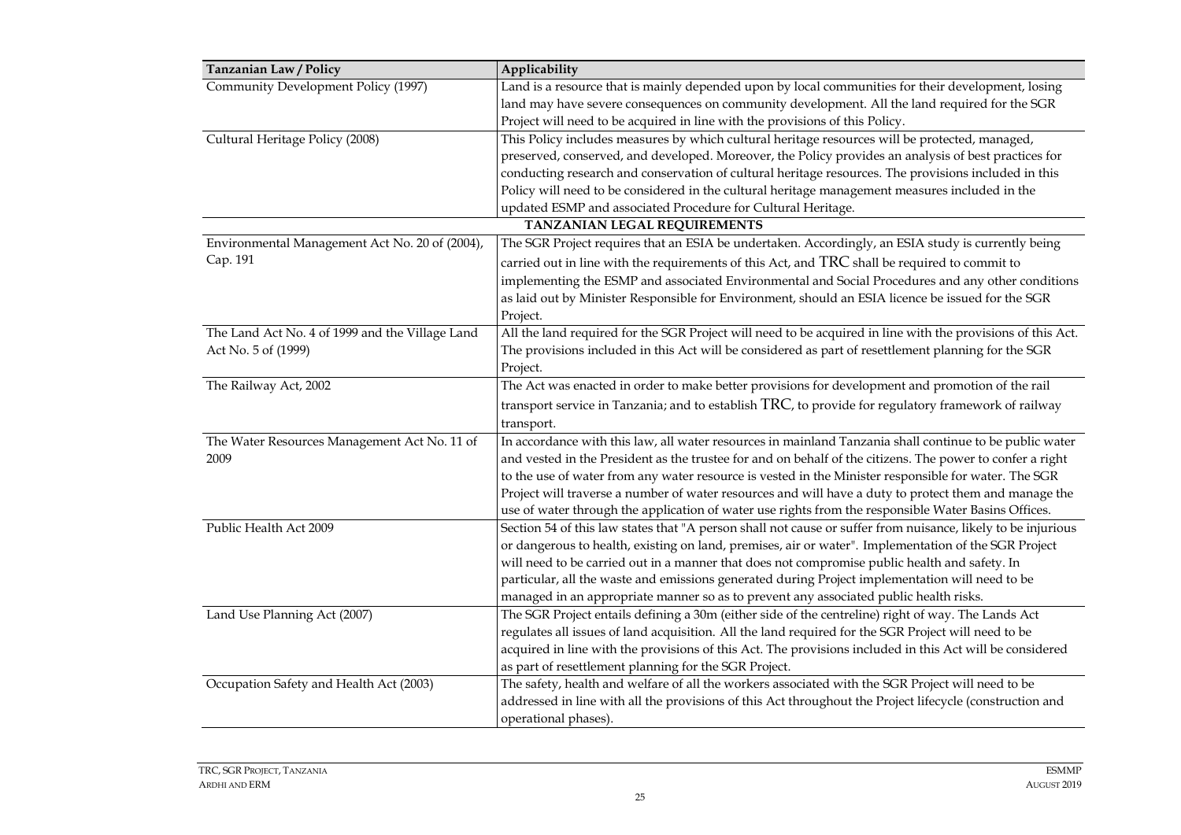| Tanzanian Law / Policy | Applicability |
|---|---|
| Community Development Policy (1997) | Land is a resource that is mainly depended upon by local communities for their development, losing land may have severe consequences on community development. All the land required for the SGR Project will need to be acquired in line with the provisions of this Policy. |
| Cultural Heritage Policy (2008) | This Policy includes measures by which cultural heritage resources will be protected, managed, preserved, conserved, and developed. Moreover, the Policy provides an analysis of best practices for conducting research and conservation of cultural heritage resources. The provisions included in this Policy will need to be considered in the cultural heritage management measures included in the updated ESMP and associated Procedure for Cultural Heritage. |
| **TANZANIAN LEGAL REQUIREMENTS** | |
| Environmental Management Act No. 20 of (2004), Cap. 191 | The SGR Project requires that an ESIA be undertaken. Accordingly, an ESIA study is currently being carried out in line with the requirements of this Act, and TRC shall be required to commit to implementing the ESMP and associated Environmental and Social Procedures and any other conditions as laid out by Minister Responsible for Environment, should an ESIA licence be issued for the SGR Project. |
| The Land Act No. 4 of 1999 and the Village Land Act No. 5 of (1999) | All the land required for the SGR Project will need to be acquired in line with the provisions of this Act. The provisions included in this Act will be considered as part of resettlement planning for the SGR Project. |
| The Railway Act, 2002 | The Act was enacted in order to make better provisions for development and promotion of the rail transport service in Tanzania; and to establish TRC, to provide for regulatory framework of railway transport. |
| The Water Resources Management Act No. 11 of 2009 | In accordance with this law, all water resources in mainland Tanzania shall continue to be public water and vested in the President as the trustee for and on behalf of the citizens. The power to confer a right to the use of water from any water resource is vested in the Minister responsible for water. The SGR Project will traverse a number of water resources and will have a duty to protect them and manage the use of water through the application of water use rights from the responsible Water Basins Offices. |
| Public Health Act 2009 | Section 54 of this law states that "A person shall not cause or suffer from nuisance, likely to be injurious or dangerous to health, existing on land, premises, air or water". Implementation of the SGR Project will need to be carried out in a manner that does not compromise public health and safety. In particular, all the waste and emissions generated during Project implementation will need to be managed in an appropriate manner so as to prevent any associated public health risks. |
| Land Use Planning Act (2007) | The SGR Project entails defining a 30m (either side of the centreline) right of way. The Lands Act regulates all issues of land acquisition. All the land required for the SGR Project will need to be acquired in line with the provisions of this Act. The provisions included in this Act will be considered as part of resettlement planning for the SGR Project. |
| Occupation Safety and Health Act (2003) | The safety, health and welfare of all the workers associated with the SGR Project will need to be addressed in line with all the provisions of this Act throughout the Project lifecycle (construction and operational phases). |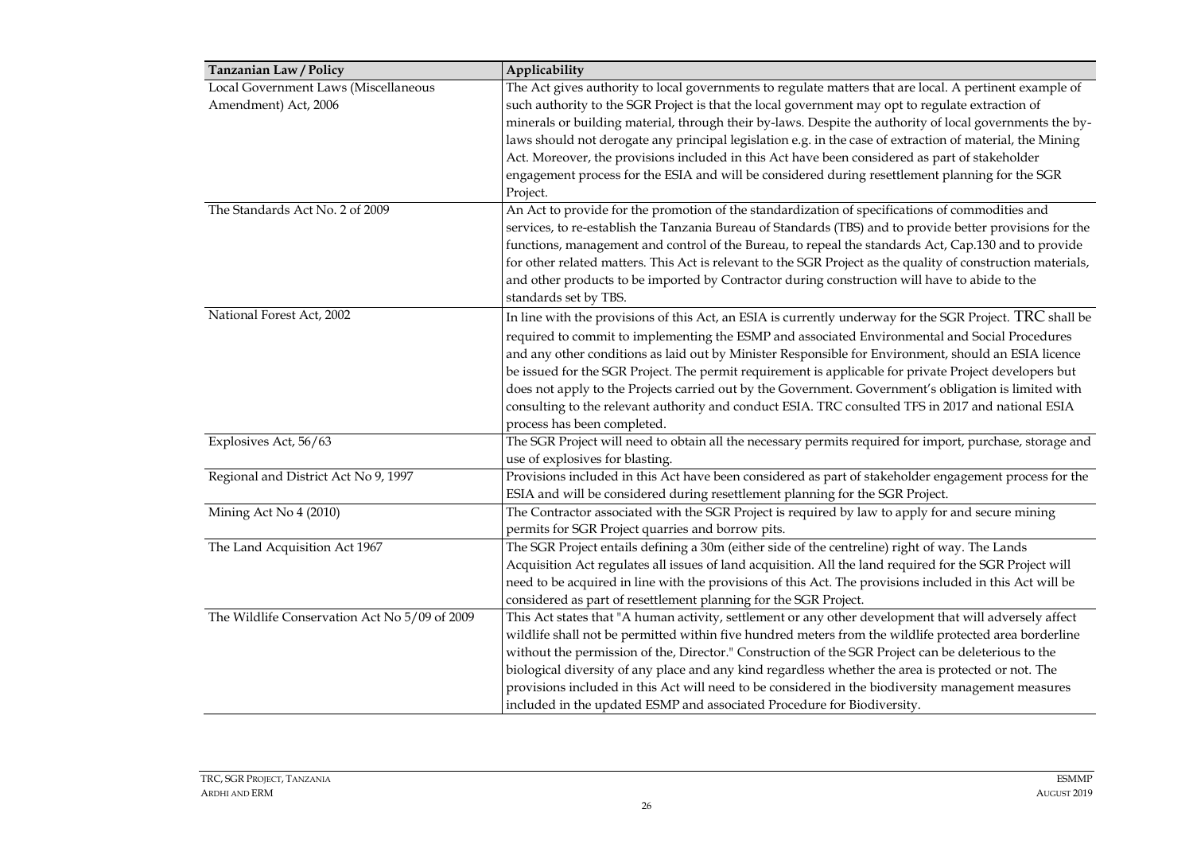| Tanzanian Law / Policy | Applicability |
|---|---|
| Local Government Laws (Miscellaneous Amendment) Act, 2006 | The Act gives authority to local governments to regulate matters that are local. A pertinent example of such authority to the SGR Project is that the local government may opt to regulate extraction of minerals or building material, through their by-laws. Despite the authority of local governments the by-laws should not derogate any principal legislation e.g. in the case of extraction of material, the Mining Act. Moreover, the provisions included in this Act have been considered as part of stakeholder engagement process for the ESIA and will be considered during resettlement planning for the SGR Project. |
| The Standards Act No. 2 of 2009 | An Act to provide for the promotion of the standardization of specifications of commodities and services, to re-establish the Tanzania Bureau of Standards (TBS) and to provide better provisions for the functions, management and control of the Bureau, to repeal the standards Act, Cap.130 and to provide for other related matters. This Act is relevant to the SGR Project as the quality of construction materials, and other products to be imported by Contractor during construction will have to abide to the standards set by TBS. |
| National Forest Act, 2002 | In line with the provisions of this Act, an ESIA is currently underway for the SGR Project. TRC shall be required to commit to implementing the ESMP and associated Environmental and Social Procedures and any other conditions as laid out by Minister Responsible for Environment, should an ESIA licence be issued for the SGR Project. The permit requirement is applicable for private Project developers but does not apply to the Projects carried out by the Government. Government's obligation is limited with consulting to the relevant authority and conduct ESIA. TRC consulted TFS in 2017 and national ESIA process has been completed. |
| Explosives Act, 56/63 | The SGR Project will need to obtain all the necessary permits required for import, purchase, storage and use of explosives for blasting. |
| Regional and District Act No 9, 1997 | Provisions included in this Act have been considered as part of stakeholder engagement process for the ESIA and will be considered during resettlement planning for the SGR Project. |
| Mining Act No 4 (2010) | The Contractor associated with the SGR Project is required by law to apply for and secure mining permits for SGR Project quarries and borrow pits. |
| The Land Acquisition Act 1967 | The SGR Project entails defining a 30m (either side of the centreline) right of way. The Lands Acquisition Act regulates all issues of land acquisition. All the land required for the SGR Project will need to be acquired in line with the provisions of this Act. The provisions included in this Act will be considered as part of resettlement planning for the SGR Project. |
| The Wildlife Conservation Act No 5/09 of 2009 | This Act states that "A human activity, settlement or any other development that will adversely affect wildlife shall not be permitted within five hundred meters from the wildlife protected area borderline without the permission of the, Director." Construction of the SGR Project can be deleterious to the biological diversity of any place and any kind regardless whether the area is protected or not. The provisions included in this Act will need to be considered in the biodiversity management measures included in the updated ESMP and associated Procedure for Biodiversity. |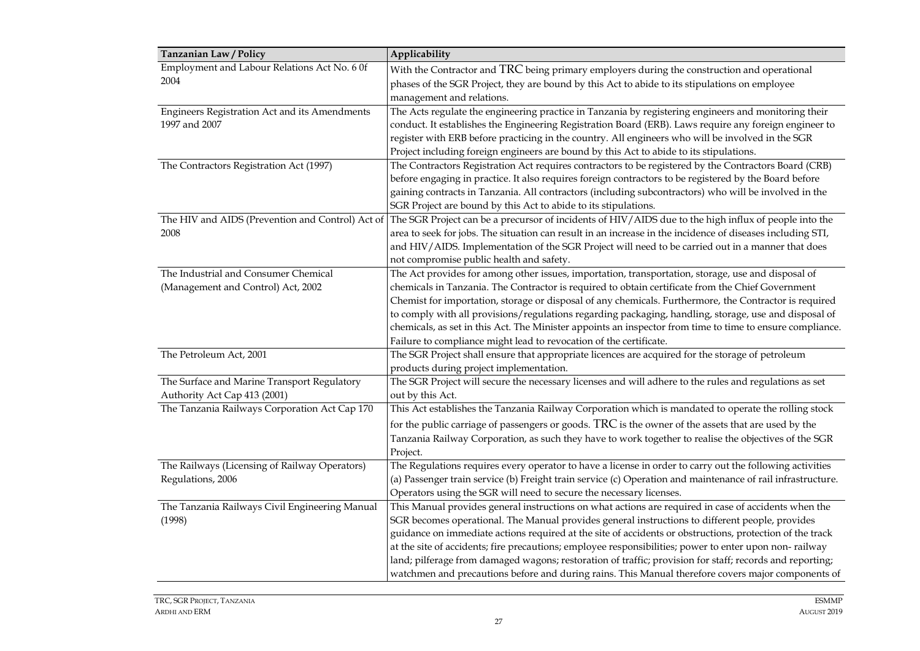| Tanzanian Law / Policy | Applicability |
|---|---|
| Employment and Labour Relations Act No. 6 0f 2004 | With the Contractor and TRC being primary employers during the construction and operational phases of the SGR Project, they are bound by this Act to abide to its stipulations on employee management and relations. |
| Engineers Registration Act and its Amendments 1997 and 2007 | The Acts regulate the engineering practice in Tanzania by registering engineers and monitoring their conduct. It establishes the Engineering Registration Board (ERB). Laws require any foreign engineer to register with ERB before practicing in the country. All engineers who will be involved in the SGR Project including foreign engineers are bound by this Act to abide to its stipulations. |
| The Contractors Registration Act (1997) | The Contractors Registration Act requires contractors to be registered by the Contractors Board (CRB) before engaging in practice. It also requires foreign contractors to be registered by the Board before gaining contracts in Tanzania. All contractors (including subcontractors) who will be involved in the SGR Project are bound by this Act to abide to its stipulations. |
| The HIV and AIDS (Prevention and Control) Act of 2008 | The SGR Project can be a precursor of incidents of HIV/AIDS due to the high influx of people into the area to seek for jobs. The situation can result in an increase in the incidence of diseases including STI, and HIV/AIDS. Implementation of the SGR Project will need to be carried out in a manner that does not compromise public health and safety. |
| The Industrial and Consumer Chemical (Management and Control) Act, 2002 | The Act provides for among other issues, importation, transportation, storage, use and disposal of chemicals in Tanzania. The Contractor is required to obtain certificate from the Chief Government Chemist for importation, storage or disposal of any chemicals. Furthermore, the Contractor is required to comply with all provisions/regulations regarding packaging, handling, storage, use and disposal of chemicals, as set in this Act. The Minister appoints an inspector from time to time to ensure compliance. Failure to compliance might lead to revocation of the certificate. |
| The Petroleum Act, 2001 | The SGR Project shall ensure that appropriate licences are acquired for the storage of petroleum products during project implementation. |
| The Surface and Marine Transport Regulatory Authority Act Cap 413 (2001) | The SGR Project will secure the necessary licenses and will adhere to the rules and regulations as set out by this Act. |
| The Tanzania Railways Corporation Act Cap 170 | This Act establishes the Tanzania Railway Corporation which is mandated to operate the rolling stock for the public carriage of passengers or goods. TRC is the owner of the assets that are used by the Tanzania Railway Corporation, as such they have to work together to realise the objectives of the SGR Project. |
| The Railways (Licensing of Railway Operators) Regulations, 2006 | The Regulations requires every operator to have a license in order to carry out the following activities (a) Passenger train service (b) Freight train service (c) Operation and maintenance of rail infrastructure. Operators using the SGR will need to secure the necessary licenses. |
| The Tanzania Railways Civil Engineering Manual (1998) | This Manual provides general instructions on what actions are required in case of accidents when the SGR becomes operational. The Manual provides general instructions to different people, provides guidance on immediate actions required at the site of accidents or obstructions, protection of the track at the site of accidents; fire precautions; employee responsibilities; power to enter upon non- railway land; pilferage from damaged wagons; restoration of traffic; provision for staff; records and reporting; watchmen and precautions before and during rains. This Manual therefore covers major components of |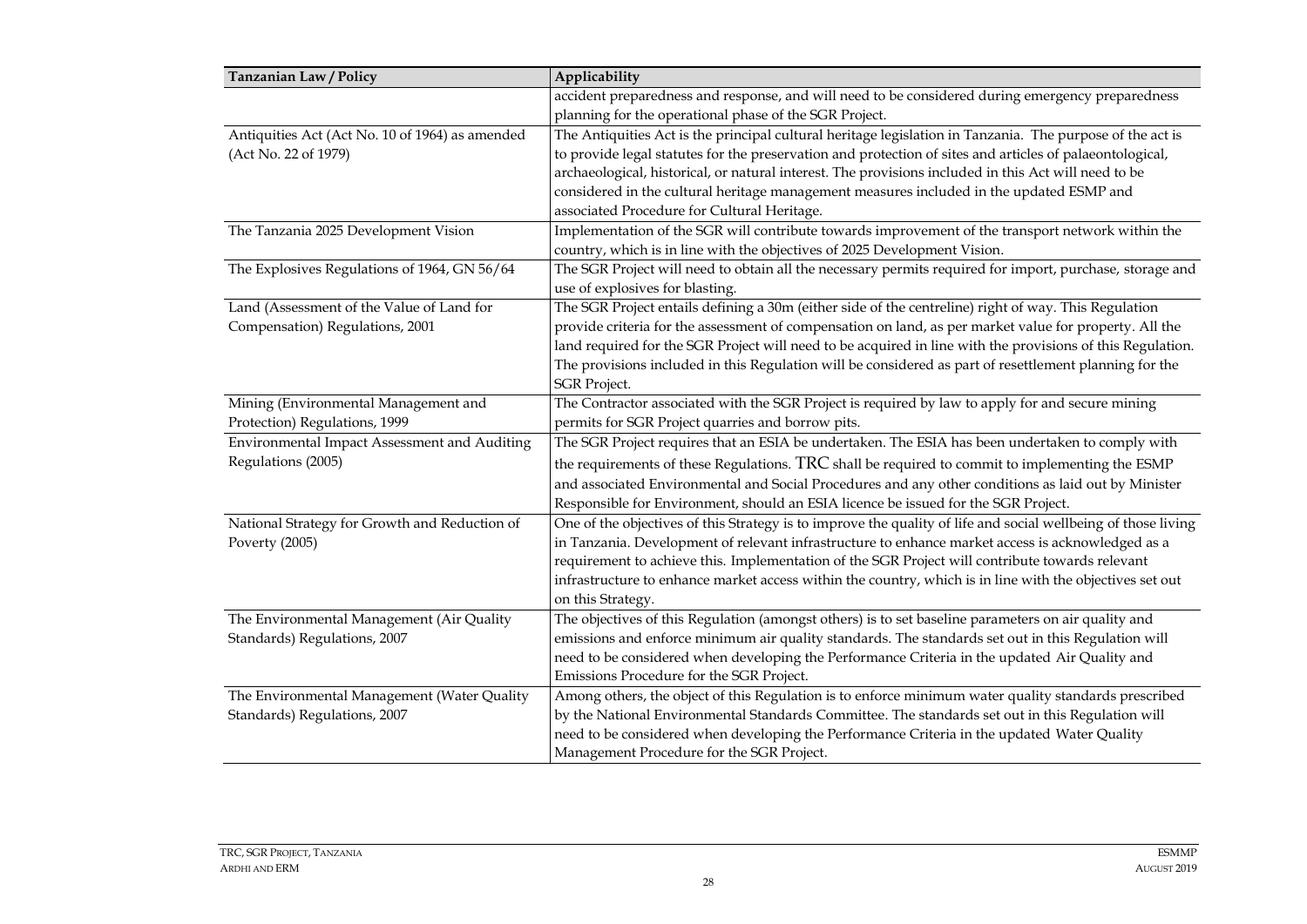| Tanzanian Law / Policy | Applicability |
|---|---|
| | accident preparedness and response, and will need to be considered during emergency preparedness planning for the operational phase of the SGR Project. |
| Antiquities Act (Act No. 10 of 1964) as amended (Act No. 22 of 1979) | The Antiquities Act is the principal cultural heritage legislation in Tanzania. The purpose of the act is to provide legal statutes for the preservation and protection of sites and articles of palaeontological, archaeological, historical, or natural interest. The provisions included in this Act will need to be considered in the cultural heritage management measures included in the updated ESMP and associated Procedure for Cultural Heritage. |
| The Tanzania 2025 Development Vision | Implementation of the SGR will contribute towards improvement of the transport network within the country, which is in line with the objectives of 2025 Development Vision. |
| The Explosives Regulations of 1964, GN 56/64 | The SGR Project will need to obtain all the necessary permits required for import, purchase, storage and use of explosives for blasting. |
| Land (Assessment of the Value of Land for Compensation) Regulations, 2001 | The SGR Project entails defining a 30m (either side of the centreline) right of way. This Regulation provide criteria for the assessment of compensation on land, as per market value for property. All the land required for the SGR Project will need to be acquired in line with the provisions of this Regulation. The provisions included in this Regulation will be considered as part of resettlement planning for the SGR Project. |
| Mining (Environmental Management and Protection) Regulations, 1999 | The Contractor associated with the SGR Project is required by law to apply for and secure mining permits for SGR Project quarries and borrow pits. |
| Environmental Impact Assessment and Auditing Regulations (2005) | The SGR Project requires that an ESIA be undertaken. The ESIA has been undertaken to comply with the requirements of these Regulations. TRC shall be required to commit to implementing the ESMP and associated Environmental and Social Procedures and any other conditions as laid out by Minister Responsible for Environment, should an ESIA licence be issued for the SGR Project. |
| National Strategy for Growth and Reduction of Poverty (2005) | One of the objectives of this Strategy is to improve the quality of life and social wellbeing of those living in Tanzania. Development of relevant infrastructure to enhance market access is acknowledged as a requirement to achieve this. Implementation of the SGR Project will contribute towards relevant infrastructure to enhance market access within the country, which is in line with the objectives set out on this Strategy. |
| The Environmental Management (Air Quality Standards) Regulations, 2007 | The objectives of this Regulation (amongst others) is to set baseline parameters on air quality and emissions and enforce minimum air quality standards. The standards set out in this Regulation will need to be considered when developing the Performance Criteria in the updated Air Quality and Emissions Procedure for the SGR Project. |
| The Environmental Management (Water Quality Standards) Regulations, 2007 | Among others, the object of this Regulation is to enforce minimum water quality standards prescribed by the National Environmental Standards Committee. The standards set out in this Regulation will need to be considered when developing the Performance Criteria in the updated Water Quality Management Procedure for the SGR Project. |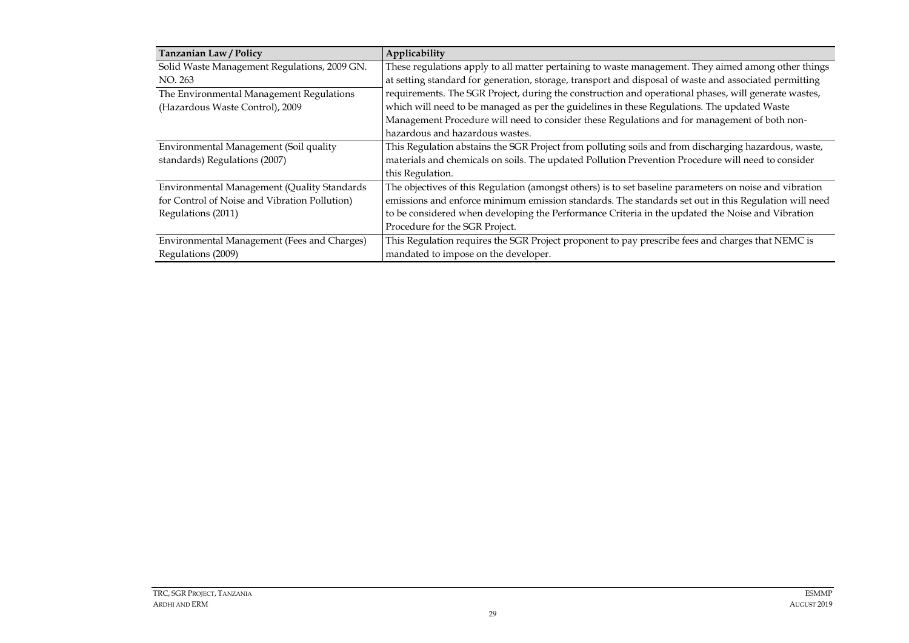| Tanzanian Law / Policy | Applicability |
| --- | --- |
| Solid Waste Management Regulations, 2009 GN. NO. 263<br><br>The Environmental Management Regulations (Hazardous Waste Control), 2009 | These regulations apply to all matter pertaining to waste management. They aimed among other things at setting standard for generation, storage, transport and disposal of waste and associated permitting requirements. The SGR Project, during the construction and operational phases, will generate wastes, which will need to be managed as per the guidelines in these Regulations. The updated Waste Management Procedure will need to consider these Regulations and for management of both non-hazardous and hazardous wastes. |
| Environmental Management (Soil quality standards) Regulations (2007) | This Regulation abstains the SGR Project from polluting soils and from discharging hazardous, waste, materials and chemicals on soils. The updated Pollution Prevention Procedure will need to consider this Regulation. |
| Environmental Management (Quality Standards for Control of Noise and Vibration Pollution) Regulations (2011) | The objectives of this Regulation (amongst others) is to set baseline parameters on noise and vibration emissions and enforce minimum emission standards. The standards set out in this Regulation will need to be considered when developing the Performance Criteria in the updated the Noise and Vibration Procedure for the SGR Project. |
| Environmental Management (Fees and Charges) Regulations (2009) | This Regulation requires the SGR Project proponent to pay prescribe fees and charges that NEMC is mandated to impose on the developer. |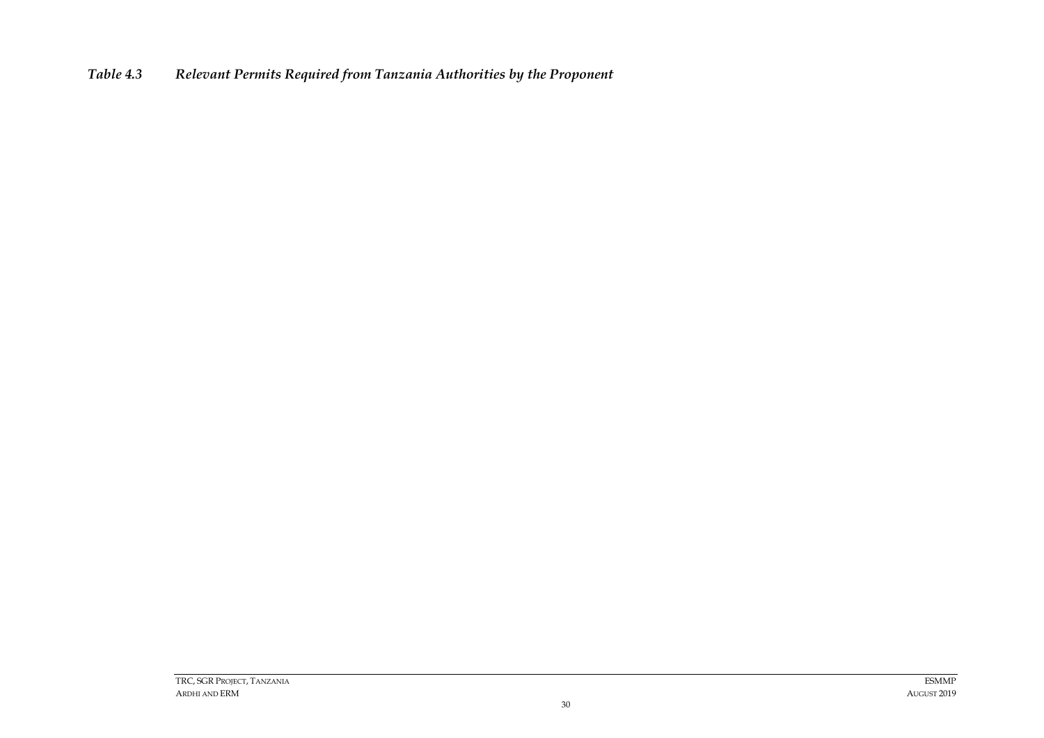*Table 4.3 Relevant Permits Required from Tanzania Authorities by the Proponent*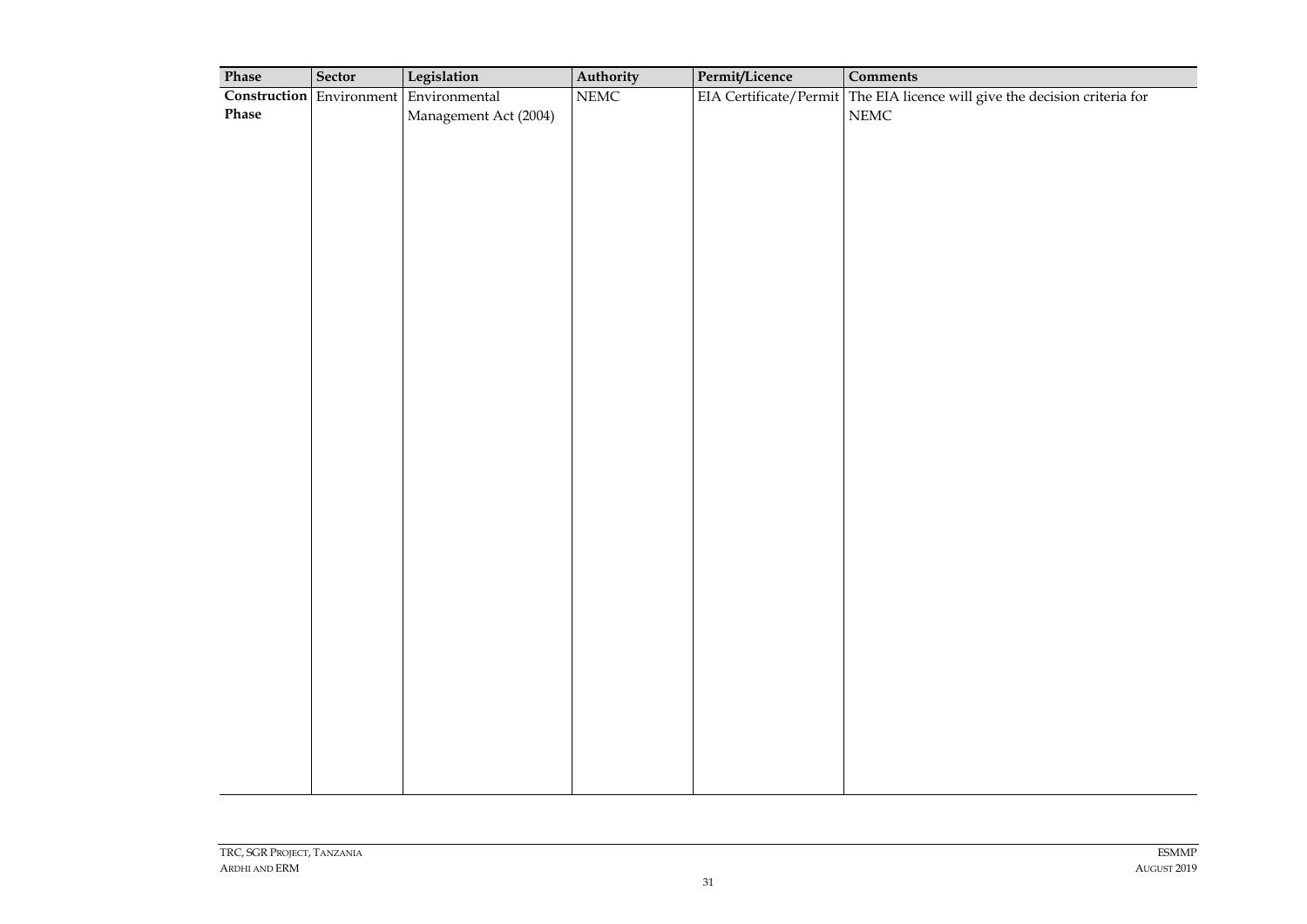| Phase | Sector | Legislation | Authority | Permit/Licence | Comments |
|---|---|---|---|---|---|
| **Construction Phase** | Environment | Environmental Management Act (2004) | NEMC | EIA Certificate/Permit | The EIA licence will give the decision criteria for NEMC |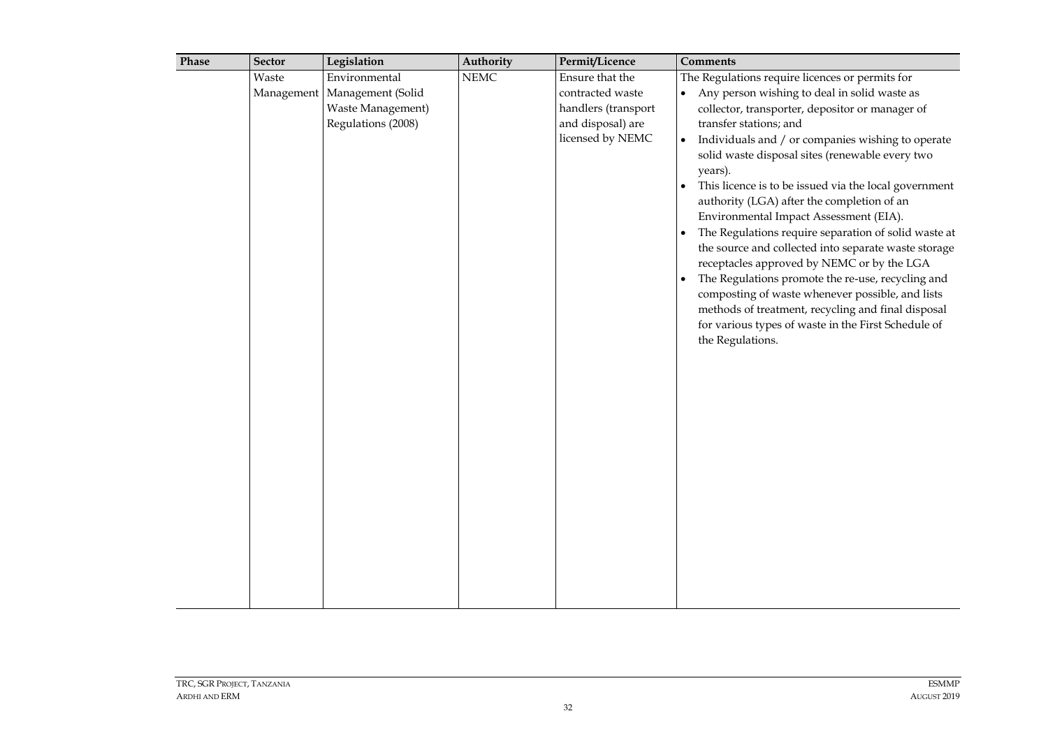| Phase | Sector | Legislation | Authority | Permit/Licence | Comments |
|---|---|---|---|---|---|
| | Waste Management | Environmental Management (Solid Waste Management) Regulations (2008) | NEMC | Ensure that the contracted waste handlers (transport and disposal) are licensed by NEMC | The Regulations require licences or permits for<br>• Any person wishing to deal in solid waste as collector, transporter, depositor or manager of transfer stations; and<br>• Individuals and / or companies wishing to operate solid waste disposal sites (renewable every two years).<br>• This licence is to be issued via the local government authority (LGA) after the completion of an Environmental Impact Assessment (EIA).<br>• The Regulations require separation of solid waste at the source and collected into separate waste storage receptacles approved by NEMC or by the LGA<br>• The Regulations promote the re-use, recycling and composting of waste whenever possible, and lists methods of treatment, recycling and final disposal for various types of waste in the First Schedule of the Regulations. |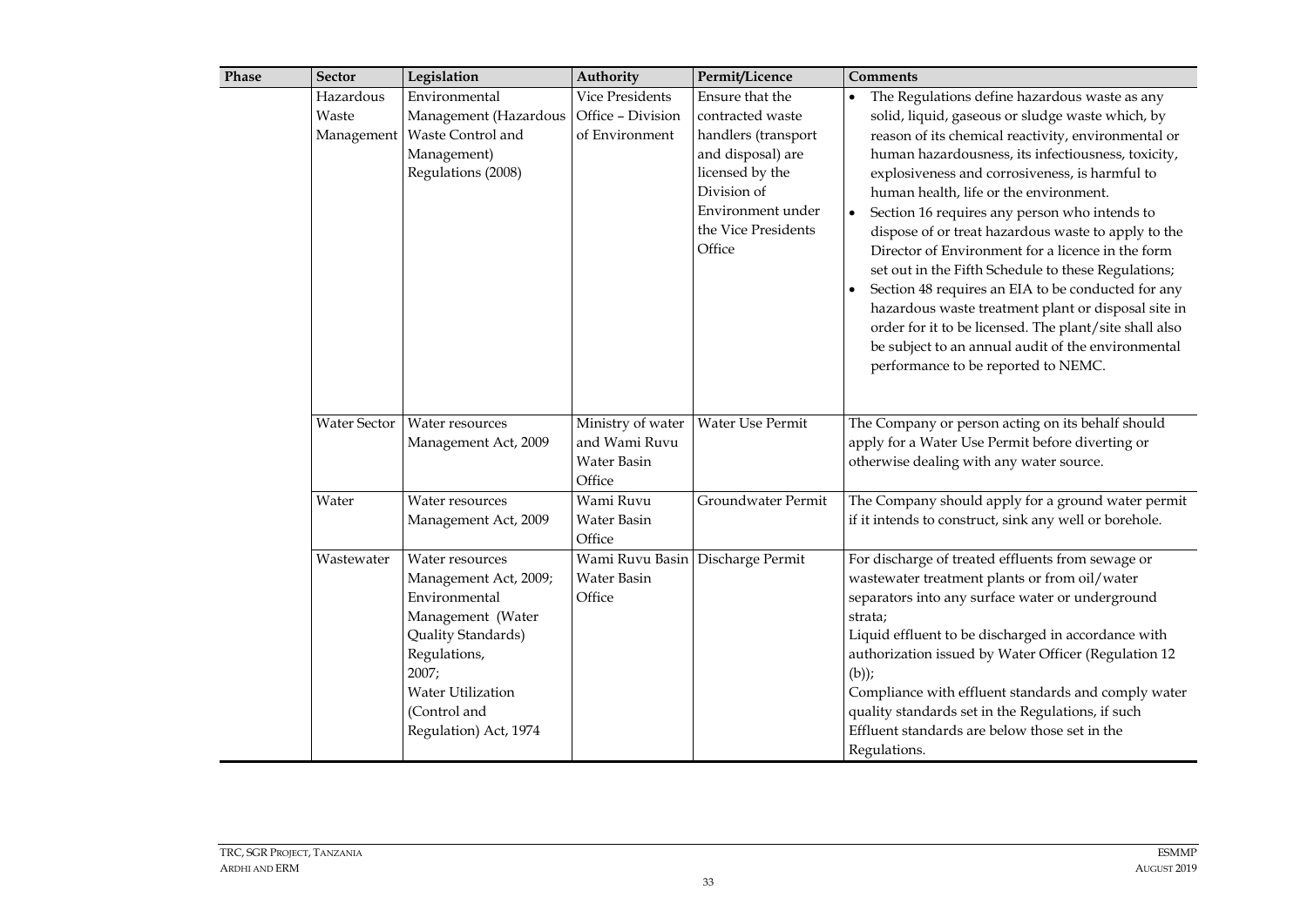| Phase | Sector | Legislation | Authority | Permit/Licence | Comments |
|---|---|---|---|---|---|
| | Hazardous Waste Management | Environmental Management (Hazardous Waste Control and Management) Regulations (2008) | Vice Presidents Office – Division of Environment | Ensure that the contracted waste handlers (transport and disposal) are licensed by the Division of Environment under the Vice Presidents Office | • The Regulations define hazardous waste as any solid, liquid, gaseous or sludge waste which, by reason of its chemical reactivity, environmental or human hazardousness, its infectiousness, toxicity, explosiveness and corrosiveness, is harmful to human health, life or the environment.<br>• Section 16 requires any person who intends to dispose of or treat hazardous waste to apply to the Director of Environment for a licence in the form set out in the Fifth Schedule to these Regulations;<br>• Section 48 requires an EIA to be conducted for any hazardous waste treatment plant or disposal site in order for it to be licensed. The plant/site shall also be subject to an annual audit of the environmental performance to be reported to NEMC. |
| | Water Sector | Water resources Management Act, 2009 | Ministry of water and Wami Ruvu Water Basin Office | Water Use Permit | The Company or person acting on its behalf should apply for a Water Use Permit before diverting or otherwise dealing with any water source. |
| | Water | Water resources Management Act, 2009 | Wami Ruvu Water Basin Office | Groundwater Permit | The Company should apply for a ground water permit if it intends to construct, sink any well or borehole. |
| | Wastewater | Water resources Management Act, 2009; Environmental Management (Water Quality Standards) Regulations, 2007; Water Utilization (Control and Regulation) Act, 1974 | Wami Ruvu Basin Water Basin Office | Discharge Permit | For discharge of treated effluents from sewage or wastewater treatment plants or from oil/water separators into any surface water or underground strata;<br>Liquid effluent to be discharged in accordance with authorization issued by Water Officer (Regulation 12 (b));<br>Compliance with effluent standards and comply water quality standards set in the Regulations, if such Effluent standards are below those set in the Regulations. |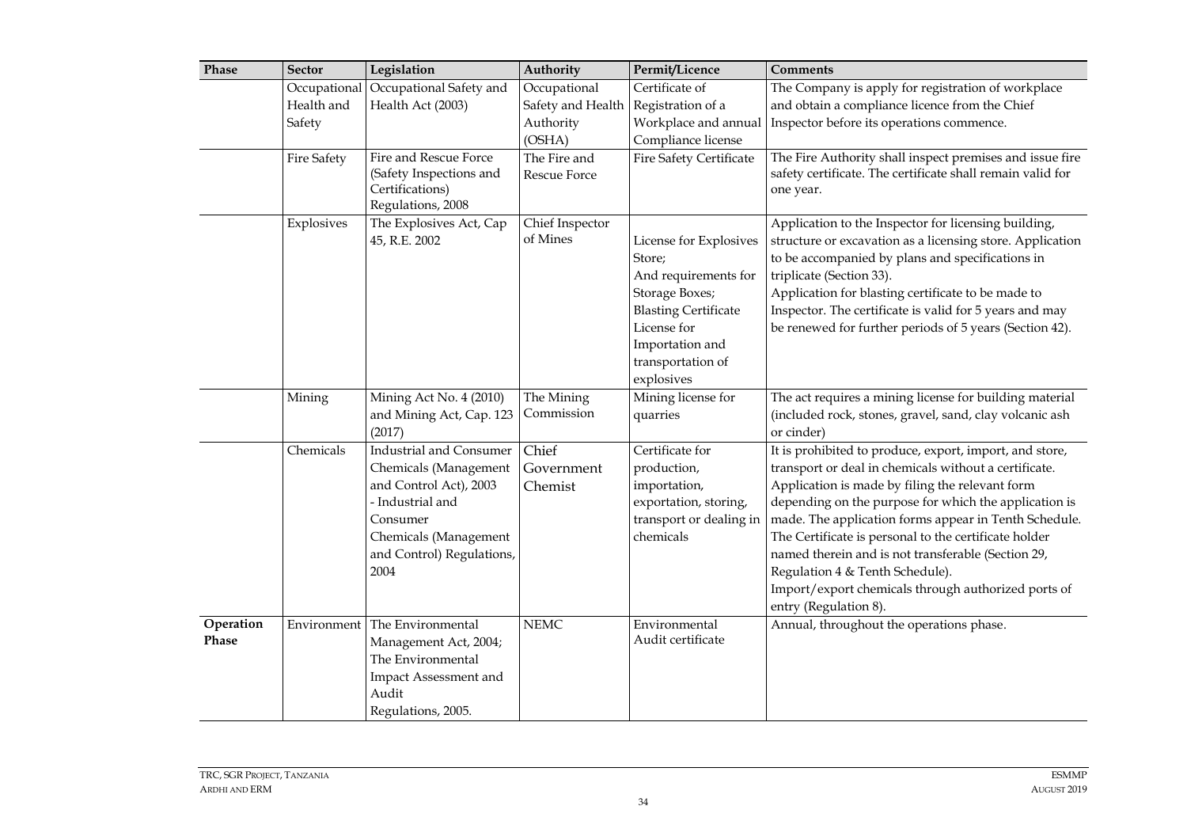| Phase | Sector | Legislation | Authority | Permit/Licence | Comments |
|---|---|---|---|---|---|
| | Occupational Health and Safety | Occupational Safety and Health Act (2003) | Occupational Safety and Health Authority (OSHA) | Certificate of Registration of a Workplace and annual Compliance license | The Company is apply for registration of workplace and obtain a compliance licence from the Chief Inspector before its operations commence. |
| | Fire Safety | Fire and Rescue Force (Safety Inspections and Certifications) Regulations, 2008 | The Fire and Rescue Force | Fire Safety Certificate | The Fire Authority shall inspect premises and issue fire safety certificate. The certificate shall remain valid for one year. |
| | Explosives | The Explosives Act, Cap 45, R.E. 2002 | Chief Inspector of Mines | License for Explosives Store; And requirements for Storage Boxes; Blasting Certificate License for Importation and transportation of explosives | Application to the Inspector for licensing building, structure or excavation as a licensing store. Application to be accompanied by plans and specifications in triplicate (Section 33). Application for blasting certificate to be made to Inspector. The certificate is valid for 5 years and may be renewed for further periods of 5 years (Section 42). |
| | Mining | Mining Act No. 4 (2010) and Mining Act, Cap. 123 (2017) | The Mining Commission | Mining license for quarries | The act requires a mining license for building material (included rock, stones, gravel, sand, clay volcanic ash or cinder) |
| | Chemicals | Industrial and Consumer Chemicals (Management and Control Act), 2003 - Industrial and Consumer Chemicals (Management and Control) Regulations, 2004 | Chief Government Chemist | Certificate for production, importation, exportation, storing, transport or dealing in chemicals | It is prohibited to produce, export, import, and store, transport or deal in chemicals without a certificate. Application is made by filing the relevant form depending on the purpose for which the application is made. The application forms appear in Tenth Schedule. The Certificate is personal to the certificate holder named therein and is not transferable (Section 29, Regulation 4 & Tenth Schedule). Import/export chemicals through authorized ports of entry (Regulation 8). |
| **Operation Phase** | Environment | The Environmental Management Act, 2004; The Environmental Impact Assessment and Audit Regulations, 2005. | NEMC | Environmental Audit certificate | Annual, throughout the operations phase. |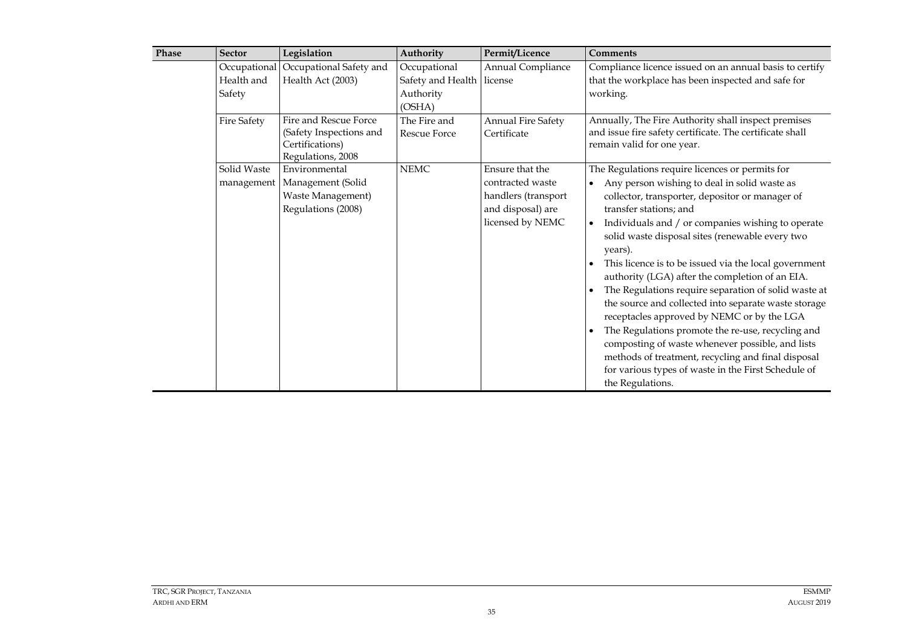| Phase | Sector | Legislation | Authority | Permit/Licence | Comments |
|---|---|---|---|---|---|
| | Occupational Health and Safety | Occupational Safety and Health Act (2003) | Occupational Safety and Health Authority (OSHA) | Annual Compliance license | Compliance licence issued on an annual basis to certify that the workplace has been inspected and safe for working. |
| | Fire Safety | Fire and Rescue Force (Safety Inspections and Certifications) Regulations, 2008 | The Fire and Rescue Force | Annual Fire Safety Certificate | Annually, The Fire Authority shall inspect premises and issue fire safety certificate. The certificate shall remain valid for one year. |
| | Solid Waste management | Environmental Management (Solid Waste Management) Regulations (2008) | NEMC | Ensure that the contracted waste handlers (transport and disposal) are licensed by NEMC | The Regulations require licences or permits for<br>• Any person wishing to deal in solid waste as collector, transporter, depositor or manager of transfer stations; and<br>• Individuals and / or companies wishing to operate solid waste disposal sites (renewable every two years).<br>• This licence is to be issued via the local government authority (LGA) after the completion of an EIA.<br>• The Regulations require separation of solid waste at the source and collected into separate waste storage receptacles approved by NEMC or by the LGA<br>• The Regulations promote the re-use, recycling and composting of waste whenever possible, and lists methods of treatment, recycling and final disposal for various types of waste in the First Schedule of the Regulations. |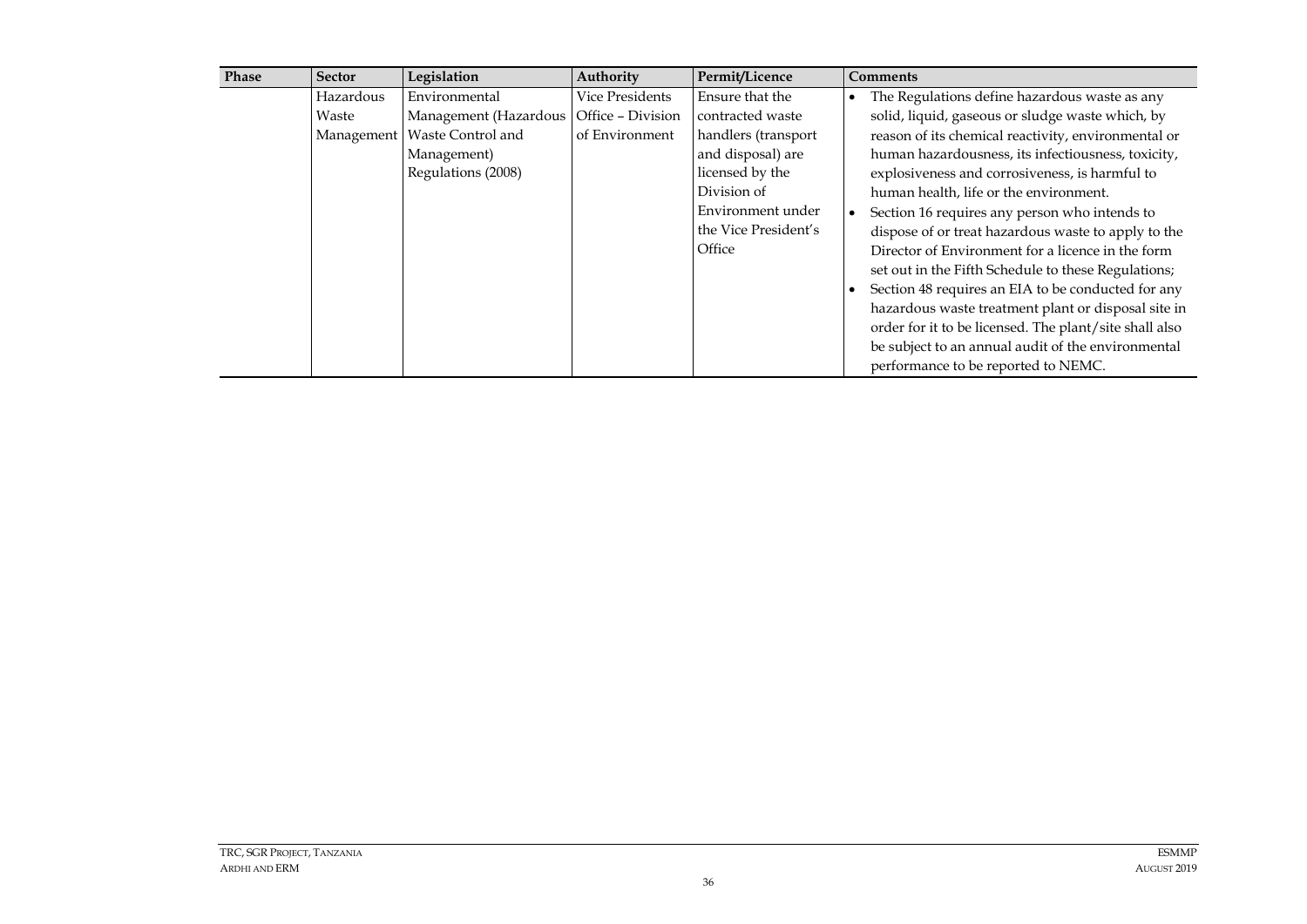| Phase | Sector | Legislation | Authority | Permit/Licence | Comments |
|---|---|---|---|---|---|
| | Hazardous Waste Management | Environmental Management (Hazardous Waste Control and Management) Regulations (2008) | Vice Presidents Office – Division of Environment | Ensure that the contracted waste handlers (transport and disposal) are licensed by the Division of Environment under the Vice President's Office | • The Regulations define hazardous waste as any solid, liquid, gaseous or sludge waste which, by reason of its chemical reactivity, environmental or human hazardousness, its infectiousness, toxicity, explosiveness and corrosiveness, is harmful to human health, life or the environment. <br>• Section 16 requires any person who intends to dispose of or treat hazardous waste to apply to the Director of Environment for a licence in the form set out in the Fifth Schedule to these Regulations; <br>• Section 48 requires an EIA to be conducted for any hazardous waste treatment plant or disposal site in order for it to be licensed. The plant/site shall also be subject to an annual audit of the environmental performance to be reported to NEMC. |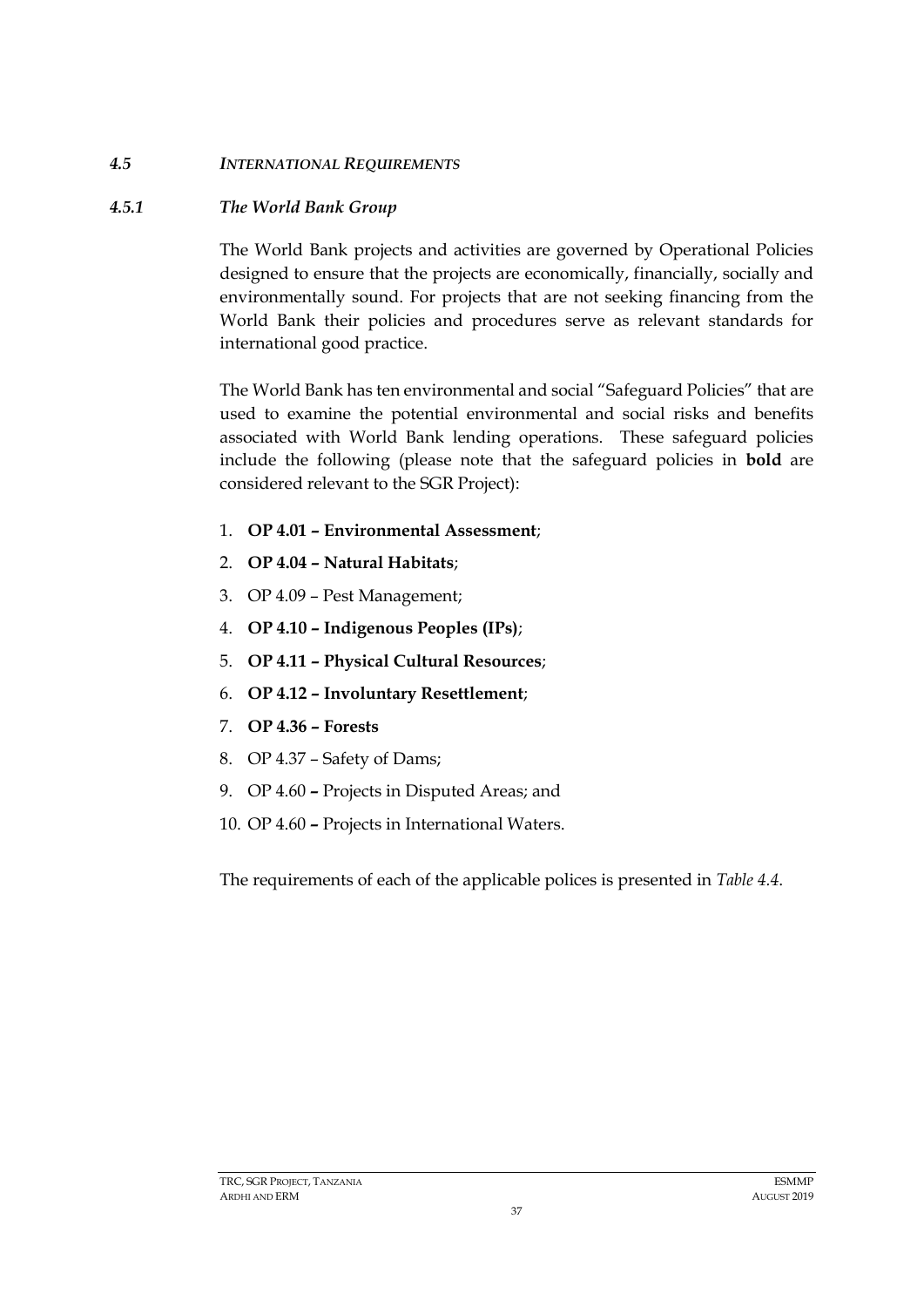### *4.5 INTERNATIONAL REQUIREMENTS*

#### *4.5.1 The World Bank Group*

The World Bank projects and activities are governed by Operational Policies designed to ensure that the projects are economically, financially, socially and environmentally sound. For projects that are not seeking financing from the World Bank their policies and procedures serve as relevant standards for international good practice.

The World Bank has ten environmental and social "Safeguard Policies" that are used to examine the potential environmental and social risks and benefits associated with World Bank lending operations. These safeguard policies include the following (please note that the safeguard policies in **bold** are considered relevant to the SGR Project):

1. **OP 4.01 – Environmental Assessment**;
2. **OP 4.04 – Natural Habitats**;
3. OP 4.09 – Pest Management;
4. **OP 4.10 – Indigenous Peoples (IPs)**;
5. **OP 4.11 – Physical Cultural Resources**;
6. **OP 4.12 – Involuntary Resettlement**;
7. **OP 4.36 – Forests**
8. OP 4.37 – Safety of Dams;
9. OP 4.60 **–** Projects in Disputed Areas; and
10. OP 4.60 **–** Projects in International Waters.

The requirements of each of the applicable polices is presented in *Table 4.4*.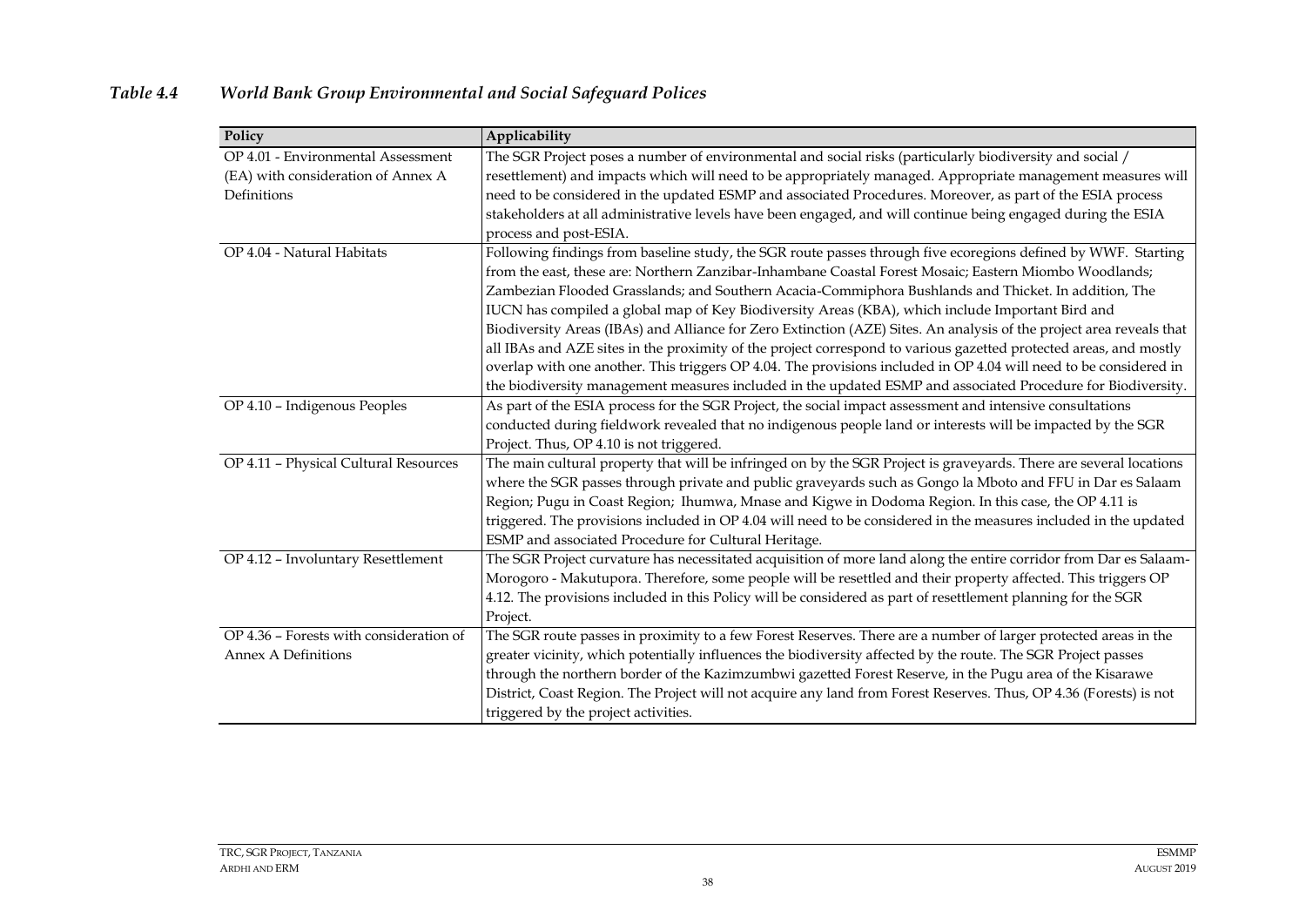### *Table 4.4 World Bank Group Environmental and Social Safeguard Polices*

| Policy | Applicability |
|---|---|
| OP 4.01 - Environmental Assessment (EA) with consideration of Annex A Definitions | The SGR Project poses a number of environmental and social risks (particularly biodiversity and social / resettlement) and impacts which will need to be appropriately managed. Appropriate management measures will need to be considered in the updated ESMP and associated Procedures. Moreover, as part of the ESIA process stakeholders at all administrative levels have been engaged, and will continue being engaged during the ESIA process and post-ESIA. |
| OP 4.04 - Natural Habitats | Following findings from baseline study, the SGR route passes through five ecoregions defined by WWF. Starting from the east, these are: Northern Zanzibar-Inhambane Coastal Forest Mosaic; Eastern Miombo Woodlands; Zambezian Flooded Grasslands; and Southern Acacia-Commiphora Bushlands and Thicket. In addition, The IUCN has compiled a global map of Key Biodiversity Areas (KBA), which include Important Bird and Biodiversity Areas (IBAs) and Alliance for Zero Extinction (AZE) Sites. An analysis of the project area reveals that all IBAs and AZE sites in the proximity of the project correspond to various gazetted protected areas, and mostly overlap with one another. This triggers OP 4.04. The provisions included in OP 4.04 will need to be considered in the biodiversity management measures included in the updated ESMP and associated Procedure for Biodiversity. |
| OP 4.10 – Indigenous Peoples | As part of the ESIA process for the SGR Project, the social impact assessment and intensive consultations conducted during fieldwork revealed that no indigenous people land or interests will be impacted by the SGR Project. Thus, OP 4.10 is not triggered. |
| OP 4.11 – Physical Cultural Resources | The main cultural property that will be infringed on by the SGR Project is graveyards. There are several locations where the SGR passes through private and public graveyards such as Gongo la Mboto and FFU in Dar es Salaam Region; Pugu in Coast Region; Ihumwa, Mnase and Kigwe in Dodoma Region. In this case, the OP 4.11 is triggered. The provisions included in OP 4.04 will need to be considered in the measures included in the updated ESMP and associated Procedure for Cultural Heritage. |
| OP 4.12 – Involuntary Resettlement | The SGR Project curvature has necessitated acquisition of more land along the entire corridor from Dar es Salaam-Morogoro - Makutupora. Therefore, some people will be resettled and their property affected. This triggers OP 4.12. The provisions included in this Policy will be considered as part of resettlement planning for the SGR Project. |
| OP 4.36 – Forests with consideration of Annex A Definitions | The SGR route passes in proximity to a few Forest Reserves. There are a number of larger protected areas in the greater vicinity, which potentially influences the biodiversity affected by the route. The SGR Project passes through the northern border of the Kazimzumbwi gazetted Forest Reserve, in the Pugu area of the Kisarawe District, Coast Region. The Project will not acquire any land from Forest Reserves. Thus, OP 4.36 (Forests) is not triggered by the project activities. |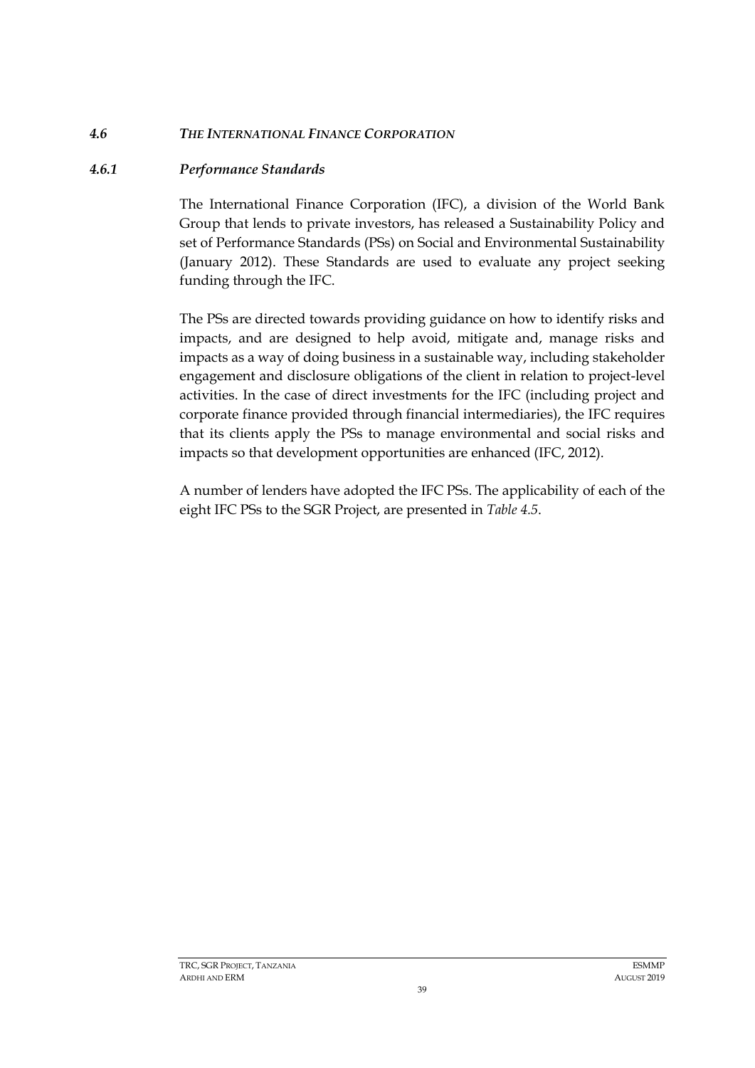### *4.6 THE INTERNATIONAL FINANCE CORPORATION*

#### *4.6.1 Performance Standards*

The International Finance Corporation (IFC), a division of the World Bank Group that lends to private investors, has released a Sustainability Policy and set of Performance Standards (PSs) on Social and Environmental Sustainability (January 2012). These Standards are used to evaluate any project seeking funding through the IFC.

The PSs are directed towards providing guidance on how to identify risks and impacts, and are designed to help avoid, mitigate and, manage risks and impacts as a way of doing business in a sustainable way, including stakeholder engagement and disclosure obligations of the client in relation to project-level activities. In the case of direct investments for the IFC (including project and corporate finance provided through financial intermediaries), the IFC requires that its clients apply the PSs to manage environmental and social risks and impacts so that development opportunities are enhanced (IFC, 2012).

A number of lenders have adopted the IFC PSs. The applicability of each of the eight IFC PSs to the SGR Project, are presented in *Table 4.5*.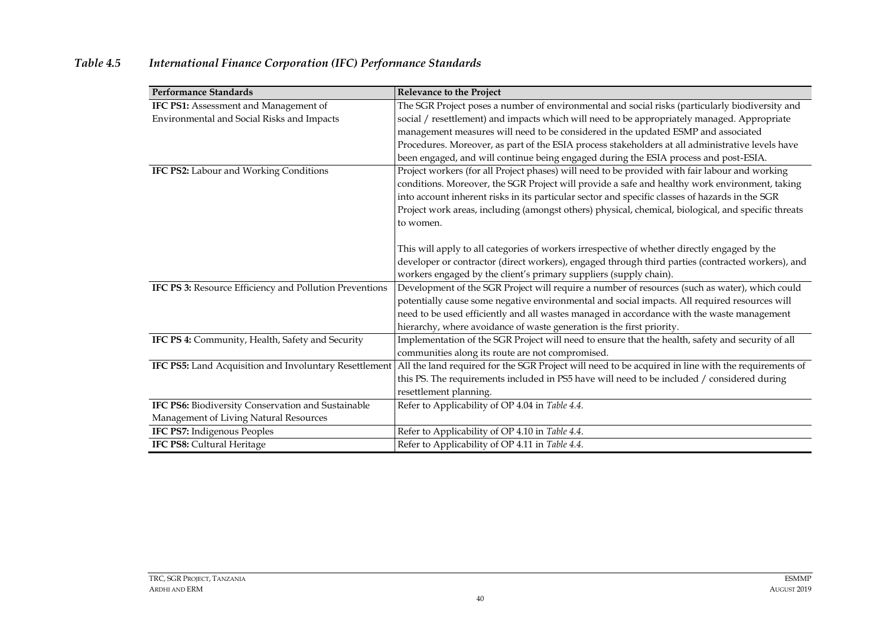*Table 4.5 International Finance Corporation (IFC) Performance Standards*

| Performance Standards | Relevance to the Project |
|---|---|
| **IFC PS1:** Assessment and Management of Environmental and Social Risks and Impacts | The SGR Project poses a number of environmental and social risks (particularly biodiversity and social / resettlement) and impacts which will need to be appropriately managed. Appropriate management measures will need to be considered in the updated ESMP and associated Procedures. Moreover, as part of the ESIA process stakeholders at all administrative levels have been engaged, and will continue being engaged during the ESIA process and post-ESIA. |
| **IFC PS2:** Labour and Working Conditions | Project workers (for all Project phases) will need to be provided with fair labour and working conditions. Moreover, the SGR Project will provide a safe and healthy work environment, taking into account inherent risks in its particular sector and specific classes of hazards in the SGR Project work areas, including (amongst others) physical, chemical, biological, and specific threats to women.<br><br>This will apply to all categories of workers irrespective of whether directly engaged by the developer or contractor (direct workers), engaged through third parties (contracted workers), and workers engaged by the client's primary suppliers (supply chain). |
| **IFC PS 3:** Resource Efficiency and Pollution Preventions | Development of the SGR Project will require a number of resources (such as water), which could potentially cause some negative environmental and social impacts. All required resources will need to be used efficiently and all wastes managed in accordance with the waste management hierarchy, where avoidance of waste generation is the first priority. |
| **IFC PS 4:** Community, Health, Safety and Security | Implementation of the SGR Project will need to ensure that the health, safety and security of all communities along its route are not compromised. |
| **IFC PS5:** Land Acquisition and Involuntary Resettlement | All the land required for the SGR Project will need to be acquired in line with the requirements of this PS. The requirements included in PS5 have will need to be included / considered during resettlement planning. |
| **IFC PS6:** Biodiversity Conservation and Sustainable Management of Living Natural Resources | Refer to Applicability of OP 4.04 in *Table 4.4*. |
| **IFC PS7:** Indigenous Peoples | Refer to Applicability of OP 4.10 in *Table 4.4*. |
| **IFC PS8:** Cultural Heritage | Refer to Applicability of OP 4.11 in *Table 4.4*. |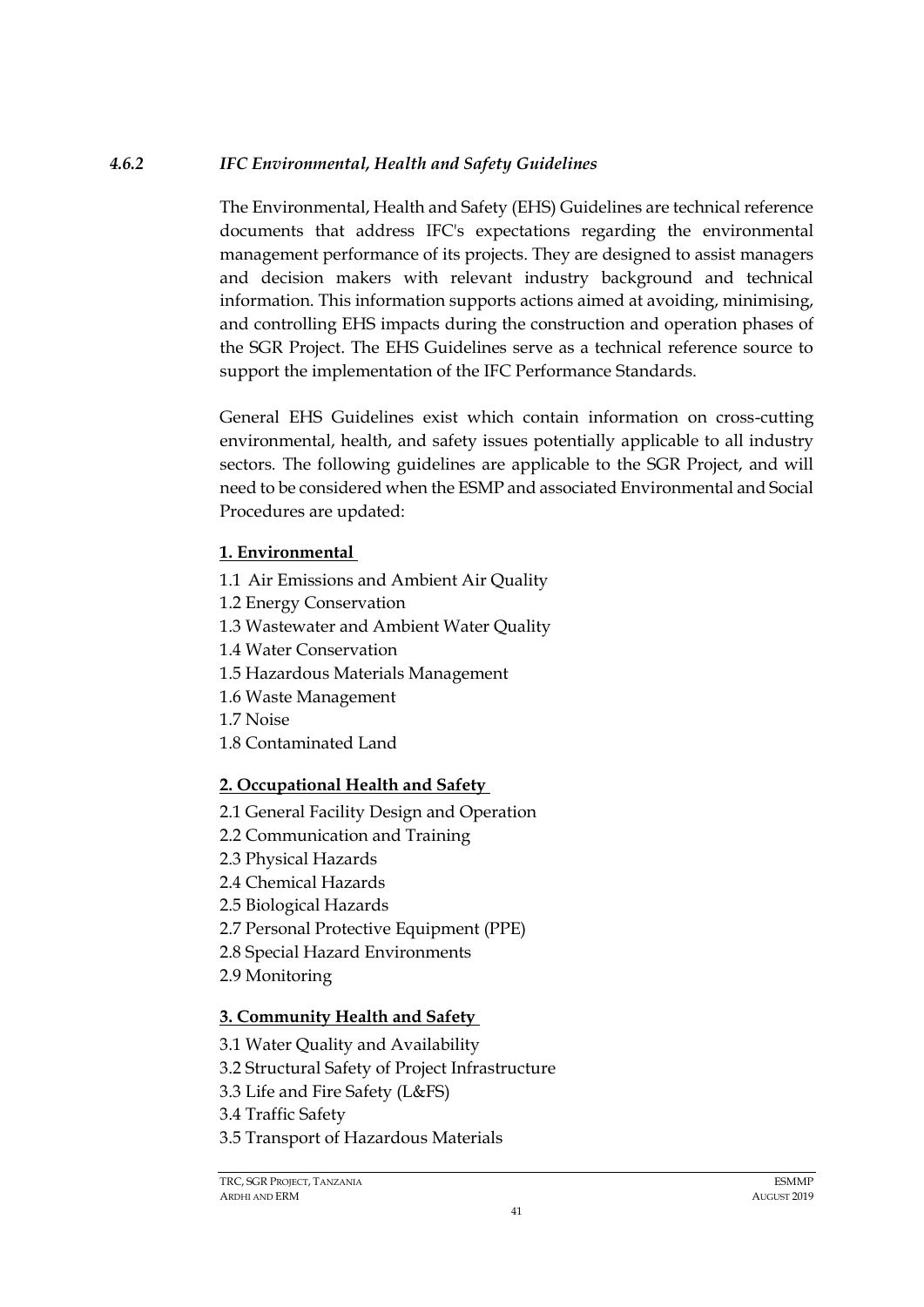### *4.6.2 IFC Environmental, Health and Safety Guidelines*

The Environmental, Health and Safety (EHS) Guidelines are technical reference documents that address IFC's expectations regarding the environmental management performance of its projects. They are designed to assist managers and decision makers with relevant industry background and technical information. This information supports actions aimed at avoiding, minimising, and controlling EHS impacts during the construction and operation phases of the SGR Project. The EHS Guidelines serve as a technical reference source to support the implementation of the IFC Performance Standards.

General EHS Guidelines exist which contain information on cross-cutting environmental, health, and safety issues potentially applicable to all industry sectors. The following guidelines are applicable to the SGR Project, and will need to be considered when the ESMP and associated Environmental and Social Procedures are updated:

**1. Environmental**

1.1 Air Emissions and Ambient Air Quality
1.2 Energy Conservation
1.3 Wastewater and Ambient Water Quality
1.4 Water Conservation
1.5 Hazardous Materials Management
1.6 Waste Management
1.7 Noise
1.8 Contaminated Land

**2. Occupational Health and Safety**

2.1 General Facility Design and Operation
2.2 Communication and Training
2.3 Physical Hazards
2.4 Chemical Hazards
2.5 Biological Hazards
2.7 Personal Protective Equipment (PPE)
2.8 Special Hazard Environments
2.9 Monitoring

**3. Community Health and Safety**

3.1 Water Quality and Availability
3.2 Structural Safety of Project Infrastructure
3.3 Life and Fire Safety (L&FS)
3.4 Traffic Safety
3.5 Transport of Hazardous Materials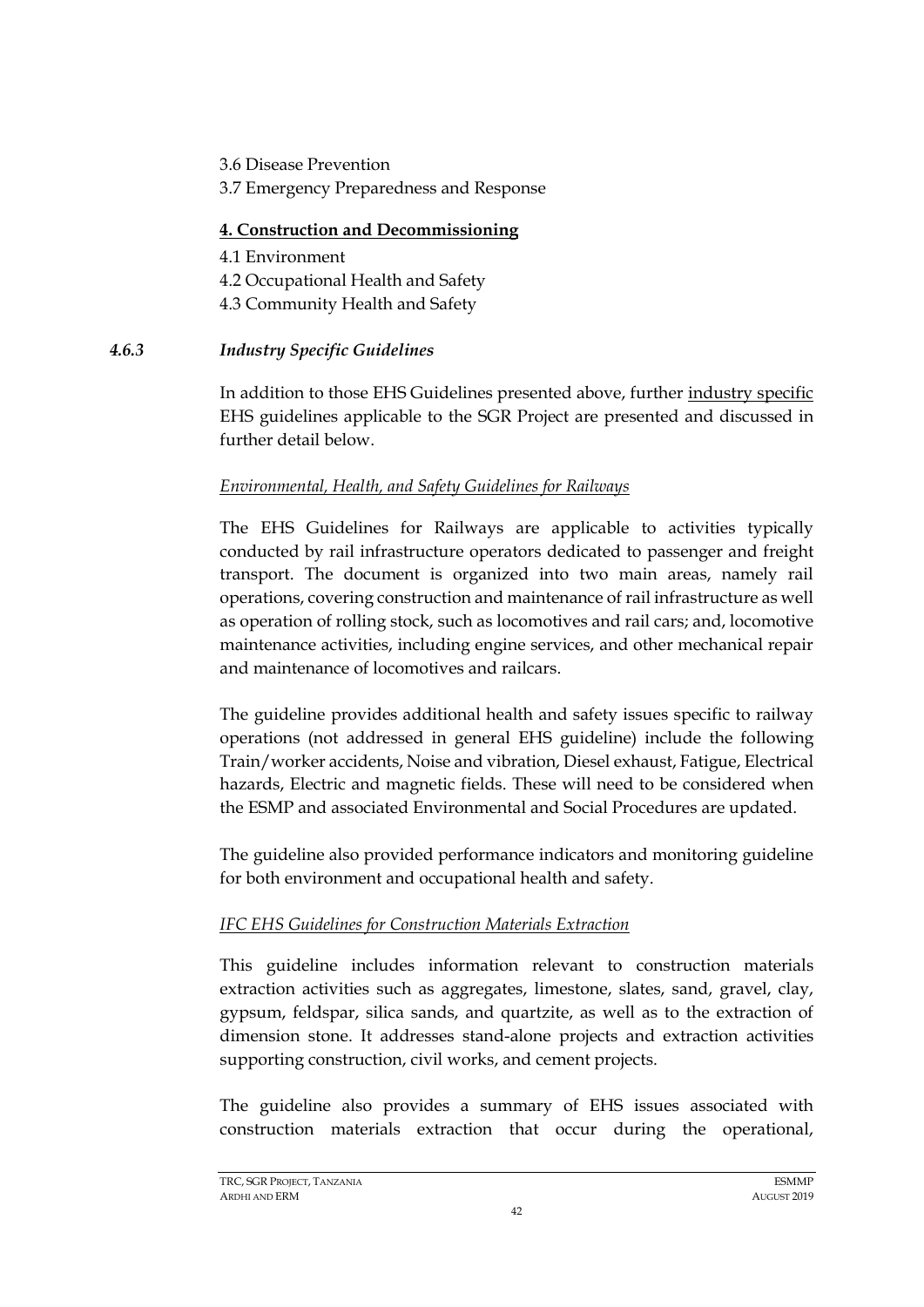3.6 Disease Prevention
3.7 Emergency Preparedness and Response

**4. Construction and Decommissioning**

4.1 Environment
4.2 Occupational Health and Safety
4.3 Community Health and Safety

### *4.6.3 Industry Specific Guidelines*

In addition to those EHS Guidelines presented above, further industry specific EHS guidelines applicable to the SGR Project are presented and discussed in further detail below.

*Environmental, Health, and Safety Guidelines for Railways*

The EHS Guidelines for Railways are applicable to activities typically conducted by rail infrastructure operators dedicated to passenger and freight transport. The document is organized into two main areas, namely rail operations, covering construction and maintenance of rail infrastructure as well as operation of rolling stock, such as locomotives and rail cars; and, locomotive maintenance activities, including engine services, and other mechanical repair and maintenance of locomotives and railcars.

The guideline provides additional health and safety issues specific to railway operations (not addressed in general EHS guideline) include the following Train/worker accidents, Noise and vibration, Diesel exhaust, Fatigue, Electrical hazards, Electric and magnetic fields. These will need to be considered when the ESMP and associated Environmental and Social Procedures are updated.

The guideline also provided performance indicators and monitoring guideline for both environment and occupational health and safety.

*IFC EHS Guidelines for Construction Materials Extraction*

This guideline includes information relevant to construction materials extraction activities such as aggregates, limestone, slates, sand, gravel, clay, gypsum, feldspar, silica sands, and quartzite, as well as to the extraction of dimension stone. It addresses stand-alone projects and extraction activities supporting construction, civil works, and cement projects.

The guideline also provides a summary of EHS issues associated with construction materials extraction that occur during the operational,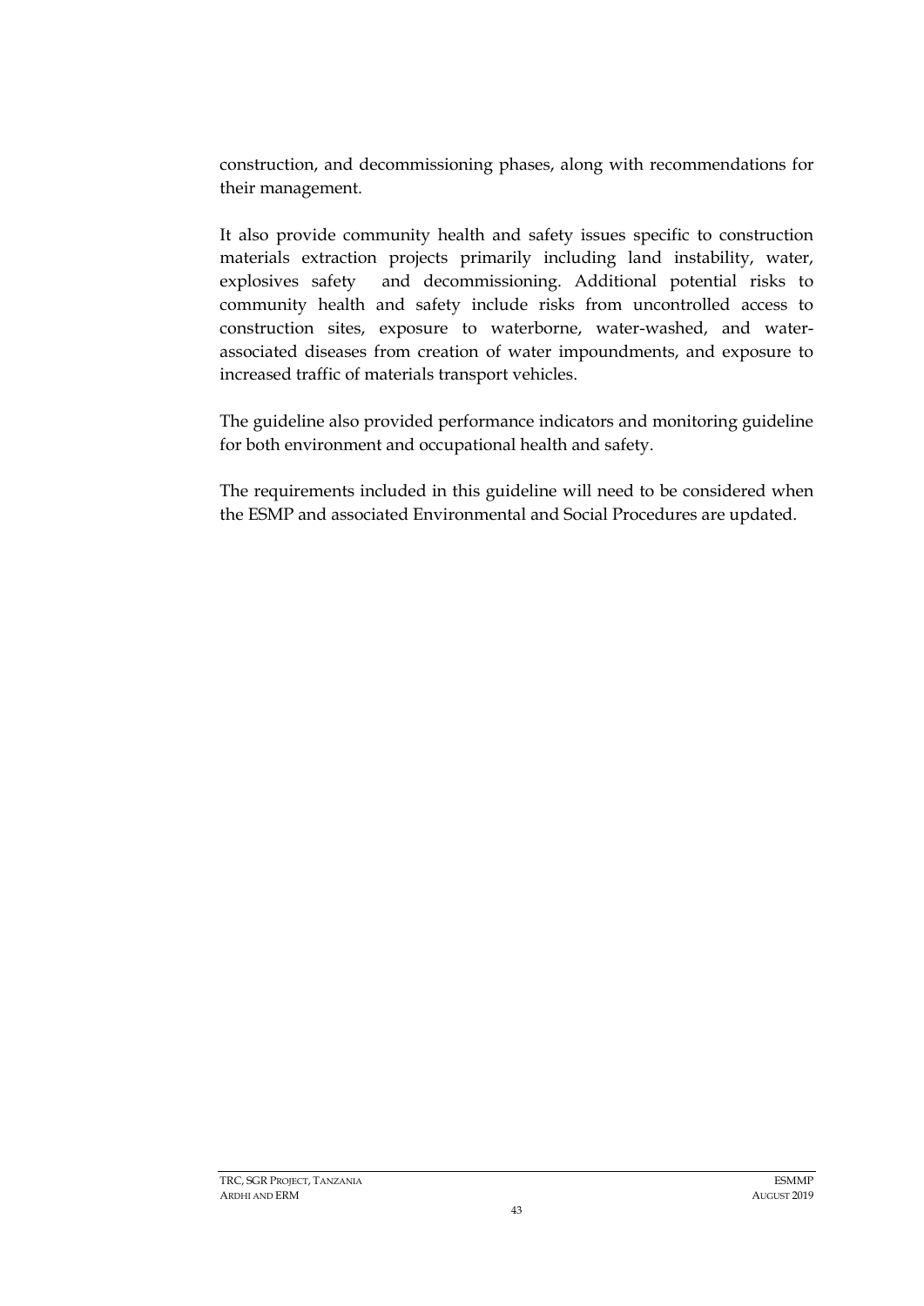construction, and decommissioning phases, along with recommendations for their management.

It also provide community health and safety issues specific to construction materials extraction projects primarily including land instability, water, explosives safety and decommissioning. Additional potential risks to community health and safety include risks from uncontrolled access to construction sites, exposure to waterborne, water-washed, and water-associated diseases from creation of water impoundments, and exposure to increased traffic of materials transport vehicles.

The guideline also provided performance indicators and monitoring guideline for both environment and occupational health and safety.

The requirements included in this guideline will need to be considered when the ESMP and associated Environmental and Social Procedures are updated.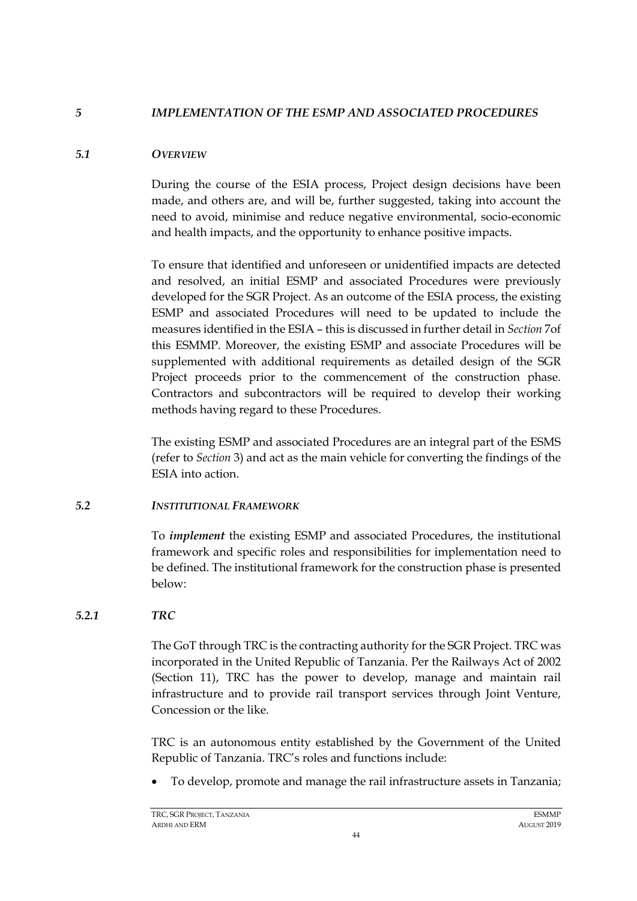# *5 IMPLEMENTATION OF THE ESMP AND ASSOCIATED PROCEDURES*

## *5.1 OVERVIEW*

During the course of the ESIA process, Project design decisions have been made, and others are, and will be, further suggested, taking into account the need to avoid, minimise and reduce negative environmental, socio-economic and health impacts, and the opportunity to enhance positive impacts.

To ensure that identified and unforeseen or unidentified impacts are detected and resolved, an initial ESMP and associated Procedures were previously developed for the SGR Project. As an outcome of the ESIA process, the existing ESMP and associated Procedures will need to be updated to include the measures identified in the ESIA – this is discussed in further detail in *Section* 7of this ESMMP. Moreover, the existing ESMP and associate Procedures will be supplemented with additional requirements as detailed design of the SGR Project proceeds prior to the commencement of the construction phase. Contractors and subcontractors will be required to develop their working methods having regard to these Procedures.

The existing ESMP and associated Procedures are an integral part of the ESMS (refer to *Section* 3) and act as the main vehicle for converting the findings of the ESIA into action.

## *5.2 INSTITUTIONAL FRAMEWORK*

To ***implement*** the existing ESMP and associated Procedures, the institutional framework and specific roles and responsibilities for implementation need to be defined. The institutional framework for the construction phase is presented below:

### *5.2.1 TRC*

The GoT through TRC is the contracting authority for the SGR Project. TRC was incorporated in the United Republic of Tanzania. Per the Railways Act of 2002 (Section 11), TRC has the power to develop, manage and maintain rail infrastructure and to provide rail transport services through Joint Venture, Concession or the like.

TRC is an autonomous entity established by the Government of the United Republic of Tanzania. TRC's roles and functions include:

- To develop, promote and manage the rail infrastructure assets in Tanzania;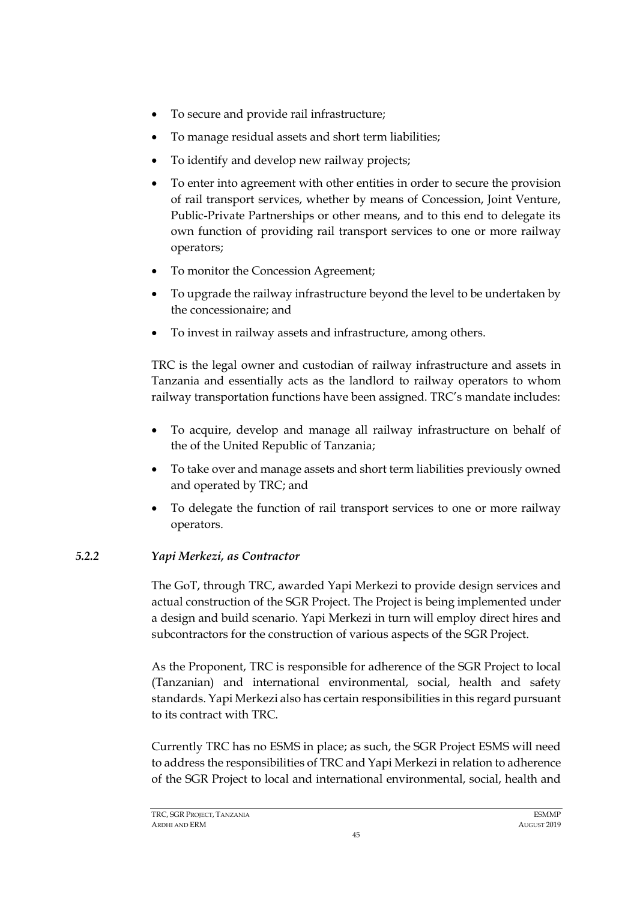- To secure and provide rail infrastructure;
- To manage residual assets and short term liabilities;
- To identify and develop new railway projects;
- To enter into agreement with other entities in order to secure the provision of rail transport services, whether by means of Concession, Joint Venture, Public-Private Partnerships or other means, and to this end to delegate its own function of providing rail transport services to one or more railway operators;
- To monitor the Concession Agreement;
- To upgrade the railway infrastructure beyond the level to be undertaken by the concessionaire; and
- To invest in railway assets and infrastructure, among others.

TRC is the legal owner and custodian of railway infrastructure and assets in Tanzania and essentially acts as the landlord to railway operators to whom railway transportation functions have been assigned. TRC's mandate includes:

- To acquire, develop and manage all railway infrastructure on behalf of the of the United Republic of Tanzania;
- To take over and manage assets and short term liabilities previously owned and operated by TRC; and
- To delegate the function of rail transport services to one or more railway operators.

### *5.2.2 Yapi Merkezi, as Contractor*

The GoT, through TRC, awarded Yapi Merkezi to provide design services and actual construction of the SGR Project. The Project is being implemented under a design and build scenario. Yapi Merkezi in turn will employ direct hires and subcontractors for the construction of various aspects of the SGR Project.

As the Proponent, TRC is responsible for adherence of the SGR Project to local (Tanzanian) and international environmental, social, health and safety standards. Yapi Merkezi also has certain responsibilities in this regard pursuant to its contract with TRC.

Currently TRC has no ESMS in place; as such, the SGR Project ESMS will need to address the responsibilities of TRC and Yapi Merkezi in relation to adherence of the SGR Project to local and international environmental, social, health and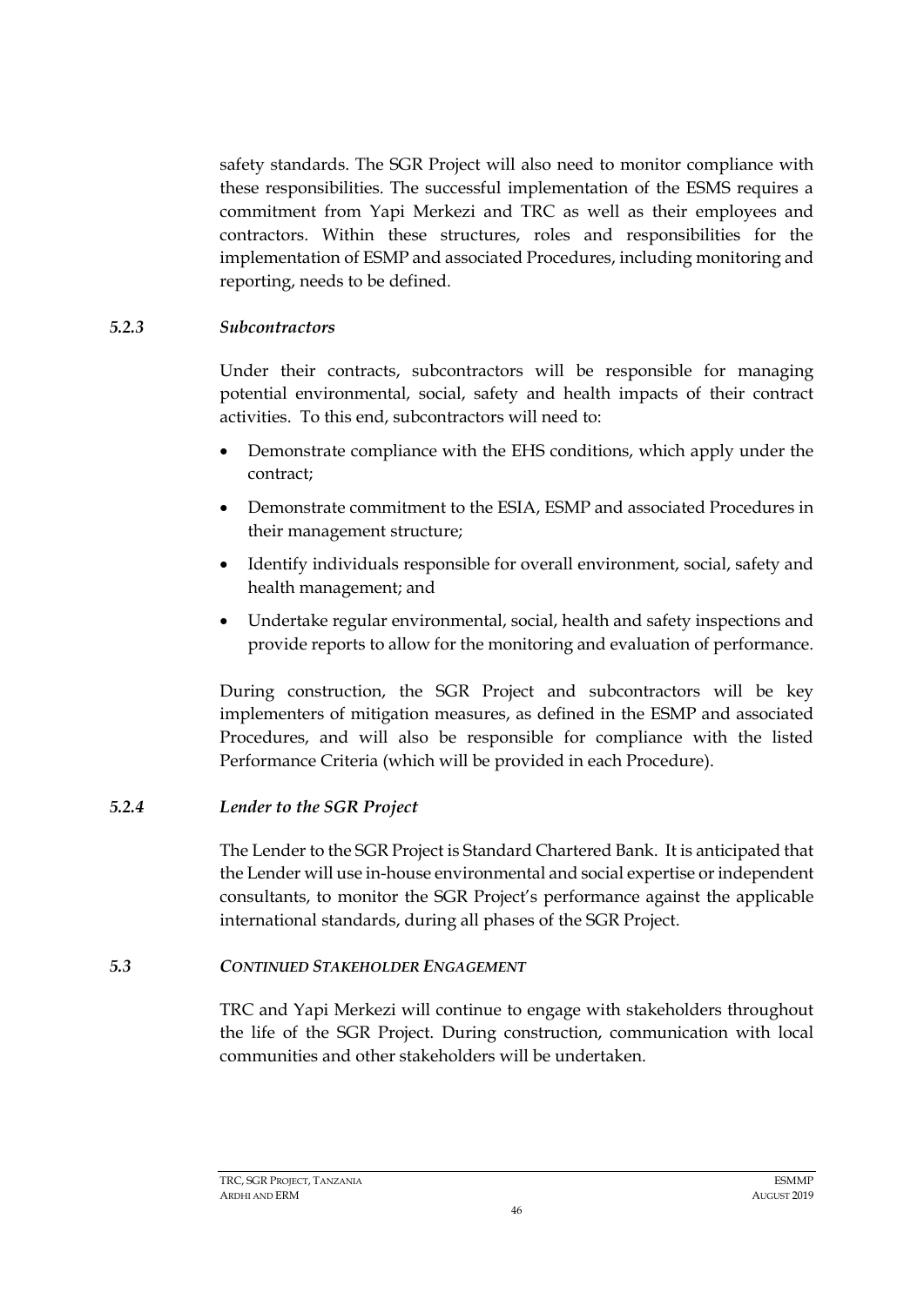safety standards. The SGR Project will also need to monitor compliance with these responsibilities. The successful implementation of the ESMS requires a commitment from Yapi Merkezi and TRC as well as their employees and contractors. Within these structures, roles and responsibilities for the implementation of ESMP and associated Procedures, including monitoring and reporting, needs to be defined.

### *5.2.3 Subcontractors*

Under their contracts, subcontractors will be responsible for managing potential environmental, social, safety and health impacts of their contract activities. To this end, subcontractors will need to:

- Demonstrate compliance with the EHS conditions, which apply under the contract;
- Demonstrate commitment to the ESIA, ESMP and associated Procedures in their management structure;
- Identify individuals responsible for overall environment, social, safety and health management; and
- Undertake regular environmental, social, health and safety inspections and provide reports to allow for the monitoring and evaluation of performance.

During construction, the SGR Project and subcontractors will be key implementers of mitigation measures, as defined in the ESMP and associated Procedures, and will also be responsible for compliance with the listed Performance Criteria (which will be provided in each Procedure).

### *5.2.4 Lender to the SGR Project*

The Lender to the SGR Project is Standard Chartered Bank. It is anticipated that the Lender will use in-house environmental and social expertise or independent consultants, to monitor the SGR Project's performance against the applicable international standards, during all phases of the SGR Project.

## *5.3 CONTINUED STAKEHOLDER ENGAGEMENT*

TRC and Yapi Merkezi will continue to engage with stakeholders throughout the life of the SGR Project. During construction, communication with local communities and other stakeholders will be undertaken.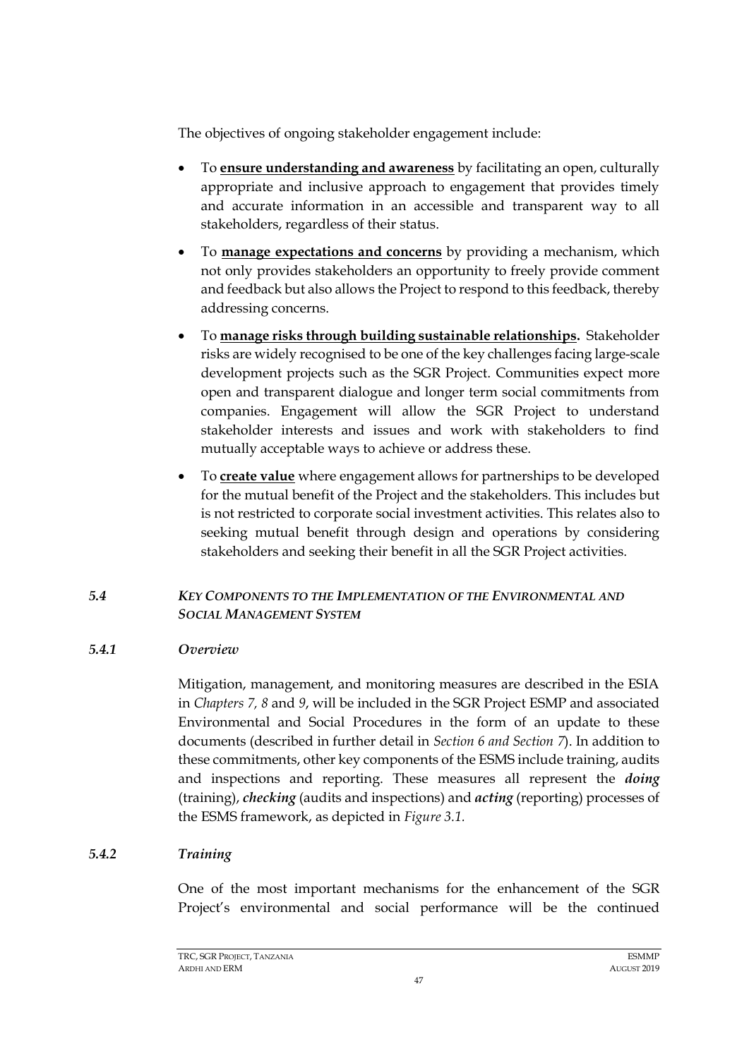The objectives of ongoing stakeholder engagement include:

- To **ensure understanding and awareness** by facilitating an open, culturally appropriate and inclusive approach to engagement that provides timely and accurate information in an accessible and transparent way to all stakeholders, regardless of their status.
- To **manage expectations and concerns** by providing a mechanism, which not only provides stakeholders an opportunity to freely provide comment and feedback but also allows the Project to respond to this feedback, thereby addressing concerns.
- To **manage risks through building sustainable relationships.** Stakeholder risks are widely recognised to be one of the key challenges facing large-scale development projects such as the SGR Project. Communities expect more open and transparent dialogue and longer term social commitments from companies. Engagement will allow the SGR Project to understand stakeholder interests and issues and work with stakeholders to find mutually acceptable ways to achieve or address these.
- To **create value** where engagement allows for partnerships to be developed for the mutual benefit of the Project and the stakeholders. This includes but is not restricted to corporate social investment activities. This relates also to seeking mutual benefit through design and operations by considering stakeholders and seeking their benefit in all the SGR Project activities.

### *5.4 Key Components to the Implementation of the Environmental and Social Management System*

#### *5.4.1 Overview*

Mitigation, management, and monitoring measures are described in the ESIA in *Chapters 7, 8* and *9*, will be included in the SGR Project ESMP and associated Environmental and Social Procedures in the form of an update to these documents (described in further detail in *Section 6 and Section 7*). In addition to these commitments, other key components of the ESMS include training, audits and inspections and reporting. These measures all represent the ***doing*** (training), ***checking*** (audits and inspections) and ***acting*** (reporting) processes of the ESMS framework, as depicted in *Figure 3.1.*

#### *5.4.2 Training*

One of the most important mechanisms for the enhancement of the SGR Project's environmental and social performance will be the continued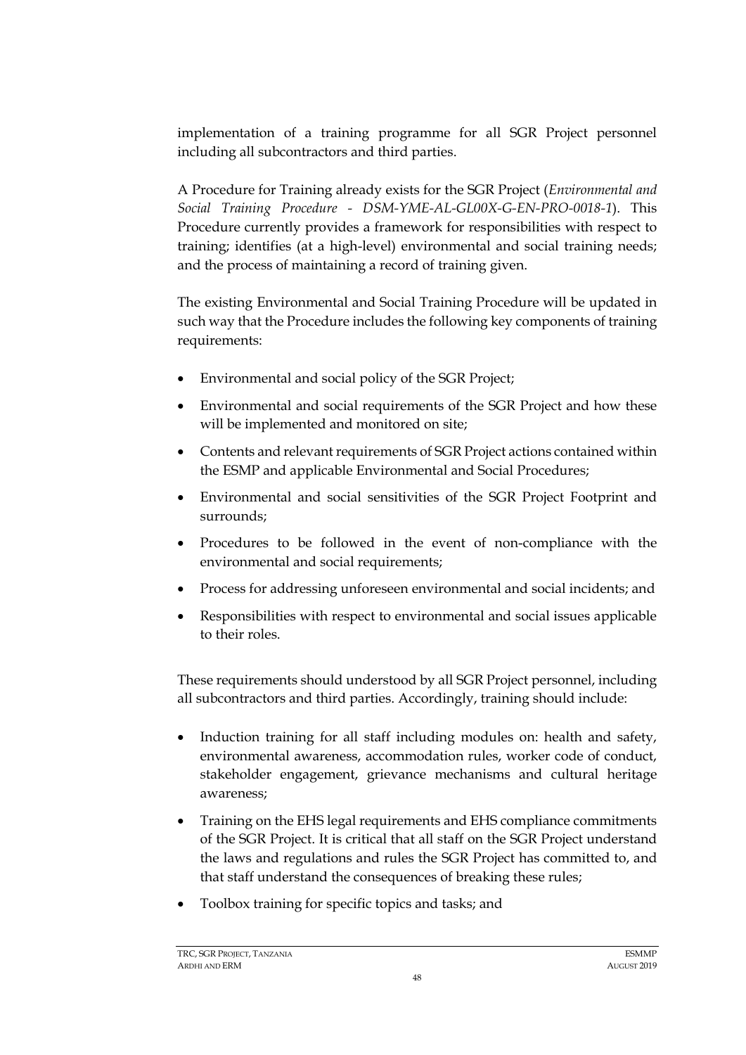implementation of a training programme for all SGR Project personnel including all subcontractors and third parties.

A Procedure for Training already exists for the SGR Project (*Environmental and Social Training Procedure - DSM-YME-AL-GL00X-G-EN-PRO-0018-1*). This Procedure currently provides a framework for responsibilities with respect to training; identifies (at a high-level) environmental and social training needs; and the process of maintaining a record of training given.

The existing Environmental and Social Training Procedure will be updated in such way that the Procedure includes the following key components of training requirements:

- Environmental and social policy of the SGR Project;
- Environmental and social requirements of the SGR Project and how these will be implemented and monitored on site;
- Contents and relevant requirements of SGR Project actions contained within the ESMP and applicable Environmental and Social Procedures;
- Environmental and social sensitivities of the SGR Project Footprint and surrounds;
- Procedures to be followed in the event of non-compliance with the environmental and social requirements;
- Process for addressing unforeseen environmental and social incidents; and
- Responsibilities with respect to environmental and social issues applicable to their roles.

These requirements should understood by all SGR Project personnel, including all subcontractors and third parties. Accordingly, training should include:

- Induction training for all staff including modules on: health and safety, environmental awareness, accommodation rules, worker code of conduct, stakeholder engagement, grievance mechanisms and cultural heritage awareness;
- Training on the EHS legal requirements and EHS compliance commitments of the SGR Project. It is critical that all staff on the SGR Project understand the laws and regulations and rules the SGR Project has committed to, and that staff understand the consequences of breaking these rules;
- Toolbox training for specific topics and tasks; and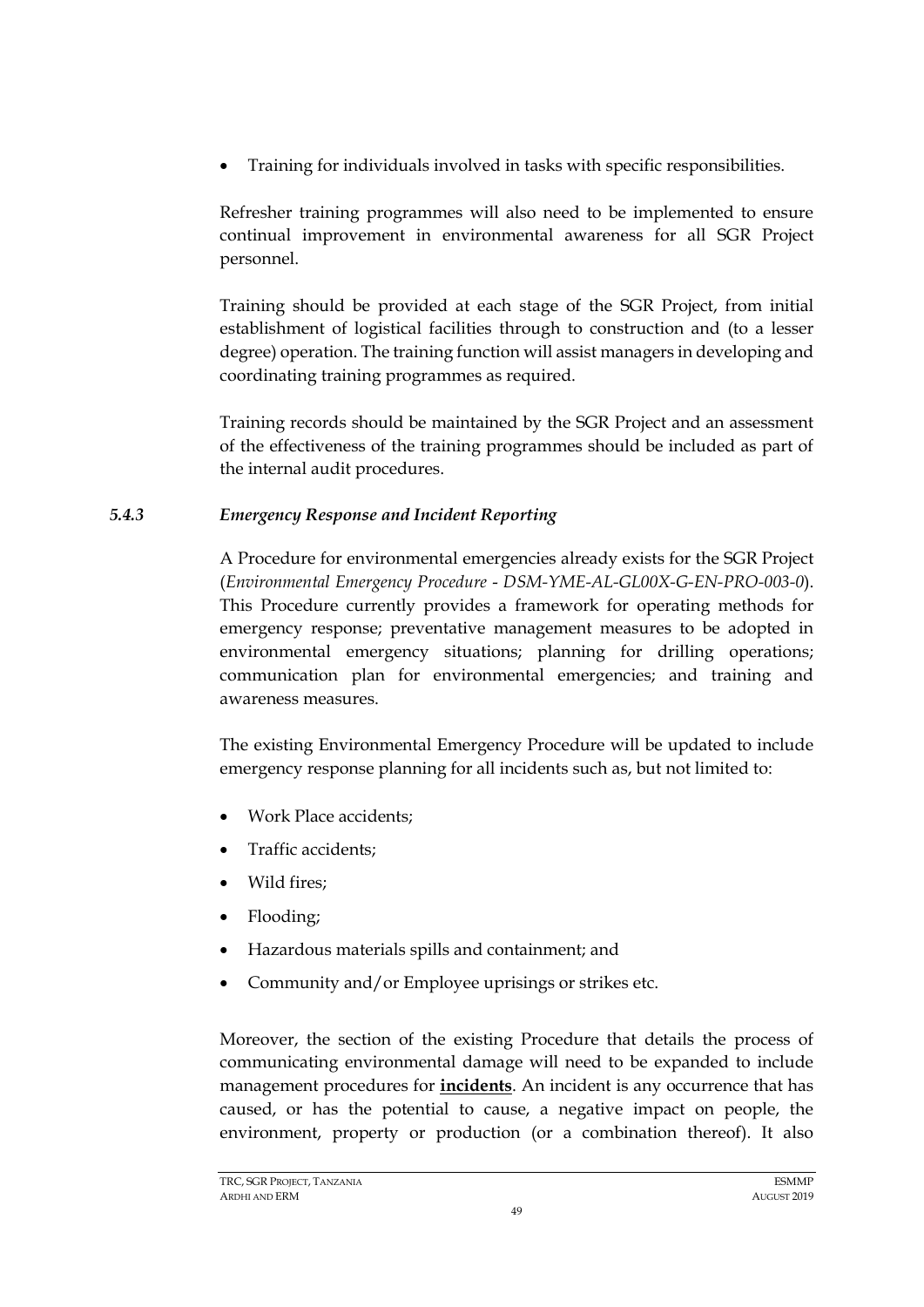- Training for individuals involved in tasks with specific responsibilities.

Refresher training programmes will also need to be implemented to ensure continual improvement in environmental awareness for all SGR Project personnel.

Training should be provided at each stage of the SGR Project, from initial establishment of logistical facilities through to construction and (to a lesser degree) operation. The training function will assist managers in developing and coordinating training programmes as required.

Training records should be maintained by the SGR Project and an assessment of the effectiveness of the training programmes should be included as part of the internal audit procedures.

### *5.4.3 Emergency Response and Incident Reporting*

A Procedure for environmental emergencies already exists for the SGR Project (*Environmental Emergency Procedure - DSM-YME-AL-GL00X-G-EN-PRO-003-0*). This Procedure currently provides a framework for operating methods for emergency response; preventative management measures to be adopted in environmental emergency situations; planning for drilling operations; communication plan for environmental emergencies; and training and awareness measures.

The existing Environmental Emergency Procedure will be updated to include emergency response planning for all incidents such as, but not limited to:

- Work Place accidents;
- Traffic accidents;
- Wild fires;
- Flooding;
- Hazardous materials spills and containment; and
- Community and/or Employee uprisings or strikes etc.

Moreover, the section of the existing Procedure that details the process of communicating environmental damage will need to be expanded to include management procedures for **incidents**. An incident is any occurrence that has caused, or has the potential to cause, a negative impact on people, the environment, property or production (or a combination thereof). It also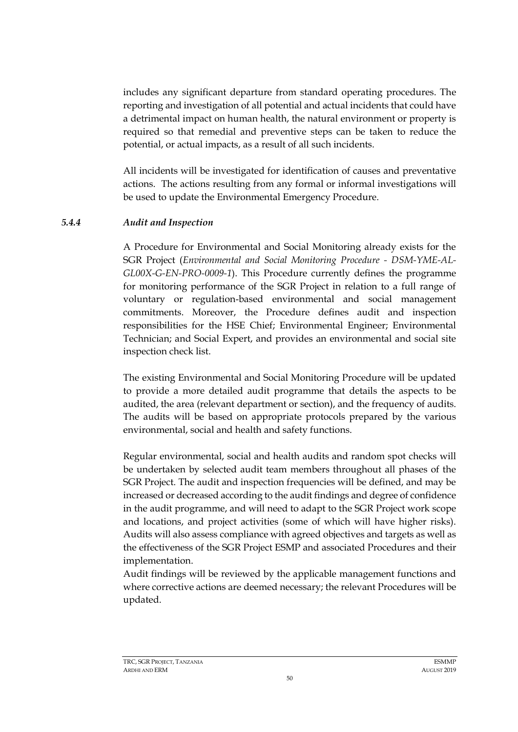includes any significant departure from standard operating procedures. The reporting and investigation of all potential and actual incidents that could have a detrimental impact on human health, the natural environment or property is required so that remedial and preventive steps can be taken to reduce the potential, or actual impacts, as a result of all such incidents.

All incidents will be investigated for identification of causes and preventative actions. The actions resulting from any formal or informal investigations will be used to update the Environmental Emergency Procedure.

### *5.4.4 Audit and Inspection*

A Procedure for Environmental and Social Monitoring already exists for the SGR Project (*Environmental and Social Monitoring Procedure - DSM-YME-AL-GL00X-G-EN-PRO-0009-1*). This Procedure currently defines the programme for monitoring performance of the SGR Project in relation to a full range of voluntary or regulation-based environmental and social management commitments. Moreover, the Procedure defines audit and inspection responsibilities for the HSE Chief; Environmental Engineer; Environmental Technician; and Social Expert, and provides an environmental and social site inspection check list.

The existing Environmental and Social Monitoring Procedure will be updated to provide a more detailed audit programme that details the aspects to be audited, the area (relevant department or section), and the frequency of audits. The audits will be based on appropriate protocols prepared by the various environmental, social and health and safety functions.

Regular environmental, social and health audits and random spot checks will be undertaken by selected audit team members throughout all phases of the SGR Project. The audit and inspection frequencies will be defined, and may be increased or decreased according to the audit findings and degree of confidence in the audit programme, and will need to adapt to the SGR Project work scope and locations, and project activities (some of which will have higher risks). Audits will also assess compliance with agreed objectives and targets as well as the effectiveness of the SGR Project ESMP and associated Procedures and their implementation.

Audit findings will be reviewed by the applicable management functions and where corrective actions are deemed necessary; the relevant Procedures will be updated.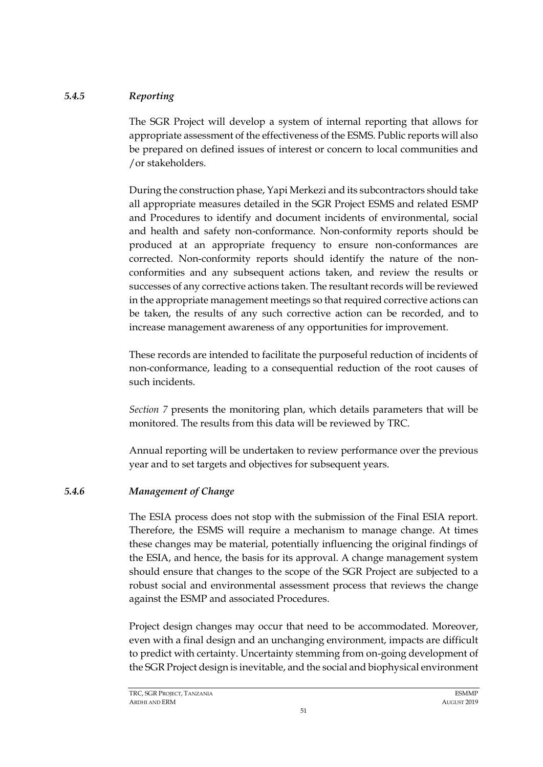### *5.4.5 Reporting*

The SGR Project will develop a system of internal reporting that allows for appropriate assessment of the effectiveness of the ESMS. Public reports will also be prepared on defined issues of interest or concern to local communities and /or stakeholders.

During the construction phase, Yapi Merkezi and its subcontractors should take all appropriate measures detailed in the SGR Project ESMS and related ESMP and Procedures to identify and document incidents of environmental, social and health and safety non-conformance. Non-conformity reports should be produced at an appropriate frequency to ensure non-conformances are corrected. Non-conformity reports should identify the nature of the non-conformities and any subsequent actions taken, and review the results or successes of any corrective actions taken. The resultant records will be reviewed in the appropriate management meetings so that required corrective actions can be taken, the results of any such corrective action can be recorded, and to increase management awareness of any opportunities for improvement.

These records are intended to facilitate the purposeful reduction of incidents of non-conformance, leading to a consequential reduction of the root causes of such incidents.

*Section 7* presents the monitoring plan, which details parameters that will be monitored. The results from this data will be reviewed by TRC.

Annual reporting will be undertaken to review performance over the previous year and to set targets and objectives for subsequent years.

### *5.4.6 Management of Change*

The ESIA process does not stop with the submission of the Final ESIA report. Therefore, the ESMS will require a mechanism to manage change. At times these changes may be material, potentially influencing the original findings of the ESIA, and hence, the basis for its approval. A change management system should ensure that changes to the scope of the SGR Project are subjected to a robust social and environmental assessment process that reviews the change against the ESMP and associated Procedures.

Project design changes may occur that need to be accommodated. Moreover, even with a final design and an unchanging environment, impacts are difficult to predict with certainty. Uncertainty stemming from on-going development of the SGR Project design is inevitable, and the social and biophysical environment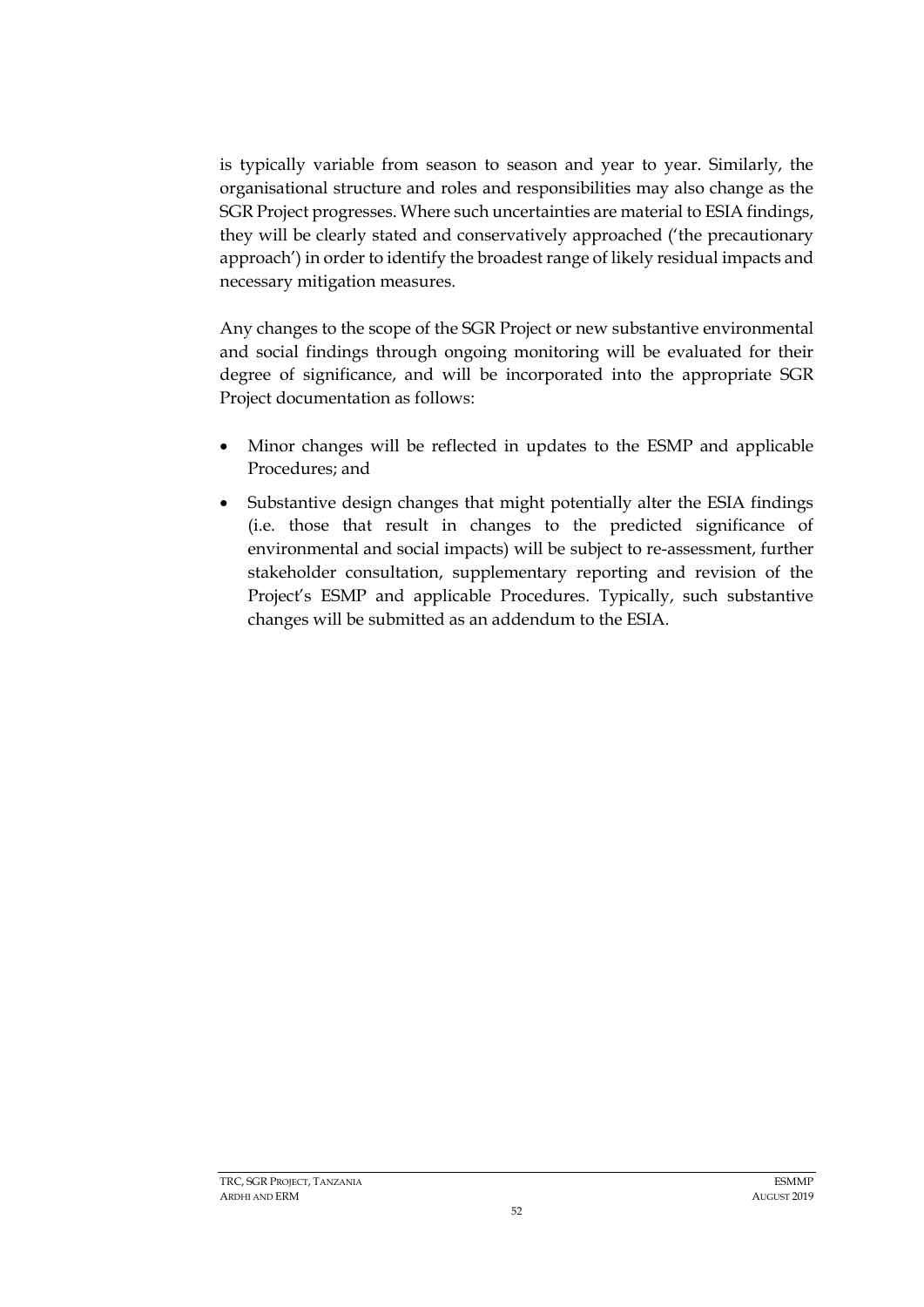is typically variable from season to season and year to year. Similarly, the organisational structure and roles and responsibilities may also change as the SGR Project progresses. Where such uncertainties are material to ESIA findings, they will be clearly stated and conservatively approached ('the precautionary approach') in order to identify the broadest range of likely residual impacts and necessary mitigation measures.

Any changes to the scope of the SGR Project or new substantive environmental and social findings through ongoing monitoring will be evaluated for their degree of significance, and will be incorporated into the appropriate SGR Project documentation as follows:

- Minor changes will be reflected in updates to the ESMP and applicable Procedures; and
- Substantive design changes that might potentially alter the ESIA findings (i.e. those that result in changes to the predicted significance of environmental and social impacts) will be subject to re-assessment, further stakeholder consultation, supplementary reporting and revision of the Project's ESMP and applicable Procedures. Typically, such substantive changes will be submitted as an addendum to the ESIA.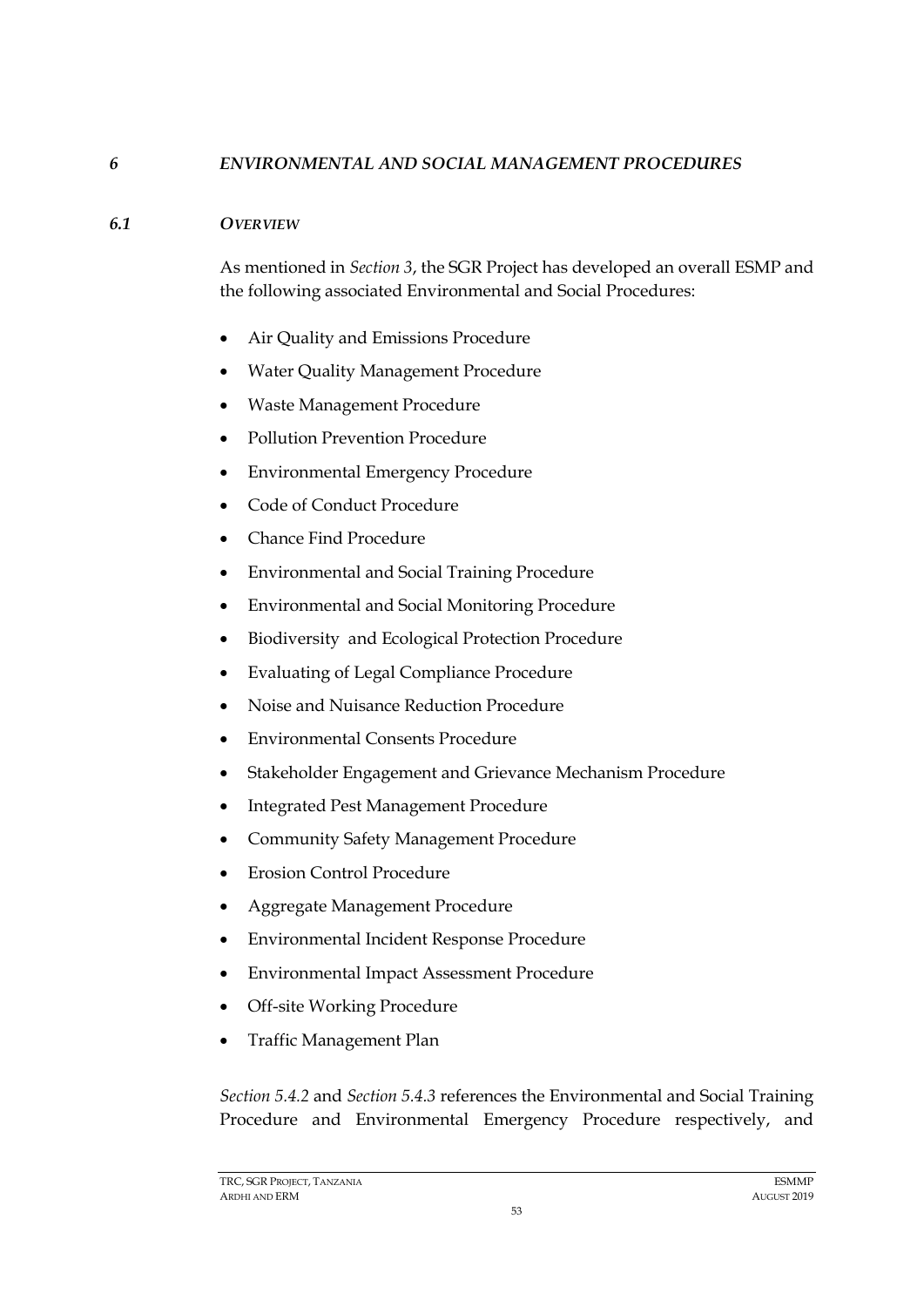# *6 ENVIRONMENTAL AND SOCIAL MANAGEMENT PROCEDURES*

## *6.1 OVERVIEW*

As mentioned in *Section 3*, the SGR Project has developed an overall ESMP and the following associated Environmental and Social Procedures:

- Air Quality and Emissions Procedure
- Water Quality Management Procedure
- Waste Management Procedure
- Pollution Prevention Procedure
- Environmental Emergency Procedure
- Code of Conduct Procedure
- Chance Find Procedure
- Environmental and Social Training Procedure
- Environmental and Social Monitoring Procedure
- Biodiversity and Ecological Protection Procedure
- Evaluating of Legal Compliance Procedure
- Noise and Nuisance Reduction Procedure
- Environmental Consents Procedure
- Stakeholder Engagement and Grievance Mechanism Procedure
- Integrated Pest Management Procedure
- Community Safety Management Procedure
- Erosion Control Procedure
- Aggregate Management Procedure
- Environmental Incident Response Procedure
- Environmental Impact Assessment Procedure
- Off-site Working Procedure
- Traffic Management Plan

*Section 5.4.2* and *Section 5.4.3* references the Environmental and Social Training Procedure and Environmental Emergency Procedure respectively, and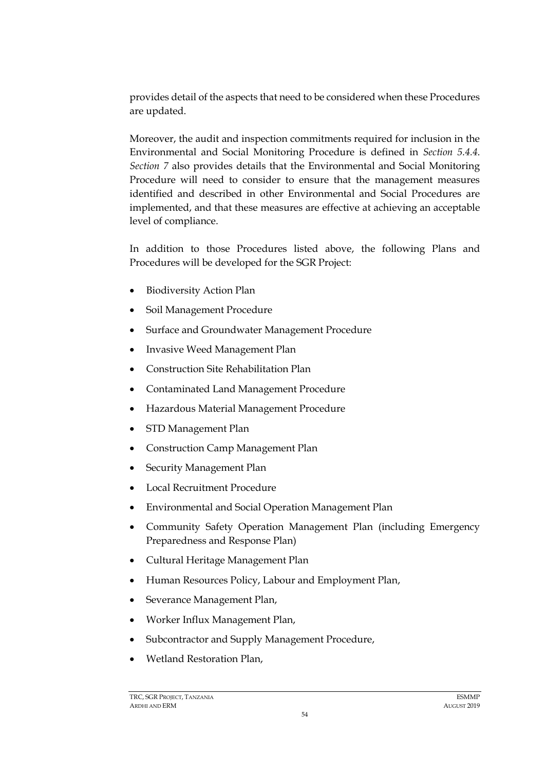provides detail of the aspects that need to be considered when these Procedures are updated.

Moreover, the audit and inspection commitments required for inclusion in the Environmental and Social Monitoring Procedure is defined in *Section 5.4.4*. *Section 7* also provides details that the Environmental and Social Monitoring Procedure will need to consider to ensure that the management measures identified and described in other Environmental and Social Procedures are implemented, and that these measures are effective at achieving an acceptable level of compliance.

In addition to those Procedures listed above, the following Plans and Procedures will be developed for the SGR Project:

- Biodiversity Action Plan
- Soil Management Procedure
- Surface and Groundwater Management Procedure
- Invasive Weed Management Plan
- Construction Site Rehabilitation Plan
- Contaminated Land Management Procedure
- Hazardous Material Management Procedure
- STD Management Plan
- Construction Camp Management Plan
- Security Management Plan
- Local Recruitment Procedure
- Environmental and Social Operation Management Plan
- Community Safety Operation Management Plan (including Emergency Preparedness and Response Plan)
- Cultural Heritage Management Plan
- Human Resources Policy, Labour and Employment Plan,
- Severance Management Plan,
- Worker Influx Management Plan,
- Subcontractor and Supply Management Procedure,
- Wetland Restoration Plan,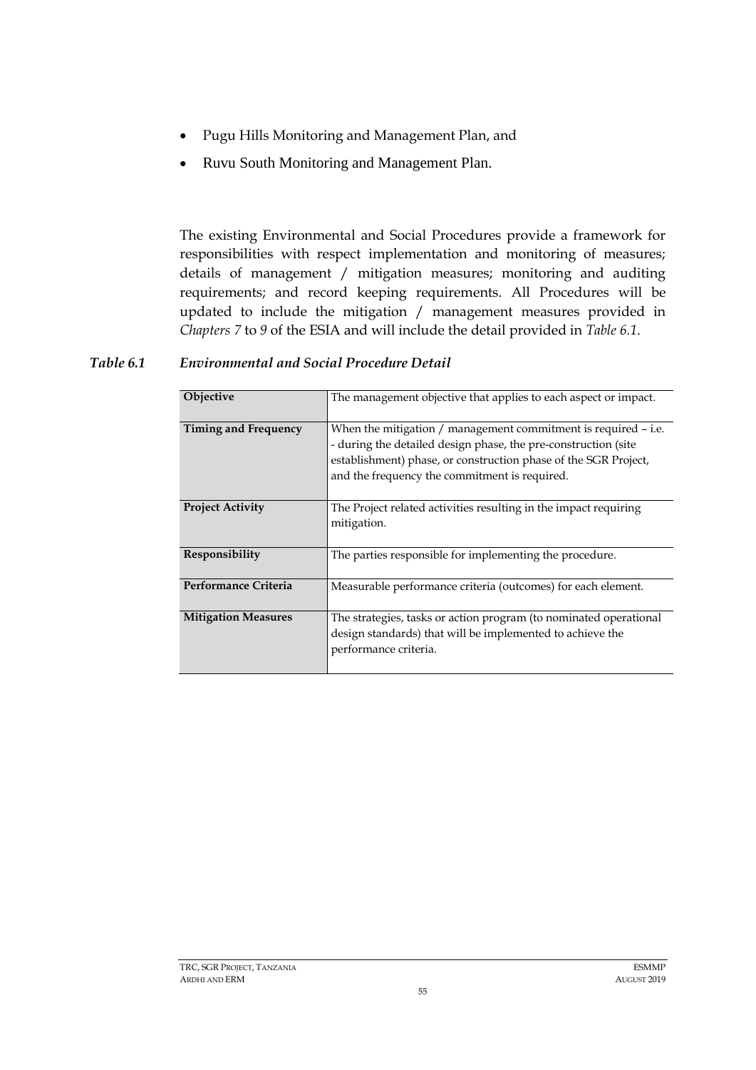- Pugu Hills Monitoring and Management Plan, and
- Ruvu South Monitoring and Management Plan.

The existing Environmental and Social Procedures provide a framework for responsibilities with respect implementation and monitoring of measures; details of management / mitigation measures; monitoring and auditing requirements; and record keeping requirements. All Procedures will be updated to include the mitigation / management measures provided in *Chapters 7* to *9* of the ESIA and will include the detail provided in *Table 6.1*.

***Table 6.1 Environmental and Social Procedure Detail***

| | |
|---|---|
| **Objective** | The management objective that applies to each aspect or impact. |
| **Timing and Frequency** | When the mitigation / management commitment is required – i.e. - during the detailed design phase, the pre-construction (site establishment) phase, or construction phase of the SGR Project, and the frequency the commitment is required. |
| **Project Activity** | The Project related activities resulting in the impact requiring mitigation. |
| **Responsibility** | The parties responsible for implementing the procedure. |
| **Performance Criteria** | Measurable performance criteria (outcomes) for each element. |
| **Mitigation Measures** | The strategies, tasks or action program (to nominated operational design standards) that will be implemented to achieve the performance criteria. |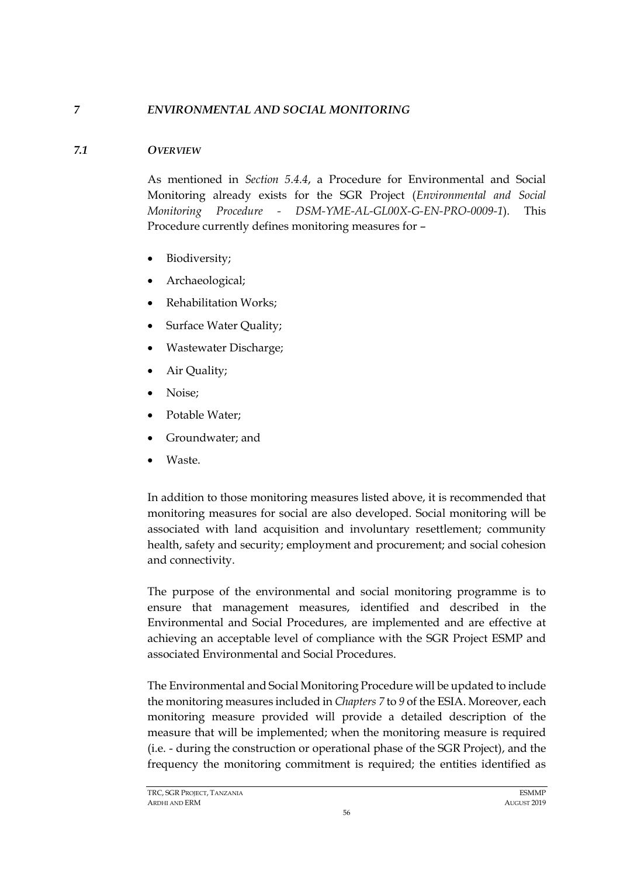# *7 ENVIRONMENTAL AND SOCIAL MONITORING*

## *7.1 OVERVIEW*

As mentioned in *Section 5.4.4*, a Procedure for Environmental and Social Monitoring already exists for the SGR Project (*Environmental and Social Monitoring Procedure - DSM-YME-AL-GL00X-G-EN-PRO-0009-1*). This Procedure currently defines monitoring measures for –

- Biodiversity;
- Archaeological;
- Rehabilitation Works;
- Surface Water Quality;
- Wastewater Discharge;
- Air Quality;
- Noise;
- Potable Water;
- Groundwater; and
- Waste.

In addition to those monitoring measures listed above, it is recommended that monitoring measures for social are also developed. Social monitoring will be associated with land acquisition and involuntary resettlement; community health, safety and security; employment and procurement; and social cohesion and connectivity.

The purpose of the environmental and social monitoring programme is to ensure that management measures, identified and described in the Environmental and Social Procedures, are implemented and are effective at achieving an acceptable level of compliance with the SGR Project ESMP and associated Environmental and Social Procedures.

The Environmental and Social Monitoring Procedure will be updated to include the monitoring measures included in *Chapters 7* to *9* of the ESIA. Moreover, each monitoring measure provided will provide a detailed description of the measure that will be implemented; when the monitoring measure is required (i.e. - during the construction or operational phase of the SGR Project), and the frequency the monitoring commitment is required; the entities identified as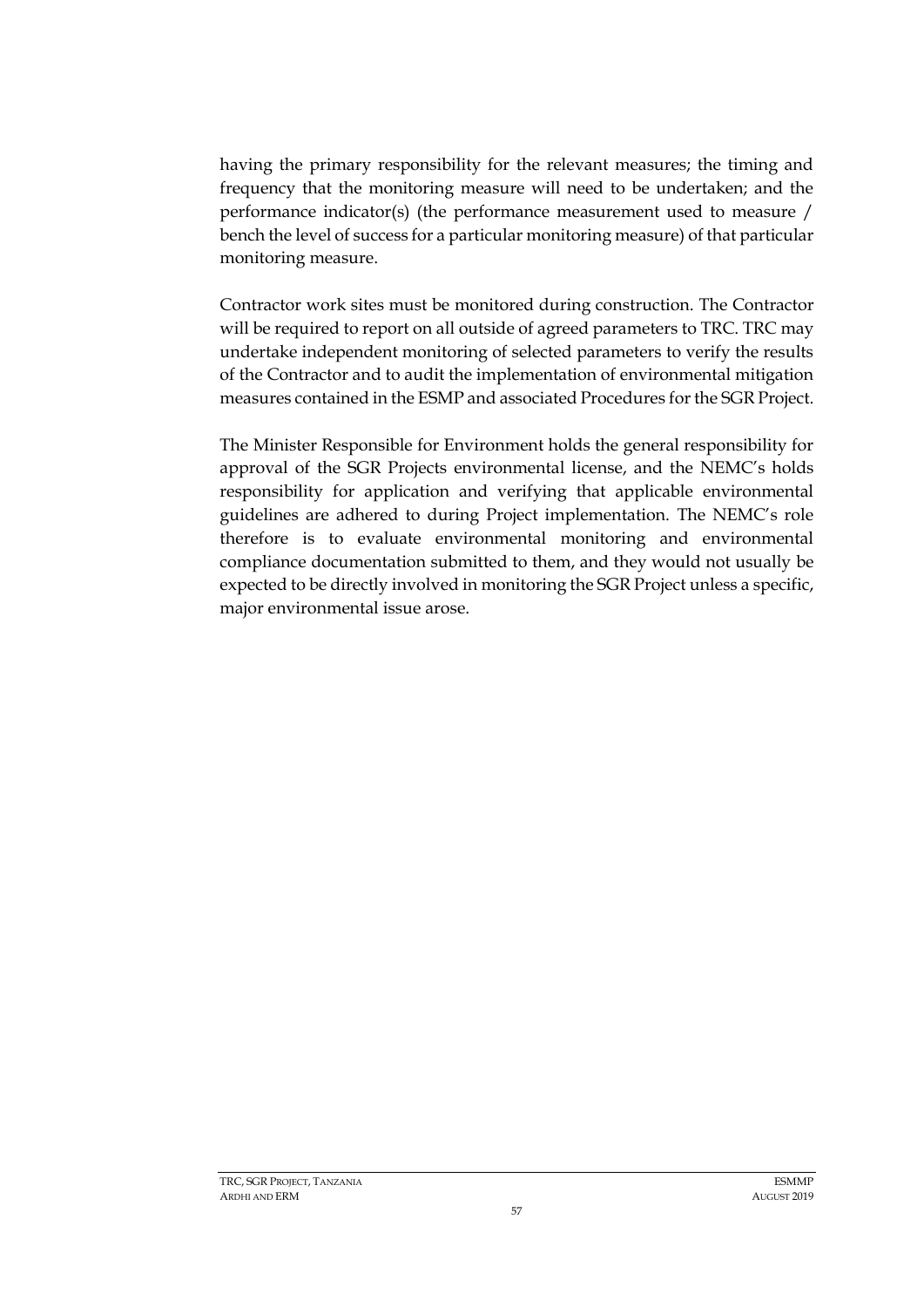having the primary responsibility for the relevant measures; the timing and frequency that the monitoring measure will need to be undertaken; and the performance indicator(s) (the performance measurement used to measure / bench the level of success for a particular monitoring measure) of that particular monitoring measure.

Contractor work sites must be monitored during construction. The Contractor will be required to report on all outside of agreed parameters to TRC. TRC may undertake independent monitoring of selected parameters to verify the results of the Contractor and to audit the implementation of environmental mitigation measures contained in the ESMP and associated Procedures for the SGR Project.

The Minister Responsible for Environment holds the general responsibility for approval of the SGR Projects environmental license, and the NEMC's holds responsibility for application and verifying that applicable environmental guidelines are adhered to during Project implementation. The NEMC's role therefore is to evaluate environmental monitoring and environmental compliance documentation submitted to them, and they would not usually be expected to be directly involved in monitoring the SGR Project unless a specific, major environmental issue arose.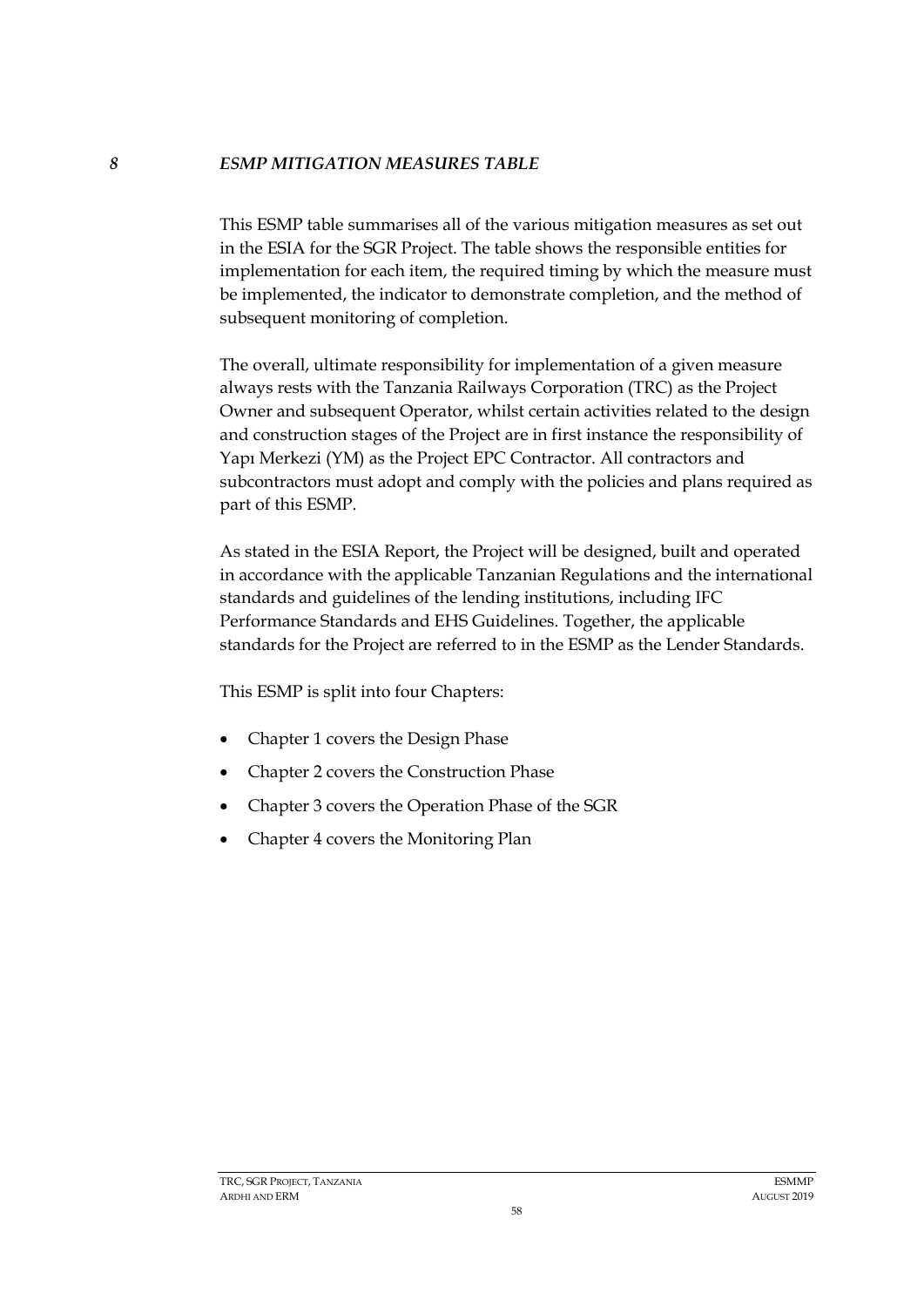# *8 ESMP MITIGATION MEASURES TABLE*

This ESMP table summarises all of the various mitigation measures as set out in the ESIA for the SGR Project. The table shows the responsible entities for implementation for each item, the required timing by which the measure must be implemented, the indicator to demonstrate completion, and the method of subsequent monitoring of completion.

The overall, ultimate responsibility for implementation of a given measure always rests with the Tanzania Railways Corporation (TRC) as the Project Owner and subsequent Operator, whilst certain activities related to the design and construction stages of the Project are in first instance the responsibility of Yapı Merkezi (YM) as the Project EPC Contractor. All contractors and subcontractors must adopt and comply with the policies and plans required as part of this ESMP.

As stated in the ESIA Report, the Project will be designed, built and operated in accordance with the applicable Tanzanian Regulations and the international standards and guidelines of the lending institutions, including IFC Performance Standards and EHS Guidelines. Together, the applicable standards for the Project are referred to in the ESMP as the Lender Standards.

This ESMP is split into four Chapters:

- Chapter 1 covers the Design Phase
- Chapter 2 covers the Construction Phase
- Chapter 3 covers the Operation Phase of the SGR
- Chapter 4 covers the Monitoring Plan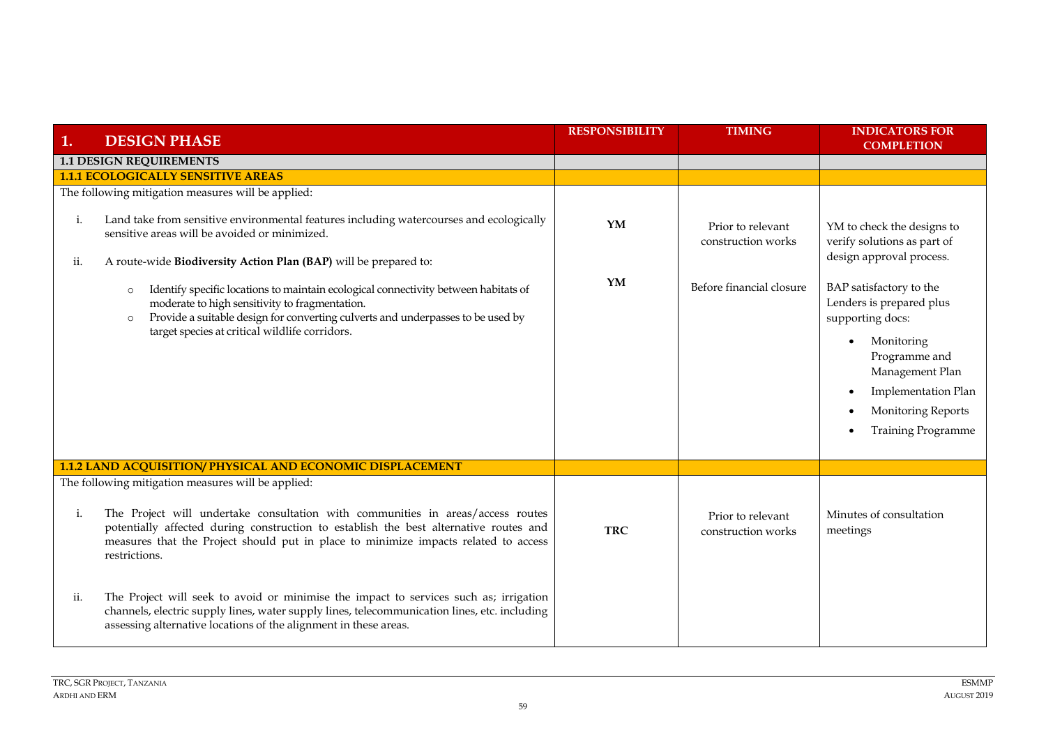| 1. DESIGN PHASE | RESPONSIBILITY | TIMING | INDICATORS FOR COMPLETION |
|---|---|---|---|
| **1.1 DESIGN REQUIREMENTS** | | | |
| **1.1.1 ECOLOGICALLY SENSITIVE AREAS** | | | |
| The following mitigation measures will be applied:<br><br>i. Land take from sensitive environmental features including watercourses and ecologically sensitive areas will be avoided or minimized. | **YM** | Prior to relevant construction works | YM to check the designs to verify solutions as part of design approval process. |
| ii. A route-wide **Biodiversity Action Plan (BAP)** will be prepared to:<br>○ Identify specific locations to maintain ecological connectivity between habitats of moderate to high sensitivity to fragmentation.<br>○ Provide a suitable design for converting culverts and underpasses to be used by target species at critical wildlife corridors. | **YM** | Before financial closure | BAP satisfactory to the Lenders is prepared plus supporting docs:<br>• Monitoring Programme and Management Plan<br>• Implementation Plan<br>• Monitoring Reports<br>• Training Programme |
| **1.1.2 LAND ACQUISITION/ PHYSICAL AND ECONOMIC DISPLACEMENT** | | | |
| The following mitigation measures will be applied:<br><br>i. The Project will undertake consultation with communities in areas/access routes potentially affected during construction to establish the best alternative routes and measures that the Project should put in place to minimize impacts related to access restrictions. | **TRC** | Prior to relevant construction works | Minutes of consultation meetings |
| ii. The Project will seek to avoid or minimise the impact to services such as; irrigation channels, electric supply lines, water supply lines, telecommunication lines, etc. including assessing alternative locations of the alignment in these areas. | | | |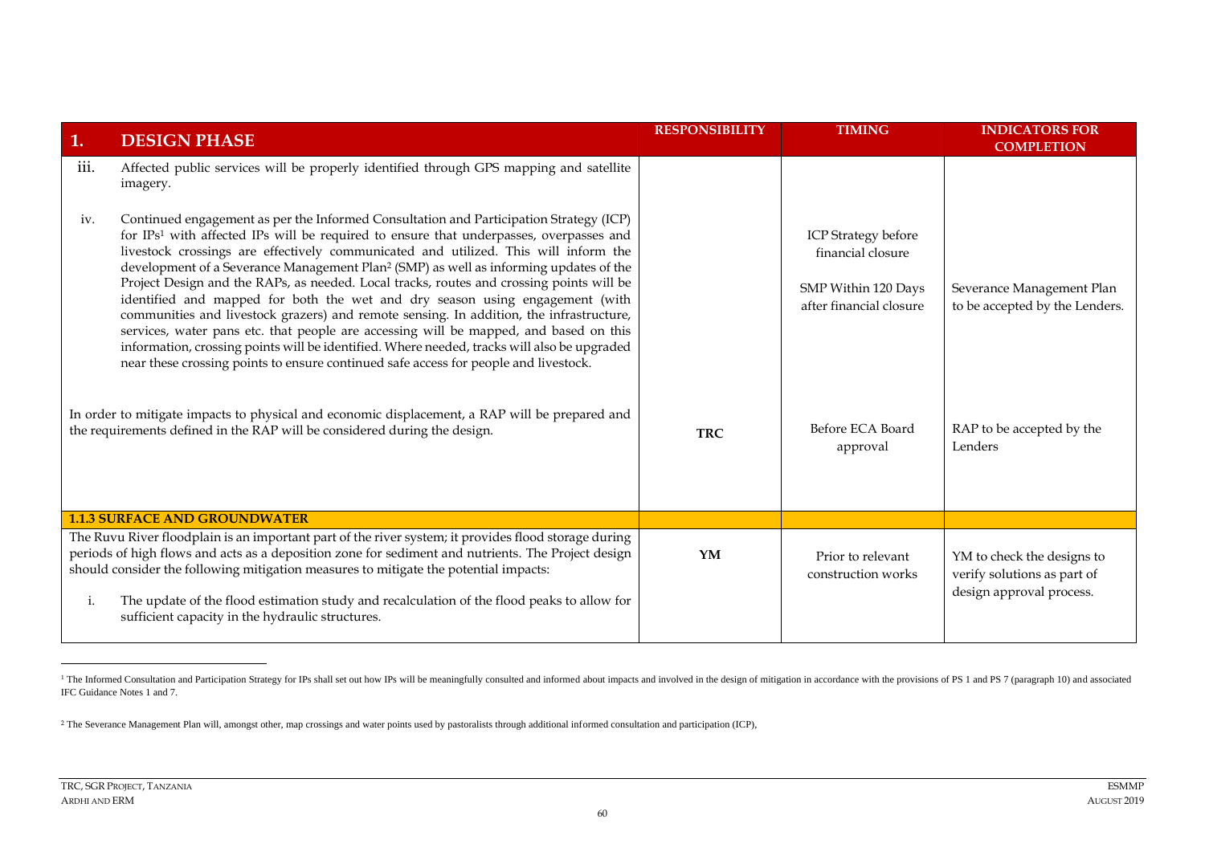| 1. DESIGN PHASE | RESPONSIBILITY | TIMING | INDICATORS FOR COMPLETION |
|---|---|---|---|
| iii. Affected public services will be properly identified through GPS mapping and satellite imagery.<br><br>iv. Continued engagement as per the Informed Consultation and Participation Strategy (ICP) for IPs[1] with affected IPs will be required to ensure that underpasses, overpasses and livestock crossings are effectively communicated and utilized. This will inform the development of a Severance Management Plan[2] (SMP) as well as informing updates of the Project Design and the RAPs, as needed. Local tracks, routes and crossing points will be identified and mapped for both the wet and dry season using engagement (with communities and livestock grazers) and remote sensing. In addition, the infrastructure, services, water pans etc. that people are accessing will be mapped, and based on this information, crossing points will be identified. Where needed, tracks will also be upgraded near these crossing points to ensure continued safe access for people and livestock. | | ICP Strategy before financial closure<br><br>SMP Within 120 Days after financial closure | Severance Management Plan to be accepted by the Lenders. |
| In order to mitigate impacts to physical and economic displacement, a RAP will be prepared and the requirements defined in the RAP will be considered during the design. | TRC | Before ECA Board approval | RAP to be accepted by the Lenders |
| **1.1.3 SURFACE AND GROUNDWATER** | | | |
| The Ruvu River floodplain is an important part of the river system; it provides flood storage during periods of high flows and acts as a deposition zone for sediment and nutrients. The Project design should consider the following mitigation measures to mitigate the potential impacts:<br><br>i. The update of the flood estimation study and recalculation of the flood peaks to allow for sufficient capacity in the hydraulic structures. | YM | Prior to relevant construction works | YM to check the designs to verify solutions as part of design approval process. |

[1] The Informed Consultation and Participation Strategy for IPs shall set out how IPs will be meaningfully consulted and informed about impacts and involved in the design of mitigation in accordance with the provisions of PS 1 and PS 7 (paragraph 10) and associated IFC Guidance Notes 1 and 7.

[2] The Severance Management Plan will, amongst other, map crossings and water points used by pastoralists through additional informed consultation and participation (ICP),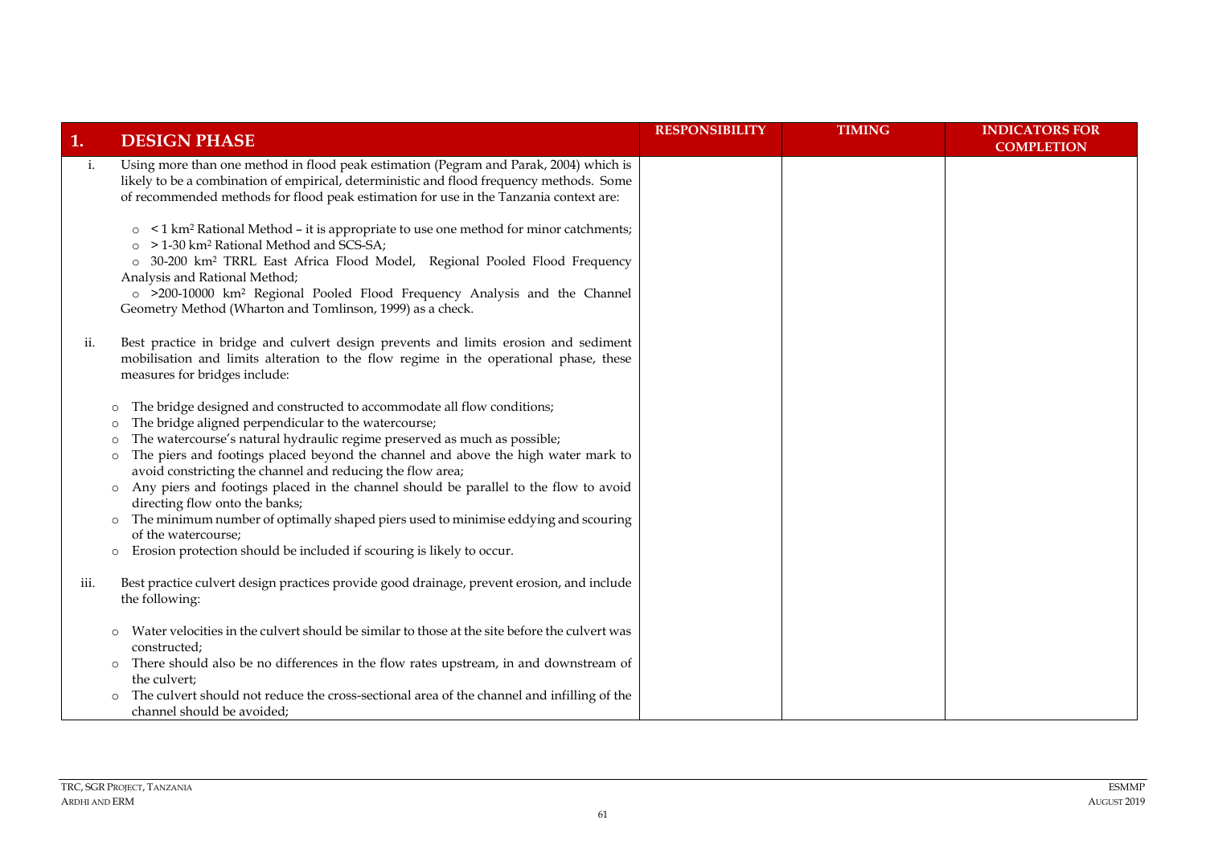| 1. | DESIGN PHASE | RESPONSIBILITY | TIMING | INDICATORS FOR COMPLETION |
|---|---|---|---|---|
| i. | Using more than one method in flood peak estimation (Pegram and Parak, 2004) which is likely to be a combination of empirical, deterministic and flood frequency methods. Some of recommended methods for flood peak estimation for use in the Tanzania context are:<br><br>○ < 1 $km^2$ Rational Method – it is appropriate to use one method for minor catchments;<br>○ > 1-30 $km^2$ Rational Method and SCS-SA;<br>○ 30-200 $km^2$ TRRL East Africa Flood Model, Regional Pooled Flood Frequency Analysis and Rational Method;<br>○ >200-10000 $km^2$ Regional Pooled Flood Frequency Analysis and the Channel Geometry Method (Wharton and Tomlinson, 1999) as a check. | | | |
| ii. | Best practice in bridge and culvert design prevents and limits erosion and sediment mobilisation and limits alteration to the flow regime in the operational phase, these measures for bridges include:<br><br>○ The bridge designed and constructed to accommodate all flow conditions;<br>○ The bridge aligned perpendicular to the watercourse;<br>○ The watercourse's natural hydraulic regime preserved as much as possible;<br>○ The piers and footings placed beyond the channel and above the high water mark to avoid constricting the channel and reducing the flow area;<br>○ Any piers and footings placed in the channel should be parallel to the flow to avoid directing flow onto the banks;<br>○ The minimum number of optimally shaped piers used to minimise eddying and scouring of the watercourse;<br>○ Erosion protection should be included if scouring is likely to occur. | | | |
| iii. | Best practice culvert design practices provide good drainage, prevent erosion, and include the following:<br><br>○ Water velocities in the culvert should be similar to those at the site before the culvert was constructed;<br>○ There should also be no differences in the flow rates upstream, in and downstream of the culvert;<br>○ The culvert should not reduce the cross-sectional area of the channel and infilling of the channel should be avoided; | | | |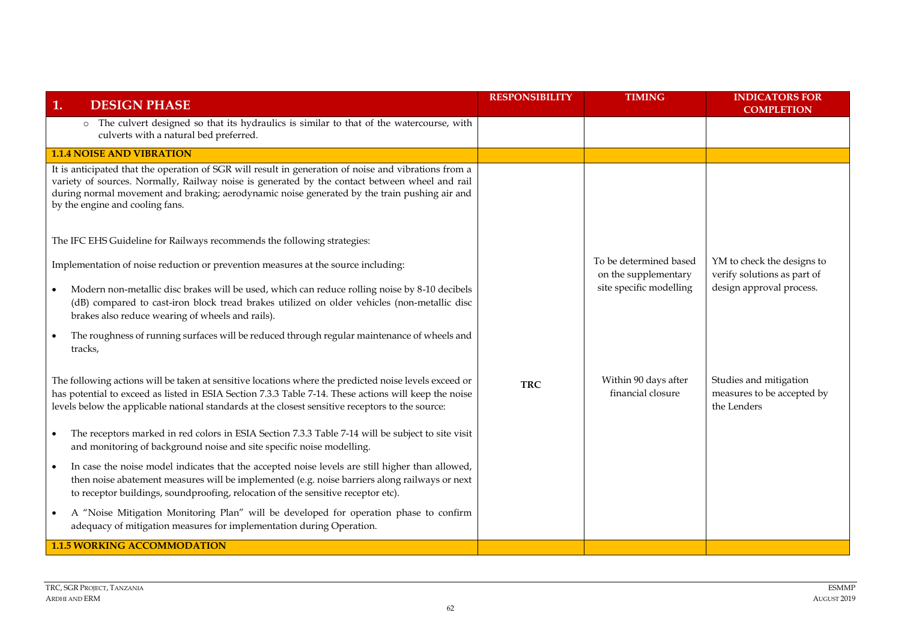| 1. DESIGN PHASE | RESPONSIBILITY | TIMING | INDICATORS FOR COMPLETION |
|---|---|---|---|
| o The culvert designed so that its hydraulics is similar to that of the watercourse, with culverts with a natural bed preferred. | | | |
| **1.1.4 NOISE AND VIBRATION** | | | |
| It is anticipated that the operation of SGR will result in generation of noise and vibrations from a variety of sources. Normally, Railway noise is generated by the contact between wheel and rail during normal movement and braking; aerodynamic noise generated by the train pushing air and by the engine and cooling fans.<br><br>The IFC EHS Guideline for Railways recommends the following strategies:<br><br>Implementation of noise reduction or prevention measures at the source including:<br><br>• Modern non-metallic disc brakes will be used, which can reduce rolling noise by 8-10 decibels (dB) compared to cast-iron block tread brakes utilized on older vehicles (non-metallic disc brakes also reduce wearing of wheels and rails).<br><br>• The roughness of running surfaces will be reduced through regular maintenance of wheels and tracks, | TRC | To be determined based on the supplementary site specific modelling | YM to check the designs to verify solutions as part of design approval process. |
| The following actions will be taken at sensitive locations where the predicted noise levels exceed or has potential to exceed as listed in ESIA Section 7.3.3 Table 7-14. These actions will keep the noise levels below the applicable national standards at the closest sensitive receptors to the source:<br><br>• The receptors marked in red colors in ESIA Section 7.3.3 Table 7-14 will be subject to site visit and monitoring of background noise and site specific noise modelling.<br><br>• In case the noise model indicates that the accepted noise levels are still higher than allowed, then noise abatement measures will be implemented (e.g. noise barriers along railways or next to receptor buildings, soundproofing, relocation of the sensitive receptor etc).<br><br>• A "Noise Mitigation Monitoring Plan" will be developed for operation phase to confirm adequacy of mitigation measures for implementation during Operation. | | Within 90 days after financial closure | Studies and mitigation measures to be accepted by the Lenders |
| **1.1.5 WORKING ACCOMMODATION** | | | |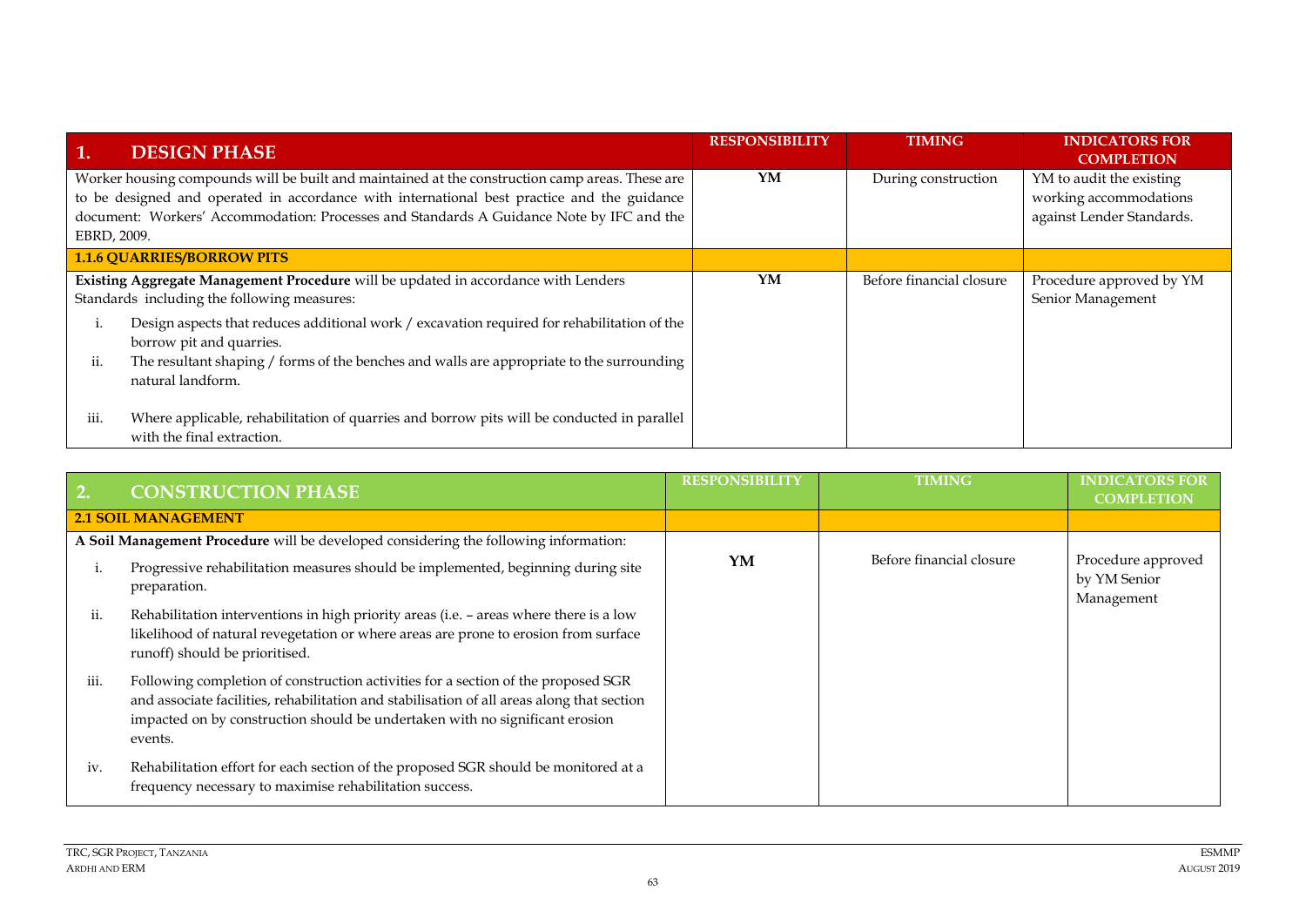| 1. DESIGN PHASE | RESPONSIBILITY | TIMING | INDICATORS FOR COMPLETION |
|---|---|---|---|
| Worker housing compounds will be built and maintained at the construction camp areas. These are to be designed and operated in accordance with international best practice and the guidance document: Workers' Accommodation: Processes and Standards A Guidance Note by IFC and the EBRD, 2009. | YM | During construction | YM to audit the existing working accommodations against Lender Standards. |
| **1.1.6 QUARRIES/BORROW PITS** | | | |
| **Existing Aggregate Management Procedure** will be updated in accordance with Lenders Standards including the following measures:<br>i. Design aspects that reduces additional work / excavation required for rehabilitation of the borrow pit and quarries.<br>ii. The resultant shaping / forms of the benches and walls are appropriate to the surrounding natural landform.<br>iii. Where applicable, rehabilitation of quarries and borrow pits will be conducted in parallel with the final extraction. | YM | Before financial closure | Procedure approved by YM Senior Management |

| 2. CONSTRUCTION PHASE | RESPONSIBILITY | TIMING | INDICATORS FOR COMPLETION |
|---|---|---|---|
| **2.1 SOIL MANAGEMENT** | | | |
| **A Soil Management Procedure** will be developed considering the following information:<br>i. Progressive rehabilitation measures should be implemented, beginning during site preparation.<br>ii. Rehabilitation interventions in high priority areas (i.e. – areas where there is a low likelihood of natural revegetation or where areas are prone to erosion from surface runoff) should be prioritised.<br>iii. Following completion of construction activities for a section of the proposed SGR and associate facilities, rehabilitation and stabilisation of all areas along that section impacted on by construction should be undertaken with no significant erosion events.<br>iv. Rehabilitation effort for each section of the proposed SGR should be monitored at a frequency necessary to maximise rehabilitation success. | YM | Before financial closure | Procedure approved by YM Senior Management |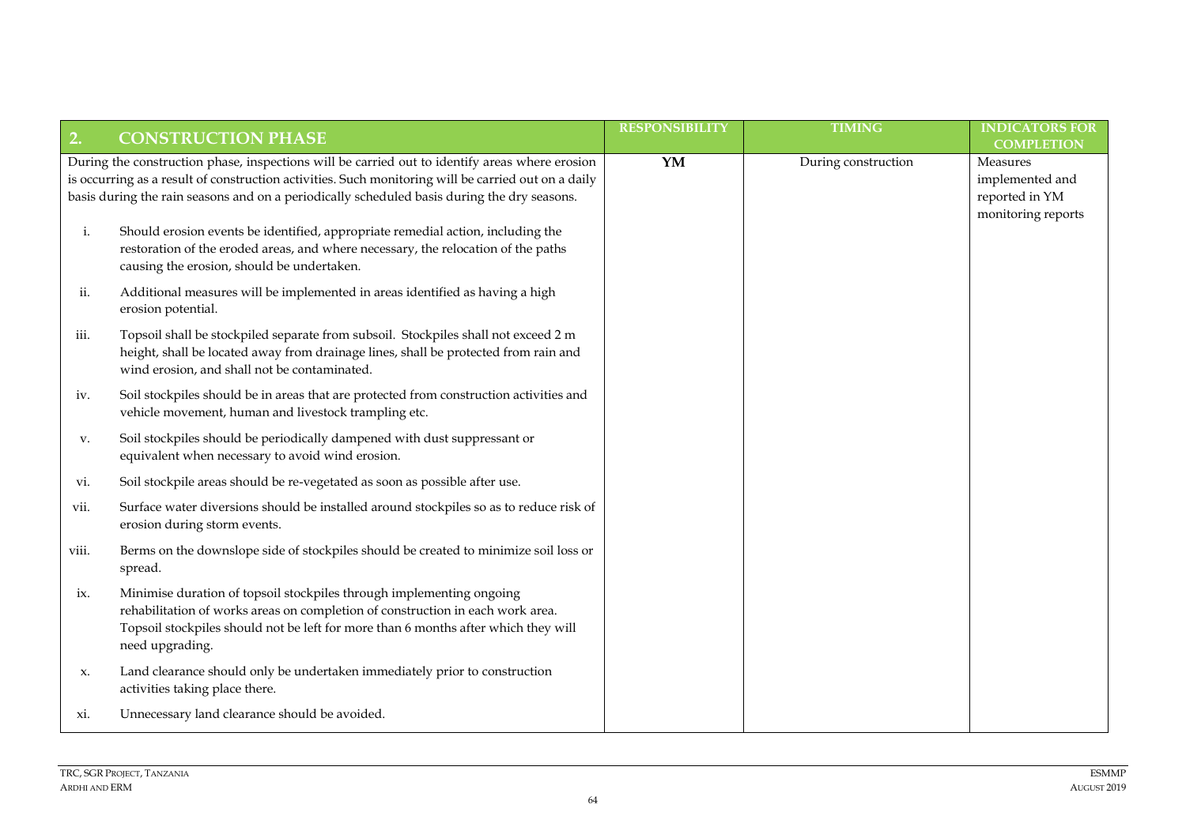| 2. CONSTRUCTION PHASE | RESPONSIBILITY | TIMING | INDICATORS FOR COMPLETION |
|---|---|---|---|
| During the construction phase, inspections will be carried out to identify areas where erosion is occurring as a result of construction activities. Such monitoring will be carried out on a daily basis during the rain seasons and on a periodically scheduled basis during the dry seasons.<br><br>i. Should erosion events be identified, appropriate remedial action, including the restoration of the eroded areas, and where necessary, the relocation of the paths causing the erosion, should be undertaken.<br><br>ii. Additional measures will be implemented in areas identified as having a high erosion potential.<br><br>iii. Topsoil shall be stockpiled separate from subsoil. Stockpiles shall not exceed 2 m height, shall be located away from drainage lines, shall be protected from rain and wind erosion, and shall not be contaminated.<br><br>iv. Soil stockpiles should be in areas that are protected from construction activities and vehicle movement, human and livestock trampling etc.<br><br>v. Soil stockpiles should be periodically dampened with dust suppressant or equivalent when necessary to avoid wind erosion.<br><br>vi. Soil stockpile areas should be re-vegetated as soon as possible after use.<br><br>vii. Surface water diversions should be installed around stockpiles so as to reduce risk of erosion during storm events.<br><br>viii. Berms on the downslope side of stockpiles should be created to minimize soil loss or spread.<br><br>ix. Minimise duration of topsoil stockpiles through implementing ongoing rehabilitation of works areas on completion of construction in each work area. Topsoil stockpiles should not be left for more than 6 months after which they will need upgrading.<br><br>x. Land clearance should only be undertaken immediately prior to construction activities taking place there.<br><br>xi. Unnecessary land clearance should be avoided. | **YM** | During construction | Measures implemented and reported in YM monitoring reports |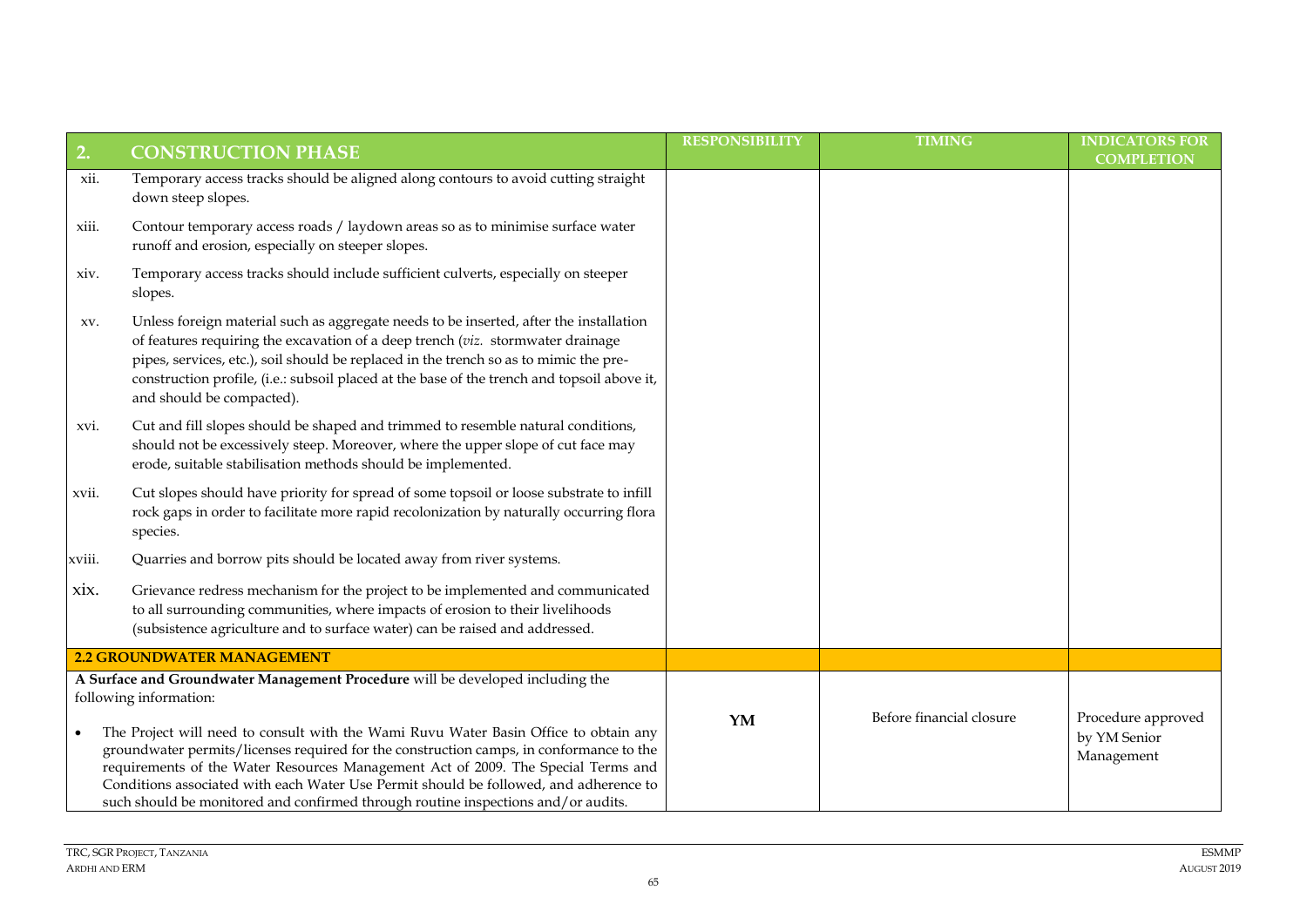| 2. CONSTRUCTION PHASE | RESPONSIBILITY | TIMING | INDICATORS FOR COMPLETION |
|---|---|---|---|
| xii. Temporary access tracks should be aligned along contours to avoid cutting straight down steep slopes. | | | |
| xiii. Contour temporary access roads / laydown areas so as to minimise surface water runoff and erosion, especially on steeper slopes. | | | |
| xiv. Temporary access tracks should include sufficient culverts, especially on steeper slopes. | | | |
| xv. Unless foreign material such as aggregate needs to be inserted, after the installation of features requiring the excavation of a deep trench (*viz.* stormwater drainage pipes, services, etc.), soil should be replaced in the trench so as to mimic the pre-construction profile, (i.e.: subsoil placed at the base of the trench and topsoil above it, and should be compacted). | | | |
| xvi. Cut and fill slopes should be shaped and trimmed to resemble natural conditions, should not be excessively steep. Moreover, where the upper slope of cut face may erode, suitable stabilisation methods should be implemented. | | | |
| xvii. Cut slopes should have priority for spread of some topsoil or loose substrate to infill rock gaps in order to facilitate more rapid recolonization by naturally occurring flora species. | | | |
| xviii. Quarries and borrow pits should be located away from river systems. | | | |
| xix. Grievance redress mechanism for the project to be implemented and communicated to all surrounding communities, where impacts of erosion to their livelihoods (subsistence agriculture and to surface water) can be raised and addressed. | | | |
| **2.2 GROUNDWATER MANAGEMENT** | | | |
| **A Surface and Groundwater Management Procedure** will be developed including the following information:<br><br>• The Project will need to consult with the Wami Ruvu Water Basin Office to obtain any groundwater permits/licenses required for the construction camps, in conformance to the requirements of the Water Resources Management Act of 2009. The Special Terms and Conditions associated with each Water Use Permit should be followed, and adherence to such should be monitored and confirmed through routine inspections and/or audits. | **YM** | Before financial closure | Procedure approved by YM Senior Management |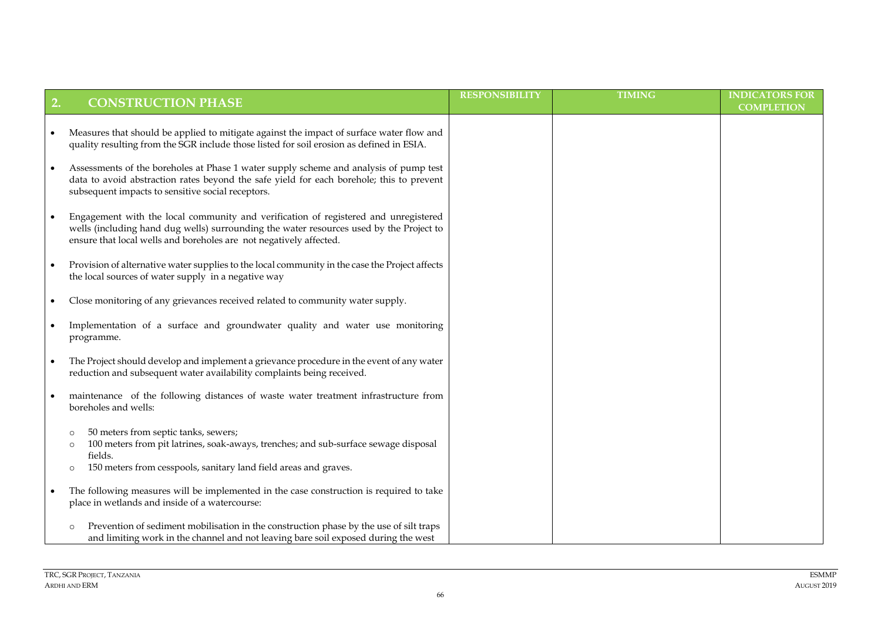| 2. CONSTRUCTION PHASE | RESPONSIBILITY | TIMING | INDICATORS FOR COMPLETION |
|---|---|---|---|
| • Measures that should be applied to mitigate against the impact of surface water flow and quality resulting from the SGR include those listed for soil erosion as defined in ESIA.<br><br>• Assessments of the boreholes at Phase 1 water supply scheme and analysis of pump test data to avoid abstraction rates beyond the safe yield for each borehole; this to prevent subsequent impacts to sensitive social receptors.<br><br>• Engagement with the local community and verification of registered and unregistered wells (including hand dug wells) surrounding the water resources used by the Project to ensure that local wells and boreholes are not negatively affected.<br><br>• Provision of alternative water supplies to the local community in the case the Project affects the local sources of water supply in a negative way<br><br>• Close monitoring of any grievances received related to community water supply.<br><br>• Implementation of a surface and groundwater quality and water use monitoring programme.<br><br>• The Project should develop and implement a grievance procedure in the event of any water reduction and subsequent water availability complaints being received.<br><br>• maintenance of the following distances of waste water treatment infrastructure from boreholes and wells:<br>  ◦ 50 meters from septic tanks, sewers;<br>  ◦ 100 meters from pit latrines, soak-aways, trenches; and sub-surface sewage disposal fields.<br>  ◦ 150 meters from cesspools, sanitary land field areas and graves.<br><br>• The following measures will be implemented in the case construction is required to take place in wetlands and inside of a watercourse:<br>  ◦ Prevention of sediment mobilisation in the construction phase by the use of silt traps and limiting work in the channel and not leaving bare soil exposed during the west | | | |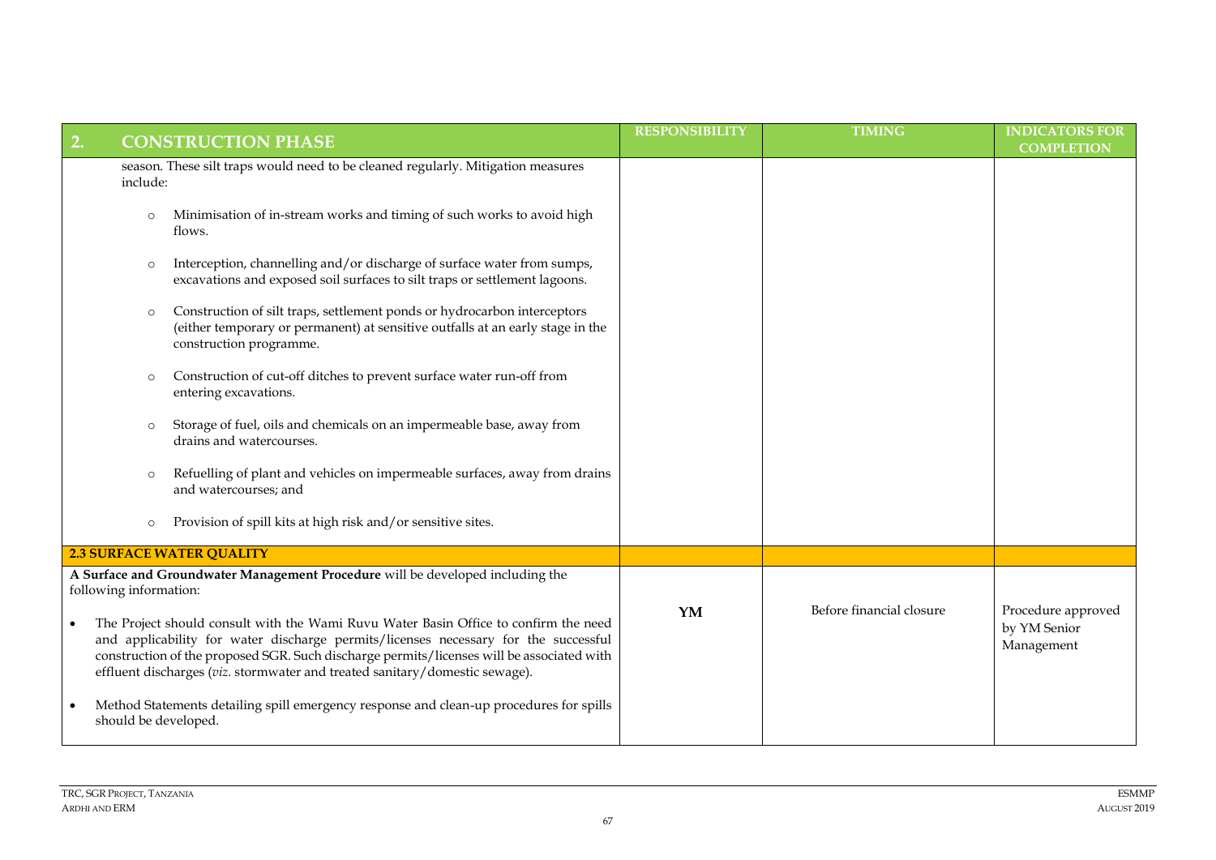| 2. CONSTRUCTION PHASE | RESPONSIBILITY | TIMING | INDICATORS FOR COMPLETION |
|---|---|---|---|
| season. These silt traps would need to be cleaned regularly. Mitigation measures include:<br><br>o Minimisation of in-stream works and timing of such works to avoid high flows.<br><br>o Interception, channelling and/or discharge of surface water from sumps, excavations and exposed soil surfaces to silt traps or settlement lagoons.<br><br>o Construction of silt traps, settlement ponds or hydrocarbon interceptors (either temporary or permanent) at sensitive outfalls at an early stage in the construction programme.<br><br>o Construction of cut-off ditches to prevent surface water run-off from entering excavations.<br><br>o Storage of fuel, oils and chemicals on an impermeable base, away from drains and watercourses.<br><br>o Refuelling of plant and vehicles on impermeable surfaces, away from drains and watercourses; and<br><br>o Provision of spill kits at high risk and/or sensitive sites. | | | |
| **2.3 SURFACE WATER QUALITY** | | | |
| **A Surface and Groundwater Management Procedure** will be developed including the following information:<br><br>• The Project should consult with the Wami Ruvu Water Basin Office to confirm the need and applicability for water discharge permits/licenses necessary for the successful construction of the proposed SGR. Such discharge permits/licenses will be associated with effluent discharges (*viz.* stormwater and treated sanitary/domestic sewage).<br><br>• Method Statements detailing spill emergency response and clean-up procedures for spills should be developed. | **YM** | Before financial closure | Procedure approved by YM Senior Management |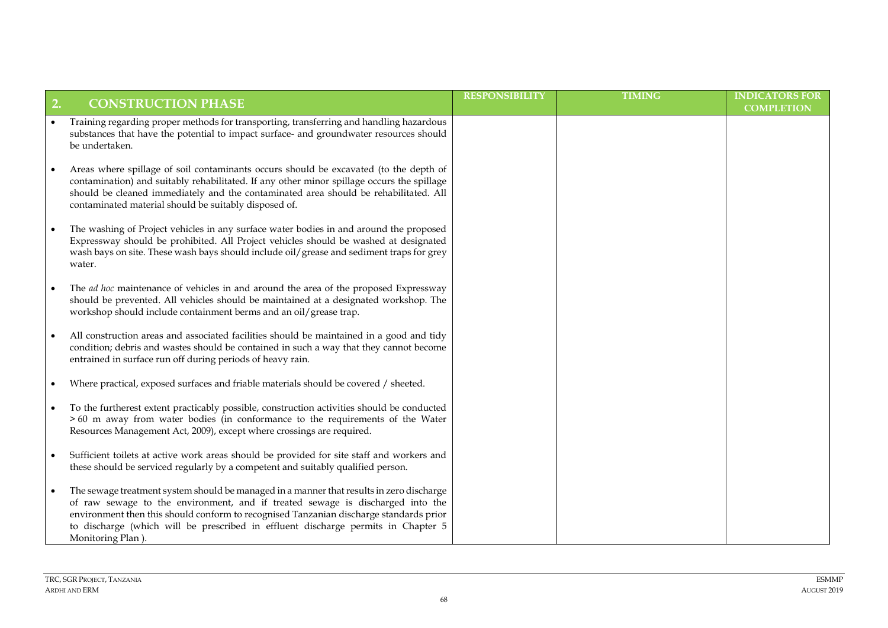| 2. CONSTRUCTION PHASE | RESPONSIBILITY | TIMING | INDICATORS FOR COMPLETION |
|---|---|---|---|
| • Training regarding proper methods for transporting, transferring and handling hazardous substances that have the potential to impact surface- and groundwater resources should be undertaken.<br><br>• Areas where spillage of soil contaminants occurs should be excavated (to the depth of contamination) and suitably rehabilitated. If any other minor spillage occurs the spillage should be cleaned immediately and the contaminated area should be rehabilitated. All contaminated material should be suitably disposed of.<br><br>• The washing of Project vehicles in any surface water bodies in and around the proposed Expressway should be prohibited. All Project vehicles should be washed at designated wash bays on site. These wash bays should include oil/grease and sediment traps for grey water.<br><br>• The *ad hoc* maintenance of vehicles in and around the area of the proposed Expressway should be prevented. All vehicles should be maintained at a designated workshop. The workshop should include containment berms and an oil/grease trap.<br><br>• All construction areas and associated facilities should be maintained in a good and tidy condition; debris and wastes should be contained in such a way that they cannot become entrained in surface run off during periods of heavy rain.<br><br>• Where practical, exposed surfaces and friable materials should be covered / sheeted.<br><br>• To the furtherest extent practicably possible, construction activities should be conducted > 60 m away from water bodies (in conformance to the requirements of the Water Resources Management Act, 2009), except where crossings are required.<br><br>• Sufficient toilets at active work areas should be provided for site staff and workers and these should be serviced regularly by a competent and suitably qualified person.<br><br>• The sewage treatment system should be managed in a manner that results in zero discharge of raw sewage to the environment, and if treated sewage is discharged into the environment then this should conform to recognised Tanzanian discharge standards prior to discharge (which will be prescribed in effluent discharge permits in Chapter 5 Monitoring Plan ). | | | |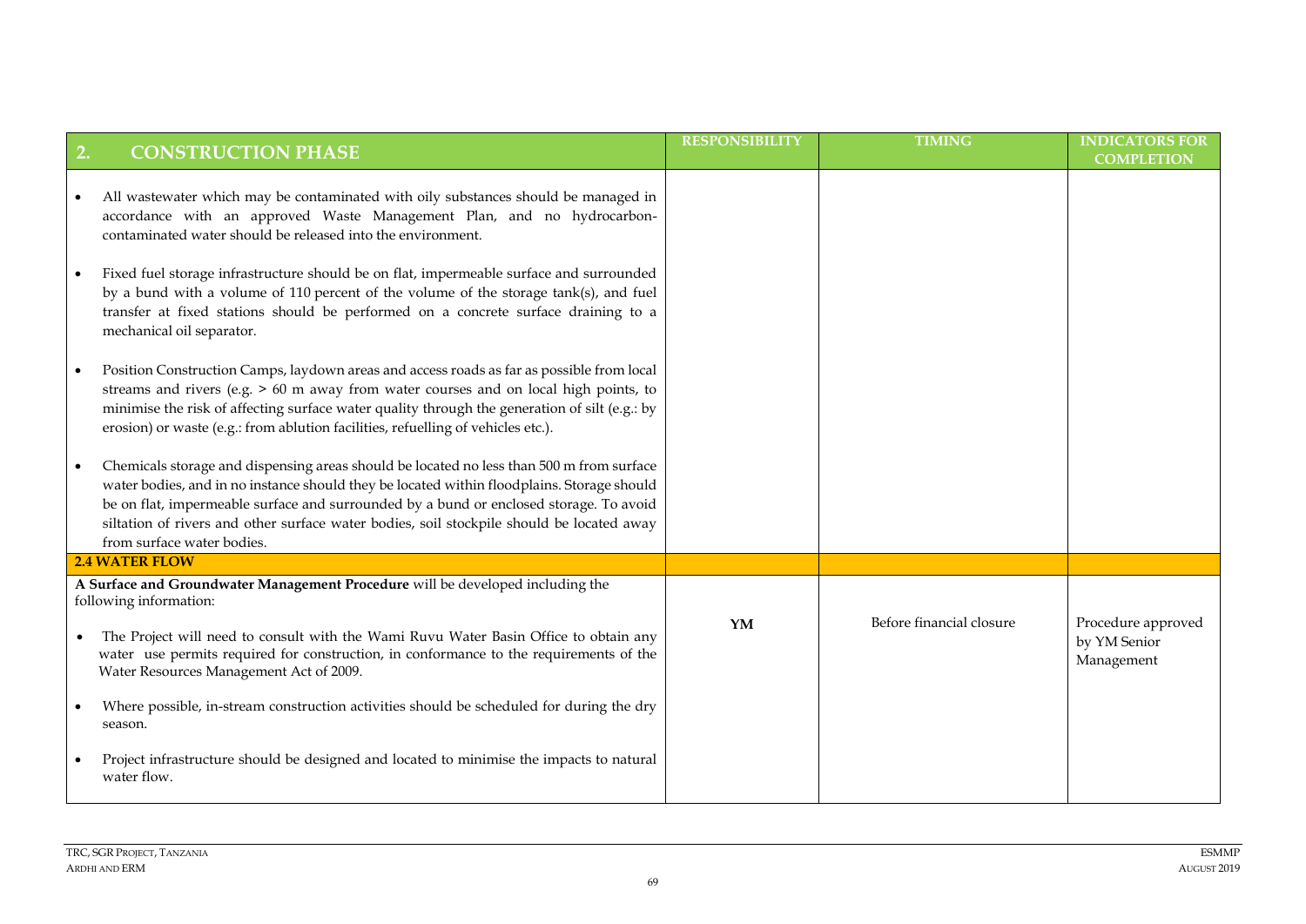| 2. CONSTRUCTION PHASE | RESPONSIBILITY | TIMING | INDICATORS FOR COMPLETION |
|---|---|---|---|
| • All wastewater which may be contaminated with oily substances should be managed in accordance with an approved Waste Management Plan, and no hydrocarbon-contaminated water should be released into the environment.<br><br>• Fixed fuel storage infrastructure should be on flat, impermeable surface and surrounded by a bund with a volume of 110 percent of the volume of the storage tank(s), and fuel transfer at fixed stations should be performed on a concrete surface draining to a mechanical oil separator.<br><br>• Position Construction Camps, laydown areas and access roads as far as possible from local streams and rivers (e.g. > 60 m away from water courses and on local high points, to minimise the risk of affecting surface water quality through the generation of silt (e.g.: by erosion) or waste (e.g.: from ablution facilities, refuelling of vehicles etc.).<br><br>• Chemicals storage and dispensing areas should be located no less than 500 m from surface water bodies, and in no instance should they be located within floodplains. Storage should be on flat, impermeable surface and surrounded by a bund or enclosed storage. To avoid siltation of rivers and other surface water bodies, soil stockpile should be located away from surface water bodies. | | | |
| **2.4 WATER FLOW** | | | |
| **A Surface and Groundwater Management Procedure** will be developed including the following information:<br><br>• The Project will need to consult with the Wami Ruvu Water Basin Office to obtain any water use permits required for construction, in conformance to the requirements of the Water Resources Management Act of 2009.<br><br>• Where possible, in-stream construction activities should be scheduled for during the dry season.<br><br>• Project infrastructure should be designed and located to minimise the impacts to natural water flow. | **YM** | Before financial closure | Procedure approved by YM Senior Management |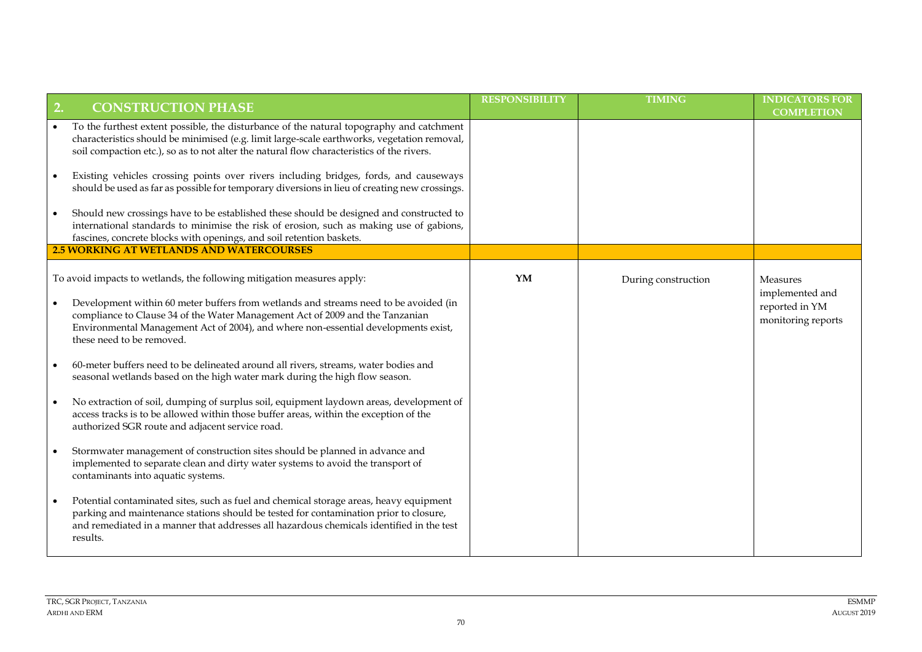| 2. CONSTRUCTION PHASE | RESPONSIBILITY | TIMING | INDICATORS FOR COMPLETION |
|---|---|---|---|
| • To the furthest extent possible, the disturbance of the natural topography and catchment characteristics should be minimised (e.g. limit large-scale earthworks, vegetation removal, soil compaction etc.), so as to not alter the natural flow characteristics of the rivers.<br><br>• Existing vehicles crossing points over rivers including bridges, fords, and causeways should be used as far as possible for temporary diversions in lieu of creating new crossings.<br><br>• Should new crossings have to be established these should be designed and constructed to international standards to minimise the risk of erosion, such as making use of gabions, fascines, concrete blocks with openings, and soil retention baskets. | | | |
| **2.5 WORKING AT WETLANDS AND WATERCOURSES** | | | |
| To avoid impacts to wetlands, the following mitigation measures apply:<br><br>• Development within 60 meter buffers from wetlands and streams need to be avoided (in compliance to Clause 34 of the Water Management Act of 2009 and the Tanzanian Environmental Management Act of 2004), and where non-essential developments exist, these need to be removed.<br><br>• 60-meter buffers need to be delineated around all rivers, streams, water bodies and seasonal wetlands based on the high water mark during the high flow season.<br><br>• No extraction of soil, dumping of surplus soil, equipment laydown areas, development of access tracks is to be allowed within those buffer areas, within the exception of the authorized SGR route and adjacent service road.<br><br>• Stormwater management of construction sites should be planned in advance and implemented to separate clean and dirty water systems to avoid the transport of contaminants into aquatic systems.<br><br>• Potential contaminated sites, such as fuel and chemical storage areas, heavy equipment parking and maintenance stations should be tested for contamination prior to closure, and remediated in a manner that addresses all hazardous chemicals identified in the test results. | **YM** | During construction | Measures implemented and reported in YM monitoring reports |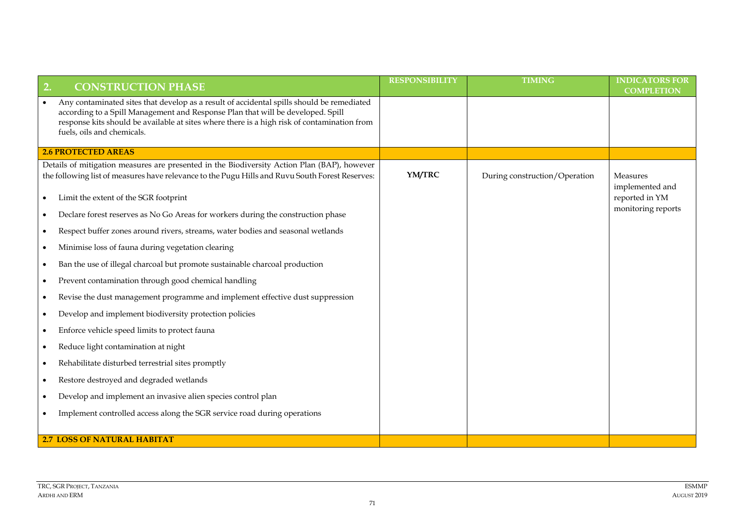| 2. CONSTRUCTION PHASE | RESPONSIBILITY | TIMING | INDICATORS FOR COMPLETION |
|---|---|---|---|
| • Any contaminated sites that develop as a result of accidental spills should be remediated according to a Spill Management and Response Plan that will be developed. Spill response kits should be available at sites where there is a high risk of contamination from fuels, oils and chemicals. | | | |
| **2.6 PROTECTED AREAS** | | | |
| Details of mitigation measures are presented in the Biodiversity Action Plan (BAP), however the following list of measures have relevance to the Pugu Hills and Ruvu South Forest Reserves:<br>• Limit the extent of the SGR footprint<br>• Declare forest reserves as No Go Areas for workers during the construction phase<br>• Respect buffer zones around rivers, streams, water bodies and seasonal wetlands<br>• Minimise loss of fauna during vegetation clearing<br>• Ban the use of illegal charcoal but promote sustainable charcoal production<br>• Prevent contamination through good chemical handling<br>• Revise the dust management programme and implement effective dust suppression<br>• Develop and implement biodiversity protection policies<br>• Enforce vehicle speed limits to protect fauna<br>• Reduce light contamination at night<br>• Rehabilitate disturbed terrestrial sites promptly<br>• Restore destroyed and degraded wetlands<br>• Develop and implement an invasive alien species control plan<br>• Implement controlled access along the SGR service road during operations | **YM/TRC** | During construction/Operation | Measures implemented and reported in YM monitoring reports |
| **2.7 LOSS OF NATURAL HABITAT** | | | |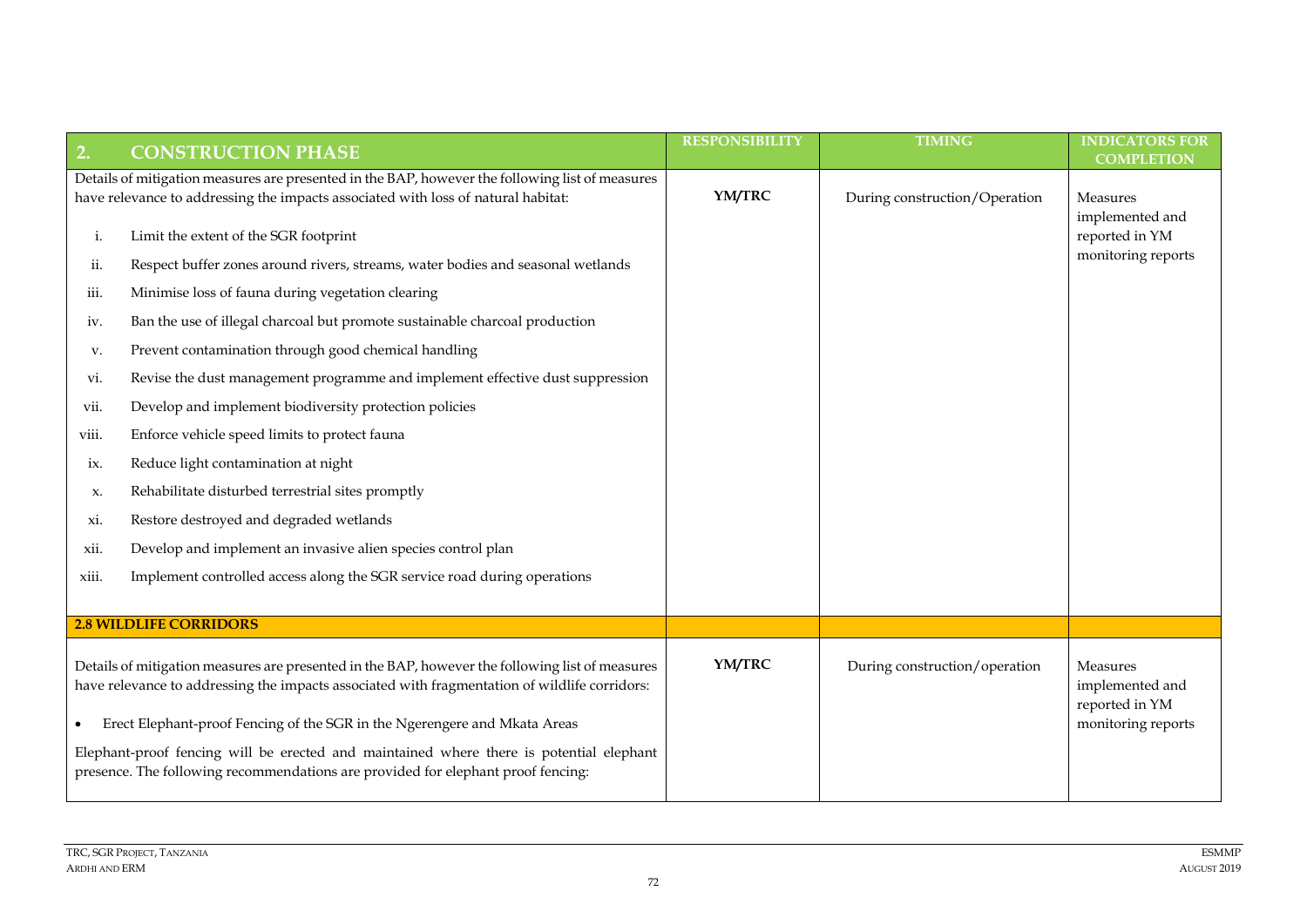| 2. CONSTRUCTION PHASE | RESPONSIBILITY | TIMING | INDICATORS FOR COMPLETION |
|---|---|---|---|
| Details of mitigation measures are presented in the BAP, however the following list of measures have relevance to addressing the impacts associated with loss of natural habitat:<br><br>i. Limit the extent of the SGR footprint<br>ii. Respect buffer zones around rivers, streams, water bodies and seasonal wetlands<br>iii. Minimise loss of fauna during vegetation clearing<br>iv. Ban the use of illegal charcoal but promote sustainable charcoal production<br>v. Prevent contamination through good chemical handling<br>vi. Revise the dust management programme and implement effective dust suppression<br>vii. Develop and implement biodiversity protection policies<br>viii. Enforce vehicle speed limits to protect fauna<br>ix. Reduce light contamination at night<br>x. Rehabilitate disturbed terrestrial sites promptly<br>xi. Restore destroyed and degraded wetlands<br>xii. Develop and implement an invasive alien species control plan<br>xiii. Implement controlled access along the SGR service road during operations | **YM/TRC** | During construction/Operation | Measures implemented and reported in YM monitoring reports |
| **2.8 WILDLIFE CORRIDORS** | | | |
| Details of mitigation measures are presented in the BAP, however the following list of measures have relevance to addressing the impacts associated with fragmentation of wildlife corridors:<br><br>• Erect Elephant-proof Fencing of the SGR in the Ngerengere and Mkata Areas<br><br>Elephant-proof fencing will be erected and maintained where there is potential elephant presence. The following recommendations are provided for elephant proof fencing: | **YM/TRC** | During construction/operation | Measures implemented and reported in YM monitoring reports |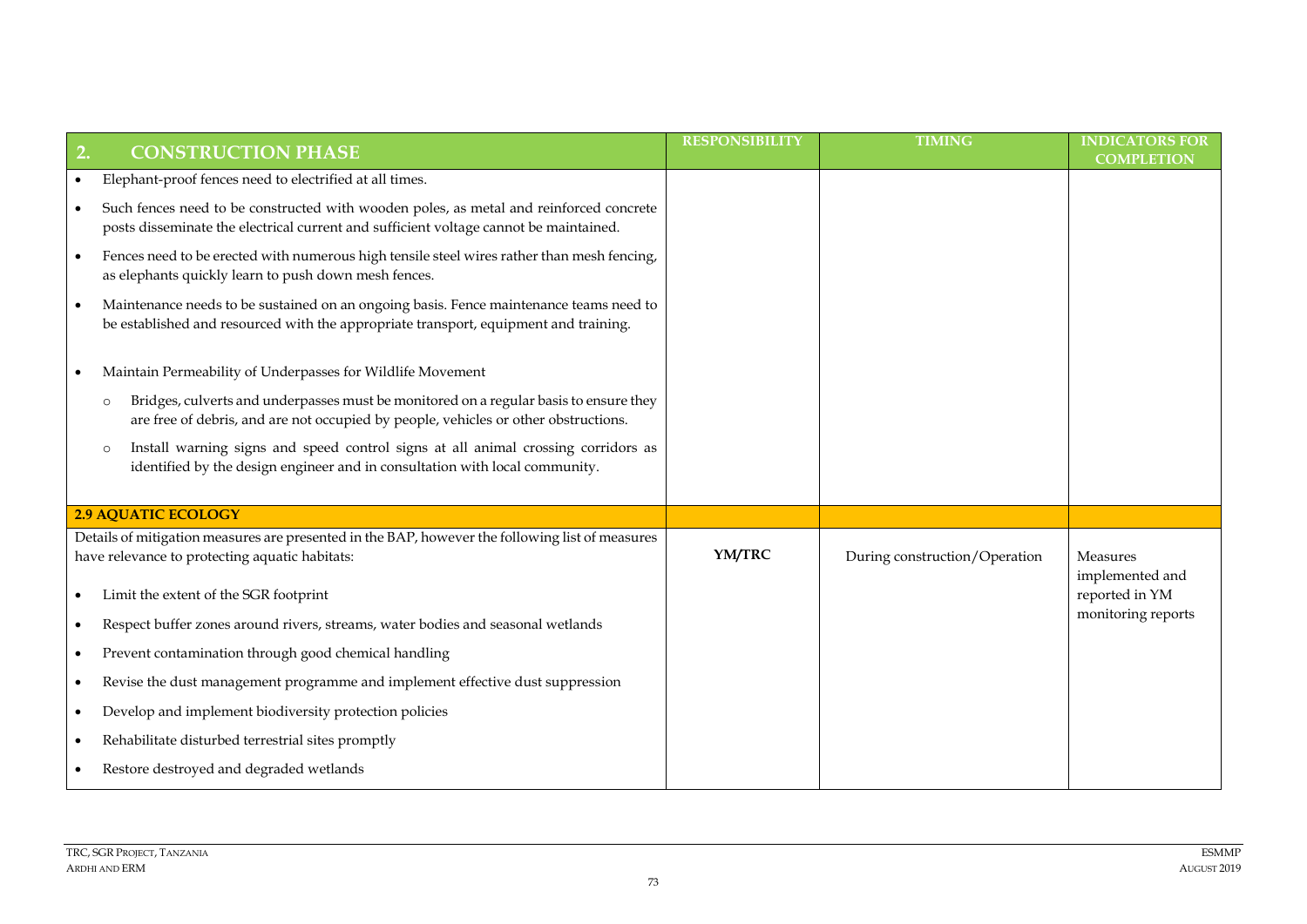| 2. CONSTRUCTION PHASE | RESPONSIBILITY | TIMING | INDICATORS FOR COMPLETION |
|---|---|---|---|
| • Elephant-proof fences need to electrified at all times.<br>• Such fences need to be constructed with wooden poles, as metal and reinforced concrete posts disseminate the electrical current and sufficient voltage cannot be maintained.<br>• Fences need to be erected with numerous high tensile steel wires rather than mesh fencing, as elephants quickly learn to push down mesh fences.<br>• Maintenance needs to be sustained on an ongoing basis. Fence maintenance teams need to be established and resourced with the appropriate transport, equipment and training.<br>• Maintain Permeability of Underpasses for Wildlife Movement<br>  ○ Bridges, culverts and underpasses must be monitored on a regular basis to ensure they are free of debris, and are not occupied by people, vehicles or other obstructions.<br>  ○ Install warning signs and speed control signs at all animal crossing corridors as identified by the design engineer and in consultation with local community. | | | |
| **2.9 AQUATIC ECOLOGY** | | | |
| Details of mitigation measures are presented in the BAP, however the following list of measures have relevance to protecting aquatic habitats:<br>• Limit the extent of the SGR footprint<br>• Respect buffer zones around rivers, streams, water bodies and seasonal wetlands<br>• Prevent contamination through good chemical handling<br>• Revise the dust management programme and implement effective dust suppression<br>• Develop and implement biodiversity protection policies<br>• Rehabilitate disturbed terrestrial sites promptly<br>• Restore destroyed and degraded wetlands | **YM/TRC** | During construction/Operation | Measures implemented and reported in YM monitoring reports |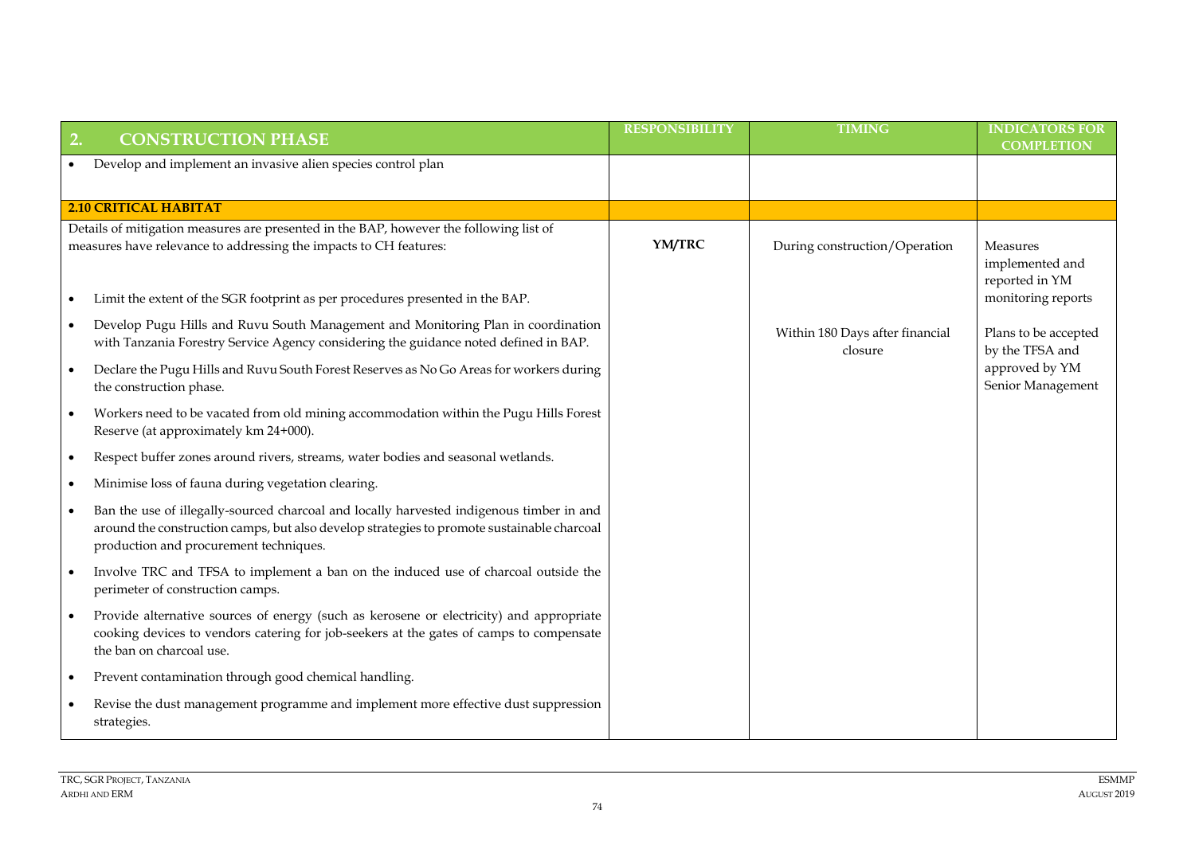| 2. CONSTRUCTION PHASE | RESPONSIBILITY | TIMING | INDICATORS FOR COMPLETION |
|---|---|---|---|
| • Develop and implement an invasive alien species control plan | | | |
| **2.10 CRITICAL HABITAT** | | | |
| Details of mitigation measures are presented in the BAP, however the following list of measures have relevance to addressing the impacts to CH features:<br><br>• Limit the extent of the SGR footprint as per procedures presented in the BAP.<br>• Develop Pugu Hills and Ruvu South Management and Monitoring Plan in coordination with Tanzania Forestry Service Agency considering the guidance noted defined in BAP.<br>• Declare the Pugu Hills and Ruvu South Forest Reserves as No Go Areas for workers during the construction phase.<br>• Workers need to be vacated from old mining accommodation within the Pugu Hills Forest Reserve (at approximately km 24+000).<br>• Respect buffer zones around rivers, streams, water bodies and seasonal wetlands.<br>• Minimise loss of fauna during vegetation clearing.<br>• Ban the use of illegally-sourced charcoal and locally harvested indigenous timber in and around the construction camps, but also develop strategies to promote sustainable charcoal production and procurement techniques.<br>• Involve TRC and TFSA to implement a ban on the induced use of charcoal outside the perimeter of construction camps.<br>• Provide alternative sources of energy (such as kerosene or electricity) and appropriate cooking devices to vendors catering for job-seekers at the gates of camps to compensate the ban on charcoal use.<br>• Prevent contamination through good chemical handling.<br>• Revise the dust management programme and implement more effective dust suppression strategies. | **YM/TRC** | During construction/Operation<br><br>Within 180 Days after financial closure | Measures implemented and reported in YM monitoring reports<br><br>Plans to be accepted by the TFSA and approved by YM Senior Management |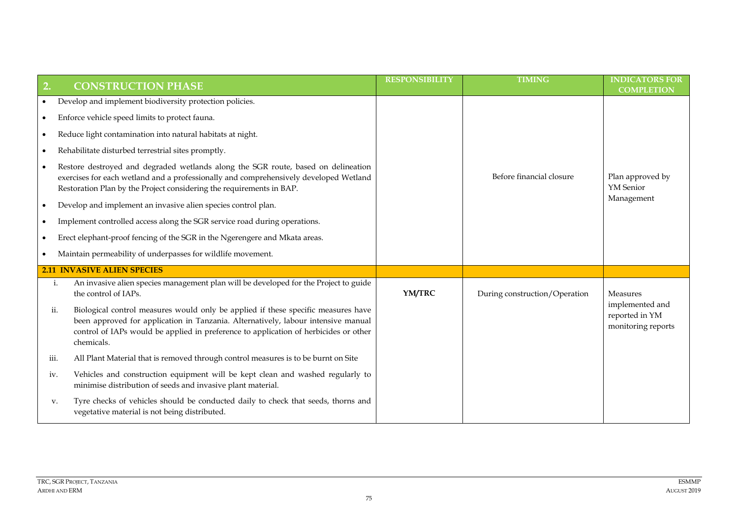| 2. CONSTRUCTION PHASE | RESPONSIBILITY | TIMING | INDICATORS FOR COMPLETION |
|---|---|---|---|
| • Develop and implement biodiversity protection policies.<br>• Enforce vehicle speed limits to protect fauna.<br>• Reduce light contamination into natural habitats at night.<br>• Rehabilitate disturbed terrestrial sites promptly.<br>• Restore destroyed and degraded wetlands along the SGR route, based on delineation exercises for each wetland and a professionally and comprehensively developed Wetland Restoration Plan by the Project considering the requirements in BAP.<br>• Develop and implement an invasive alien species control plan.<br>• Implement controlled access along the SGR service road during operations.<br>• Erect elephant-proof fencing of the SGR in the Ngerengere and Mkata areas.<br>• Maintain permeability of underpasses for wildlife movement. | | Before financial closure | Plan approved by YM Senior Management |
| **2.11 INVASIVE ALIEN SPECIES** | | | |
| i. An invasive alien species management plan will be developed for the Project to guide the control of IAPs.<br>ii. Biological control measures would only be applied if these specific measures have been approved for application in Tanzania. Alternatively, labour intensive manual control of IAPs would be applied in preference to application of herbicides or other chemicals.<br>iii. All Plant Material that is removed through control measures is to be burnt on Site<br>iv. Vehicles and construction equipment will be kept clean and washed regularly to minimise distribution of seeds and invasive plant material.<br>v. Tyre checks of vehicles should be conducted daily to check that seeds, thorns and vegetative material is not being distributed. | **YM/TRC** | During construction/Operation | Measures implemented and reported in YM monitoring reports |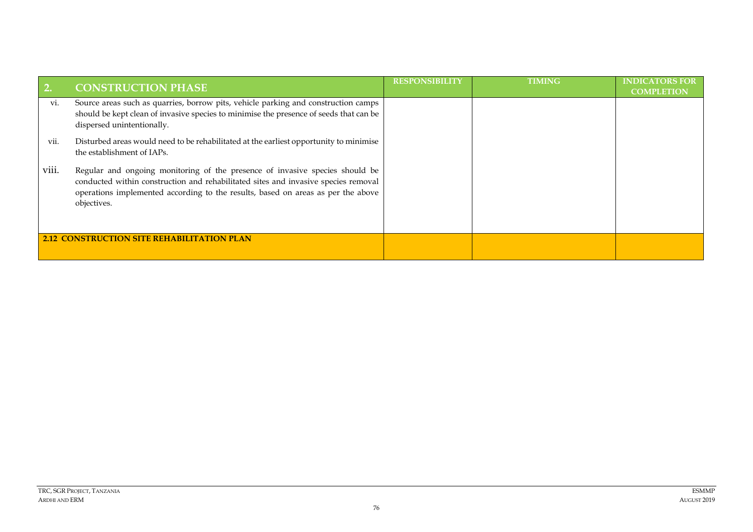| 2. | CONSTRUCTION PHASE | RESPONSIBILITY | TIMING | INDICATORS FOR COMPLETION |
|---|---|---|---|---|
| vi. | Source areas such as quarries, borrow pits, vehicle parking and construction camps should be kept clean of invasive species to minimise the presence of seeds that can be dispersed unintentionally. | | | |
| vii. | Disturbed areas would need to be rehabilitated at the earliest opportunity to minimise the establishment of IAPs. | | | |
| viii. | Regular and ongoing monitoring of the presence of invasive species should be conducted within construction and rehabilitated sites and invasive species removal operations implemented according to the results, based on areas as per the above objectives. | | | |
| **2.12** | **CONSTRUCTION SITE REHABILITATION PLAN** | | | |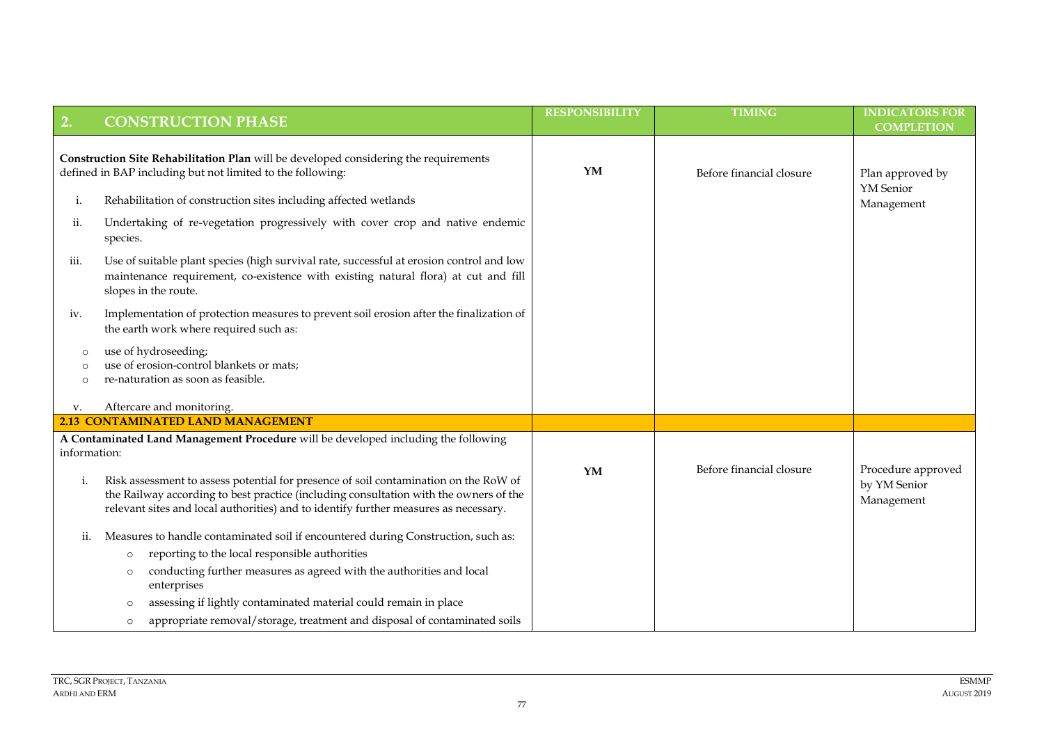| 2. CONSTRUCTION PHASE | RESPONSIBILITY | TIMING | INDICATORS FOR COMPLETION |
|---|---|---|---|
| **Construction Site Rehabilitation Plan** will be developed considering the requirements defined in BAP including but not limited to the following:<br><br>i. Rehabilitation of construction sites including affected wetlands<br><br>ii. Undertaking of re-vegetation progressively with cover crop and native endemic species.<br><br>iii. Use of suitable plant species (high survival rate, successful at erosion control and low maintenance requirement, co-existence with existing natural flora) at cut and fill slopes in the route.<br><br>iv. Implementation of protection measures to prevent soil erosion after the finalization of the earth work where required such as:<br><br>o use of hydroseeding;<br>o use of erosion-control blankets or mats;<br>o re-naturation as soon as feasible.<br><br>v. Aftercare and monitoring. | **YM** | Before financial closure | Plan approved by YM Senior Management |
| **2.13 CONTAMINATED LAND MANAGEMENT** | | | |
| **A Contaminated Land Management Procedure** will be developed including the following information:<br><br>i. Risk assessment to assess potential for presence of soil contamination on the RoW of the Railway according to best practice (including consultation with the owners of the relevant sites and local authorities) and to identify further measures as necessary.<br><br>ii. Measures to handle contaminated soil if encountered during Construction, such as:<br><br>o reporting to the local responsible authorities<br>o conducting further measures as agreed with the authorities and local enterprises<br>o assessing if lightly contaminated material could remain in place<br>o appropriate removal/storage, treatment and disposal of contaminated soils | **YM** | Before financial closure | Procedure approved by YM Senior Management |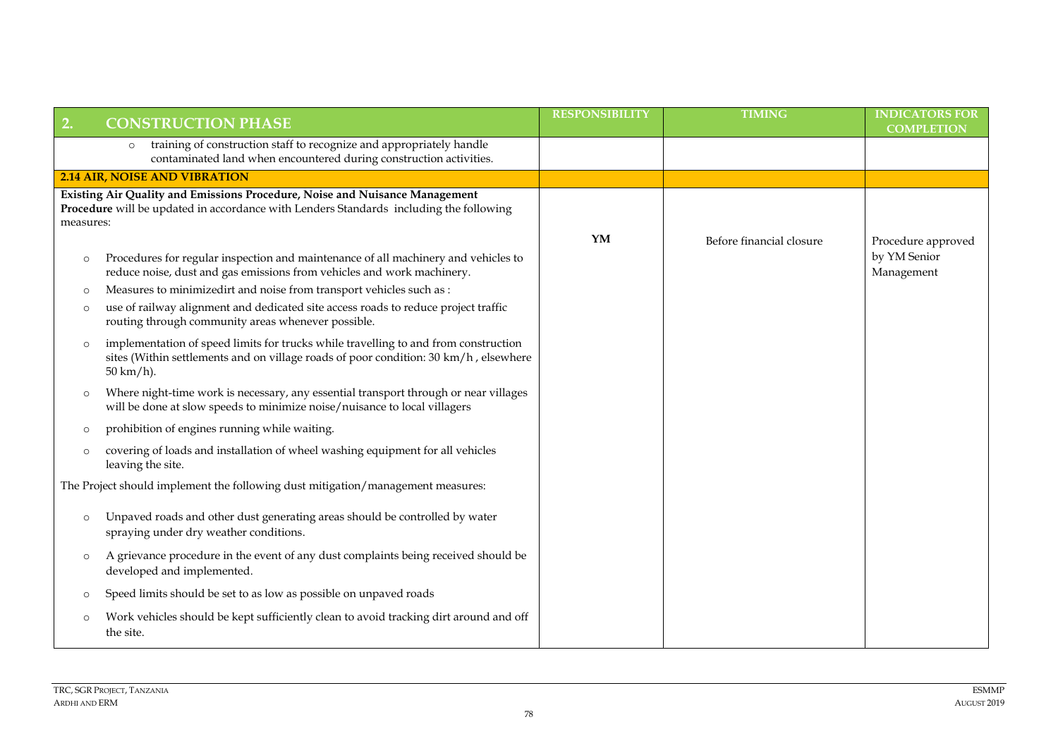| 2. CONSTRUCTION PHASE | RESPONSIBILITY | TIMING | INDICATORS FOR COMPLETION |
|---|---|---|---|
| ○ training of construction staff to recognize and appropriately handle contaminated land when encountered during construction activities. | | | |
| **2.14 AIR, NOISE AND VIBRATION** | | | |
| **Existing Air Quality and Emissions Procedure, Noise and Nuisance Management Procedure** will be updated in accordance with Lenders Standards including the following measures:<br><br>○ Procedures for regular inspection and maintenance of all machinery and vehicles to reduce noise, dust and gas emissions from vehicles and work machinery.<br>○ Measures to minimizedirt and noise from transport vehicles such as :<br>○ use of railway alignment and dedicated site access roads to reduce project traffic routing through community areas whenever possible.<br>○ implementation of speed limits for trucks while travelling to and from construction sites (Within settlements and on village roads of poor condition: 30 km/h , elsewhere 50 km/h).<br>○ Where night-time work is necessary, any essential transport through or near villages will be done at slow speeds to minimize noise/nuisance to local villagers<br>○ prohibition of engines running while waiting.<br>○ covering of loads and installation of wheel washing equipment for all vehicles leaving the site.<br><br>The Project should implement the following dust mitigation/management measures:<br><br>○ Unpaved roads and other dust generating areas should be controlled by water spraying under dry weather conditions.<br>○ A grievance procedure in the event of any dust complaints being received should be developed and implemented.<br>○ Speed limits should be set to as low as possible on unpaved roads<br>○ Work vehicles should be kept sufficiently clean to avoid tracking dirt around and off the site. | **YM** | Before financial closure | Procedure approved by YM Senior Management |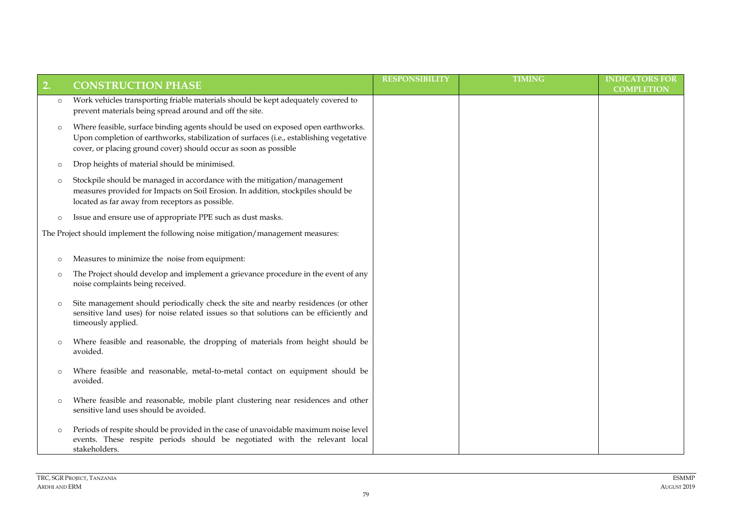| 2. | CONSTRUCTION PHASE | RESPONSIBILITY | TIMING | INDICATORS FOR COMPLETION |
|---|---|---|---|---|
| o | Work vehicles transporting friable materials should be kept adequately covered to prevent materials being spread around and off the site. | | | |
| o | Where feasible, surface binding agents should be used on exposed open earthworks. Upon completion of earthworks, stabilization of surfaces (i.e., establishing vegetative cover, or placing ground cover) should occur as soon as possible | | | |
| o | Drop heights of material should be minimised. | | | |
| o | Stockpile should be managed in accordance with the mitigation/management measures provided for Impacts on Soil Erosion. In addition, stockpiles should be located as far away from receptors as possible. | | | |
| o | Issue and ensure use of appropriate PPE such as dust masks. | | | |
| | The Project should implement the following noise mitigation/management measures: | | | |
| o | Measures to minimize the noise from equipment: | | | |
| o | The Project should develop and implement a grievance procedure in the event of any noise complaints being received. | | | |
| o | Site management should periodically check the site and nearby residences (or other sensitive land uses) for noise related issues so that solutions can be efficiently and timeously applied. | | | |
| o | Where feasible and reasonable, the dropping of materials from height should be avoided. | | | |
| o | Where feasible and reasonable, metal-to-metal contact on equipment should be avoided. | | | |
| o | Where feasible and reasonable, mobile plant clustering near residences and other sensitive land uses should be avoided. | | | |
| o | Periods of respite should be provided in the case of unavoidable maximum noise level events. These respite periods should be negotiated with the relevant local stakeholders. | | | |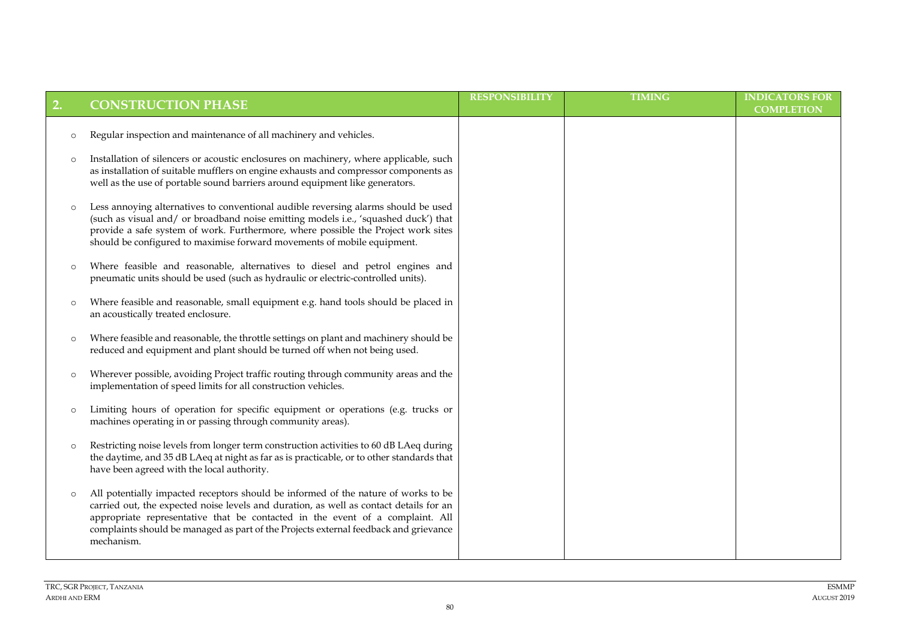| 2. CONSTRUCTION PHASE | RESPONSIBILITY | TIMING | INDICATORS FOR COMPLETION |
|---|---|---|---|
| <ul><li>Regular inspection and maintenance of all machinery and vehicles.</li><li>Installation of silencers or acoustic enclosures on machinery, where applicable, such as installation of suitable mufflers on engine exhausts and compressor components as well as the use of portable sound barriers around equipment like generators.</li><li>Less annoying alternatives to conventional audible reversing alarms should be used (such as visual and/ or broadband noise emitting models i.e., 'squashed duck') that provide a safe system of work. Furthermore, where possible the Project work sites should be configured to maximise forward movements of mobile equipment.</li><li>Where feasible and reasonable, alternatives to diesel and petrol engines and pneumatic units should be used (such as hydraulic or electric-controlled units).</li><li>Where feasible and reasonable, small equipment e.g. hand tools should be placed in an acoustically treated enclosure.</li><li>Where feasible and reasonable, the throttle settings on plant and machinery should be reduced and equipment and plant should be turned off when not being used.</li><li>Wherever possible, avoiding Project traffic routing through community areas and the implementation of speed limits for all construction vehicles.</li><li>Limiting hours of operation for specific equipment or operations (e.g. trucks or machines operating in or passing through community areas).</li><li>Restricting noise levels from longer term construction activities to 60 dB LAeq during the daytime, and 35 dB LAeq at night as far as is practicable, or to other standards that have been agreed with the local authority.</li><li>All potentially impacted receptors should be informed of the nature of works to be carried out, the expected noise levels and duration, as well as contact details for an appropriate representative that be contacted in the event of a complaint. All complaints should be managed as part of the Projects external feedback and grievance mechanism.</li></ul> | | | |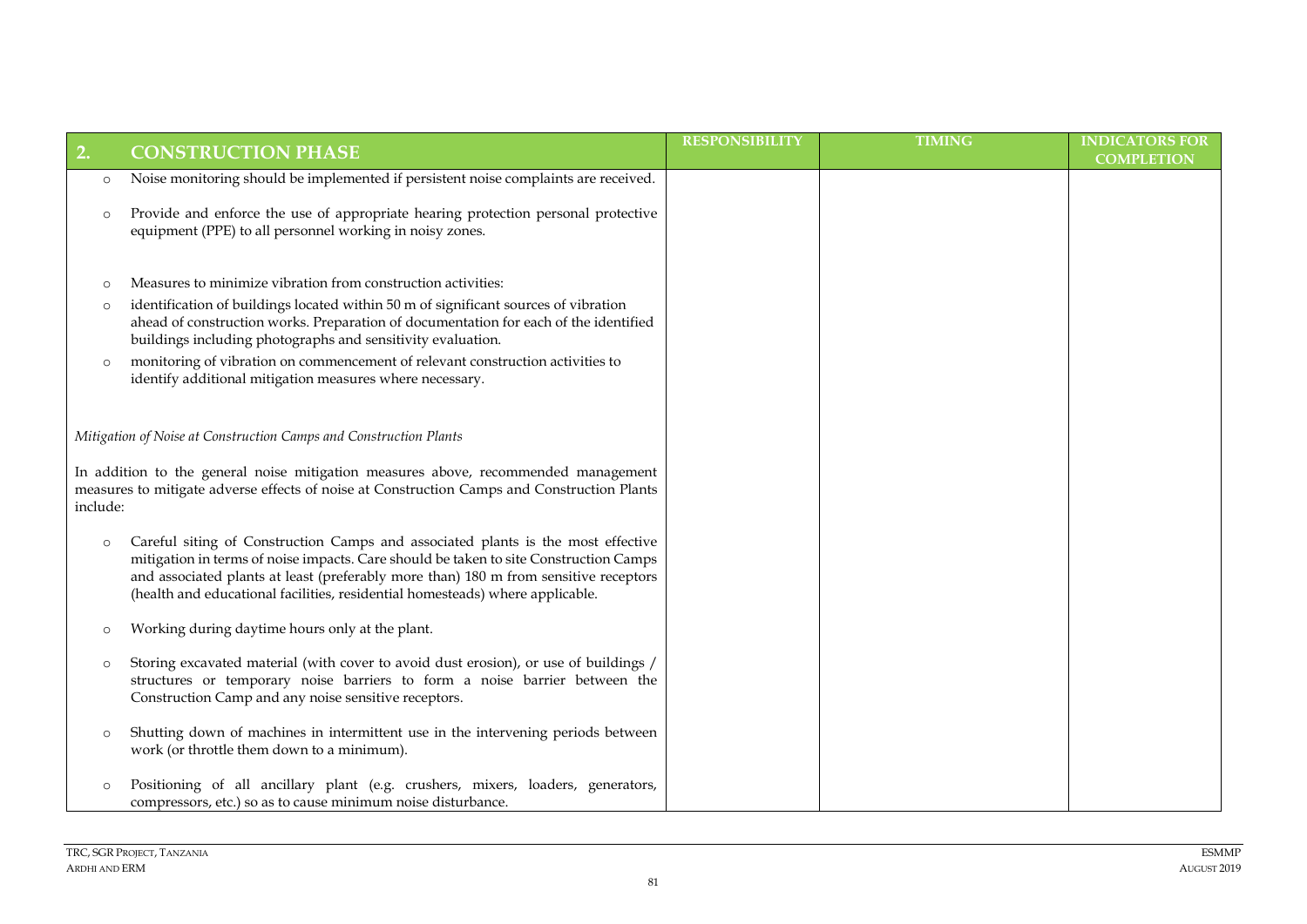| 2. CONSTRUCTION PHASE | RESPONSIBILITY | TIMING | INDICATORS FOR COMPLETION |
|---|---|---|---|
| o Noise monitoring should be implemented if persistent noise complaints are received.<br><br>o Provide and enforce the use of appropriate hearing protection personal protective equipment (PPE) to all personnel working in noisy zones.<br><br>o Measures to minimize vibration from construction activities:<br>o identification of buildings located within 50 m of significant sources of vibration ahead of construction works. Preparation of documentation for each of the identified buildings including photographs and sensitivity evaluation.<br>o monitoring of vibration on commencement of relevant construction activities to identify additional mitigation measures where necessary.<br><br>*Mitigation of Noise at Construction Camps and Construction Plants*<br><br>In addition to the general noise mitigation measures above, recommended management measures to mitigate adverse effects of noise at Construction Camps and Construction Plants include:<br><br>o Careful siting of Construction Camps and associated plants is the most effective mitigation in terms of noise impacts. Care should be taken to site Construction Camps and associated plants at least (preferably more than) 180 m from sensitive receptors (health and educational facilities, residential homesteads) where applicable.<br><br>o Working during daytime hours only at the plant.<br><br>o Storing excavated material (with cover to avoid dust erosion), or use of buildings / structures or temporary noise barriers to form a noise barrier between the Construction Camp and any noise sensitive receptors.<br><br>o Shutting down of machines in intermittent use in the intervening periods between work (or throttle them down to a minimum).<br><br>o Positioning of all ancillary plant (e.g. crushers, mixers, loaders, generators, compressors, etc.) so as to cause minimum noise disturbance. | | | |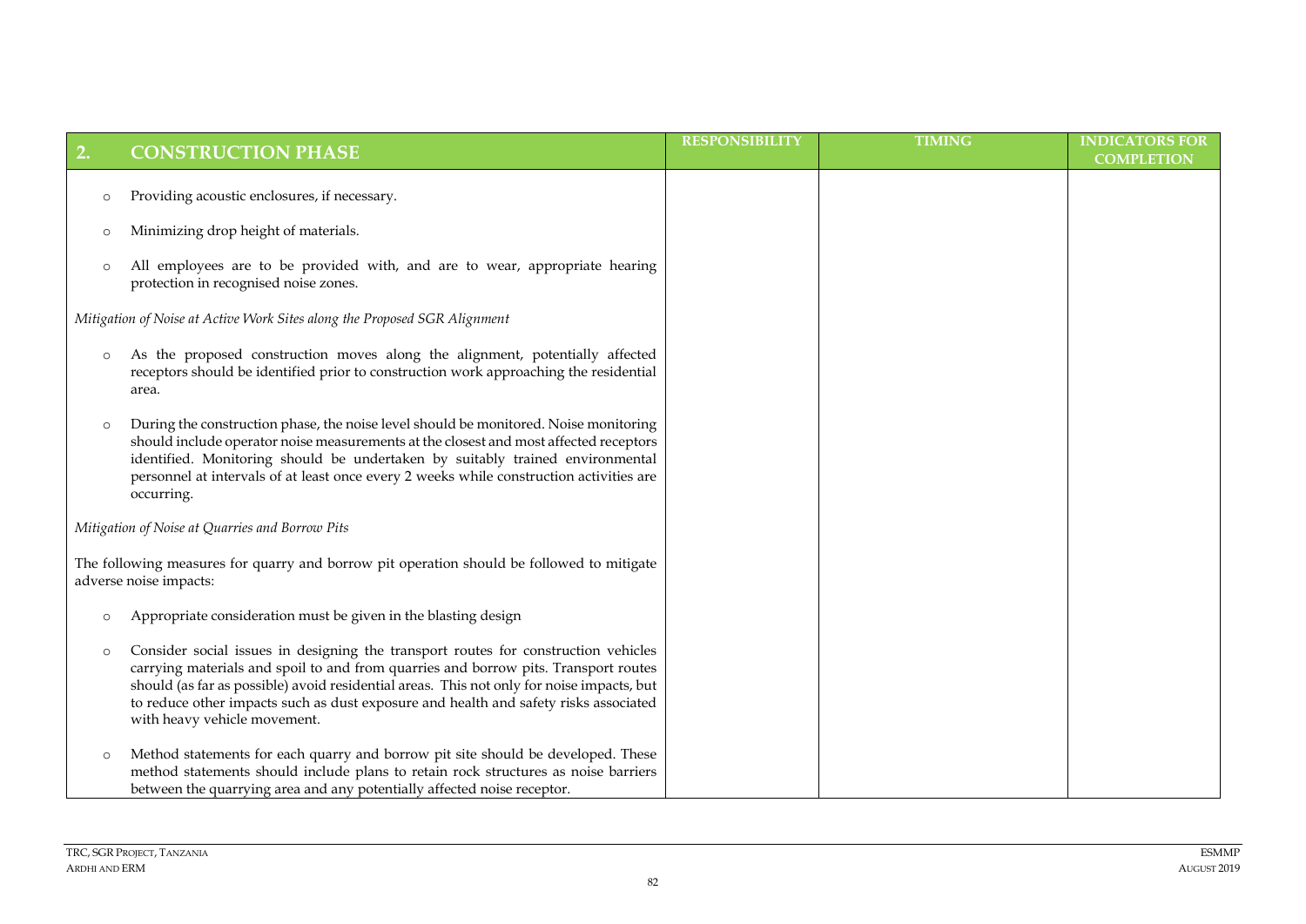| 2. CONSTRUCTION PHASE | RESPONSIBILITY | TIMING | INDICATORS FOR COMPLETION |
|---|---|---|---|
| ○ Providing acoustic enclosures, if necessary.<br>○ Minimizing drop height of materials.<br>○ All employees are to be provided with, and are to wear, appropriate hearing protection in recognised noise zones.<br><br>*Mitigation of Noise at Active Work Sites along the Proposed SGR Alignment*<br><br>○ As the proposed construction moves along the alignment, potentially affected receptors should be identified prior to construction work approaching the residential area.<br>○ During the construction phase, the noise level should be monitored. Noise monitoring should include operator noise measurements at the closest and most affected receptors identified. Monitoring should be undertaken by suitably trained environmental personnel at intervals of at least once every 2 weeks while construction activities are occurring.<br><br>*Mitigation of Noise at Quarries and Borrow Pits*<br><br>The following measures for quarry and borrow pit operation should be followed to mitigate adverse noise impacts:<br><br>○ Appropriate consideration must be given in the blasting design<br>○ Consider social issues in designing the transport routes for construction vehicles carrying materials and spoil to and from quarries and borrow pits. Transport routes should (as far as possible) avoid residential areas. This not only for noise impacts, but to reduce other impacts such as dust exposure and health and safety risks associated with heavy vehicle movement.<br>○ Method statements for each quarry and borrow pit site should be developed. These method statements should include plans to retain rock structures as noise barriers between the quarrying area and any potentially affected noise receptor. | | | |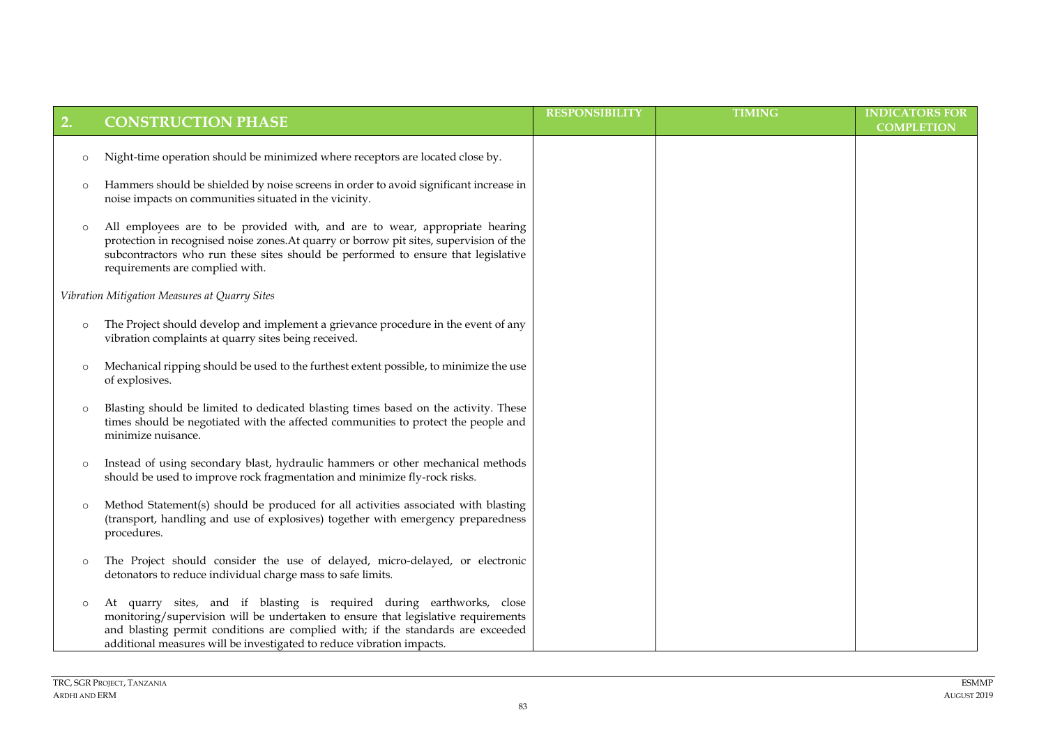| 2. CONSTRUCTION PHASE | RESPONSIBILITY | TIMING | INDICATORS FOR COMPLETION |
|---|---|---|---|
| ○ Night-time operation should be minimized where receptors are located close by.<br><br>○ Hammers should be shielded by noise screens in order to avoid significant increase in noise impacts on communities situated in the vicinity.<br><br>○ All employees are to be provided with, and are to wear, appropriate hearing protection in recognised noise zones.At quarry or borrow pit sites, supervision of the subcontractors who run these sites should be performed to ensure that legislative requirements are complied with.<br><br>*Vibration Mitigation Measures at Quarry Sites*<br><br>○ The Project should develop and implement a grievance procedure in the event of any vibration complaints at quarry sites being received.<br><br>○ Mechanical ripping should be used to the furthest extent possible, to minimize the use of explosives.<br><br>○ Blasting should be limited to dedicated blasting times based on the activity. These times should be negotiated with the affected communities to protect the people and minimize nuisance.<br><br>○ Instead of using secondary blast, hydraulic hammers or other mechanical methods should be used to improve rock fragmentation and minimize fly-rock risks.<br><br>○ Method Statement(s) should be produced for all activities associated with blasting (transport, handling and use of explosives) together with emergency preparedness procedures.<br><br>○ The Project should consider the use of delayed, micro-delayed, or electronic detonators to reduce individual charge mass to safe limits.<br><br>○ At quarry sites, and if blasting is required during earthworks, close monitoring/supervision will be undertaken to ensure that legislative requirements and blasting permit conditions are complied with; if the standards are exceeded additional measures will be investigated to reduce vibration impacts. | | | |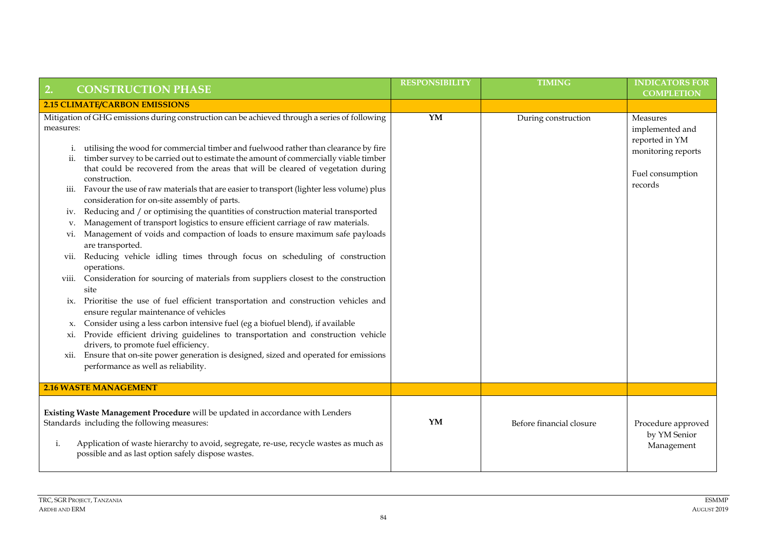| 2. CONSTRUCTION PHASE | RESPONSIBILITY | TIMING | INDICATORS FOR COMPLETION |
|---|---|---|---|
| **2.15 CLIMATE/CARBON EMISSIONS** | | | |
| Mitigation of GHG emissions during construction can be achieved through a series of following measures:<br><br>i. utilising the wood for commercial timber and fuelwood rather than clearance by fire<br>ii. timber survey to be carried out to estimate the amount of commercially viable timber that could be recovered from the areas that will be cleared of vegetation during construction.<br>iii. Favour the use of raw materials that are easier to transport (lighter less volume) plus consideration for on-site assembly of parts.<br>iv. Reducing and / or optimising the quantities of construction material transported<br>v. Management of transport logistics to ensure efficient carriage of raw materials.<br>vi. Management of voids and compaction of loads to ensure maximum safe payloads are transported.<br>vii. Reducing vehicle idling times through focus on scheduling of construction operations.<br>viii. Consideration for sourcing of materials from suppliers closest to the construction site<br>ix. Prioritise the use of fuel efficient transportation and construction vehicles and ensure regular maintenance of vehicles<br>x. Consider using a less carbon intensive fuel (eg a biofuel blend), if available<br>xi. Provide efficient driving guidelines to transportation and construction vehicle drivers, to promote fuel efficiency.<br>xii. Ensure that on-site power generation is designed, sized and operated for emissions performance as well as reliability. | **YM** | During construction | Measures implemented and reported in YM monitoring reports<br><br>Fuel consumption records |
| **2.16 WASTE MANAGEMENT** | | | |
| **Existing Waste Management Procedure** will be updated in accordance with Lenders Standards including the following measures:<br><br>i. Application of waste hierarchy to avoid, segregate, re-use, recycle wastes as much as possible and as last option safely dispose wastes. | **YM** | Before financial closure | Procedure approved by YM Senior Management |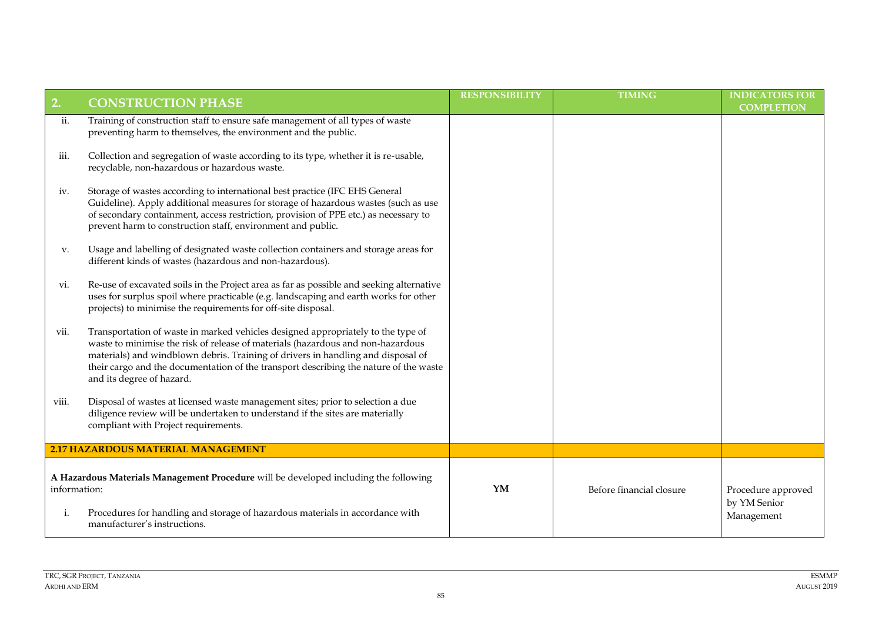| 2. CONSTRUCTION PHASE | RESPONSIBILITY | TIMING | INDICATORS FOR COMPLETION |
|---|---|---|---|
| ii. Training of construction staff to ensure safe management of all types of waste preventing harm to themselves, the environment and the public. | | | |
| iii. Collection and segregation of waste according to its type, whether it is re-usable, recyclable, non-hazardous or hazardous waste. | | | |
| iv. Storage of wastes according to international best practice (IFC EHS General Guideline). Apply additional measures for storage of hazardous wastes (such as use of secondary containment, access restriction, provision of PPE etc.) as necessary to prevent harm to construction staff, environment and public. | | | |
| v. Usage and labelling of designated waste collection containers and storage areas for different kinds of wastes (hazardous and non-hazardous). | | | |
| vi. Re-use of excavated soils in the Project area as far as possible and seeking alternative uses for surplus spoil where practicable (e.g. landscaping and earth works for other projects) to minimise the requirements for off-site disposal. | | | |
| vii. Transportation of waste in marked vehicles designed appropriately to the type of waste to minimise the risk of release of materials (hazardous and non-hazardous materials) and windblown debris. Training of drivers in handling and disposal of their cargo and the documentation of the transport describing the nature of the waste and its degree of hazard. | | | |
| viii. Disposal of wastes at licensed waste management sites; prior to selection a due diligence review will be undertaken to understand if the sites are materially compliant with Project requirements. | | | |
| **2.17 HAZARDOUS MATERIAL MANAGEMENT** | | | |
| **A Hazardous Materials Management Procedure** will be developed including the following information:<br><br>i. Procedures for handling and storage of hazardous materials in accordance with manufacturer's instructions. | **YM** | Before financial closure | Procedure approved by YM Senior Management |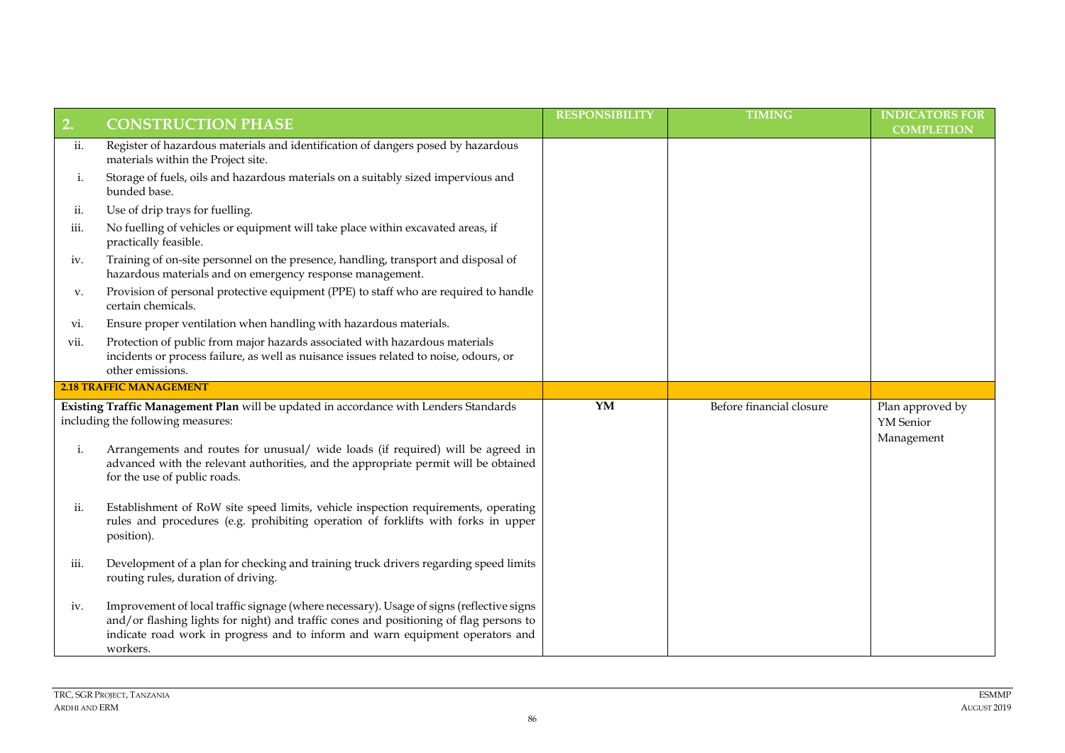| 2. CONSTRUCTION PHASE | RESPONSIBILITY | TIMING | INDICATORS FOR COMPLETION |
|---|---|---|---|
| ii. Register of hazardous materials and identification of dangers posed by hazardous materials within the Project site. | | | |
| i. Storage of fuels, oils and hazardous materials on a suitably sized impervious and bunded base. | | | |
| ii. Use of drip trays for fuelling. | | | |
| iii. No fuelling of vehicles or equipment will take place within excavated areas, if practically feasible. | | | |
| iv. Training of on-site personnel on the presence, handling, transport and disposal of hazardous materials and on emergency response management. | | | |
| v. Provision of personal protective equipment (PPE) to staff who are required to handle certain chemicals. | | | |
| vi. Ensure proper ventilation when handling with hazardous materials. | | | |
| vii. Protection of public from major hazards associated with hazardous materials incidents or process failure, as well as nuisance issues related to noise, odours, or other emissions. | | | |
| **2.18 TRAFFIC MANAGEMENT** | | | |
| **Existing Traffic Management Plan** will be updated in accordance with Lenders Standards including the following measures:<br><br>i. Arrangements and routes for unusual/ wide loads (if required) will be agreed in advanced with the relevant authorities, and the appropriate permit will be obtained for the use of public roads.<br><br>ii. Establishment of RoW site speed limits, vehicle inspection requirements, operating rules and procedures (e.g. prohibiting operation of forklifts with forks in upper position).<br><br>iii. Development of a plan for checking and training truck drivers regarding speed limits routing rules, duration of driving.<br><br>iv. Improvement of local traffic signage (where necessary). Usage of signs (reflective signs and/or flashing lights for night) and traffic cones and positioning of flag persons to indicate road work in progress and to inform and warn equipment operators and workers. | **YM** | Before financial closure | Plan approved by YM Senior Management |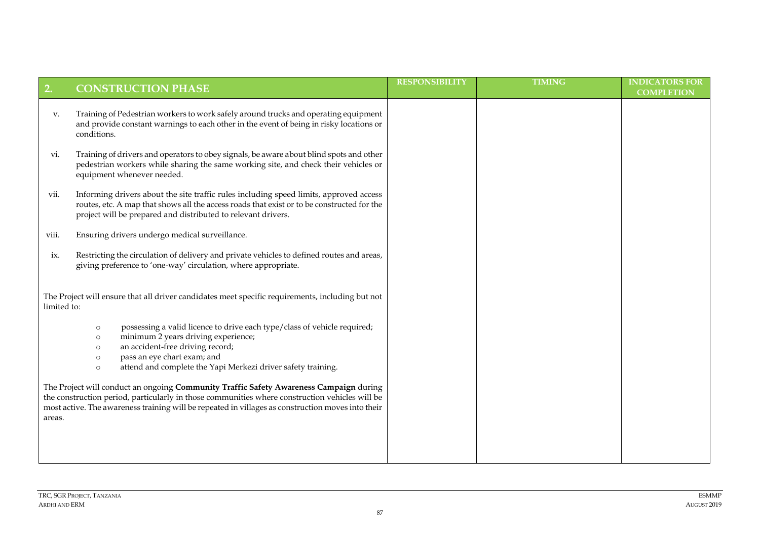| 2. CONSTRUCTION PHASE | RESPONSIBILITY | TIMING | INDICATORS FOR COMPLETION |
|---|---|---|---|
| v. Training of Pedestrian workers to work safely around trucks and operating equipment and provide constant warnings to each other in the event of being in risky locations or conditions.<br><br>vi. Training of drivers and operators to obey signals, be aware about blind spots and other pedestrian workers while sharing the same working site, and check their vehicles or equipment whenever needed.<br><br>vii. Informing drivers about the site traffic rules including speed limits, approved access routes, etc. A map that shows all the access roads that exist or to be constructed for the project will be prepared and distributed to relevant drivers.<br><br>viii. Ensuring drivers undergo medical surveillance.<br><br>ix. Restricting the circulation of delivery and private vehicles to defined routes and areas, giving preference to 'one-way' circulation, where appropriate.<br><br>The Project will ensure that all driver candidates meet specific requirements, including but not limited to:<br><br>○ possessing a valid licence to drive each type/class of vehicle required;<br>○ minimum 2 years driving experience;<br>○ an accident-free driving record;<br>○ pass an eye chart exam; and<br>○ attend and complete the Yapi Merkezi driver safety training.<br><br>The Project will conduct an ongoing **Community Traffic Safety Awareness Campaign** during the construction period, particularly in those communities where construction vehicles will be most active. The awareness training will be repeated in villages as construction moves into their areas. | | | |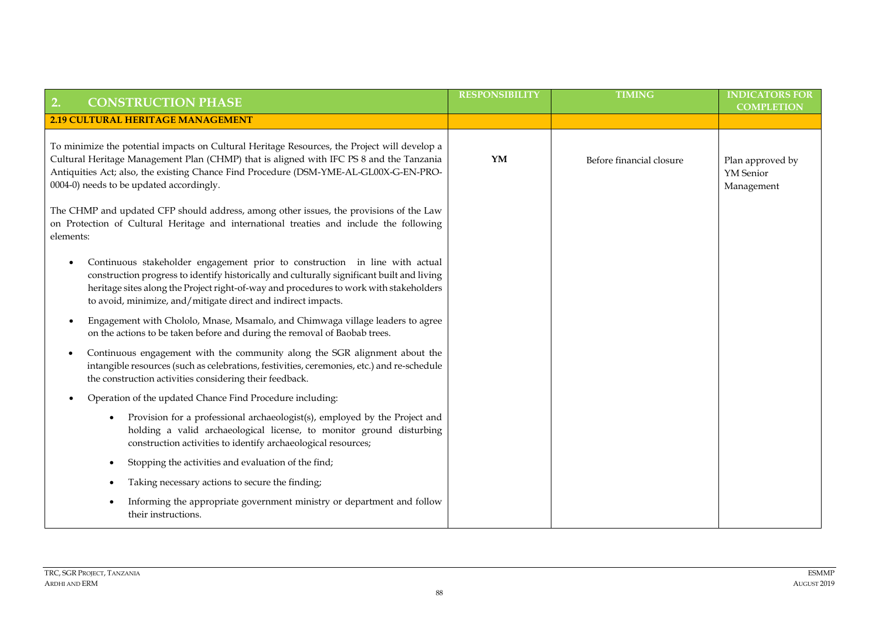| 2. CONSTRUCTION PHASE | RESPONSIBILITY | TIMING | INDICATORS FOR COMPLETION |
|---|---|---|---|
| **2.19 CULTURAL HERITAGE MANAGEMENT** | | | |
| To minimize the potential impacts on Cultural Heritage Resources, the Project will develop a Cultural Heritage Management Plan (CHMP) that is aligned with IFC PS 8 and the Tanzania Antiquities Act; also, the existing Chance Find Procedure (DSM-YME-AL-GL00X-G-EN-PRO-0004-0) needs to be updated accordingly.<br><br>The CHMP and updated CFP should address, among other issues, the provisions of the Law on Protection of Cultural Heritage and international treaties and include the following elements:<br><br>• Continuous stakeholder engagement prior to construction in line with actual construction progress to identify historically and culturally significant built and living heritage sites along the Project right-of-way and procedures to work with stakeholders to avoid, minimize, and/mitigate direct and indirect impacts.<br>• Engagement with Chololo, Mnase, Msamalo, and Chimwaga village leaders to agree on the actions to be taken before and during the removal of Baobab trees.<br>• Continuous engagement with the community along the SGR alignment about the intangible resources (such as celebrations, festivities, ceremonies, etc.) and re-schedule the construction activities considering their feedback.<br>• Operation of the updated Chance Find Procedure including:<br>&nbsp;&nbsp;&nbsp;&nbsp;• Provision for a professional archaeologist(s), employed by the Project and holding a valid archaeological license, to monitor ground disturbing construction activities to identify archaeological resources;<br>&nbsp;&nbsp;&nbsp;&nbsp;• Stopping the activities and evaluation of the find;<br>&nbsp;&nbsp;&nbsp;&nbsp;• Taking necessary actions to secure the finding;<br>&nbsp;&nbsp;&nbsp;&nbsp;• Informing the appropriate government ministry or department and follow their instructions. | **YM** | Before financial closure | Plan approved by YM Senior Management |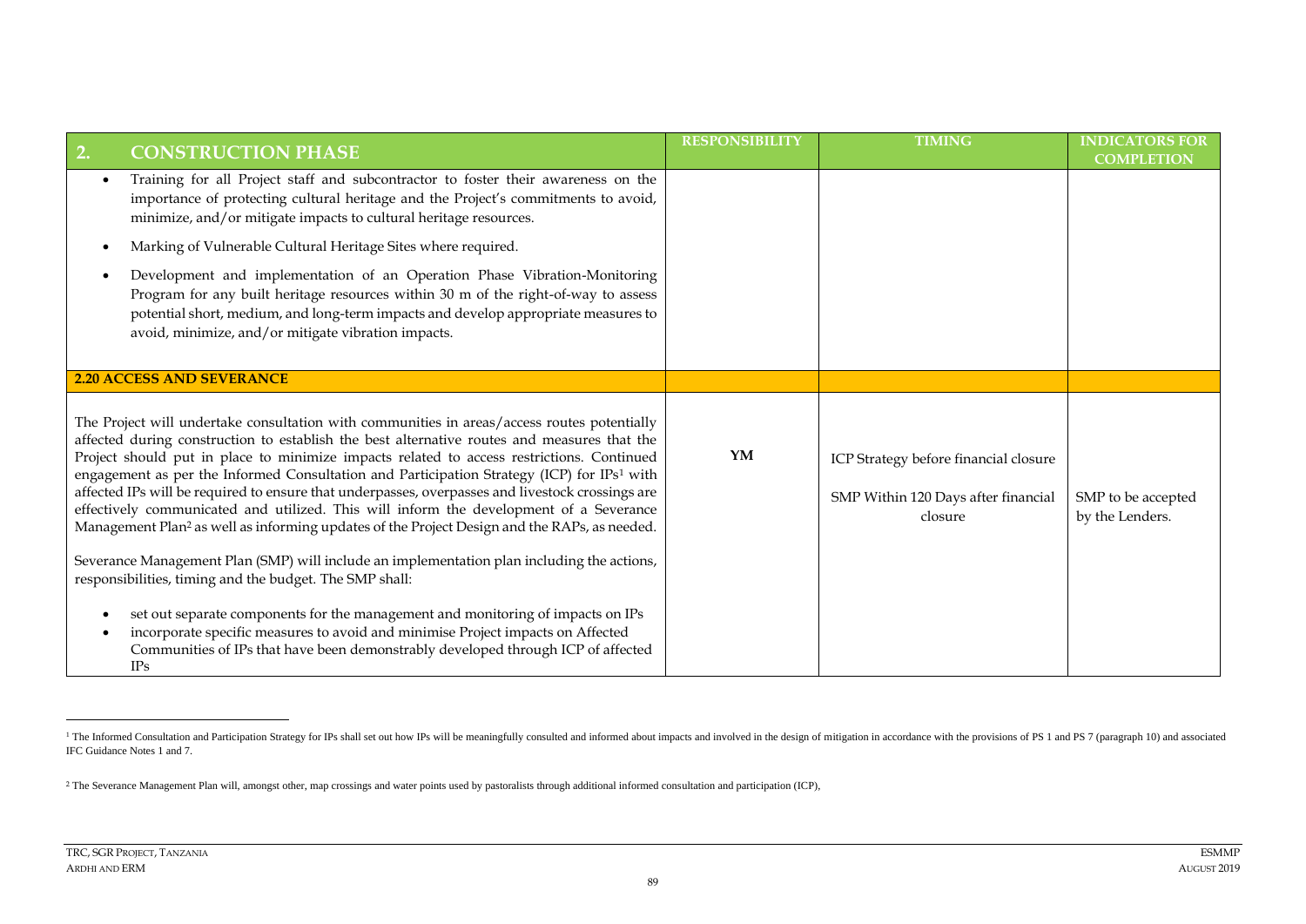| 2. CONSTRUCTION PHASE | RESPONSIBILITY | TIMING | INDICATORS FOR COMPLETION |
|---|---|---|---|
| • Training for all Project staff and subcontractor to foster their awareness on the importance of protecting cultural heritage and the Project's commitments to avoid, minimize, and/or mitigate impacts to cultural heritage resources.<br>• Marking of Vulnerable Cultural Heritage Sites where required.<br>• Development and implementation of an Operation Phase Vibration-Monitoring Program for any built heritage resources within 30 m of the right-of-way to assess potential short, medium, and long-term impacts and develop appropriate measures to avoid, minimize, and/or mitigate vibration impacts. | | | |
| **2.20 ACCESS AND SEVERANCE** | | | |
| The Project will undertake consultation with communities in areas/access routes potentially affected during construction to establish the best alternative routes and measures that the Project should put in place to minimize impacts related to access restrictions. Continued engagement as per the Informed Consultation and Participation Strategy (ICP) for IPs[1] with affected IPs will be required to ensure that underpasses, overpasses and livestock crossings are effectively communicated and utilized. This will inform the development of a Severance Management Plan[2] as well as informing updates of the Project Design and the RAPs, as needed.<br><br>Severance Management Plan (SMP) will include an implementation plan including the actions, responsibilities, timing and the budget. The SMP shall:<br>• set out separate components for the management and monitoring of impacts on IPs<br>• incorporate specific measures to avoid and minimise Project impacts on Affected Communities of IPs that have been demonstrably developed through ICP of affected IPs | **YM** | ICP Strategy before financial closure<br><br>SMP Within 120 Days after financial closure | SMP to be accepted by the Lenders. |

[1] The Informed Consultation and Participation Strategy for IPs shall set out how IPs will be meaningfully consulted and informed about impacts and involved in the design of mitigation in accordance with the provisions of PS 1 and PS 7 (paragraph 10) and associated IFC Guidance Notes 1 and 7.

[2] The Severance Management Plan will, amongst other, map crossings and water points used by pastoralists through additional informed consultation and participation (ICP),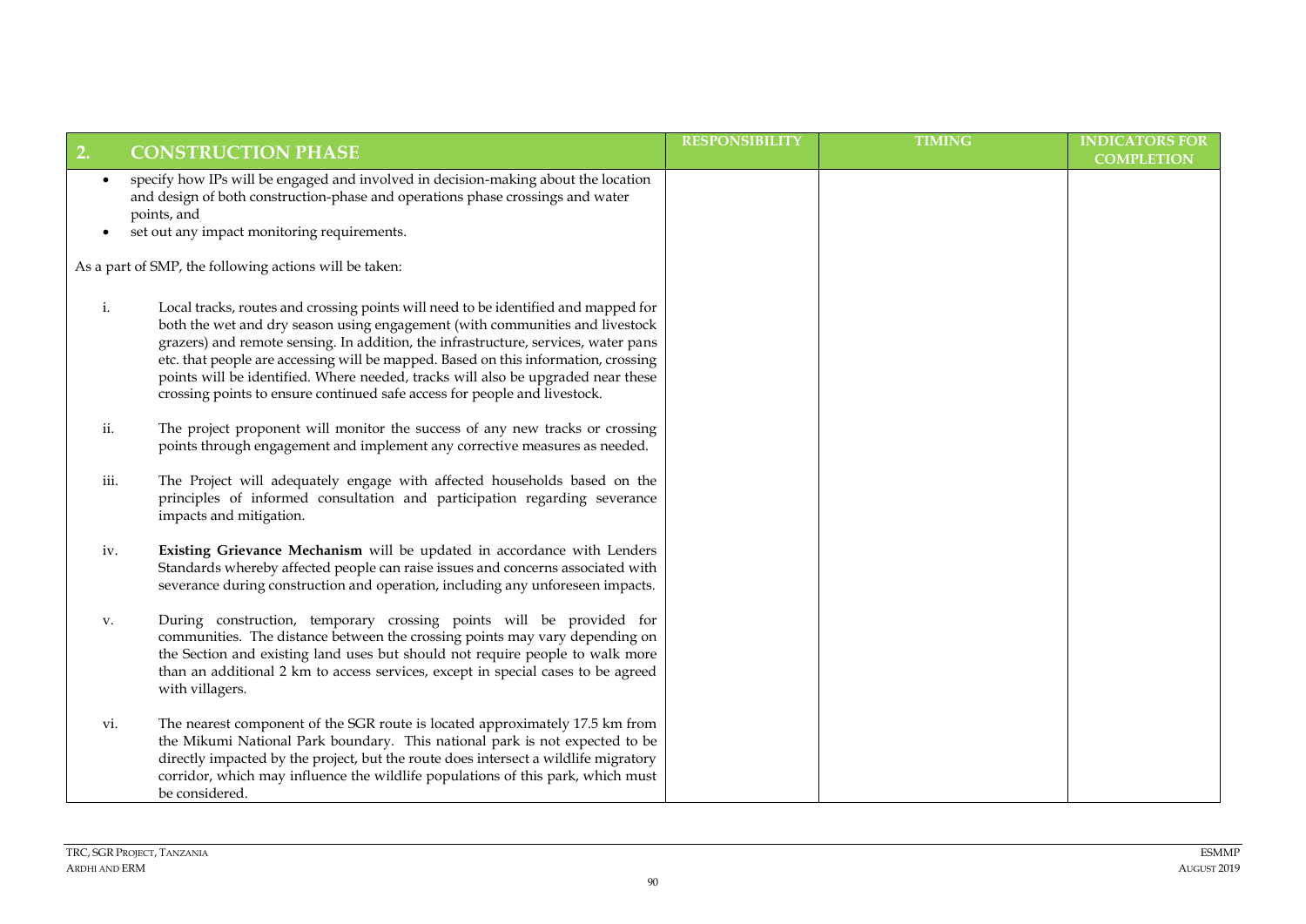| 2. CONSTRUCTION PHASE | RESPONSIBILITY | TIMING | INDICATORS FOR COMPLETION |
|---|---|---|---|
| • specify how IPs will be engaged and involved in decision-making about the location and design of both construction-phase and operations phase crossings and water points, and<br>• set out any impact monitoring requirements.<br><br>As a part of SMP, the following actions will be taken:<br><br>i. Local tracks, routes and crossing points will need to be identified and mapped for both the wet and dry season using engagement (with communities and livestock grazers) and remote sensing. In addition, the infrastructure, services, water pans etc. that people are accessing will be mapped. Based on this information, crossing points will be identified. Where needed, tracks will also be upgraded near these crossing points to ensure continued safe access for people and livestock.<br><br>ii. The project proponent will monitor the success of any new tracks or crossing points through engagement and implement any corrective measures as needed.<br><br>iii. The Project will adequately engage with affected households based on the principles of informed consultation and participation regarding severance impacts and mitigation.<br><br>iv. **Existing Grievance Mechanism** will be updated in accordance with Lenders Standards whereby affected people can raise issues and concerns associated with severance during construction and operation, including any unforeseen impacts.<br><br>v. During construction, temporary crossing points will be provided for communities. The distance between the crossing points may vary depending on the Section and existing land uses but should not require people to walk more than an additional 2 km to access services, except in special cases to be agreed with villagers.<br><br>vi. The nearest component of the SGR route is located approximately 17.5 km from the Mikumi National Park boundary. This national park is not expected to be directly impacted by the project, but the route does intersect a wildlife migratory corridor, which may influence the wildlife populations of this park, which must be considered. | | | |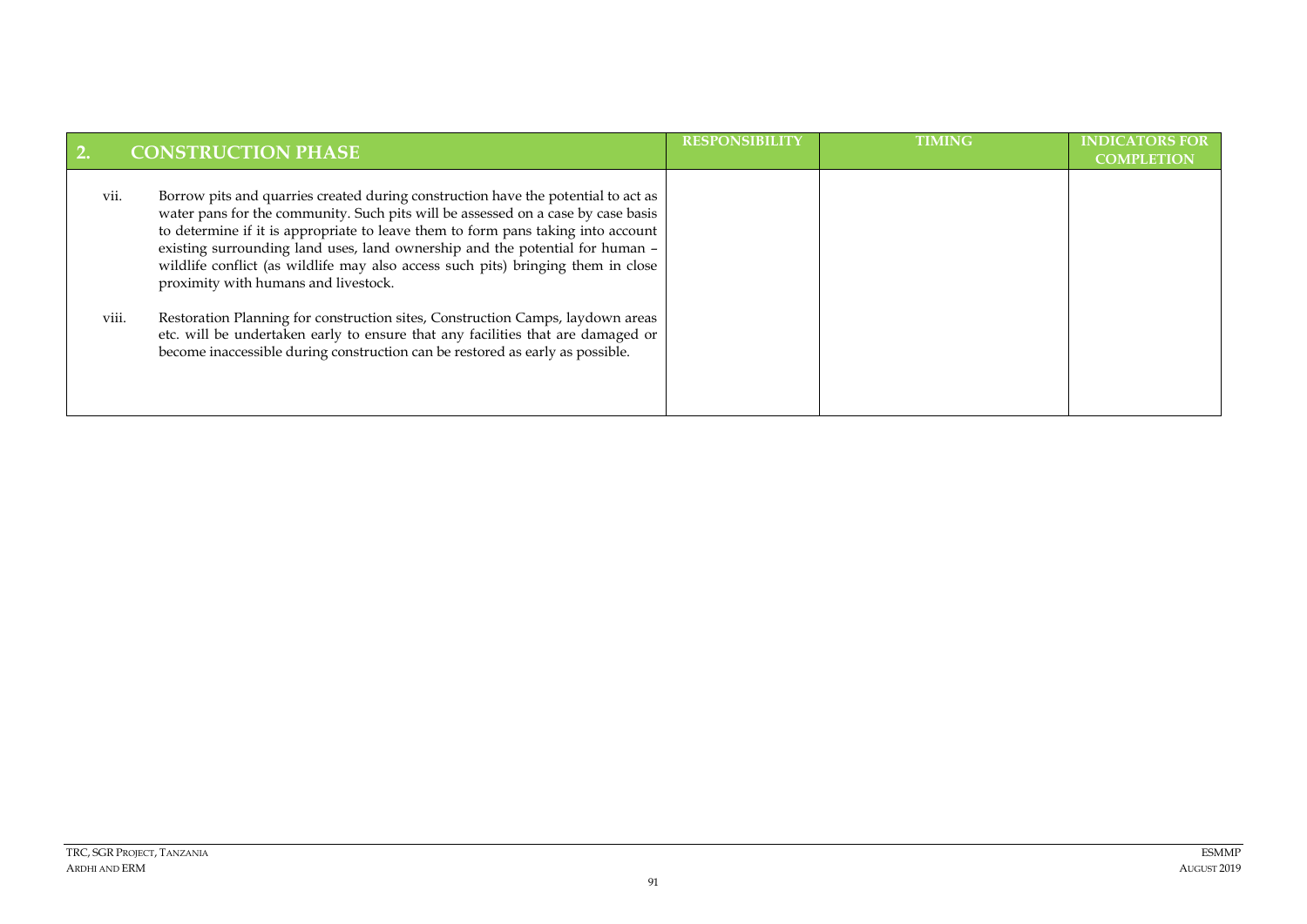| 2. CONSTRUCTION PHASE | RESPONSIBILITY | TIMING | INDICATORS FOR COMPLETION |
|---|---|---|---|
| vii. Borrow pits and quarries created during construction have the potential to act as water pans for the community. Such pits will be assessed on a case by case basis to determine if it is appropriate to leave them to form pans taking into account existing surrounding land uses, land ownership and the potential for human – wildlife conflict (as wildlife may also access such pits) bringing them in close proximity with humans and livestock. | | | |
| viii. Restoration Planning for construction sites, Construction Camps, laydown areas etc. will be undertaken early to ensure that any facilities that are damaged or become inaccessible during construction can be restored as early as possible. | | | |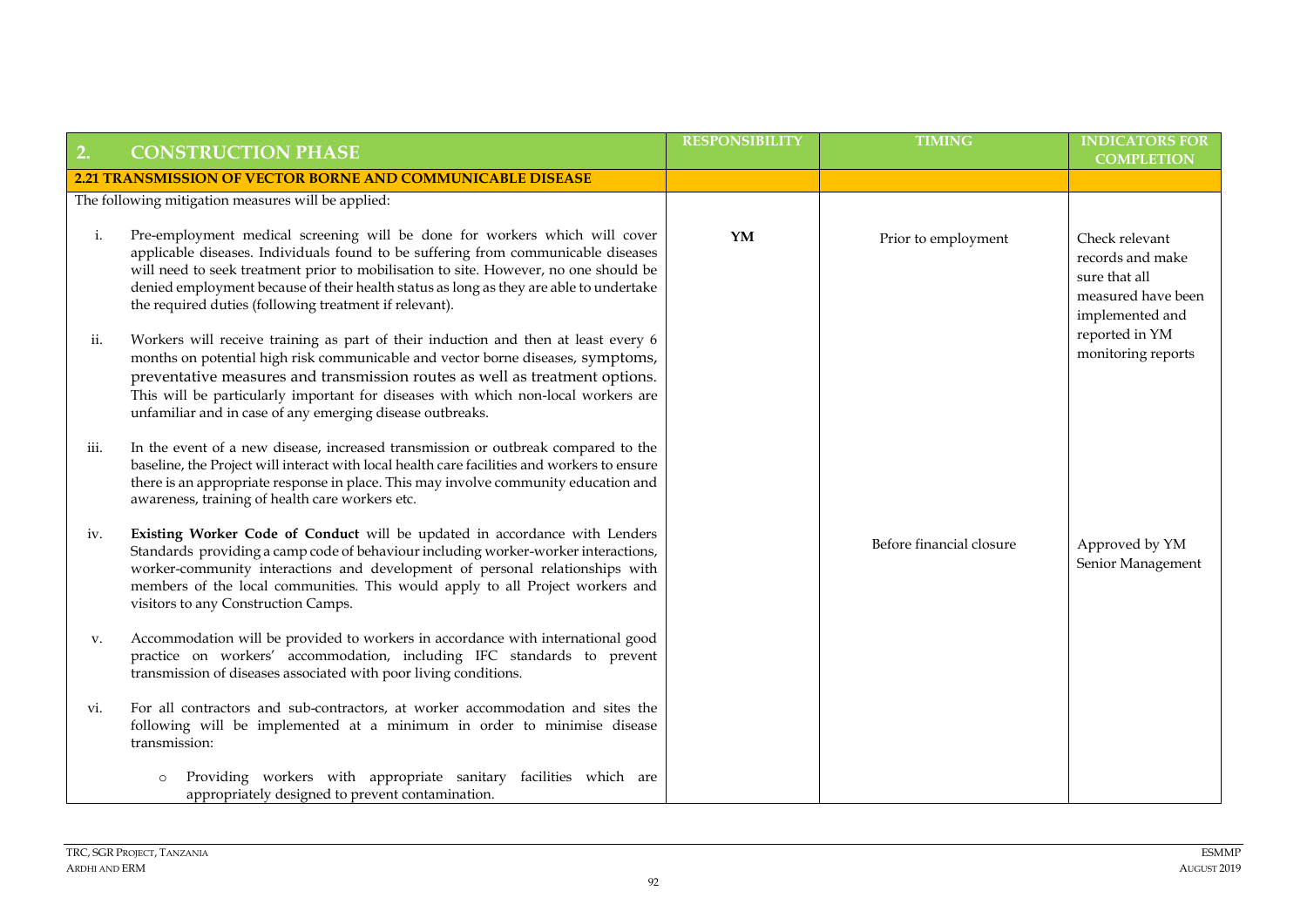| 2. CONSTRUCTION PHASE | RESPONSIBILITY | TIMING | INDICATORS FOR COMPLETION |
|---|---|---|---|
| **2.21 TRANSMISSION OF VECTOR BORNE AND COMMUNICABLE DISEASE** | | | |
| The following mitigation measures will be applied:<br><br>i. Pre-employment medical screening will be done for workers which will cover applicable diseases. Individuals found to be suffering from communicable diseases will need to seek treatment prior to mobilisation to site. However, no one should be denied employment because of their health status as long as they are able to undertake the required duties (following treatment if relevant).<br><br>ii. Workers will receive training as part of their induction and then at least every 6 months on potential high risk communicable and vector borne diseases, symptoms, preventative measures and transmission routes as well as treatment options. This will be particularly important for diseases with which non-local workers are unfamiliar and in case of any emerging disease outbreaks.<br><br>iii. In the event of a new disease, increased transmission or outbreak compared to the baseline, the Project will interact with local health care facilities and workers to ensure there is an appropriate response in place. This may involve community education and awareness, training of health care workers etc. | **YM** | Prior to employment | Check relevant records and make sure that all measured have been implemented and reported in YM monitoring reports |
| iv. **Existing Worker Code of Conduct** will be updated in accordance with Lenders Standards providing a camp code of behaviour including worker-worker interactions, worker-community interactions and development of personal relationships with members of the local communities. This would apply to all Project workers and visitors to any Construction Camps.<br><br>v. Accommodation will be provided to workers in accordance with international good practice on workers' accommodation, including IFC standards to prevent transmission of diseases associated with poor living conditions.<br><br>vi. For all contractors and sub-contractors, at worker accommodation and sites the following will be implemented at a minimum in order to minimise disease transmission:<br><br>o Providing workers with appropriate sanitary facilities which are appropriately designed to prevent contamination. | | Before financial closure | Approved by YM Senior Management |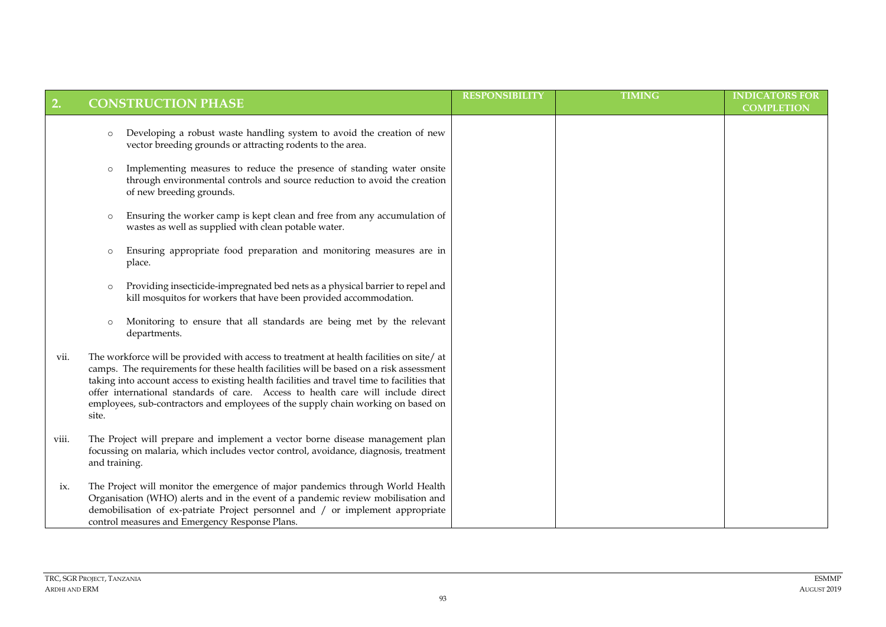| 2. | CONSTRUCTION PHASE | RESPONSIBILITY | TIMING | INDICATORS FOR COMPLETION |
|---|---|---|---|---|
| | ○ Developing a robust waste handling system to avoid the creation of new vector breeding grounds or attracting rodents to the area.<br><br>○ Implementing measures to reduce the presence of standing water onsite through environmental controls and source reduction to avoid the creation of new breeding grounds.<br><br>○ Ensuring the worker camp is kept clean and free from any accumulation of wastes as well as supplied with clean potable water.<br><br>○ Ensuring appropriate food preparation and monitoring measures are in place.<br><br>○ Providing insecticide-impregnated bed nets as a physical barrier to repel and kill mosquitos for workers that have been provided accommodation.<br><br>○ Monitoring to ensure that all standards are being met by the relevant departments. | | | |
| vii. | The workforce will be provided with access to treatment at health facilities on site/ at camps. The requirements for these health facilities will be based on a risk assessment taking into account access to existing health facilities and travel time to facilities that offer international standards of care. Access to health care will include direct employees, sub-contractors and employees of the supply chain working on based on site. | | | |
| viii. | The Project will prepare and implement a vector borne disease management plan focussing on malaria, which includes vector control, avoidance, diagnosis, treatment and training. | | | |
| ix. | The Project will monitor the emergence of major pandemics through World Health Organisation (WHO) alerts and in the event of a pandemic review mobilisation and demobilisation of ex-patriate Project personnel and / or implement appropriate control measures and Emergency Response Plans. | | | |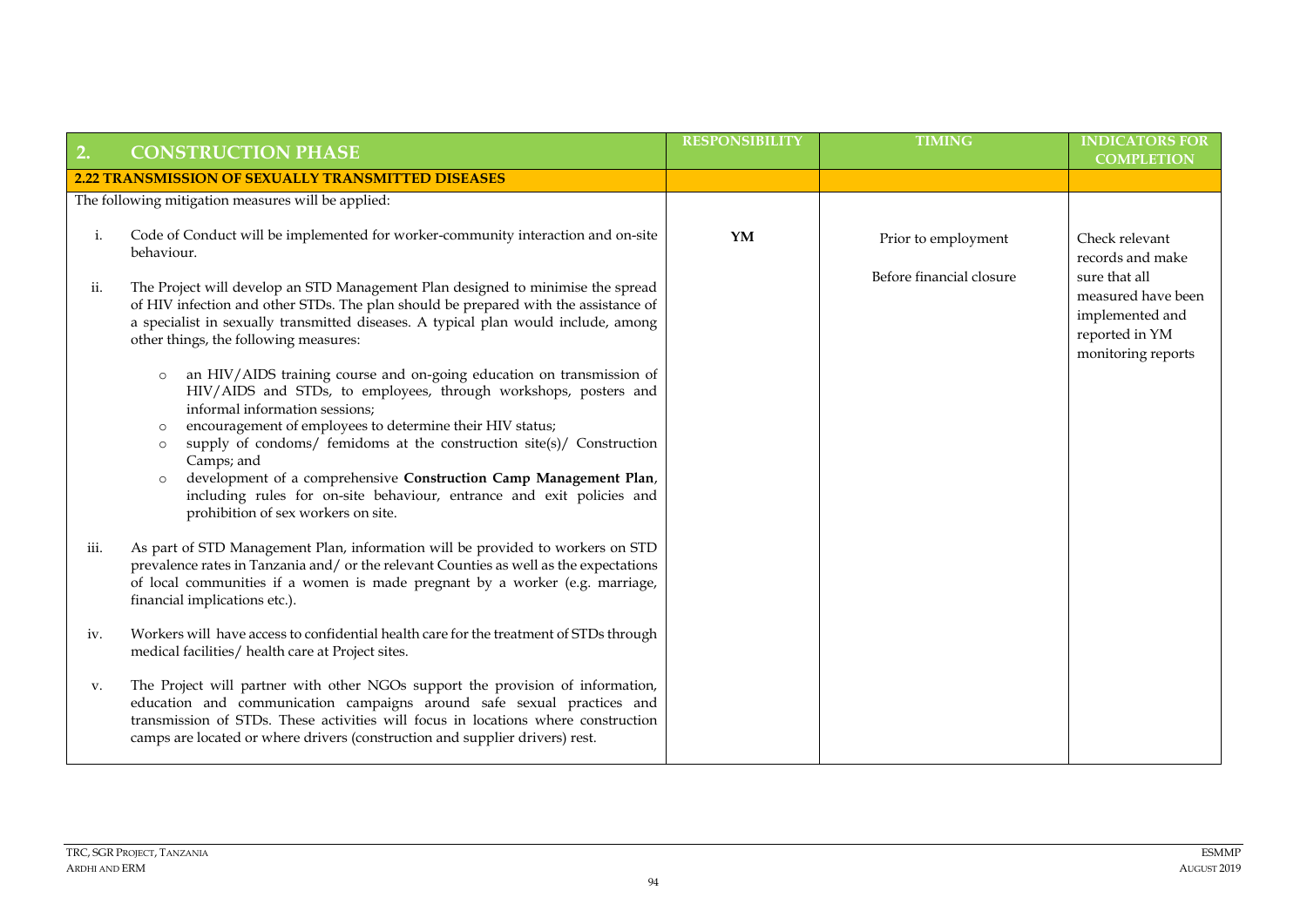| 2. CONSTRUCTION PHASE | RESPONSIBILITY | TIMING | INDICATORS FOR COMPLETION |
|---|---|---|---|
| **2.22 TRANSMISSION OF SEXUALLY TRANSMITTED DISEASES** | | | |
| The following mitigation measures will be applied:<br><br>i. Code of Conduct will be implemented for worker-community interaction and on-site behaviour.<br><br>ii. The Project will develop an STD Management Plan designed to minimise the spread of HIV infection and other STDs. The plan should be prepared with the assistance of a specialist in sexually transmitted diseases. A typical plan would include, among other things, the following measures:<br><br>o an HIV/AIDS training course and on-going education on transmission of HIV/AIDS and STDs, to employees, through workshops, posters and informal information sessions;<br>o encouragement of employees to determine their HIV status;<br>o supply of condoms/ femidoms at the construction site(s)/ Construction Camps; and<br>o development of a comprehensive **Construction Camp Management Plan**, including rules for on-site behaviour, entrance and exit policies and prohibition of sex workers on site.<br><br>iii. As part of STD Management Plan, information will be provided to workers on STD prevalence rates in Tanzania and/ or the relevant Counties as well as the expectations of local communities if a women is made pregnant by a worker (e.g. marriage, financial implications etc.).<br><br>iv. Workers will have access to confidential health care for the treatment of STDs through medical facilities/ health care at Project sites.<br><br>v. The Project will partner with other NGOs support the provision of information, education and communication campaigns around safe sexual practices and transmission of STDs. These activities will focus in locations where construction camps are located or where drivers (construction and supplier drivers) rest. | **YM** | Prior to employment<br><br>Before financial closure | Check relevant records and make sure that all measured have been implemented and reported in YM monitoring reports |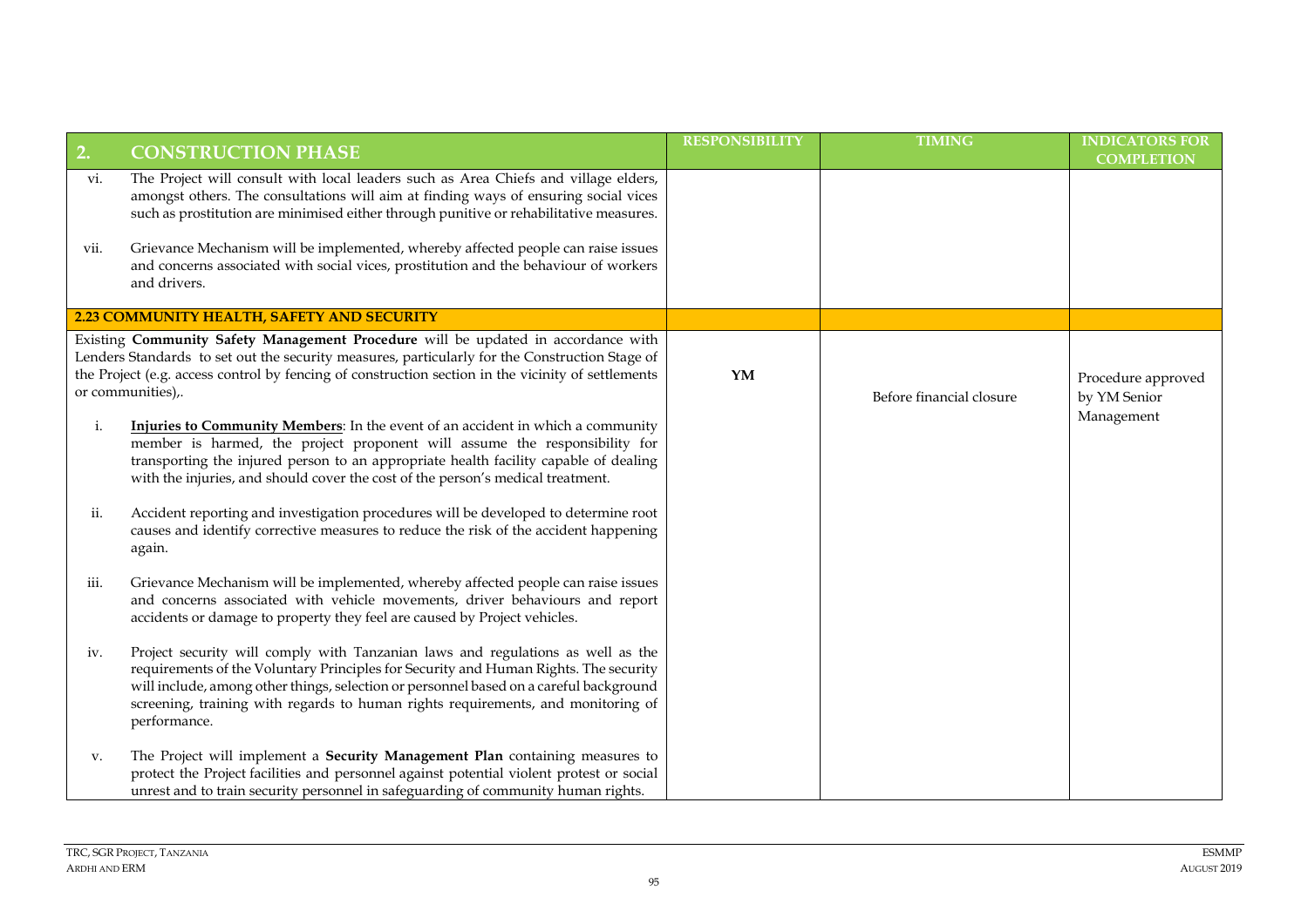| 2. CONSTRUCTION PHASE | RESPONSIBILITY | TIMING | INDICATORS FOR COMPLETION |
|---|---|---|---|
| vi. The Project will consult with local leaders such as Area Chiefs and village elders, amongst others. The consultations will aim at finding ways of ensuring social vices such as prostitution are minimised either through punitive or rehabilitative measures.<br><br>vii. Grievance Mechanism will be implemented, whereby affected people can raise issues and concerns associated with social vices, prostitution and the behaviour of workers and drivers. | | | |
| **2.23 COMMUNITY HEALTH, SAFETY AND SECURITY** | | | |
| Existing **Community Safety Management Procedure** will be updated in accordance with Lenders Standards to set out the security measures, particularly for the Construction Stage of the Project (e.g. access control by fencing of construction section in the vicinity of settlements or communities),.<br><br>i. **Injuries to Community Members**: In the event of an accident in which a community member is harmed, the project proponent will assume the responsibility for transporting the injured person to an appropriate health facility capable of dealing with the injuries, and should cover the cost of the person's medical treatment.<br><br>ii. Accident reporting and investigation procedures will be developed to determine root causes and identify corrective measures to reduce the risk of the accident happening again.<br><br>iii. Grievance Mechanism will be implemented, whereby affected people can raise issues and concerns associated with vehicle movements, driver behaviours and report accidents or damage to property they feel are caused by Project vehicles.<br><br>iv. Project security will comply with Tanzanian laws and regulations as well as the requirements of the Voluntary Principles for Security and Human Rights. The security will include, among other things, selection or personnel based on a careful background screening, training with regards to human rights requirements, and monitoring of performance.<br><br>v. The Project will implement a **Security Management Plan** containing measures to protect the Project facilities and personnel against potential violent protest or social unrest and to train security personnel in safeguarding of community human rights. | **YM** | Before financial closure | Procedure approved by YM Senior Management |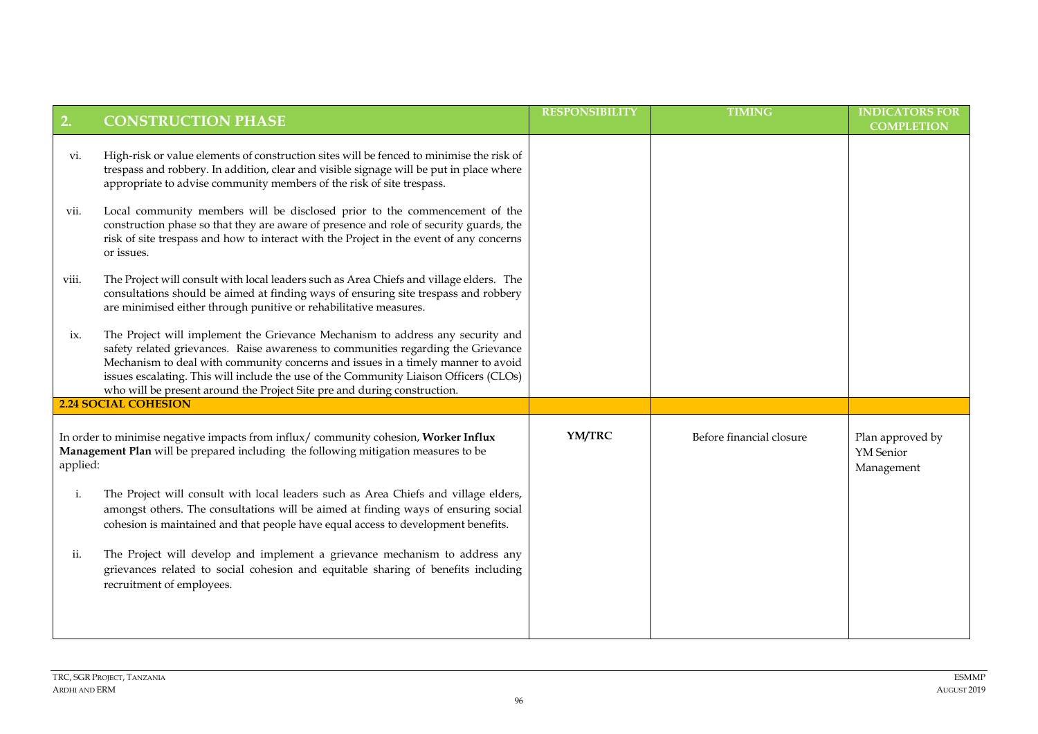| 2. CONSTRUCTION PHASE | RESPONSIBILITY | TIMING | INDICATORS FOR COMPLETION |
|---|---|---|---|
| vi. High-risk or value elements of construction sites will be fenced to minimise the risk of trespass and robbery. In addition, clear and visible signage will be put in place where appropriate to advise community members of the risk of site trespass.<br><br>vii. Local community members will be disclosed prior to the commencement of the construction phase so that they are aware of presence and role of security guards, the risk of site trespass and how to interact with the Project in the event of any concerns or issues.<br><br>viii. The Project will consult with local leaders such as Area Chiefs and village elders. The consultations should be aimed at finding ways of ensuring site trespass and robbery are minimised either through punitive or rehabilitative measures.<br><br>ix. The Project will implement the Grievance Mechanism to address any security and safety related grievances. Raise awareness to communities regarding the Grievance Mechanism to deal with community concerns and issues in a timely manner to avoid issues escalating. This will include the use of the Community Liaison Officers (CLOs) who will be present around the Project Site pre and during construction. | | | |
| **2.24 SOCIAL COHESION** | | | |
| In order to minimise negative impacts from influx/ community cohesion, **Worker Influx Management Plan** will be prepared including the following mitigation measures to be applied:<br><br>i. The Project will consult with local leaders such as Area Chiefs and village elders, amongst others. The consultations will be aimed at finding ways of ensuring social cohesion is maintained and that people have equal access to development benefits.<br><br>ii. The Project will develop and implement a grievance mechanism to address any grievances related to social cohesion and equitable sharing of benefits including recruitment of employees. | **YM/TRC** | Before financial closure | Plan approved by YM Senior Management |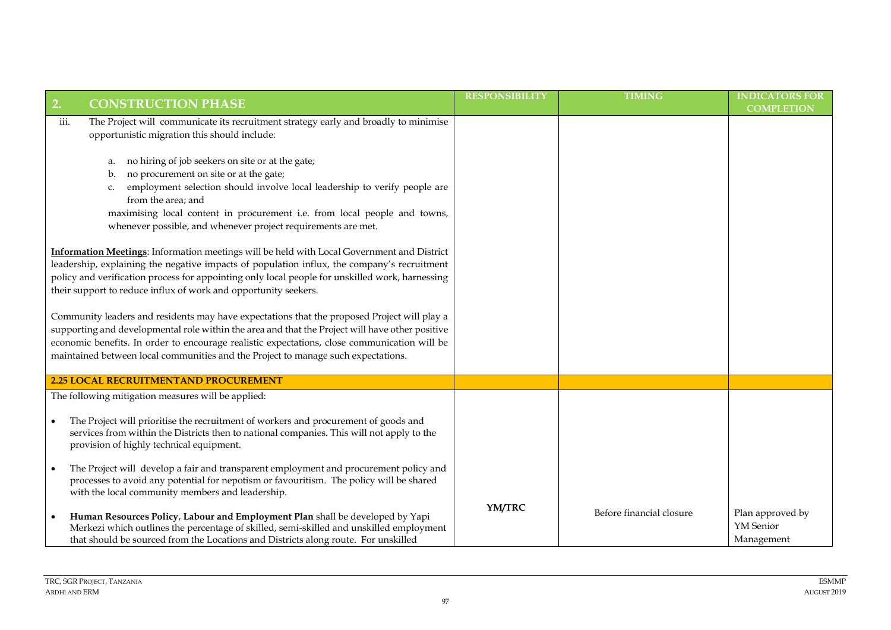| 2. CONSTRUCTION PHASE | RESPONSIBILITY | TIMING | INDICATORS FOR COMPLETION |
|---|---|---|---|
| iii. The Project will communicate its recruitment strategy early and broadly to minimise opportunistic migration this should include:<br><br>a. no hiring of job seekers on site or at the gate;<br>b. no procurement on site or at the gate;<br>c. employment selection should involve local leadership to verify people are from the area; and<br>maximising local content in procurement i.e. from local people and towns, whenever possible, and whenever project requirements are met.<br><br>**Information Meetings**: Information meetings will be held with Local Government and District leadership, explaining the negative impacts of population influx, the company's recruitment policy and verification process for appointing only local people for unskilled work, harnessing their support to reduce influx of work and opportunity seekers.<br><br>Community leaders and residents may have expectations that the proposed Project will play a supporting and developmental role within the area and that the Project will have other positive economic benefits. In order to encourage realistic expectations, close communication will be maintained between local communities and the Project to manage such expectations. | | | |
| **2.25 LOCAL RECRUITMENTAND PROCUREMENT** | | | |
| The following mitigation measures will be applied:<br><br>• The Project will prioritise the recruitment of workers and procurement of goods and services from within the Districts then to national companies. This will not apply to the provision of highly technical equipment.<br><br>• The Project will develop a fair and transparent employment and procurement policy and processes to avoid any potential for nepotism or favouritism. The policy will be shared with the local community members and leadership.<br><br>• **Human Resources Policy**, **Labour and Employment Plan** shall be developed by Yapi Merkezi which outlines the percentage of skilled, semi-skilled and unskilled employment that should be sourced from the Locations and Districts along route. For unskilled | **YM/TRC** | Before financial closure | Plan approved by YM Senior Management |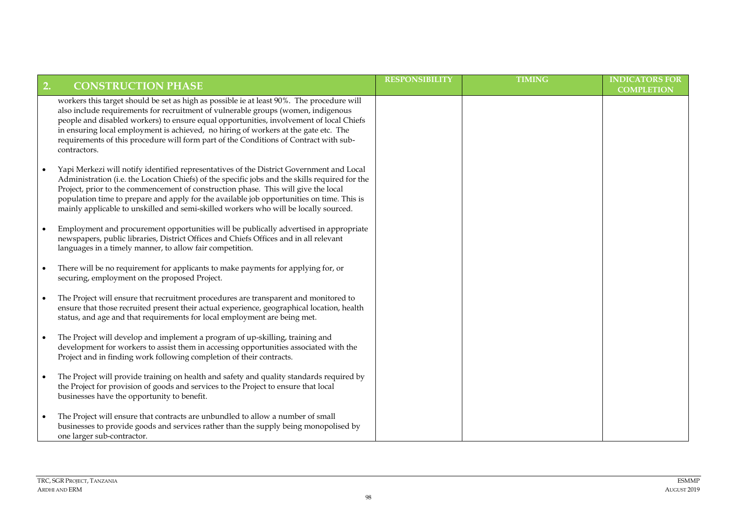| 2. CONSTRUCTION PHASE | RESPONSIBILITY | TIMING | INDICATORS FOR COMPLETION |
|---|---|---|---|
| workers this target should be set as high as possible ie at least 90%. The procedure will also include requirements for recruitment of vulnerable groups (women, indigenous people and disabled workers) to ensure equal opportunities, involvement of local Chiefs in ensuring local employment is achieved, no hiring of workers at the gate etc. The requirements of this procedure will form part of the Conditions of Contract with sub-contractors. | | | |
| • Yapi Merkezi will notify identified representatives of the District Government and Local Administration (i.e. the Location Chiefs) of the specific jobs and the skills required for the Project, prior to the commencement of construction phase. This will give the local population time to prepare and apply for the available job opportunities on time. This is mainly applicable to unskilled and semi-skilled workers who will be locally sourced. | | | |
| • Employment and procurement opportunities will be publically advertised in appropriate newspapers, public libraries, District Offices and Chiefs Offices and in all relevant languages in a timely manner, to allow fair competition. | | | |
| • There will be no requirement for applicants to make payments for applying for, or securing, employment on the proposed Project. | | | |
| • The Project will ensure that recruitment procedures are transparent and monitored to ensure that those recruited present their actual experience, geographical location, health status, and age and that requirements for local employment are being met. | | | |
| • The Project will develop and implement a program of up-skilling, training and development for workers to assist them in accessing opportunities associated with the Project and in finding work following completion of their contracts. | | | |
| • The Project will provide training on health and safety and quality standards required by the Project for provision of goods and services to the Project to ensure that local businesses have the opportunity to benefit. | | | |
| • The Project will ensure that contracts are unbundled to allow a number of small businesses to provide goods and services rather than the supply being monopolised by one larger sub-contractor. | | | |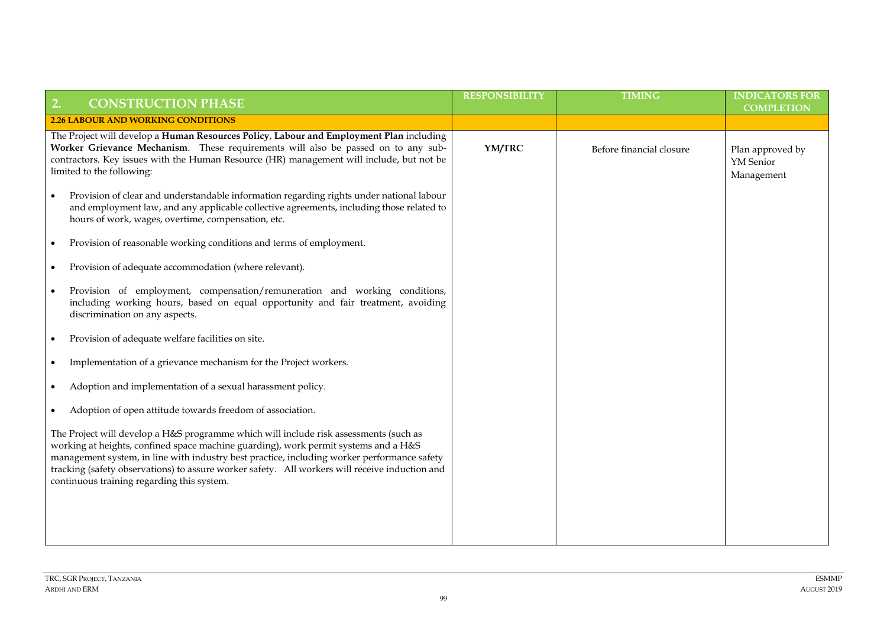| 2. CONSTRUCTION PHASE | RESPONSIBILITY | TIMING | INDICATORS FOR COMPLETION |
|---|---|---|---|
| **2.26 LABOUR AND WORKING CONDITIONS** | | | |
| The Project will develop a **Human Resources Policy**, **Labour and Employment Plan** including **Worker Grievance Mechanism**. These requirements will also be passed on to any sub-contractors. Key issues with the Human Resource (HR) management will include, but not be limited to the following:<br><br>• Provision of clear and understandable information regarding rights under national labour and employment law, and any applicable collective agreements, including those related to hours of work, wages, overtime, compensation, etc.<br><br>• Provision of reasonable working conditions and terms of employment.<br><br>• Provision of adequate accommodation (where relevant).<br><br>• Provision of employment, compensation/remuneration and working conditions, including working hours, based on equal opportunity and fair treatment, avoiding discrimination on any aspects.<br><br>• Provision of adequate welfare facilities on site.<br><br>• Implementation of a grievance mechanism for the Project workers.<br><br>• Adoption and implementation of a sexual harassment policy.<br><br>• Adoption of open attitude towards freedom of association.<br><br>The Project will develop a H&S programme which will include risk assessments (such as working at heights, confined space machine guarding), work permit systems and a H&S management system, in line with industry best practice, including worker performance safety tracking (safety observations) to assure worker safety. All workers will receive induction and continuous training regarding this system. | **YM/TRC** | Before financial closure | Plan approved by YM Senior Management |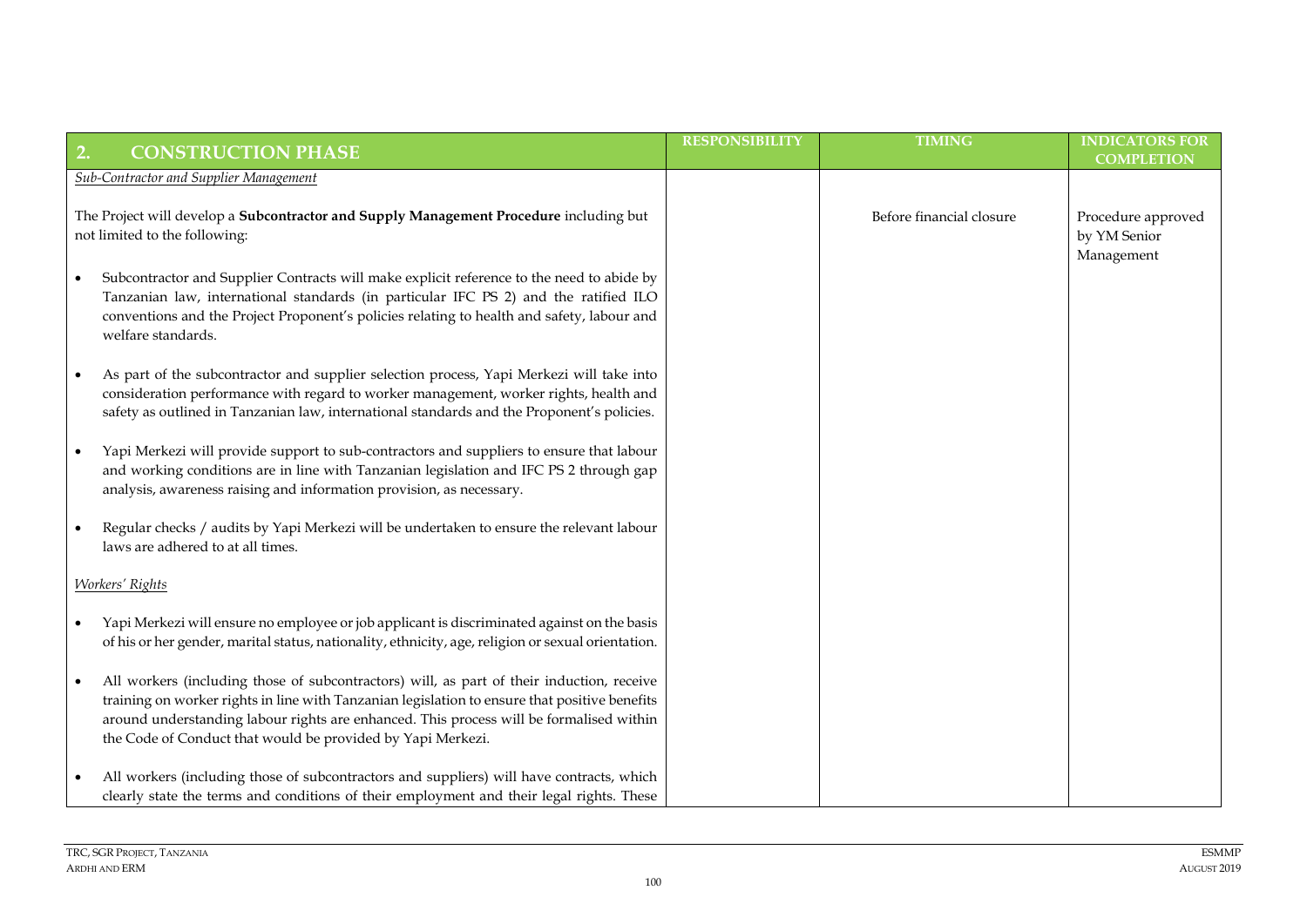| 2. CONSTRUCTION PHASE | RESPONSIBILITY | TIMING | INDICATORS FOR COMPLETION |
|---|---|---|---|
| *Sub-Contractor and Supplier Management* | | | |
| The Project will develop a **Subcontractor and Supply Management Procedure** including but not limited to the following: | | Before financial closure | Procedure approved by YM Senior Management |
| • Subcontractor and Supplier Contracts will make explicit reference to the need to abide by Tanzanian law, international standards (in particular IFC PS 2) and the ratified ILO conventions and the Project Proponent's policies relating to health and safety, labour and welfare standards. | | | |
| • As part of the subcontractor and supplier selection process, Yapi Merkezi will take into consideration performance with regard to worker management, worker rights, health and safety as outlined in Tanzanian law, international standards and the Proponent's policies. | | | |
| • Yapi Merkezi will provide support to sub-contractors and suppliers to ensure that labour and working conditions are in line with Tanzanian legislation and IFC PS 2 through gap analysis, awareness raising and information provision, as necessary. | | | |
| • Regular checks / audits by Yapi Merkezi will be undertaken to ensure the relevant labour laws are adhered to at all times. | | | |
| *Workers' Rights* | | | |
| • Yapi Merkezi will ensure no employee or job applicant is discriminated against on the basis of his or her gender, marital status, nationality, ethnicity, age, religion or sexual orientation. | | | |
| • All workers (including those of subcontractors) will, as part of their induction, receive training on worker rights in line with Tanzanian legislation to ensure that positive benefits around understanding labour rights are enhanced. This process will be formalised within the Code of Conduct that would be provided by Yapi Merkezi. | | | |
| • All workers (including those of subcontractors and suppliers) will have contracts, which clearly state the terms and conditions of their employment and their legal rights. These | | | |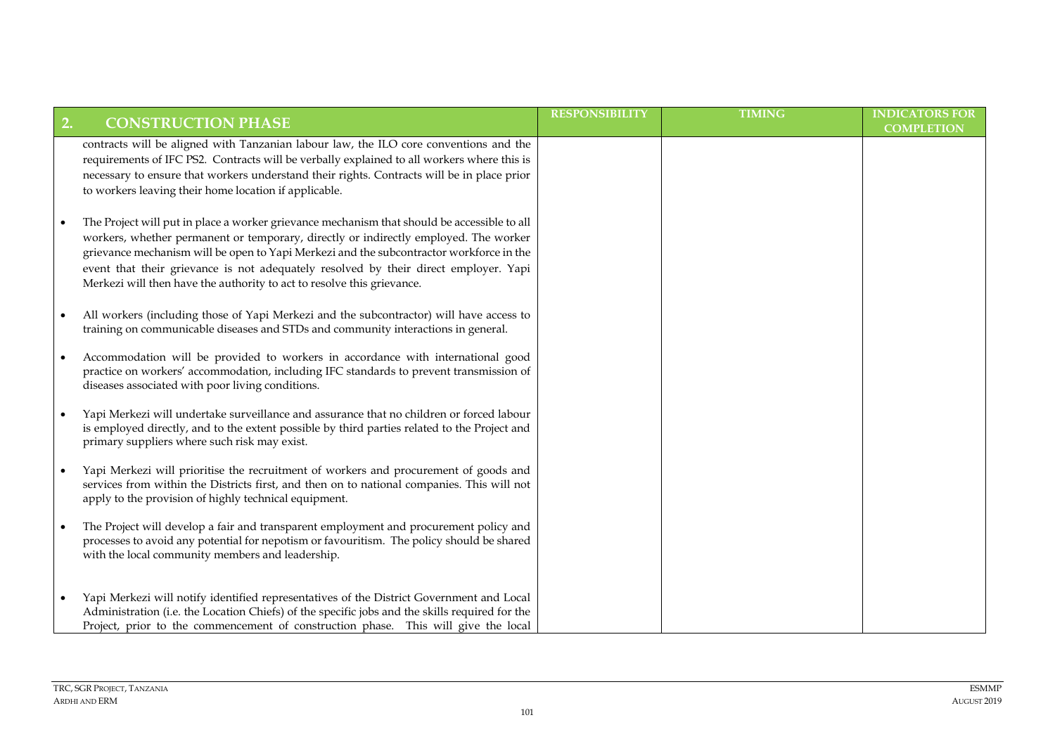| 2. CONSTRUCTION PHASE | RESPONSIBILITY | TIMING | INDICATORS FOR COMPLETION |
|---|---|---|---|
| contracts will be aligned with Tanzanian labour law, the ILO core conventions and the requirements of IFC PS2. Contracts will be verbally explained to all workers where this is necessary to ensure that workers understand their rights. Contracts will be in place prior to workers leaving their home location if applicable.<br><br>• The Project will put in place a worker grievance mechanism that should be accessible to all workers, whether permanent or temporary, directly or indirectly employed. The worker grievance mechanism will be open to Yapi Merkezi and the subcontractor workforce in the event that their grievance is not adequately resolved by their direct employer. Yapi Merkezi will then have the authority to act to resolve this grievance.<br><br>• All workers (including those of Yapi Merkezi and the subcontractor) will have access to training on communicable diseases and STDs and community interactions in general.<br><br>• Accommodation will be provided to workers in accordance with international good practice on workers' accommodation, including IFC standards to prevent transmission of diseases associated with poor living conditions.<br><br>• Yapi Merkezi will undertake surveillance and assurance that no children or forced labour is employed directly, and to the extent possible by third parties related to the Project and primary suppliers where such risk may exist.<br><br>• Yapi Merkezi will prioritise the recruitment of workers and procurement of goods and services from within the Districts first, and then on to national companies. This will not apply to the provision of highly technical equipment.<br><br>• The Project will develop a fair and transparent employment and procurement policy and processes to avoid any potential for nepotism or favouritism. The policy should be shared with the local community members and leadership.<br><br>• Yapi Merkezi will notify identified representatives of the District Government and Local Administration (i.e. the Location Chiefs) of the specific jobs and the skills required for the Project, prior to the commencement of construction phase. This will give the local | | | |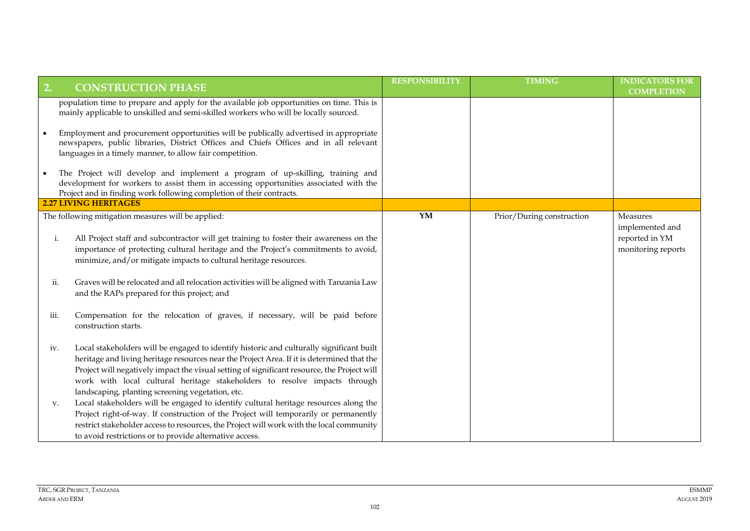| 2. CONSTRUCTION PHASE | RESPONSIBILITY | TIMING | INDICATORS FOR COMPLETION |
|---|---|---|---|
| population time to prepare and apply for the available job opportunities on time. This is mainly applicable to unskilled and semi-skilled workers who will be locally sourced.<br><br>• Employment and procurement opportunities will be publically advertised in appropriate newspapers, public libraries, District Offices and Chiefs Offices and in all relevant languages in a timely manner, to allow fair competition.<br><br>• The Project will develop and implement a program of up-skilling, training and development for workers to assist them in accessing opportunities associated with the Project and in finding work following completion of their contracts. | | | |
| **2.27 LIVING HERITAGES** | | | |
| The following mitigation measures will be applied:<br><br>i. All Project staff and subcontractor will get training to foster their awareness on the importance of protecting cultural heritage and the Project's commitments to avoid, minimize, and/or mitigate impacts to cultural heritage resources.<br><br>ii. Graves will be relocated and all relocation activities will be aligned with Tanzania Law and the RAPs prepared for this project; and<br><br>iii. Compensation for the relocation of graves, if necessary, will be paid before construction starts.<br><br>iv. Local stakeholders will be engaged to identify historic and culturally significant built heritage and living heritage resources near the Project Area. If it is determined that the Project will negatively impact the visual setting of significant resource, the Project will work with local cultural heritage stakeholders to resolve impacts through landscaping, planting screening vegetation, etc.<br><br>v. Local stakeholders will be engaged to identify cultural heritage resources along the Project right-of-way. If construction of the Project will temporarily or permanently restrict stakeholder access to resources, the Project will work with the local community to avoid restrictions or to provide alternative access. | **YM** | Prior/During construction | Measures implemented and reported in YM monitoring reports |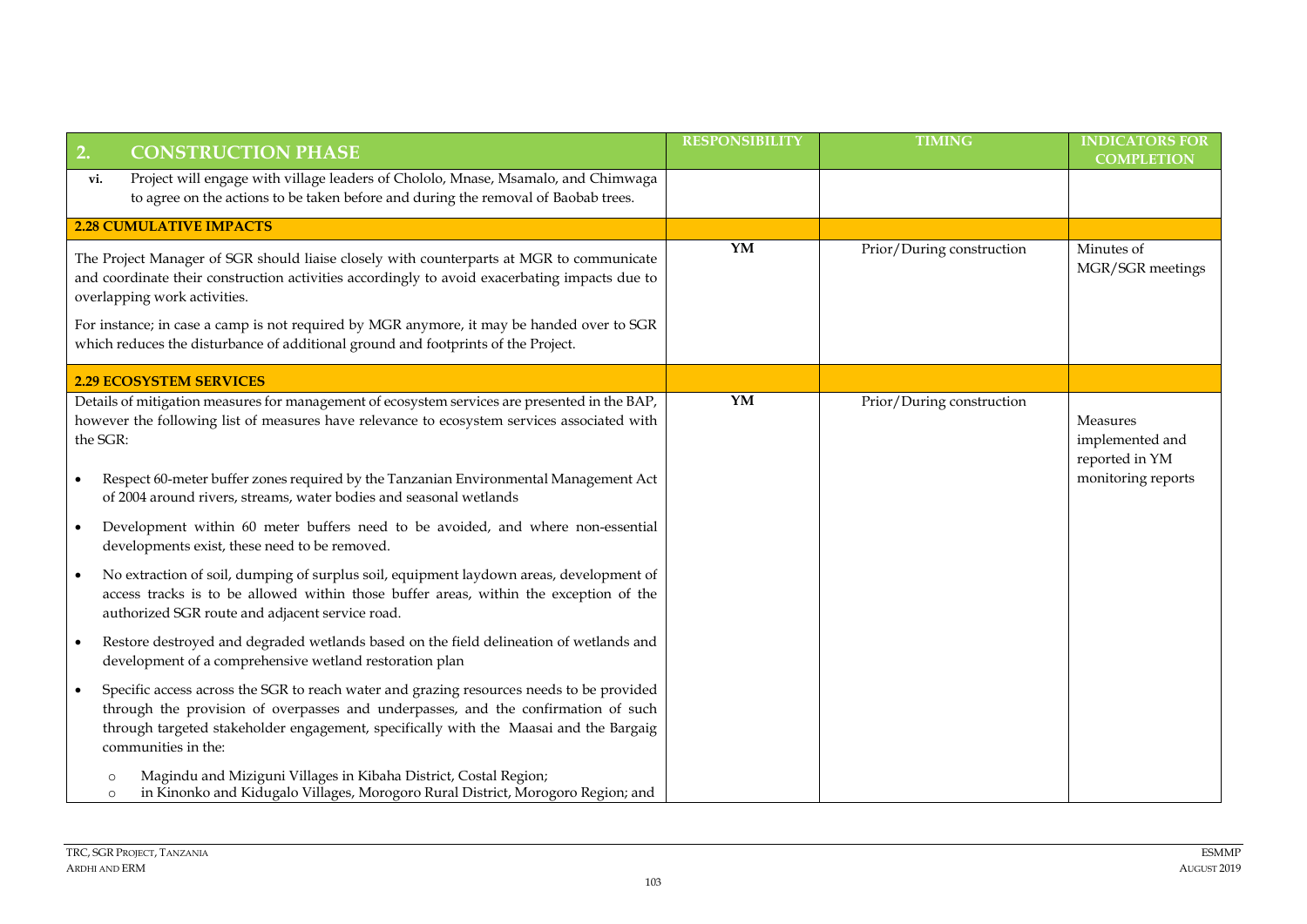| 2. CONSTRUCTION PHASE | RESPONSIBILITY | TIMING | INDICATORS FOR COMPLETION |
|---|---|---|---|
| vi. Project will engage with village leaders of Chololo, Mnase, Msamalo, and Chimwaga to agree on the actions to be taken before and during the removal of Baobab trees. | | | |
| **2.28 CUMULATIVE IMPACTS** | | | |
| The Project Manager of SGR should liaise closely with counterparts at MGR to communicate and coordinate their construction activities accordingly to avoid exacerbating impacts due to overlapping work activities.<br><br>For instance; in case a camp is not required by MGR anymore, it may be handed over to SGR which reduces the disturbance of additional ground and footprints of the Project. | **YM** | Prior/During construction | Minutes of MGR/SGR meetings |
| **2.29 ECOSYSTEM SERVICES** | | | |
| Details of mitigation measures for management of ecosystem services are presented in the BAP, however the following list of measures have relevance to ecosystem services associated with the SGR:<br><br>• Respect 60-meter buffer zones required by the Tanzanian Environmental Management Act of 2004 around rivers, streams, water bodies and seasonal wetlands<br>• Development within 60 meter buffers need to be avoided, and where non-essential developments exist, these need to be removed.<br>• No extraction of soil, dumping of surplus soil, equipment laydown areas, development of access tracks is to be allowed within those buffer areas, within the exception of the authorized SGR route and adjacent service road.<br>• Restore destroyed and degraded wetlands based on the field delineation of wetlands and development of a comprehensive wetland restoration plan<br>• Specific access across the SGR to reach water and grazing resources needs to be provided through the provision of overpasses and underpasses, and the confirmation of such through targeted stakeholder engagement, specifically with the Maasai and the Bargaig communities in the:<br>  ○ Magindu and Miziguni Villages in Kibaha District, Costal Region;<br>  ○ in Kinonko and Kidugalo Villages, Morogoro Rural District, Morogoro Region; and | **YM** | Prior/During construction | Measures implemented and reported in YM monitoring reports |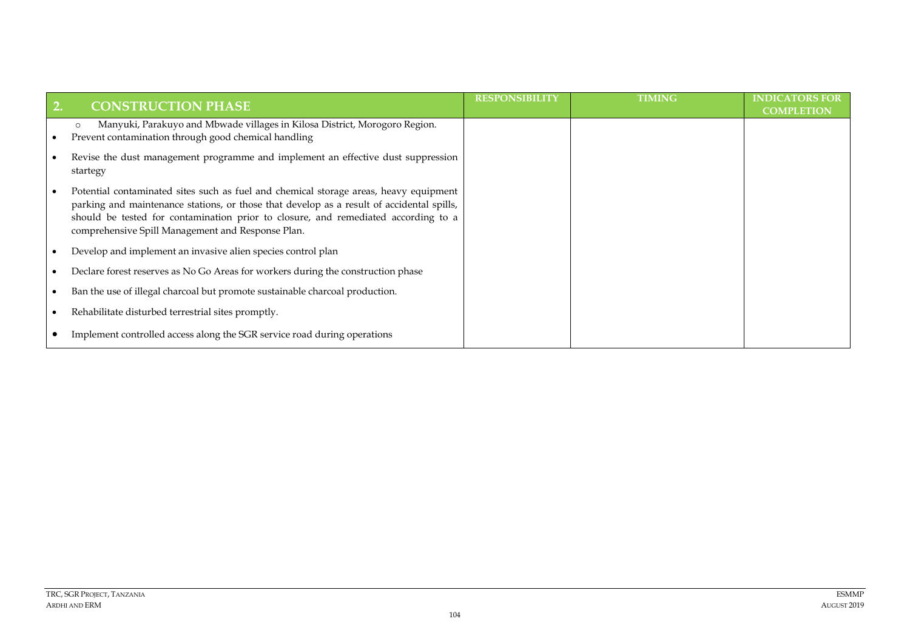| 2. CONSTRUCTION PHASE | RESPONSIBILITY | TIMING | INDICATORS FOR COMPLETION |
|---|---|---|---|
| o Manyuki, Parakuyo and Mbwade villages in Kilosa District, Morogoro Region.<br>• Prevent contamination through good chemical handling<br>• Revise the dust management programme and implement an effective dust suppression startegy<br>• Potential contaminated sites such as fuel and chemical storage areas, heavy equipment parking and maintenance stations, or those that develop as a result of accidental spills, should be tested for contamination prior to closure, and remediated according to a comprehensive Spill Management and Response Plan.<br>• Develop and implement an invasive alien species control plan<br>• Declare forest reserves as No Go Areas for workers during the construction phase<br>• Ban the use of illegal charcoal but promote sustainable charcoal production.<br>• Rehabilitate disturbed terrestrial sites promptly.<br>• Implement controlled access along the SGR service road during operations | | | |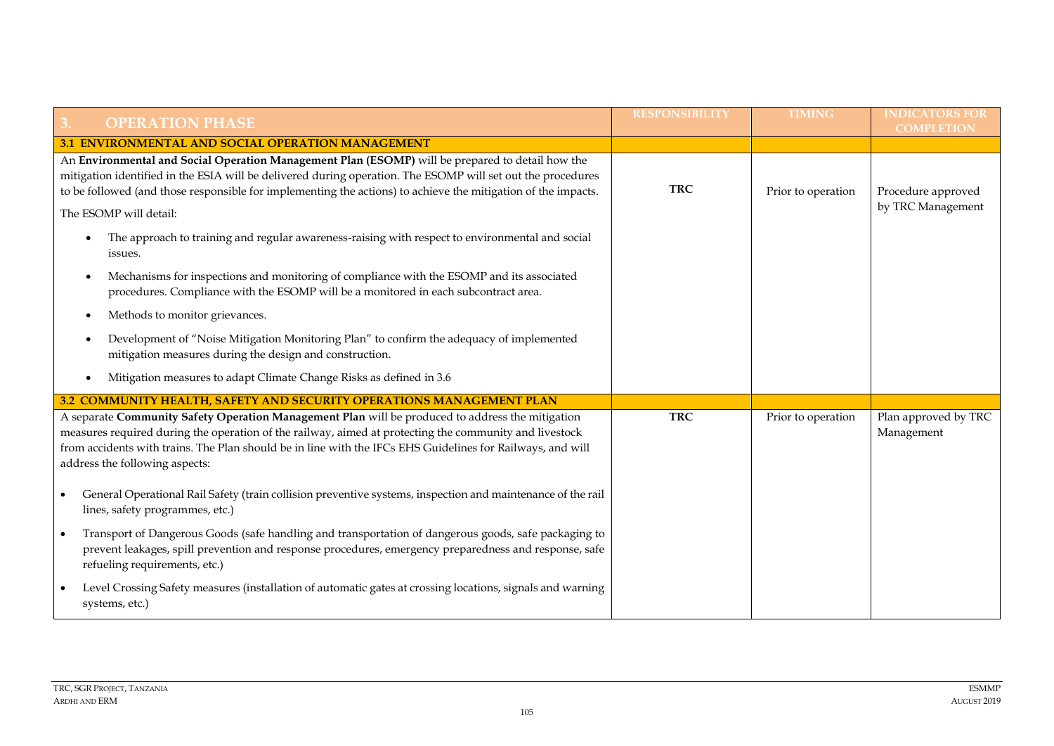| 3. OPERATION PHASE | RESPONSIBILITY | TIMING | INDICATORS FOR COMPLETION |
|---|---|---|---|
| **3.1 ENVIRONMENTAL AND SOCIAL OPERATION MANAGEMENT** | | | |
| An **Environmental and Social Operation Management Plan (ESOMP)** will be prepared to detail how the mitigation identified in the ESIA will be delivered during operation. The ESOMP will set out the procedures to be followed (and those responsible for implementing the actions) to achieve the mitigation of the impacts.<br><br>The ESOMP will detail:<br><br>• The approach to training and regular awareness-raising with respect to environmental and social issues.<br>• Mechanisms for inspections and monitoring of compliance with the ESOMP and its associated procedures. Compliance with the ESOMP will be a monitored in each subcontract area.<br>• Methods to monitor grievances.<br>• Development of "Noise Mitigation Monitoring Plan" to confirm the adequacy of implemented mitigation measures during the design and construction.<br>• Mitigation measures to adapt Climate Change Risks as defined in 3.6 | **TRC** | Prior to operation | Procedure approved by TRC Management |
| **3.2 COMMUNITY HEALTH, SAFETY AND SECURITY OPERATIONS MANAGEMENT PLAN** | | | |
| A separate **Community Safety Operation Management Plan** will be produced to address the mitigation measures required during the operation of the railway, aimed at protecting the community and livestock from accidents with trains. The Plan should be in line with the IFCs EHS Guidelines for Railways, and will address the following aspects:<br><br>• General Operational Rail Safety (train collision preventive systems, inspection and maintenance of the rail lines, safety programmes, etc.)<br>• Transport of Dangerous Goods (safe handling and transportation of dangerous goods, safe packaging to prevent leakages, spill prevention and response procedures, emergency preparedness and response, safe refueling requirements, etc.)<br>• Level Crossing Safety measures (installation of automatic gates at crossing locations, signals and warning systems, etc.) | **TRC** | Prior to operation | Plan approved by TRC Management |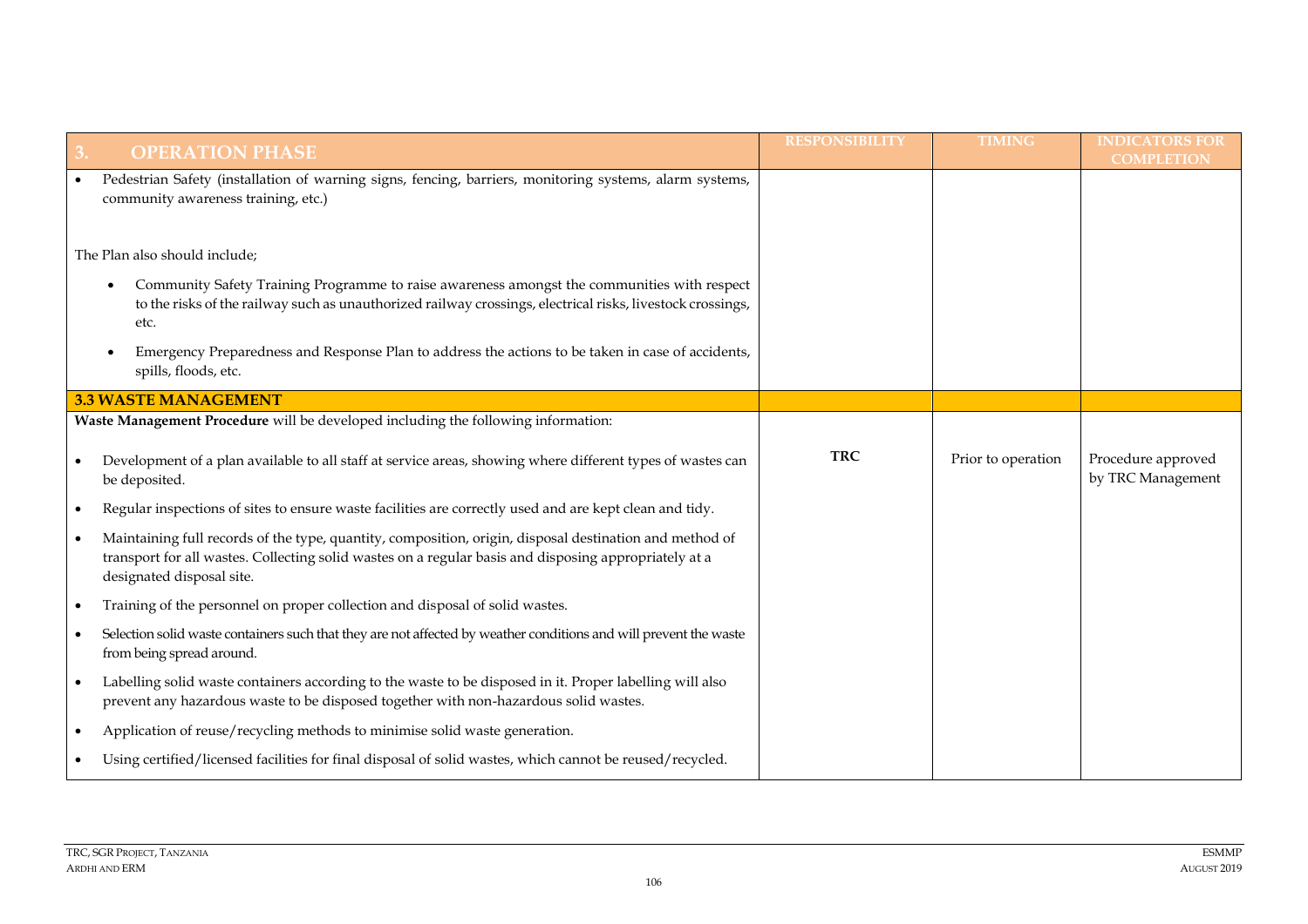| 3. OPERATION PHASE | RESPONSIBILITY | TIMING | INDICATORS FOR COMPLETION |
|---|---|---|---|
| • Pedestrian Safety (installation of warning signs, fencing, barriers, monitoring systems, alarm systems, community awareness training, etc.)<br><br>The Plan also should include;<br>• Community Safety Training Programme to raise awareness amongst the communities with respect to the risks of the railway such as unauthorized railway crossings, electrical risks, livestock crossings, etc.<br>• Emergency Preparedness and Response Plan to address the actions to be taken in case of accidents, spills, floods, etc. | | | |
| **3.3 WASTE MANAGEMENT** | | | |
| **Waste Management Procedure** will be developed including the following information:<br><br>• Development of a plan available to all staff at service areas, showing where different types of wastes can be deposited.<br>• Regular inspections of sites to ensure waste facilities are correctly used and are kept clean and tidy.<br>• Maintaining full records of the type, quantity, composition, origin, disposal destination and method of transport for all wastes. Collecting solid wastes on a regular basis and disposing appropriately at a designated disposal site.<br>• Training of the personnel on proper collection and disposal of solid wastes.<br>• Selection solid waste containers such that they are not affected by weather conditions and will prevent the waste from being spread around.<br>• Labelling solid waste containers according to the waste to be disposed in it. Proper labelling will also prevent any hazardous waste to be disposed together with non-hazardous solid wastes.<br>• Application of reuse/recycling methods to minimise solid waste generation.<br>• Using certified/licensed facilities for final disposal of solid wastes, which cannot be reused/recycled. | **TRC** | Prior to operation | Procedure approved by TRC Management |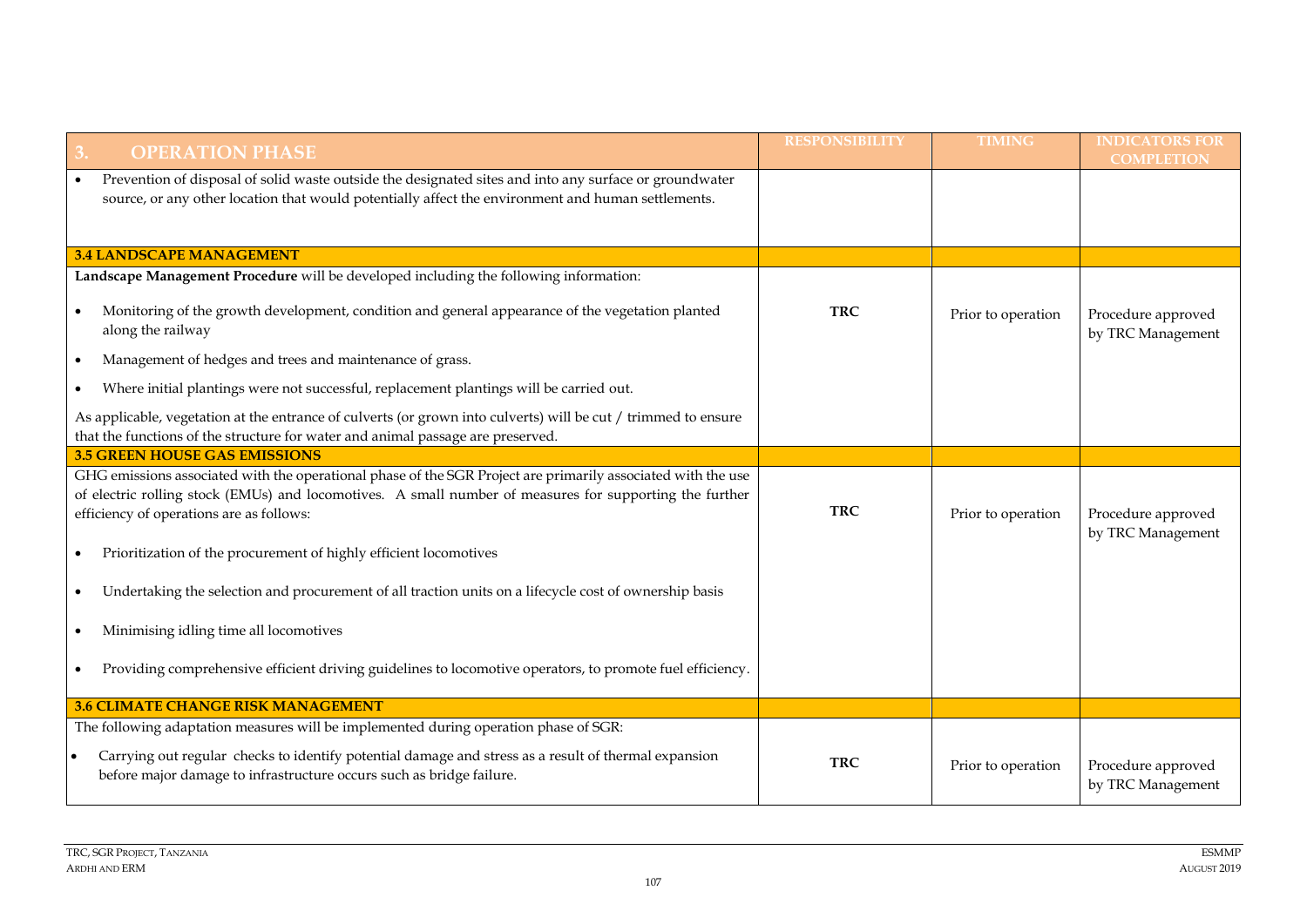| 3. OPERATION PHASE | RESPONSIBILITY | TIMING | INDICATORS FOR COMPLETION |
|---|---|---|---|
| • Prevention of disposal of solid waste outside the designated sites and into any surface or groundwater source, or any other location that would potentially affect the environment and human settlements. | | | |
| **3.4 LANDSCAPE MANAGEMENT** | | | |
| **Landscape Management Procedure** will be developed including the following information:<br>• Monitoring of the growth development, condition and general appearance of the vegetation planted along the railway<br>• Management of hedges and trees and maintenance of grass.<br>• Where initial plantings were not successful, replacement plantings will be carried out.<br>As applicable, vegetation at the entrance of culverts (or grown into culverts) will be cut / trimmed to ensure that the functions of the structure for water and animal passage are preserved. | **TRC** | Prior to operation | Procedure approved by TRC Management |
| **3.5 GREEN HOUSE GAS EMISSIONS** | | | |
| GHG emissions associated with the operational phase of the SGR Project are primarily associated with the use of electric rolling stock (EMUs) and locomotives. A small number of measures for supporting the further efficiency of operations are as follows:<br>• Prioritization of the procurement of highly efficient locomotives<br>• Undertaking the selection and procurement of all traction units on a lifecycle cost of ownership basis<br>• Minimising idling time all locomotives<br>• Providing comprehensive efficient driving guidelines to locomotive operators, to promote fuel efficiency. | **TRC** | Prior to operation | Procedure approved by TRC Management |
| **3.6 CLIMATE CHANGE RISK MANAGEMENT** | | | |
| The following adaptation measures will be implemented during operation phase of SGR:<br>• Carrying out regular checks to identify potential damage and stress as a result of thermal expansion before major damage to infrastructure occurs such as bridge failure. | **TRC** | Prior to operation | Procedure approved by TRC Management |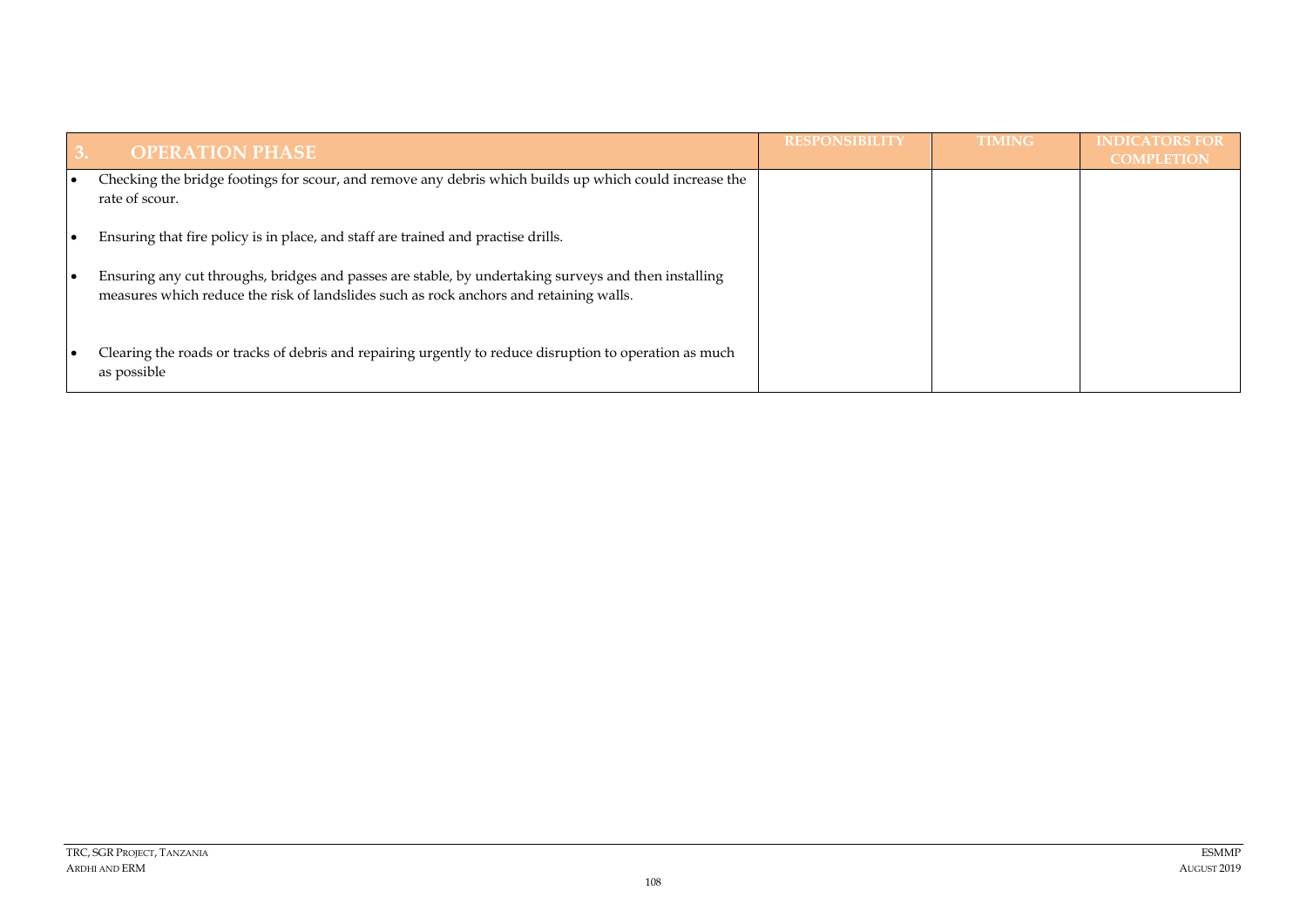| 3. OPERATION PHASE | RESPONSIBILITY | TIMING | INDICATORS FOR COMPLETION |
| --- | --- | --- | --- |
| • Checking the bridge footings for scour, and remove any debris which builds up which could increase the rate of scour. | | | |
| • Ensuring that fire policy is in place, and staff are trained and practise drills. | | | |
| • Ensuring any cut throughs, bridges and passes are stable, by undertaking surveys and then installing measures which reduce the risk of landslides such as rock anchors and retaining walls. | | | |
| • Clearing the roads or tracks of debris and repairing urgently to reduce disruption to operation as much as possible | | | |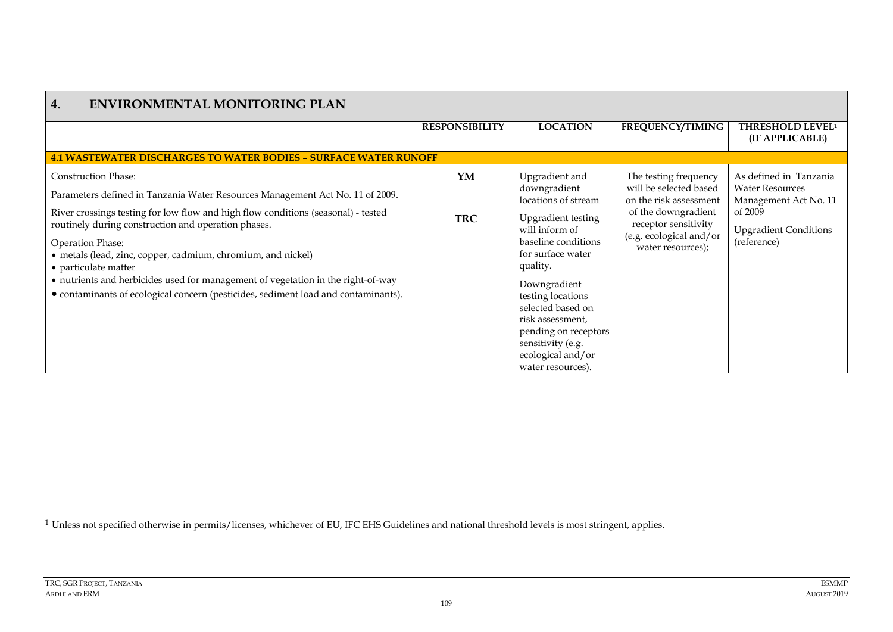## 4. ENVIRONMENTAL MONITORING PLAN

| | RESPONSIBILITY | LOCATION | FREQUENCY/TIMING | THRESHOLD LEVEL[1] (IF APPLICABLE) |
|---|---|---|---|---|
| **4.1 WASTEWATER DISCHARGES TO WATER BODIES – SURFACE WATER RUNOFF** | | | | |
| Construction Phase:<br>Parameters defined in Tanzania Water Resources Management Act No. 11 of 2009.<br>River crossings testing for low flow and high flow conditions (seasonal) - tested routinely during construction and operation phases.<br>Operation Phase:<br>• metals (lead, zinc, copper, cadmium, chromium, and nickel)<br>• particulate matter<br>• nutrients and herbicides used for management of vegetation in the right-of-way<br>• contaminants of ecological concern (pesticides, sediment load and contaminants). | **YM**<br><br>**TRC** | Upgradient and downgradient locations of stream<br>Upgradient testing will inform of baseline conditions for surface water quality.<br>Downgradient testing locations selected based on risk assessment, pending on receptors sensitivity (e.g. ecological and/or water resources). | The testing frequency will be selected based on the risk assessment of the downgradient receptor sensitivity (e.g. ecological and/or water resources); | As defined in Tanzania Water Resources Management Act No. 11 of 2009<br>Upgradient Conditions (reference) |

[1] Unless not specified otherwise in permits/licenses, whichever of EU, IFC EHS Guidelines and national threshold levels is most stringent, applies.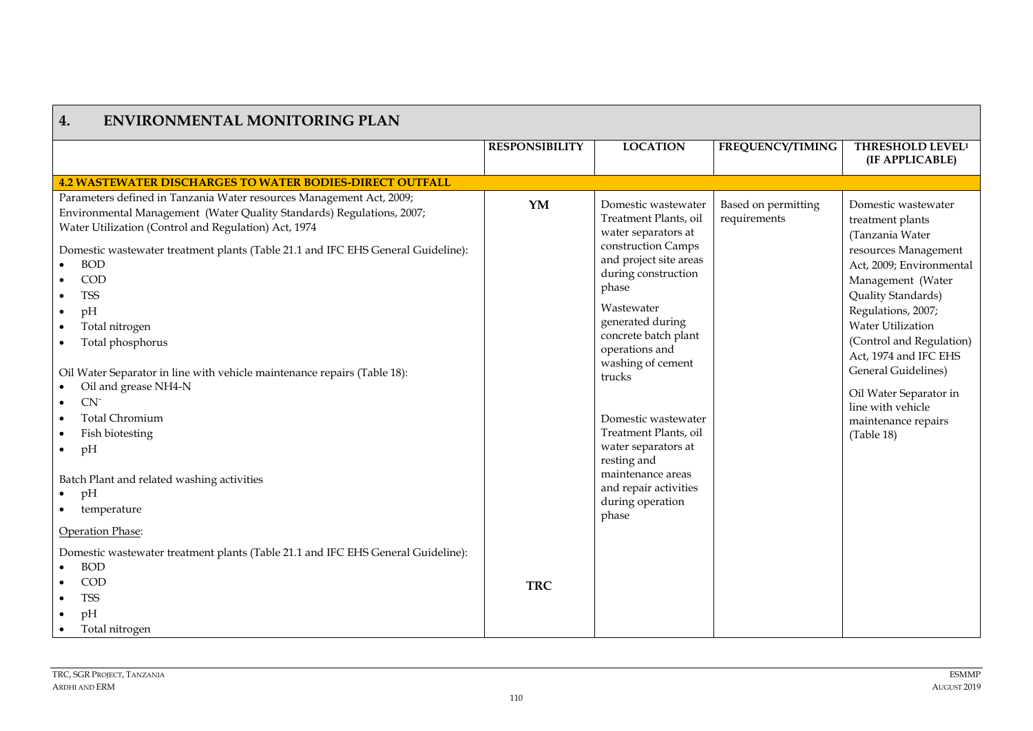| 4. ENVIRONMENTAL MONITORING PLAN | | | | |
|---|---|---|---|---|
| | **RESPONSIBILITY** | **LOCATION** | **FREQUENCY/TIMING** | **THRESHOLD LEVEL[1] (IF APPLICABLE)** |
| **4.2 WASTEWATER DISCHARGES TO WATER BODIES-DIRECT OUTFALL** | | | | |
| Parameters defined in Tanzania Water resources Management Act, 2009; Environmental Management (Water Quality Standards) Regulations, 2007; Water Utilization (Control and Regulation) Act, 1974<br><br>Domestic wastewater treatment plants (Table 21.1 and IFC EHS General Guideline):<br>• BOD<br>• COD<br>• TSS<br>• pH<br>• Total nitrogen<br>• Total phosphorus<br><br>Oil Water Separator in line with vehicle maintenance repairs (Table 18):<br>• Oil and grease NH4-N<br>• $CN^-$<br>• Total Chromium<br>• Fish biotesting<br>• pH<br><br>Batch Plant and related washing activities<br>• pH<br>• temperature<br><br>Operation Phase:<br><br>Domestic wastewater treatment plants (Table 21.1 and IFC EHS General Guideline):<br>• BOD<br>• COD<br>• TSS<br>• pH<br>• Total nitrogen | **YM**<br><br><br><br><br><br><br><br><br><br><br><br><br><br><br><br><br><br><br><br><br><br><br><br><br><br><br>**TRC** | Domestic wastewater Treatment Plants, oil water separators at construction Camps and project site areas during construction phase<br><br>Wastewater generated during concrete batch plant operations and washing of cement trucks<br><br>Domestic wastewater Treatment Plants, oil water separators at resting and maintenance areas and repair activities during operation phase | Based on permitting requirements | Domestic wastewater treatment plants (Tanzania Water resources Management Act, 2009; Environmental Management (Water Quality Standards) Regulations, 2007; Water Utilization (Control and Regulation) Act, 1974 and IFC EHS General Guidelines)<br><br>Oil Water Separator in line with vehicle maintenance repairs (Table 18) |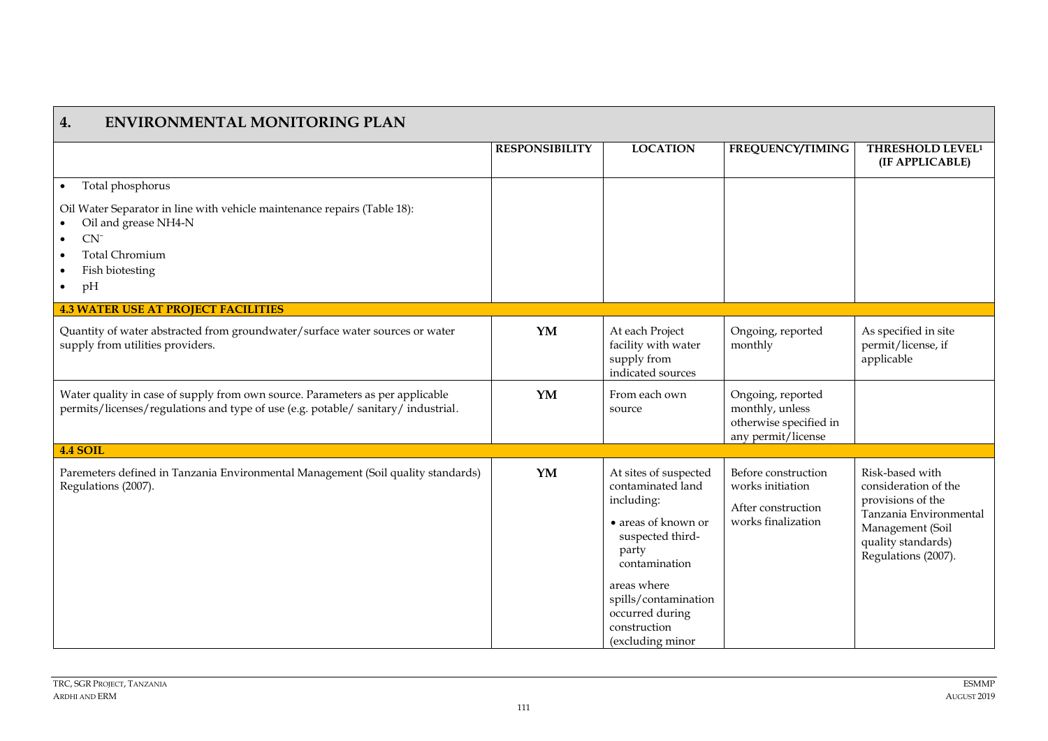## 4. ENVIRONMENTAL MONITORING PLAN

| | RESPONSIBILITY | LOCATION | FREQUENCY/TIMING | THRESHOLD LEVEL[1] (IF APPLICABLE) |
|---|---|---|---|---|
| • Total phosphorus<br><br>Oil Water Separator in line with vehicle maintenance repairs (Table 18):<br>• Oil and grease NH4-N<br>• $CN^-$<br>• Total Chromium<br>• Fish biotesting<br>• pH | | | | |
| **4.3 WATER USE AT PROJECT FACILITIES** | | | | |
| Quantity of water abstracted from groundwater/surface water sources or water supply from utilities providers. | **YM** | At each Project facility with water supply from indicated sources | Ongoing, reported monthly | As specified in site permit/license, if applicable |
| Water quality in case of supply from own source. Parameters as per applicable permits/licenses/regulations and type of use (e.g. potable/ sanitary/ industrial. | **YM** | From each own source | Ongoing, reported monthly, unless otherwise specified in any permit/license | |
| **4.4 SOIL** | | | | |
| Paremeters defined in Tanzania Environmental Management (Soil quality standards) Regulations (2007). | **YM** | At sites of suspected contaminated land including:<br>• areas of known or suspected third-party contamination<br><br>areas where spills/contamination occurred during construction (excluding minor | Before construction works initiation<br><br>After construction works finalization | Risk-based with consideration of the provisions of the Tanzania Environmental Management (Soil quality standards) Regulations (2007). |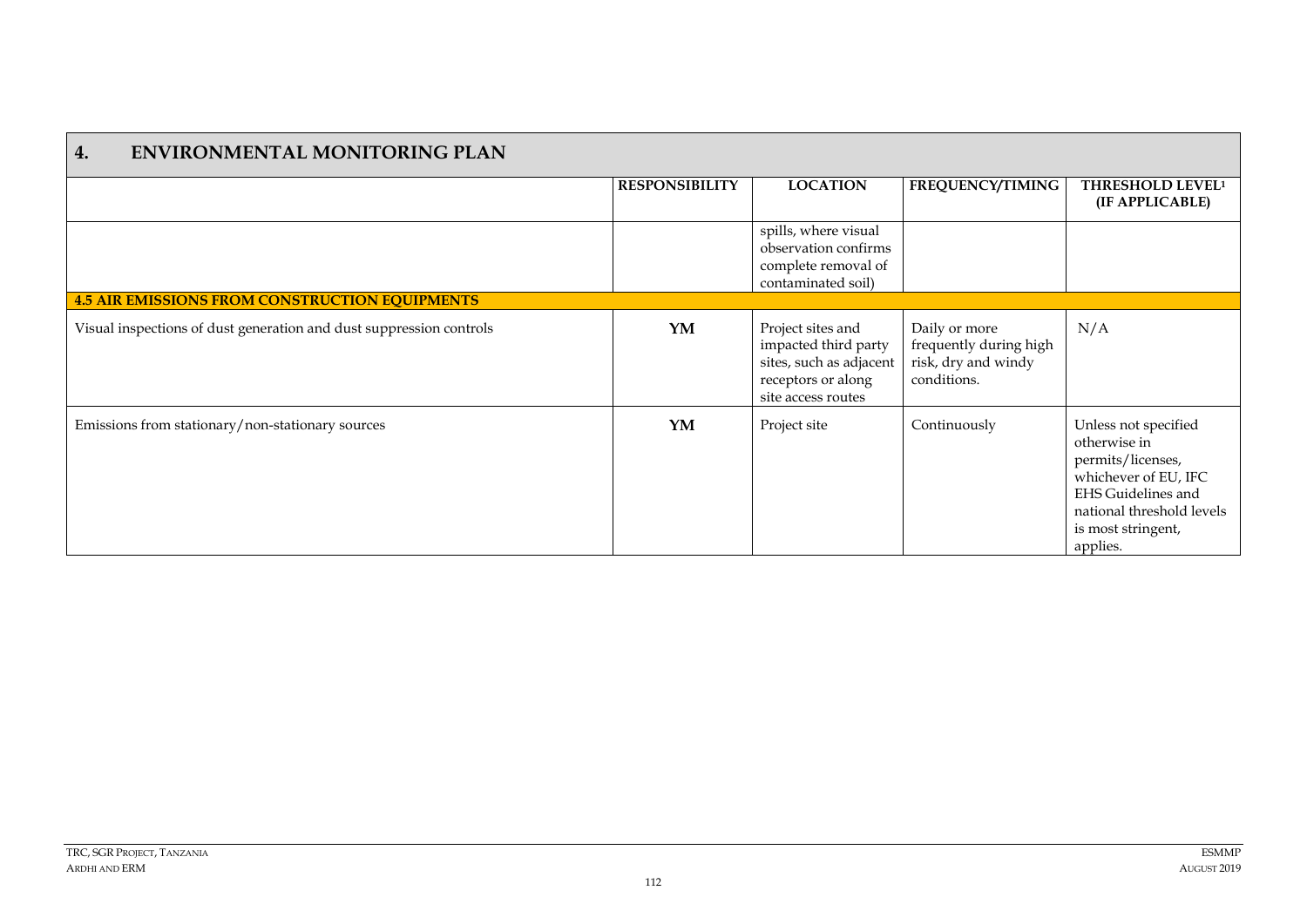## 4. ENVIRONMENTAL MONITORING PLAN

| | RESPONSIBILITY | LOCATION | FREQUENCY/TIMING | THRESHOLD LEVEL[1] (IF APPLICABLE) |
|---|---|---|---|---|
| | | spills, where visual observation confirms complete removal of contaminated soil) | | |
| **4.5 AIR EMISSIONS FROM CONSTRUCTION EQUIPMENTS** | | | | |
| Visual inspections of dust generation and dust suppression controls | **YM** | Project sites and impacted third party sites, such as adjacent receptors or along site access routes | Daily or more frequently during high risk, dry and windy conditions. | N/A |
| Emissions from stationary/non-stationary sources | **YM** | Project site | Continuously | Unless not specified otherwise in permits/licenses, whichever of EU, IFC EHS Guidelines and national threshold levels is most stringent, applies. |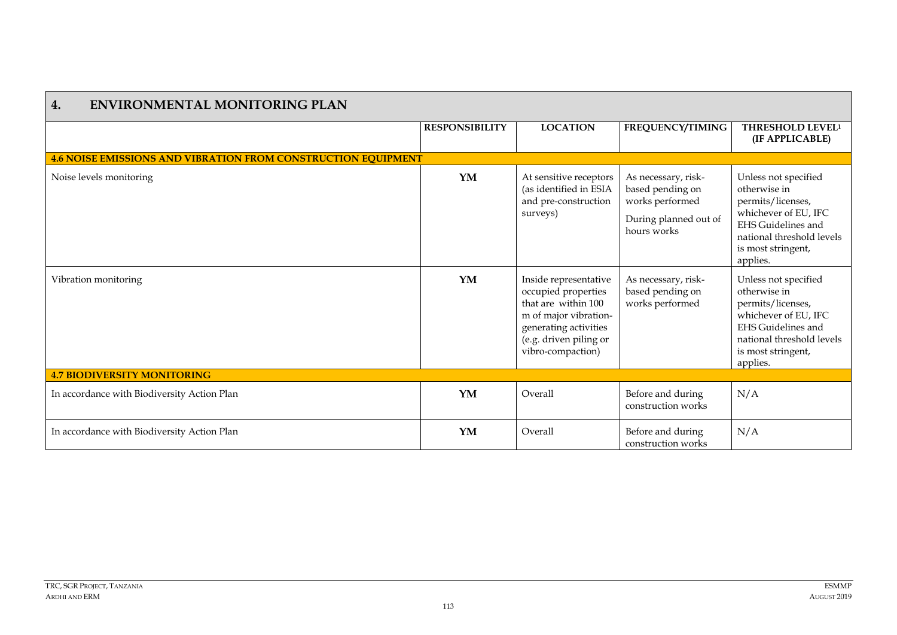| 4. ENVIRONMENTAL MONITORING PLAN | | | | |
|---|---|---|---|---|
| | **RESPONSIBILITY** | **LOCATION** | **FREQUENCY/TIMING** | **THRESHOLD LEVEL[1] (IF APPLICABLE)** |
| **4.6 NOISE EMISSIONS AND VIBRATION FROM CONSTRUCTION EQUIPMENT** | | | | |
| Noise levels monitoring | **YM** | At sensitive receptors (as identified in ESIA and pre-construction surveys) | As necessary, risk-based pending on works performed<br>During planned out of hours works | Unless not specified otherwise in permits/licenses, whichever of EU, IFC EHS Guidelines and national threshold levels is most stringent, applies. |
| Vibration monitoring | **YM** | Inside representative occupied properties that are within 100 m of major vibration-generating activities (e.g. driven piling or vibro-compaction) | As necessary, risk-based pending on works performed | Unless not specified otherwise in permits/licenses, whichever of EU, IFC EHS Guidelines and national threshold levels is most stringent, applies. |
| **4.7 BIODIVERSITY MONITORING** | | | | |
| In accordance with Biodiversity Action Plan | **YM** | Overall | Before and during construction works | N/A |
| In accordance with Biodiversity Action Plan | **YM** | Overall | Before and during construction works | N/A |